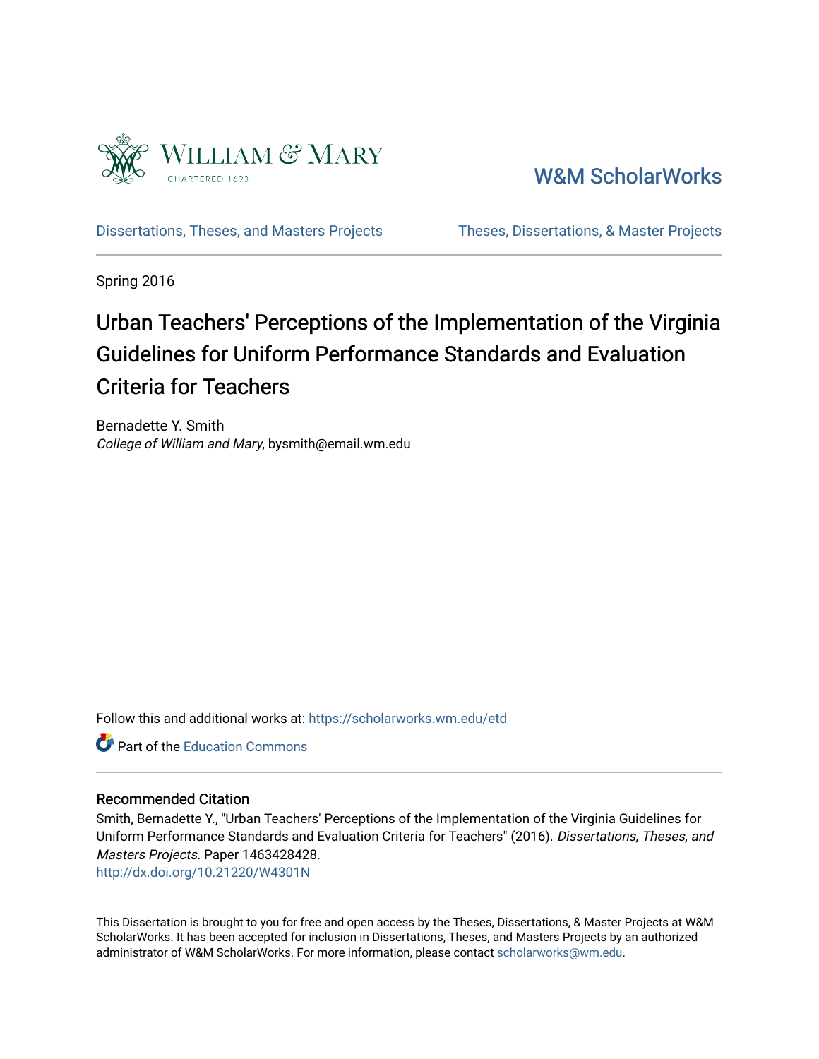William & Mary
CHARTERED 1693

W&M ScholarWorks

Dissertations, Theses, and Masters Projects | Theses, Dissertations, & Master Projects

Spring 2016

# Urban Teachers' Perceptions of the Implementation of the Virginia Guidelines for Uniform Performance Standards and Evaluation Criteria for Teachers

Bernadette Y. Smith
*College of William and Mary*, bysmith@email.wm.edu

Follow this and additional works at: https://scholarworks.wm.edu/etd

Part of the Education Commons

## Recommended Citation

Smith, Bernadette Y., "Urban Teachers' Perceptions of the Implementation of the Virginia Guidelines for Uniform Performance Standards and Evaluation Criteria for Teachers" (2016). *Dissertations, Theses, and Masters Projects.* Paper 1463428428.
http://dx.doi.org/10.21220/W4301N

This Dissertation is brought to you for free and open access by the Theses, Dissertations, & Master Projects at W&M ScholarWorks. It has been accepted for inclusion in Dissertations, Theses, and Masters Projects by an authorized administrator of W&M ScholarWorks. For more information, please contact scholarworks@wm.edu.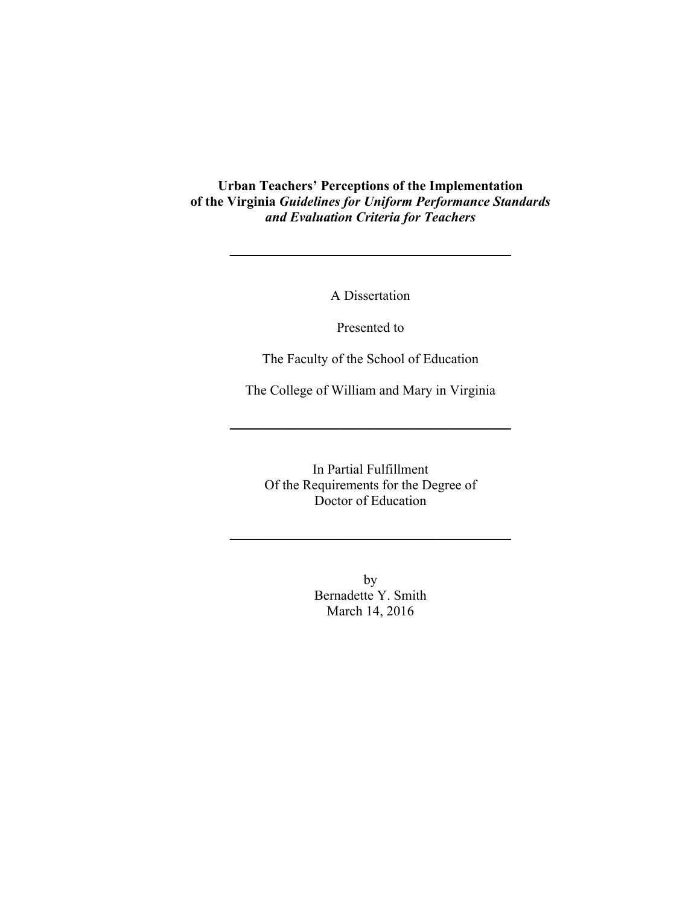**Urban Teachers' Perceptions of the Implementation of the Virginia *Guidelines for Uniform Performance Standards and Evaluation Criteria for Teachers***

---

A Dissertation

Presented to

The Faculty of the School of Education

The College of William and Mary in Virginia

---

In Partial Fulfillment
Of the Requirements for the Degree of
Doctor of Education

---

by
Bernadette Y. Smith
March 14, 2016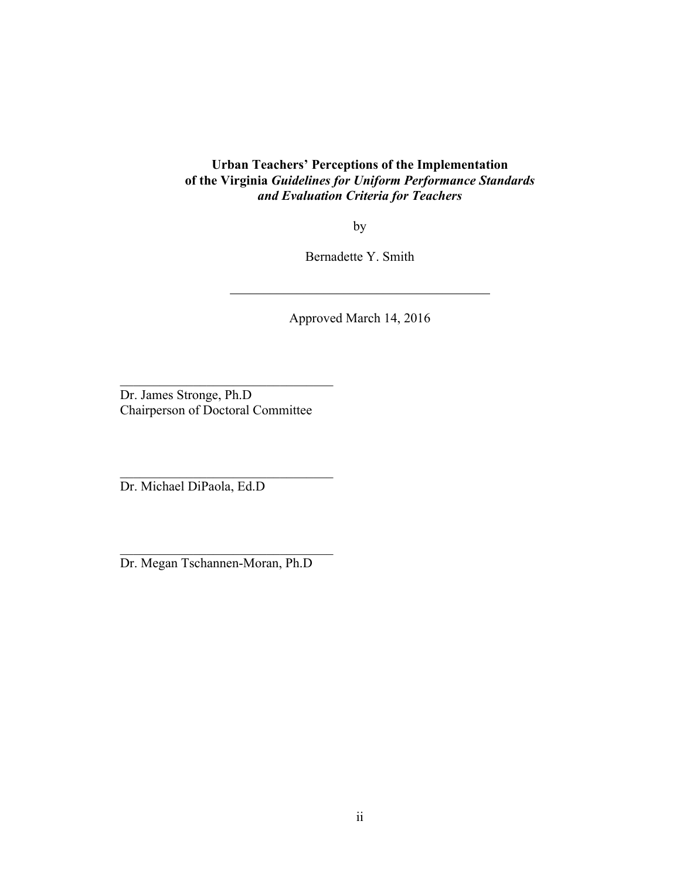**Urban Teachers' Perceptions of the Implementation of the Virginia *Guidelines for Uniform Performance Standards and Evaluation Criteria for Teachers***

by

Bernadette Y. Smith

Approved March 14, 2016

Dr. James Stronge, Ph.D
Chairperson of Doctoral Committee

Dr. Michael DiPaola, Ed.D

Dr. Megan Tschannen-Moran, Ph.D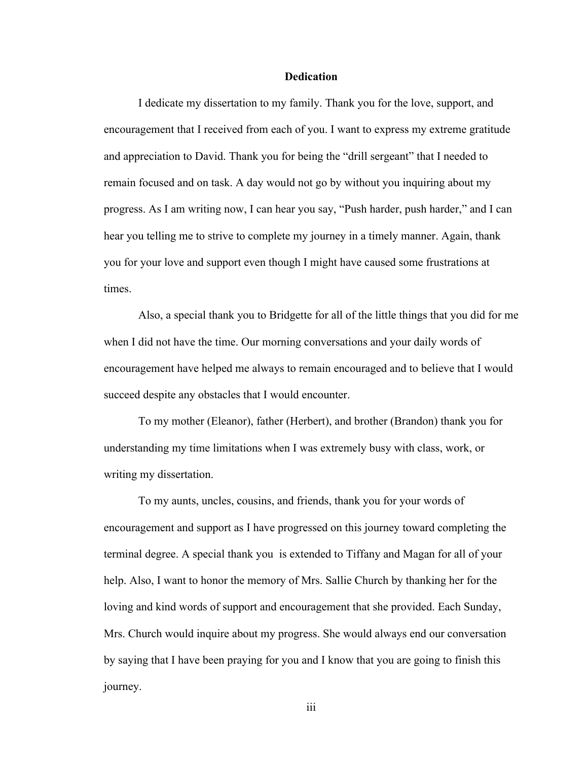# Dedication

I dedicate my dissertation to my family. Thank you for the love, support, and encouragement that I received from each of you. I want to express my extreme gratitude and appreciation to David. Thank you for being the "drill sergeant" that I needed to remain focused and on task. A day would not go by without you inquiring about my progress. As I am writing now, I can hear you say, "Push harder, push harder," and I can hear you telling me to strive to complete my journey in a timely manner. Again, thank you for your love and support even though I might have caused some frustrations at times.

Also, a special thank you to Bridgette for all of the little things that you did for me when I did not have the time. Our morning conversations and your daily words of encouragement have helped me always to remain encouraged and to believe that I would succeed despite any obstacles that I would encounter.

To my mother (Eleanor), father (Herbert), and brother (Brandon) thank you for understanding my time limitations when I was extremely busy with class, work, or writing my dissertation.

To my aunts, uncles, cousins, and friends, thank you for your words of encouragement and support as I have progressed on this journey toward completing the terminal degree. A special thank you is extended to Tiffany and Magan for all of your help. Also, I want to honor the memory of Mrs. Sallie Church by thanking her for the loving and kind words of support and encouragement that she provided. Each Sunday, Mrs. Church would inquire about my progress. She would always end our conversation by saying that I have been praying for you and I know that you are going to finish this journey.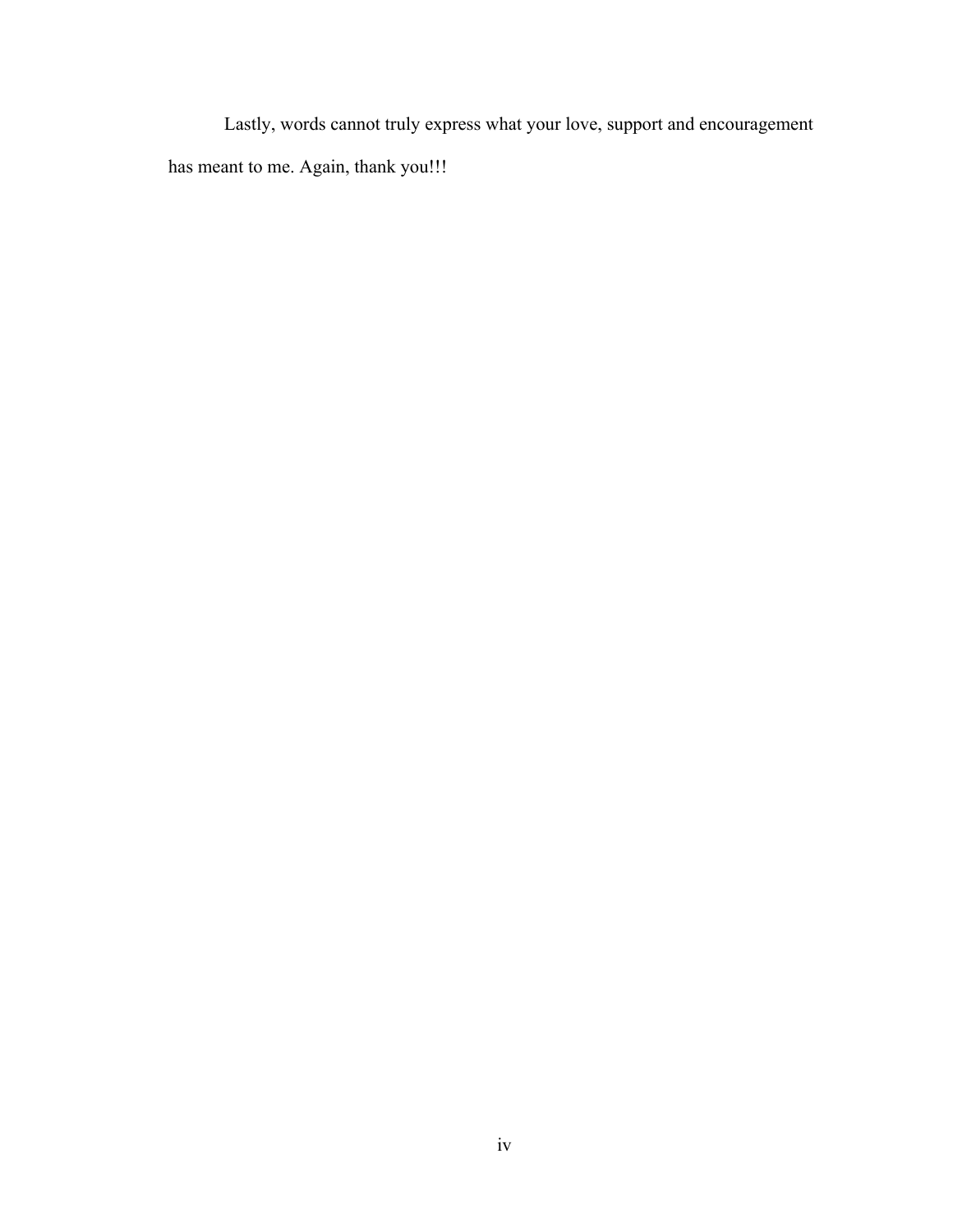Lastly, words cannot truly express what your love, support and encouragement has meant to me. Again, thank you!!!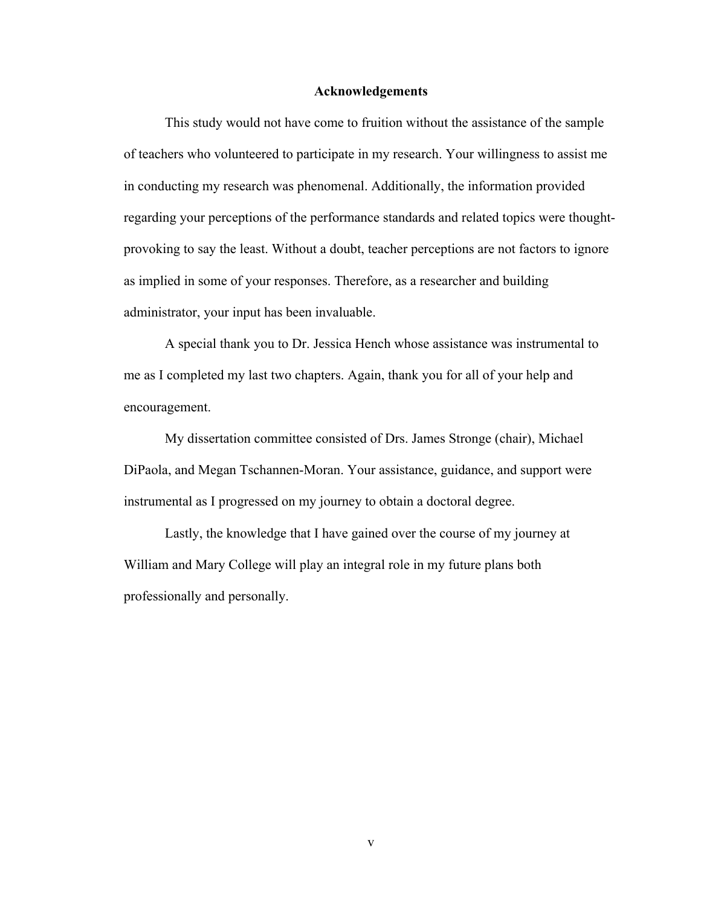## Acknowledgements

This study would not have come to fruition without the assistance of the sample of teachers who volunteered to participate in my research. Your willingness to assist me in conducting my research was phenomenal. Additionally, the information provided regarding your perceptions of the performance standards and related topics were thought-provoking to say the least. Without a doubt, teacher perceptions are not factors to ignore as implied in some of your responses. Therefore, as a researcher and building administrator, your input has been invaluable.

A special thank you to Dr. Jessica Hench whose assistance was instrumental to me as I completed my last two chapters. Again, thank you for all of your help and encouragement.

My dissertation committee consisted of Drs. James Stronge (chair), Michael DiPaola, and Megan Tschannen-Moran. Your assistance, guidance, and support were instrumental as I progressed on my journey to obtain a doctoral degree.

Lastly, the knowledge that I have gained over the course of my journey at William and Mary College will play an integral role in my future plans both professionally and personally.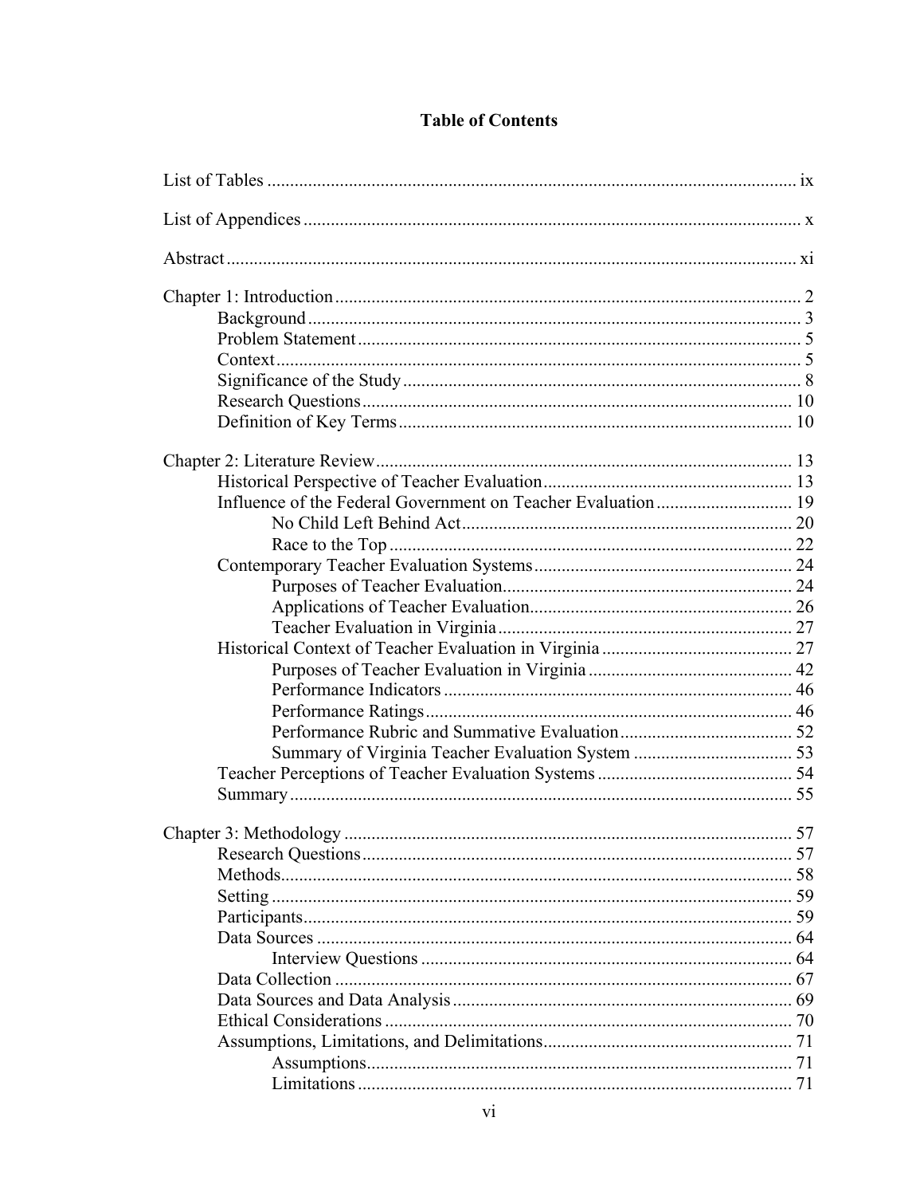# Table of Contents

List of Tables .................................................................................................................... ix

List of Appendices ............................................................................................................. x

Abstract .............................................................................................................................. xi

Chapter 1: Introduction ....................................................................................................... 2
- Background ............................................................................................................ 3
- Problem Statement ................................................................................................. 5
- Context ................................................................................................................... 5
- Significance of the Study ....................................................................................... 8
- Research Questions .............................................................................................. 10
- Definition of Key Terms ...................................................................................... 10

Chapter 2: Literature Review ........................................................................................... 13
- Historical Perspective of Teacher Evaluation ....................................................... 13
- Influence of the Federal Government on Teacher Evaluation .............................. 19
  - No Child Left Behind Act ......................................................................... 20
  - Race to the Top ........................................................................................ 22
- Contemporary Teacher Evaluation Systems ......................................................... 24
  - Purposes of Teacher Evaluation ............................................................... 24
  - Applications of Teacher Evaluation .......................................................... 26
  - Teacher Evaluation in Virginia ................................................................. 27
- Historical Context of Teacher Evaluation in Virginia .......................................... 27
  - Purposes of Teacher Evaluation in Virginia ............................................. 42
  - Performance Indicators ............................................................................ 46
  - Performance Ratings ................................................................................ 46
  - Performance Rubric and Summative Evaluation ...................................... 52
  - Summary of Virginia Teacher Evaluation System .................................... 53
- Teacher Perceptions of Teacher Evaluation Systems ........................................... 54
- Summary .............................................................................................................. 55

Chapter 3: Methodology .................................................................................................. 57
- Research Questions .............................................................................................. 57
- Methods ................................................................................................................ 58
- Setting .................................................................................................................. 59
- Participants ........................................................................................................... 59
- Data Sources ........................................................................................................ 64
  - Interview Questions ................................................................................. 64
- Data Collection .................................................................................................... 67
- Data Sources and Data Analysis .......................................................................... 69
- Ethical Considerations ......................................................................................... 70
- Assumptions, Limitations, and Delimitations ...................................................... 71
  - Assumptions ............................................................................................. 71
  - Limitations ............................................................................................... 71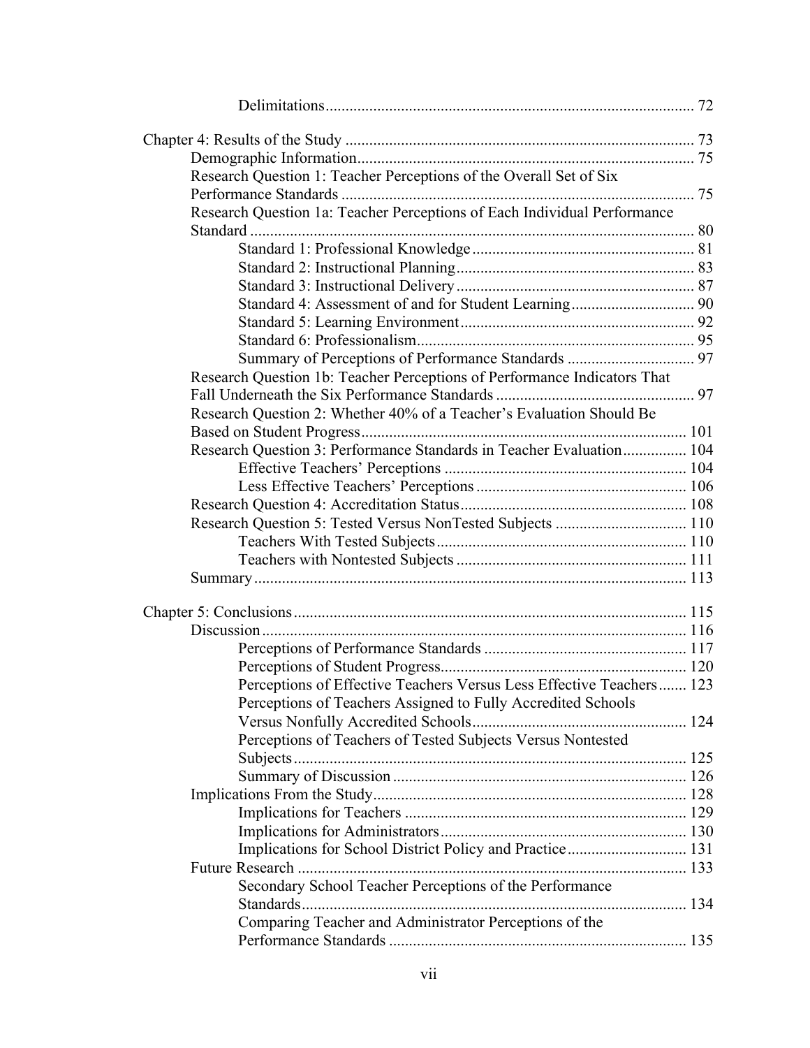Delimitations ........................................................................................ 72

Chapter 4: Results of the Study ........................................................................ 73

Demographic Information ..................................................................... 75

Research Question 1: Teacher Perceptions of the Overall Set of Six Performance Standards ........................................................................ 75

Research Question 1a: Teacher Perceptions of Each Individual Performance Standard ................................................................................................ 80

Standard 1: Professional Knowledge ........................................................ 81

Standard 2: Instructional Planning ............................................................ 83

Standard 3: Instructional Delivery ............................................................ 87

Standard 4: Assessment of and for Student Learning ............................... 90

Standard 5: Learning Environment ........................................................... 92

Standard 6: Professionalism ..................................................................... 95

Summary of Perceptions of Performance Standards ................................ 97

Research Question 1b: Teacher Perceptions of Performance Indicators That Fall Underneath the Six Performance Standards .................................................. 97

Research Question 2: Whether 40% of a Teacher's Evaluation Should Be Based on Student Progress .................................................................................. 101

Research Question 3: Performance Standards in Teacher Evaluation ................ 104

Effective Teachers' Perceptions ............................................................. 104

Less Effective Teachers' Perceptions ..................................................... 106

Research Question 4: Accreditation Status ......................................................... 108

Research Question 5: Tested Versus NonTested Subjects ................................. 110

Teachers With Tested Subjects ............................................................... 110

Teachers with Nontested Subjects .......................................................... 111

Summary ............................................................................................................ 113

Chapter 5: Conclusions ................................................................................... 115

Discussion ........................................................................................................... 116

Perceptions of Performance Standards ................................................... 117

Perceptions of Student Progress ............................................................. 120

Perceptions of Effective Teachers Versus Less Effective Teachers ....... 123

Perceptions of Teachers Assigned to Fully Accredited Schools Versus Nonfully Accredited Schools ..................................................... 124

Perceptions of Teachers of Tested Subjects Versus Nontested Subjects .................................................................................. 125

Summary of Discussion .......................................................................... 126

Implications From the Study ............................................................................... 128

Implications for Teachers ....................................................................... 129

Implications for Administrators .............................................................. 130

Implications for School District Policy and Practice .............................. 131

Future Research .................................................................................................. 133

Secondary School Teacher Perceptions of the Performance Standards ................................................................................. 134

Comparing Teacher and Administrator Perceptions of the Performance Standards ........................................................................... 135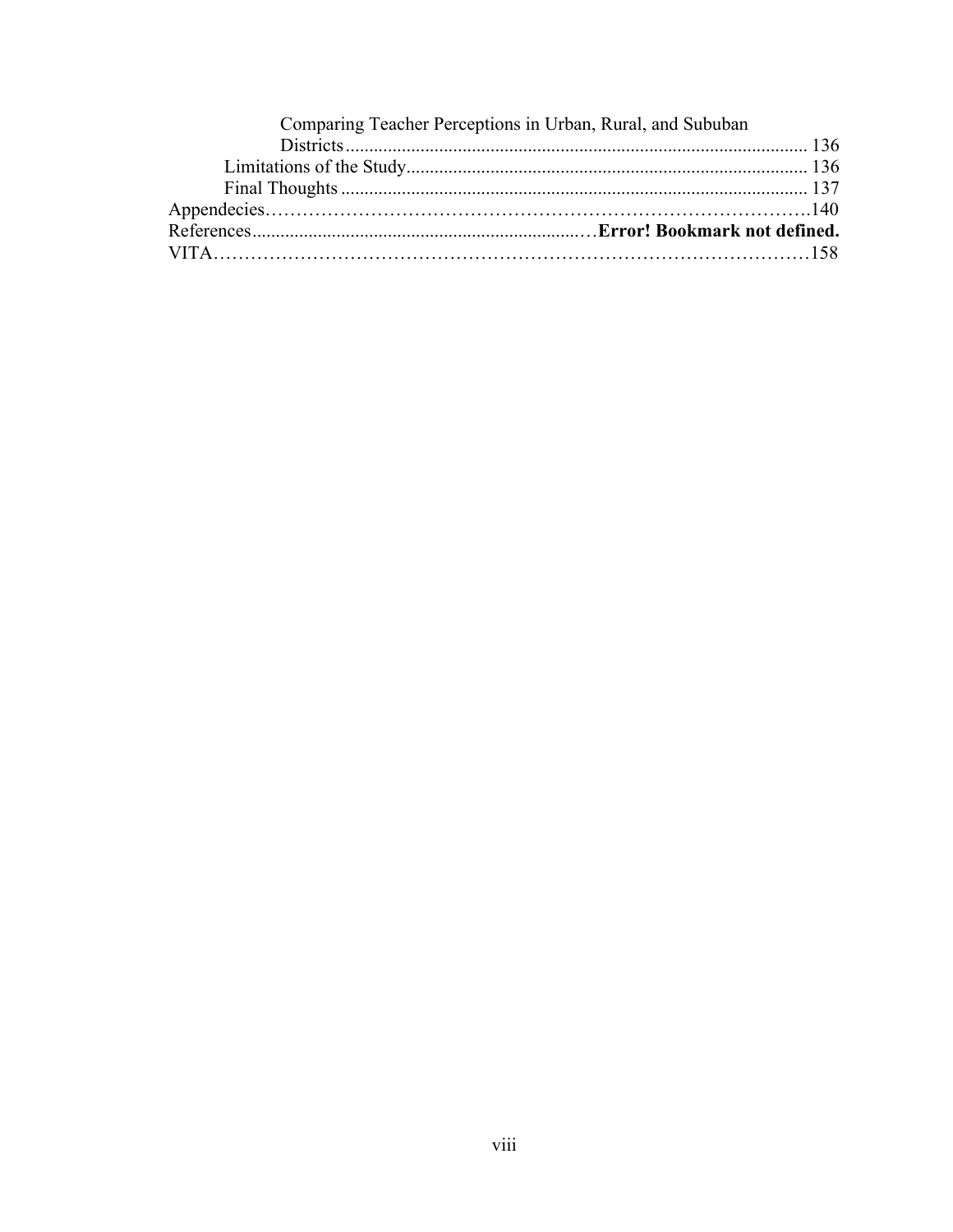Comparing Teacher Perceptions in Urban, Rural, and Sububan Districts .................................................................................................. 136

Limitations of the Study..................................................................................... 136

Final Thoughts .................................................................................................... 137

Appendecies……………………………………………………………………….140

References.......................................................................…**Error! Bookmark not defined.**

VITA………………………………………………………………………………158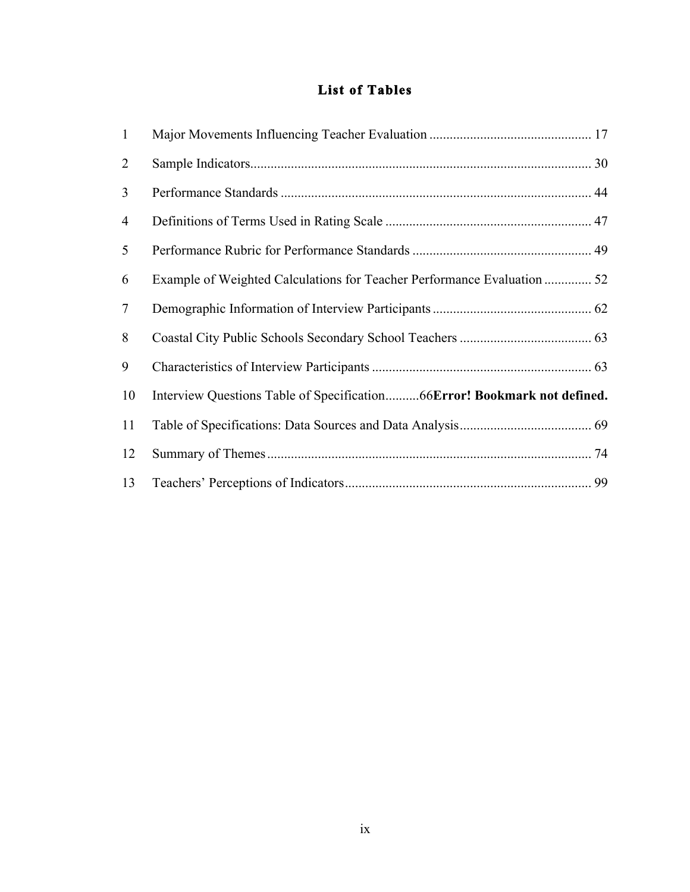# List of Tables

1 Major Movements Influencing Teacher Evaluation ................................................ 17

2 Sample Indicators.................................................................................................... 30

3 Performance Standards ........................................................................................... 44

4 Definitions of Terms Used in Rating Scale ............................................................. 47

5 Performance Rubric for Performance Standards ..................................................... 49

6 Example of Weighted Calculations for Teacher Performance Evaluation .............. 52

7 Demographic Information of Interview Participants ............................................... 62

8 Coastal City Public Schools Secondary School Teachers ....................................... 63

9 Characteristics of Interview Participants ................................................................. 63

10 Interview Questions Table of Specification..........66**Error! Bookmark not defined.**

11 Table of Specifications: Data Sources and Data Analysis....................................... 69

12 Summary of Themes ............................................................................................... 74

13 Teachers' Perceptions of Indicators......................................................................... 99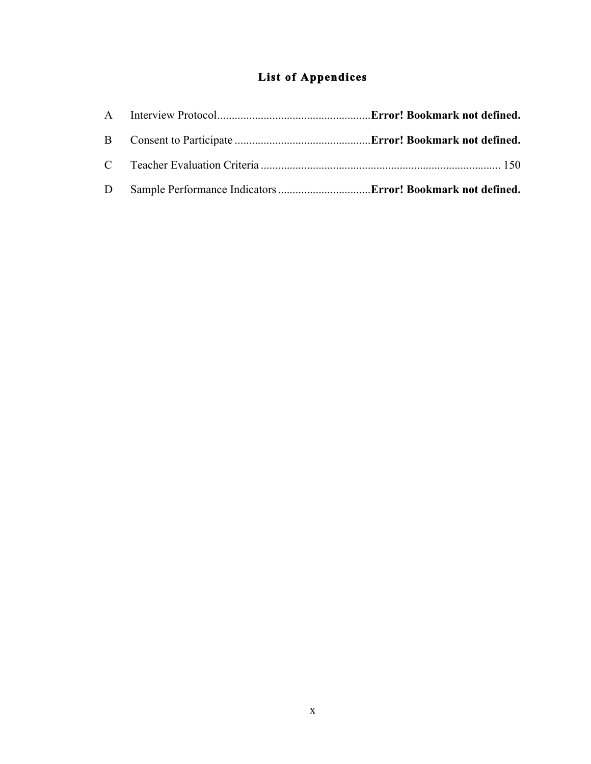# List of Appendices

A Interview Protocol.....................................................**Error! Bookmark not defined.**

B Consent to Participate ...............................................**Error! Bookmark not defined.**

C Teacher Evaluation Criteria .................................................................................... 150

D Sample Performance Indicators ................................**Error! Bookmark not defined.**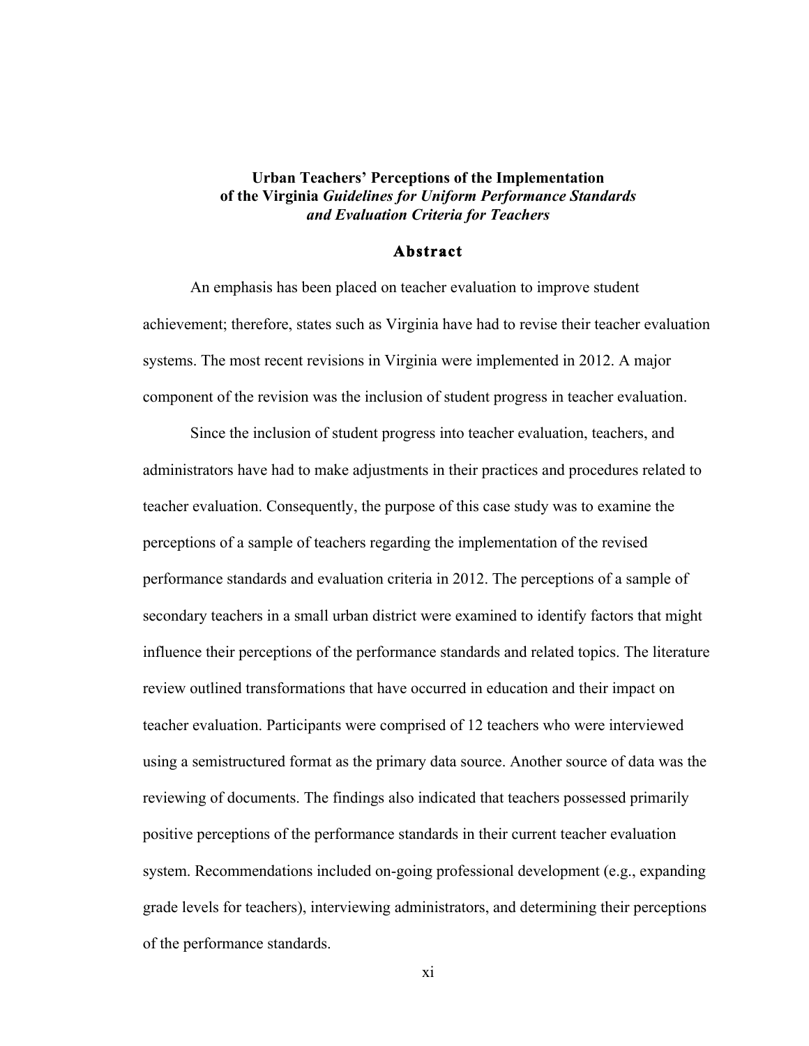**Urban Teachers' Perceptions of the Implementation of the Virginia *Guidelines for Uniform Performance Standards and Evaluation Criteria for Teachers***

## Abstract

An emphasis has been placed on teacher evaluation to improve student achievement; therefore, states such as Virginia have had to revise their teacher evaluation systems. The most recent revisions in Virginia were implemented in 2012. A major component of the revision was the inclusion of student progress in teacher evaluation.

Since the inclusion of student progress into teacher evaluation, teachers, and administrators have had to make adjustments in their practices and procedures related to teacher evaluation. Consequently, the purpose of this case study was to examine the perceptions of a sample of teachers regarding the implementation of the revised performance standards and evaluation criteria in 2012. The perceptions of a sample of secondary teachers in a small urban district were examined to identify factors that might influence their perceptions of the performance standards and related topics. The literature review outlined transformations that have occurred in education and their impact on teacher evaluation. Participants were comprised of 12 teachers who were interviewed using a semistructured format as the primary data source. Another source of data was the reviewing of documents. The findings also indicated that teachers possessed primarily positive perceptions of the performance standards in their current teacher evaluation system. Recommendations included on-going professional development (e.g., expanding grade levels for teachers), interviewing administrators, and determining their perceptions of the performance standards.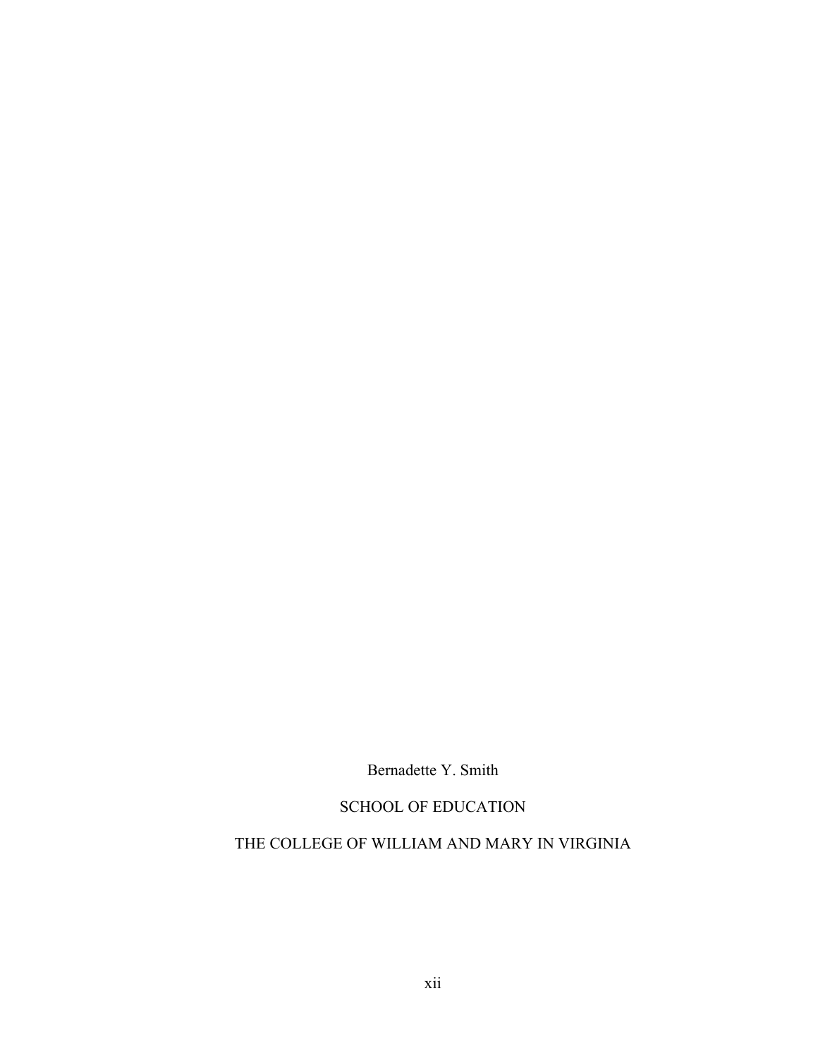Bernadette Y. Smith

SCHOOL OF EDUCATION

THE COLLEGE OF WILLIAM AND MARY IN VIRGINIA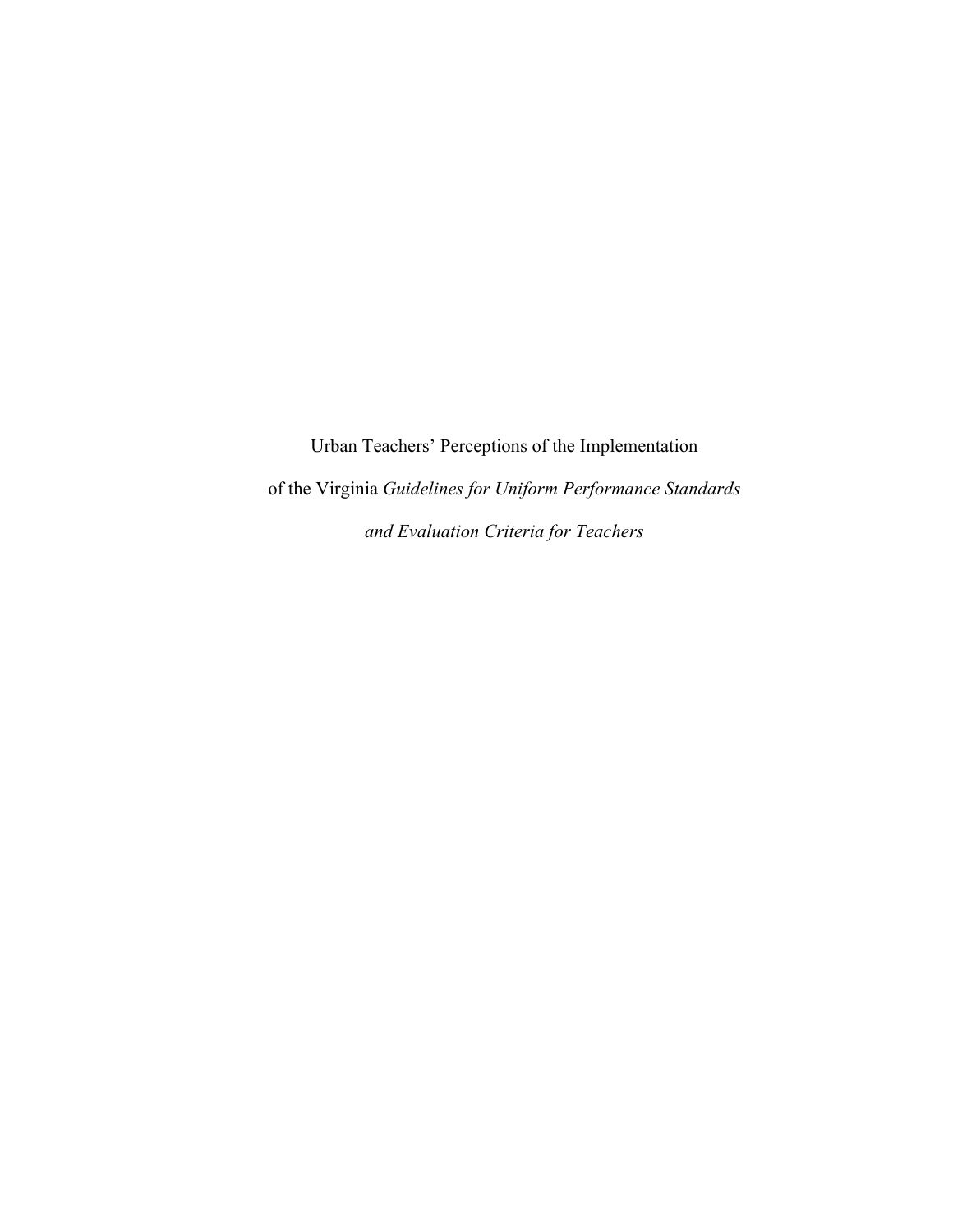Urban Teachers' Perceptions of the Implementation

of the Virginia *Guidelines for Uniform Performance Standards*

*and Evaluation Criteria for Teachers*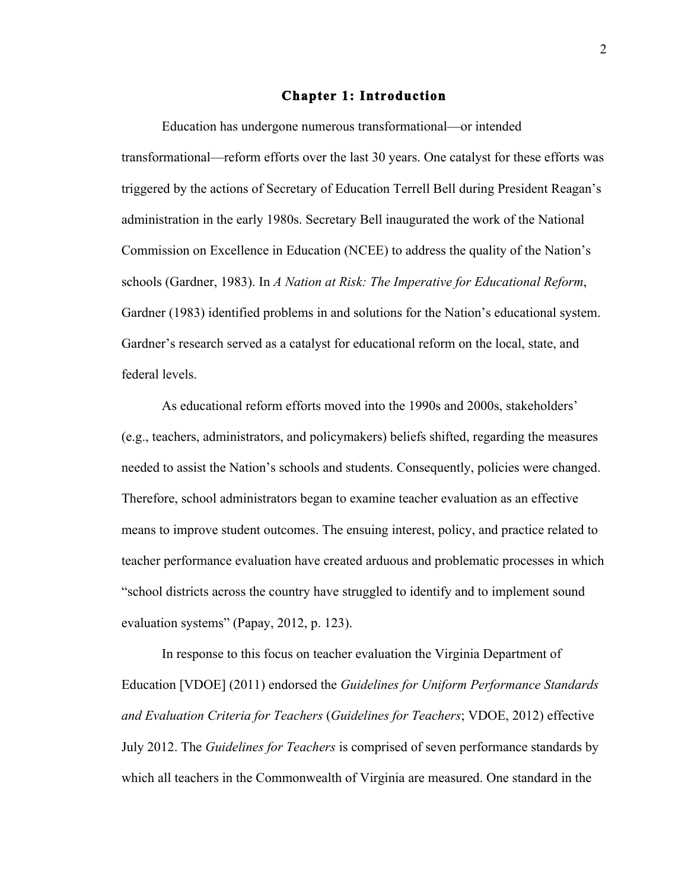# Chapter 1: Introduction

Education has undergone numerous transformational—or intended transformational—reform efforts over the last 30 years. One catalyst for these efforts was triggered by the actions of Secretary of Education Terrell Bell during President Reagan's administration in the early 1980s. Secretary Bell inaugurated the work of the National Commission on Excellence in Education (NCEE) to address the quality of the Nation's schools (Gardner, 1983). In *A Nation at Risk: The Imperative for Educational Reform*, Gardner (1983) identified problems in and solutions for the Nation's educational system. Gardner's research served as a catalyst for educational reform on the local, state, and federal levels.

As educational reform efforts moved into the 1990s and 2000s, stakeholders' (e.g., teachers, administrators, and policymakers) beliefs shifted, regarding the measures needed to assist the Nation's schools and students. Consequently, policies were changed. Therefore, school administrators began to examine teacher evaluation as an effective means to improve student outcomes. The ensuing interest, policy, and practice related to teacher performance evaluation have created arduous and problematic processes in which "school districts across the country have struggled to identify and to implement sound evaluation systems" (Papay, 2012, p. 123).

In response to this focus on teacher evaluation the Virginia Department of Education [VDOE] (2011) endorsed the *Guidelines for Uniform Performance Standards and Evaluation Criteria for Teachers* (*Guidelines for Teachers*; VDOE, 2012) effective July 2012. The *Guidelines for Teachers* is comprised of seven performance standards by which all teachers in the Commonwealth of Virginia are measured. One standard in the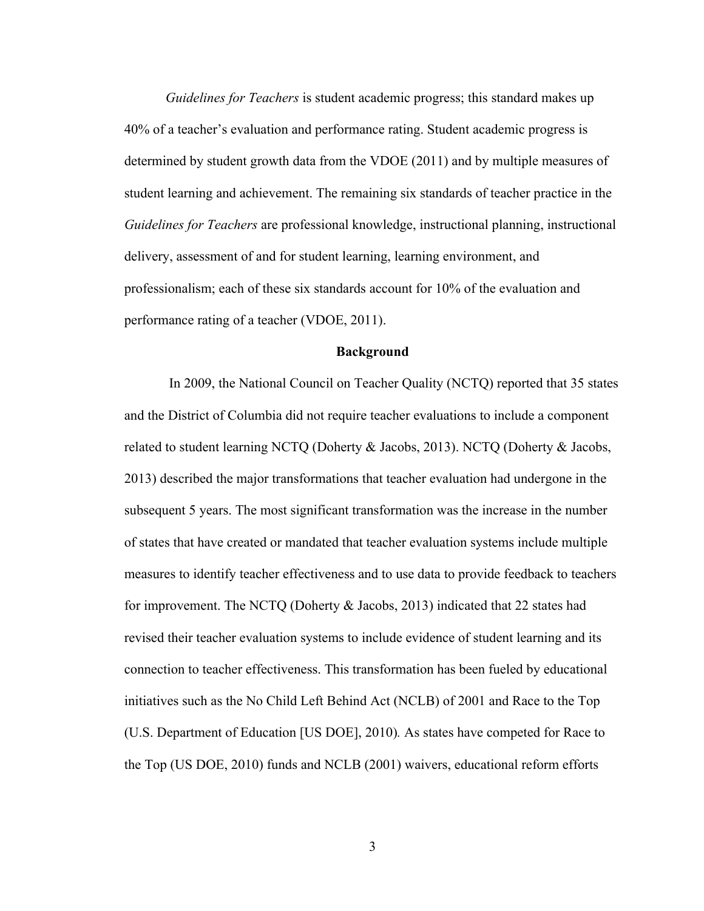*Guidelines for Teachers* is student academic progress; this standard makes up 40% of a teacher's evaluation and performance rating. Student academic progress is determined by student growth data from the VDOE (2011) and by multiple measures of student learning and achievement. The remaining six standards of teacher practice in the *Guidelines for Teachers* are professional knowledge, instructional planning, instructional delivery, assessment of and for student learning, learning environment, and professionalism; each of these six standards account for 10% of the evaluation and performance rating of a teacher (VDOE, 2011).

## Background

In 2009, the National Council on Teacher Quality (NCTQ) reported that 35 states and the District of Columbia did not require teacher evaluations to include a component related to student learning NCTQ (Doherty & Jacobs, 2013). NCTQ (Doherty & Jacobs, 2013) described the major transformations that teacher evaluation had undergone in the subsequent 5 years. The most significant transformation was the increase in the number of states that have created or mandated that teacher evaluation systems include multiple measures to identify teacher effectiveness and to use data to provide feedback to teachers for improvement. The NCTQ (Doherty & Jacobs, 2013) indicated that 22 states had revised their teacher evaluation systems to include evidence of student learning and its connection to teacher effectiveness. This transformation has been fueled by educational initiatives such as the No Child Left Behind Act (NCLB) of 2001 and Race to the Top (U.S. Department of Education [US DOE], 2010). As states have competed for Race to the Top (US DOE, 2010) funds and NCLB (2001) waivers, educational reform efforts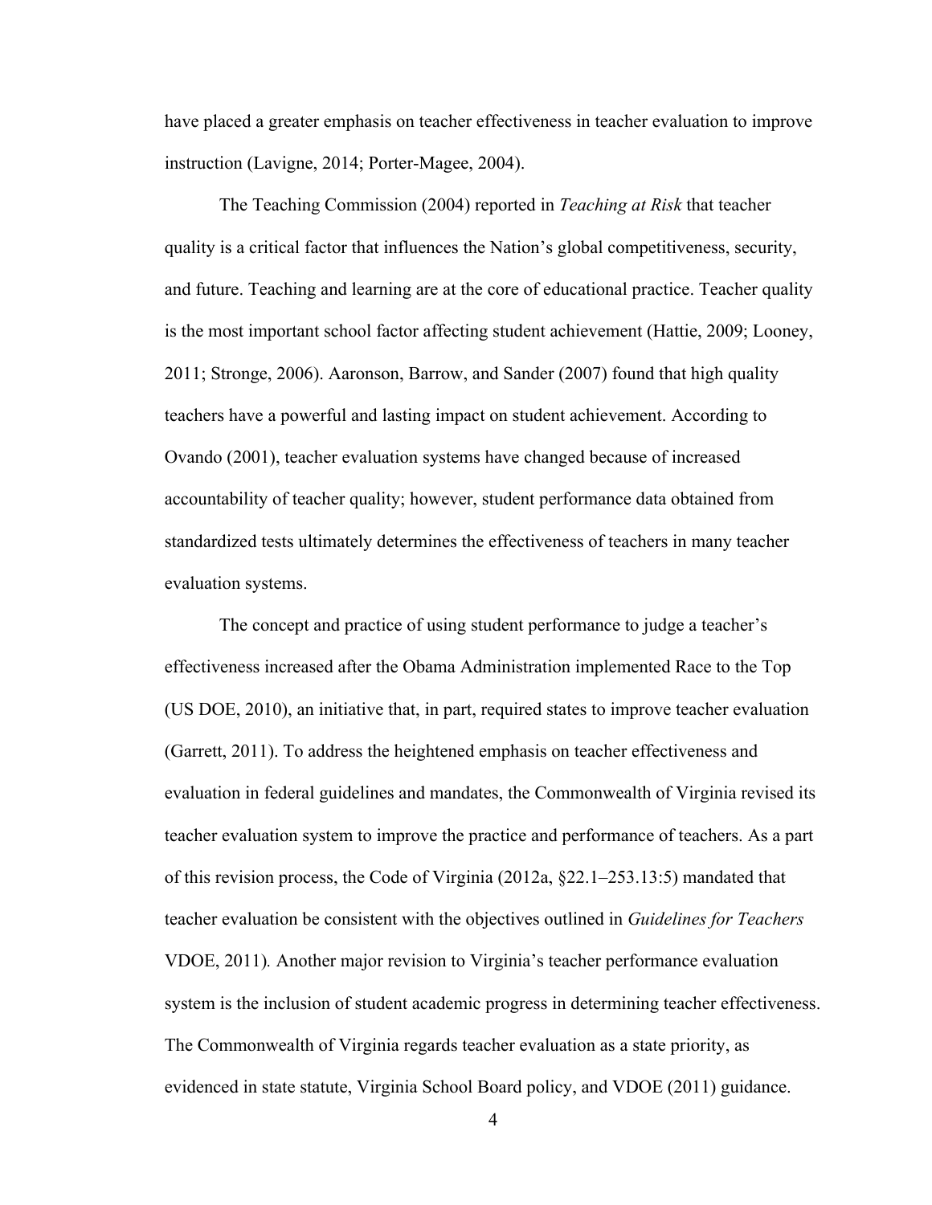have placed a greater emphasis on teacher effectiveness in teacher evaluation to improve instruction (Lavigne, 2014; Porter-Magee, 2004).

The Teaching Commission (2004) reported in *Teaching at Risk* that teacher quality is a critical factor that influences the Nation's global competitiveness, security, and future. Teaching and learning are at the core of educational practice. Teacher quality is the most important school factor affecting student achievement (Hattie, 2009; Looney, 2011; Stronge, 2006). Aaronson, Barrow, and Sander (2007) found that high quality teachers have a powerful and lasting impact on student achievement. According to Ovando (2001), teacher evaluation systems have changed because of increased accountability of teacher quality; however, student performance data obtained from standardized tests ultimately determines the effectiveness of teachers in many teacher evaluation systems.

The concept and practice of using student performance to judge a teacher's effectiveness increased after the Obama Administration implemented Race to the Top (US DOE, 2010), an initiative that, in part, required states to improve teacher evaluation (Garrett, 2011). To address the heightened emphasis on teacher effectiveness and evaluation in federal guidelines and mandates, the Commonwealth of Virginia revised its teacher evaluation system to improve the practice and performance of teachers. As a part of this revision process, the Code of Virginia (2012a, §22.1–253.13:5) mandated that teacher evaluation be consistent with the objectives outlined in *Guidelines for Teachers* VDOE, 2011)*.* Another major revision to Virginia's teacher performance evaluation system is the inclusion of student academic progress in determining teacher effectiveness. The Commonwealth of Virginia regards teacher evaluation as a state priority, as evidenced in state statute, Virginia School Board policy, and VDOE (2011) guidance.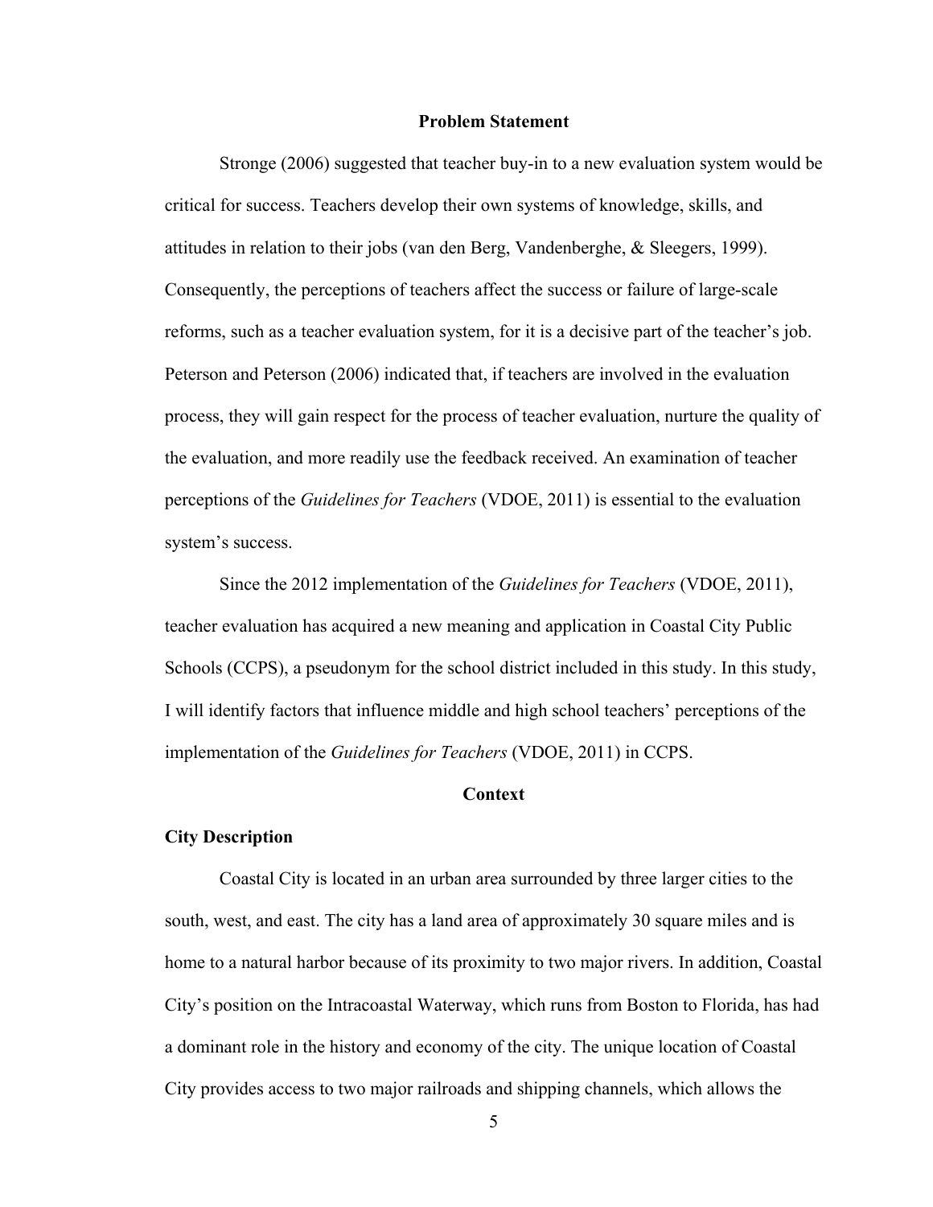## Problem Statement

Stronge (2006) suggested that teacher buy-in to a new evaluation system would be critical for success. Teachers develop their own systems of knowledge, skills, and attitudes in relation to their jobs (van den Berg, Vandenberghe, & Sleegers, 1999). Consequently, the perceptions of teachers affect the success or failure of large-scale reforms, such as a teacher evaluation system, for it is a decisive part of the teacher's job. Peterson and Peterson (2006) indicated that, if teachers are involved in the evaluation process, they will gain respect for the process of teacher evaluation, nurture the quality of the evaluation, and more readily use the feedback received. An examination of teacher perceptions of the *Guidelines for Teachers* (VDOE, 2011) is essential to the evaluation system's success.

Since the 2012 implementation of the *Guidelines for Teachers* (VDOE, 2011), teacher evaluation has acquired a new meaning and application in Coastal City Public Schools (CCPS), a pseudonym for the school district included in this study. In this study, I will identify factors that influence middle and high school teachers' perceptions of the implementation of the *Guidelines for Teachers* (VDOE, 2011) in CCPS.

## Context

### City Description

Coastal City is located in an urban area surrounded by three larger cities to the south, west, and east. The city has a land area of approximately 30 square miles and is home to a natural harbor because of its proximity to two major rivers. In addition, Coastal City's position on the Intracoastal Waterway, which runs from Boston to Florida, has had a dominant role in the history and economy of the city. The unique location of Coastal City provides access to two major railroads and shipping channels, which allows the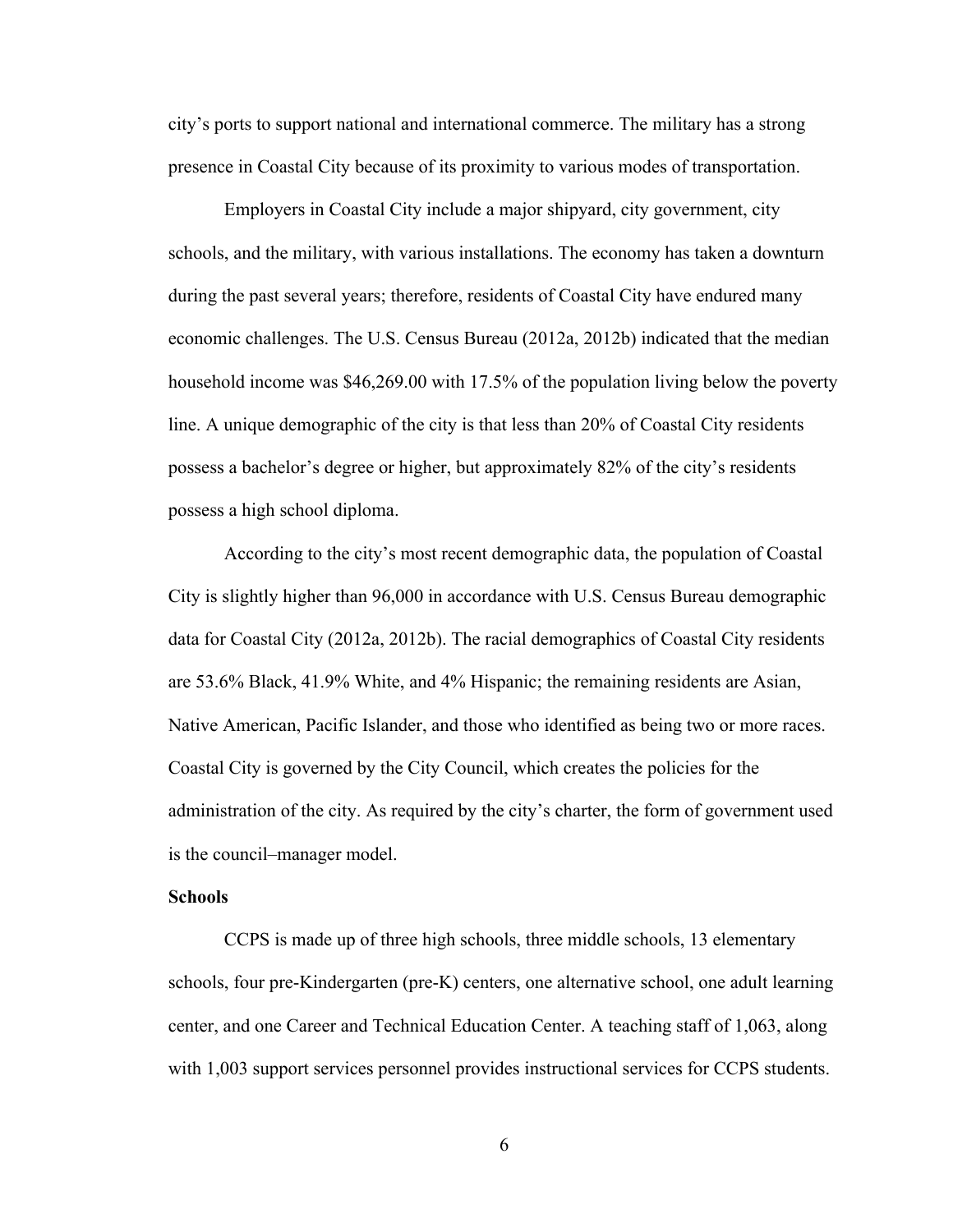city's ports to support national and international commerce. The military has a strong presence in Coastal City because of its proximity to various modes of transportation.

Employers in Coastal City include a major shipyard, city government, city schools, and the military, with various installations. The economy has taken a downturn during the past several years; therefore, residents of Coastal City have endured many economic challenges. The U.S. Census Bureau (2012a, 2012b) indicated that the median household income was $46,269.00 with 17.5% of the population living below the poverty line. A unique demographic of the city is that less than 20% of Coastal City residents possess a bachelor's degree or higher, but approximately 82% of the city's residents possess a high school diploma.

According to the city's most recent demographic data, the population of Coastal City is slightly higher than 96,000 in accordance with U.S. Census Bureau demographic data for Coastal City (2012a, 2012b). The racial demographics of Coastal City residents are 53.6% Black, 41.9% White, and 4% Hispanic; the remaining residents are Asian, Native American, Pacific Islander, and those who identified as being two or more races. Coastal City is governed by the City Council, which creates the policies for the administration of the city. As required by the city's charter, the form of government used is the council–manager model.

**Schools**

CCPS is made up of three high schools, three middle schools, 13 elementary schools, four pre-Kindergarten (pre-K) centers, one alternative school, one adult learning center, and one Career and Technical Education Center. A teaching staff of 1,063, along with 1,003 support services personnel provides instructional services for CCPS students.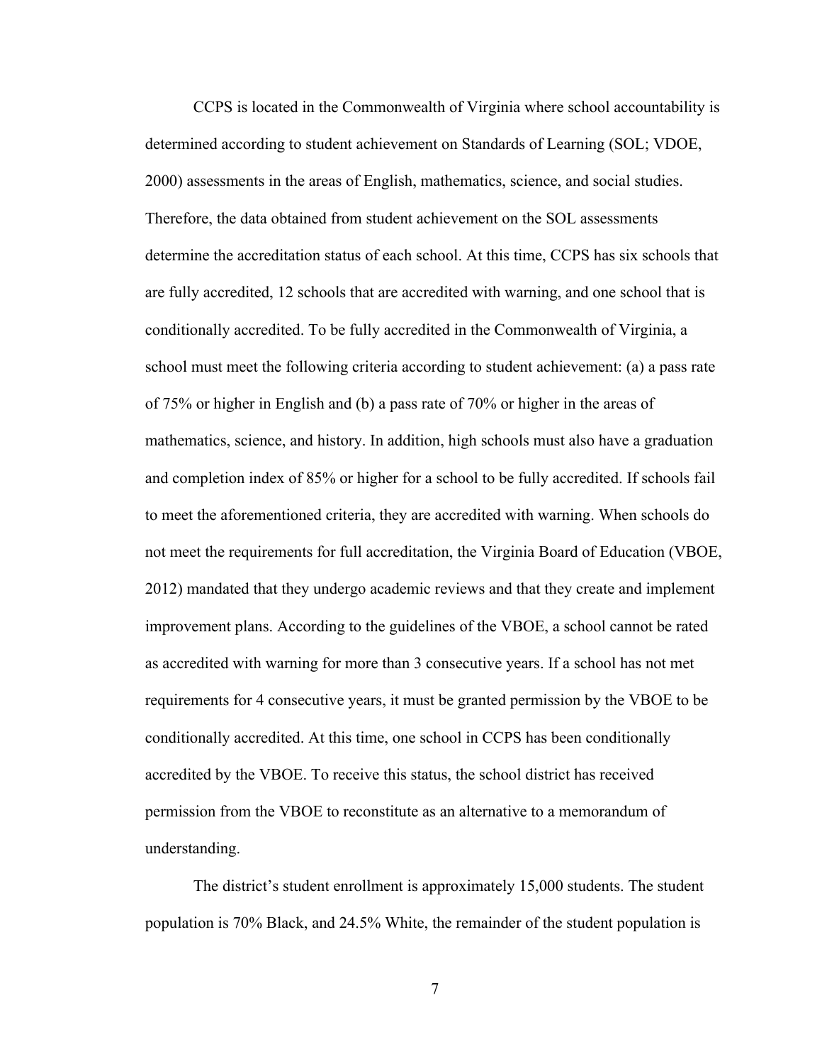CCPS is located in the Commonwealth of Virginia where school accountability is determined according to student achievement on Standards of Learning (SOL; VDOE, 2000) assessments in the areas of English, mathematics, science, and social studies. Therefore, the data obtained from student achievement on the SOL assessments determine the accreditation status of each school. At this time, CCPS has six schools that are fully accredited, 12 schools that are accredited with warning, and one school that is conditionally accredited. To be fully accredited in the Commonwealth of Virginia, a school must meet the following criteria according to student achievement: (a) a pass rate of 75% or higher in English and (b) a pass rate of 70% or higher in the areas of mathematics, science, and history. In addition, high schools must also have a graduation and completion index of 85% or higher for a school to be fully accredited. If schools fail to meet the aforementioned criteria, they are accredited with warning. When schools do not meet the requirements for full accreditation, the Virginia Board of Education (VBOE, 2012) mandated that they undergo academic reviews and that they create and implement improvement plans. According to the guidelines of the VBOE, a school cannot be rated as accredited with warning for more than 3 consecutive years. If a school has not met requirements for 4 consecutive years, it must be granted permission by the VBOE to be conditionally accredited. At this time, one school in CCPS has been conditionally accredited by the VBOE. To receive this status, the school district has received permission from the VBOE to reconstitute as an alternative to a memorandum of understanding.

The district's student enrollment is approximately 15,000 students. The student population is 70% Black, and 24.5% White, the remainder of the student population is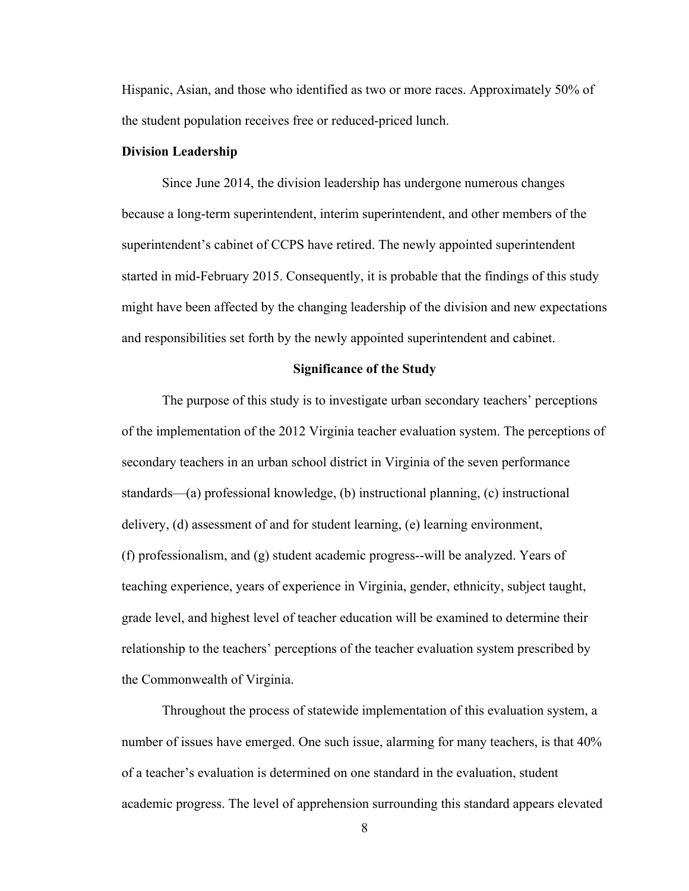Hispanic, Asian, and those who identified as two or more races. Approximately 50% of the student population receives free or reduced-priced lunch.

**Division Leadership**

Since June 2014, the division leadership has undergone numerous changes because a long-term superintendent, interim superintendent, and other members of the superintendent's cabinet of CCPS have retired. The newly appointed superintendent started in mid-February 2015. Consequently, it is probable that the findings of this study might have been affected by the changing leadership of the division and new expectations and responsibilities set forth by the newly appointed superintendent and cabinet.

## Significance of the Study

The purpose of this study is to investigate urban secondary teachers' perceptions of the implementation of the 2012 Virginia teacher evaluation system. The perceptions of secondary teachers in an urban school district in Virginia of the seven performance standards—(a) professional knowledge, (b) instructional planning, (c) instructional delivery, (d) assessment of and for student learning, (e) learning environment, (f) professionalism, and (g) student academic progress--will be analyzed. Years of teaching experience, years of experience in Virginia, gender, ethnicity, subject taught, grade level, and highest level of teacher education will be examined to determine their relationship to the teachers' perceptions of the teacher evaluation system prescribed by the Commonwealth of Virginia.

Throughout the process of statewide implementation of this evaluation system, a number of issues have emerged. One such issue, alarming for many teachers, is that 40% of a teacher's evaluation is determined on one standard in the evaluation, student academic progress. The level of apprehension surrounding this standard appears elevated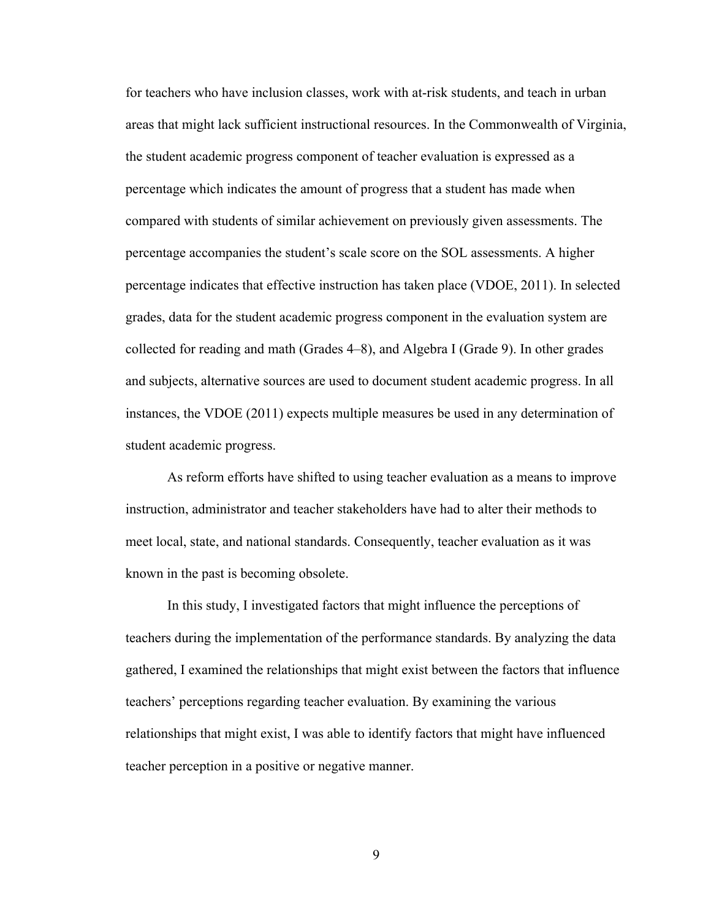for teachers who have inclusion classes, work with at-risk students, and teach in urban areas that might lack sufficient instructional resources. In the Commonwealth of Virginia, the student academic progress component of teacher evaluation is expressed as a percentage which indicates the amount of progress that a student has made when compared with students of similar achievement on previously given assessments. The percentage accompanies the student's scale score on the SOL assessments. A higher percentage indicates that effective instruction has taken place (VDOE, 2011). In selected grades, data for the student academic progress component in the evaluation system are collected for reading and math (Grades 4–8), and Algebra I (Grade 9). In other grades and subjects, alternative sources are used to document student academic progress. In all instances, the VDOE (2011) expects multiple measures be used in any determination of student academic progress.

As reform efforts have shifted to using teacher evaluation as a means to improve instruction, administrator and teacher stakeholders have had to alter their methods to meet local, state, and national standards. Consequently, teacher evaluation as it was known in the past is becoming obsolete.

In this study, I investigated factors that might influence the perceptions of teachers during the implementation of the performance standards. By analyzing the data gathered, I examined the relationships that might exist between the factors that influence teachers' perceptions regarding teacher evaluation. By examining the various relationships that might exist, I was able to identify factors that might have influenced teacher perception in a positive or negative manner.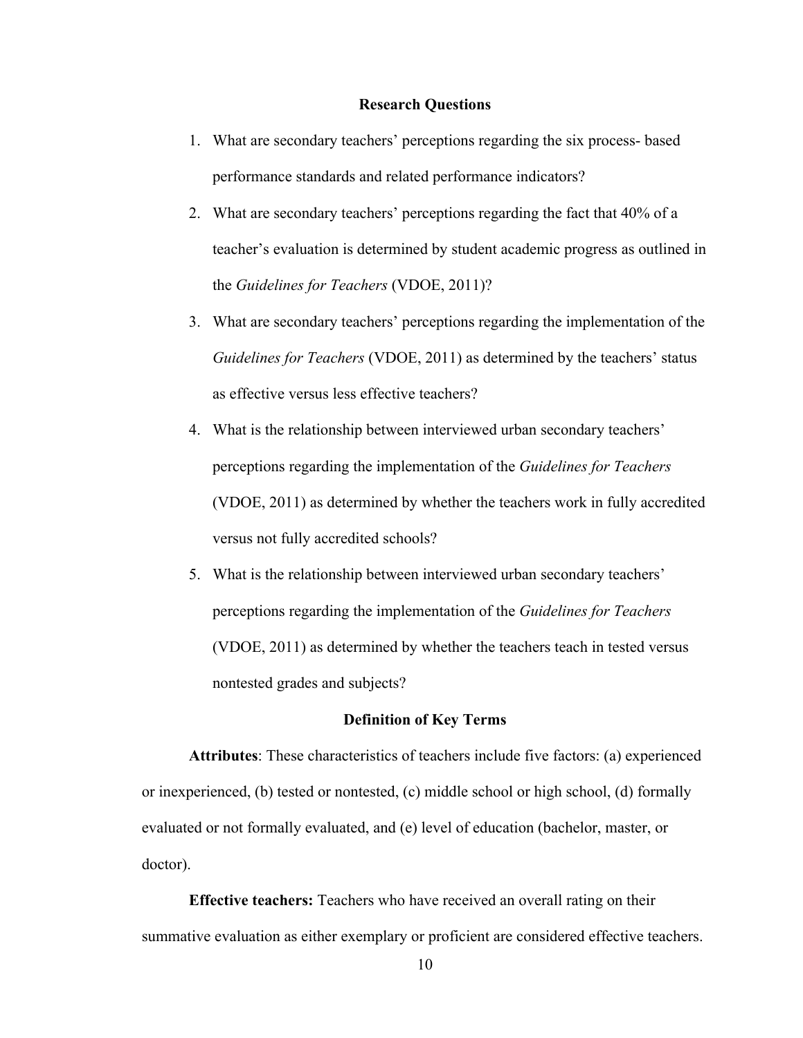## Research Questions

1. What are secondary teachers' perceptions regarding the six process- based performance standards and related performance indicators?
2. What are secondary teachers' perceptions regarding the fact that 40% of a teacher's evaluation is determined by student academic progress as outlined in the *Guidelines for Teachers* (VDOE, 2011)?
3. What are secondary teachers' perceptions regarding the implementation of the *Guidelines for Teachers* (VDOE, 2011) as determined by the teachers' status as effective versus less effective teachers?
4. What is the relationship between interviewed urban secondary teachers' perceptions regarding the implementation of the *Guidelines for Teachers* (VDOE, 2011) as determined by whether the teachers work in fully accredited versus not fully accredited schools?
5. What is the relationship between interviewed urban secondary teachers' perceptions regarding the implementation of the *Guidelines for Teachers* (VDOE, 2011) as determined by whether the teachers teach in tested versus nontested grades and subjects?

## Definition of Key Terms

**Attributes**: These characteristics of teachers include five factors: (a) experienced or inexperienced, (b) tested or nontested, (c) middle school or high school, (d) formally evaluated or not formally evaluated, and (e) level of education (bachelor, master, or doctor).

**Effective teachers:** Teachers who have received an overall rating on their summative evaluation as either exemplary or proficient are considered effective teachers.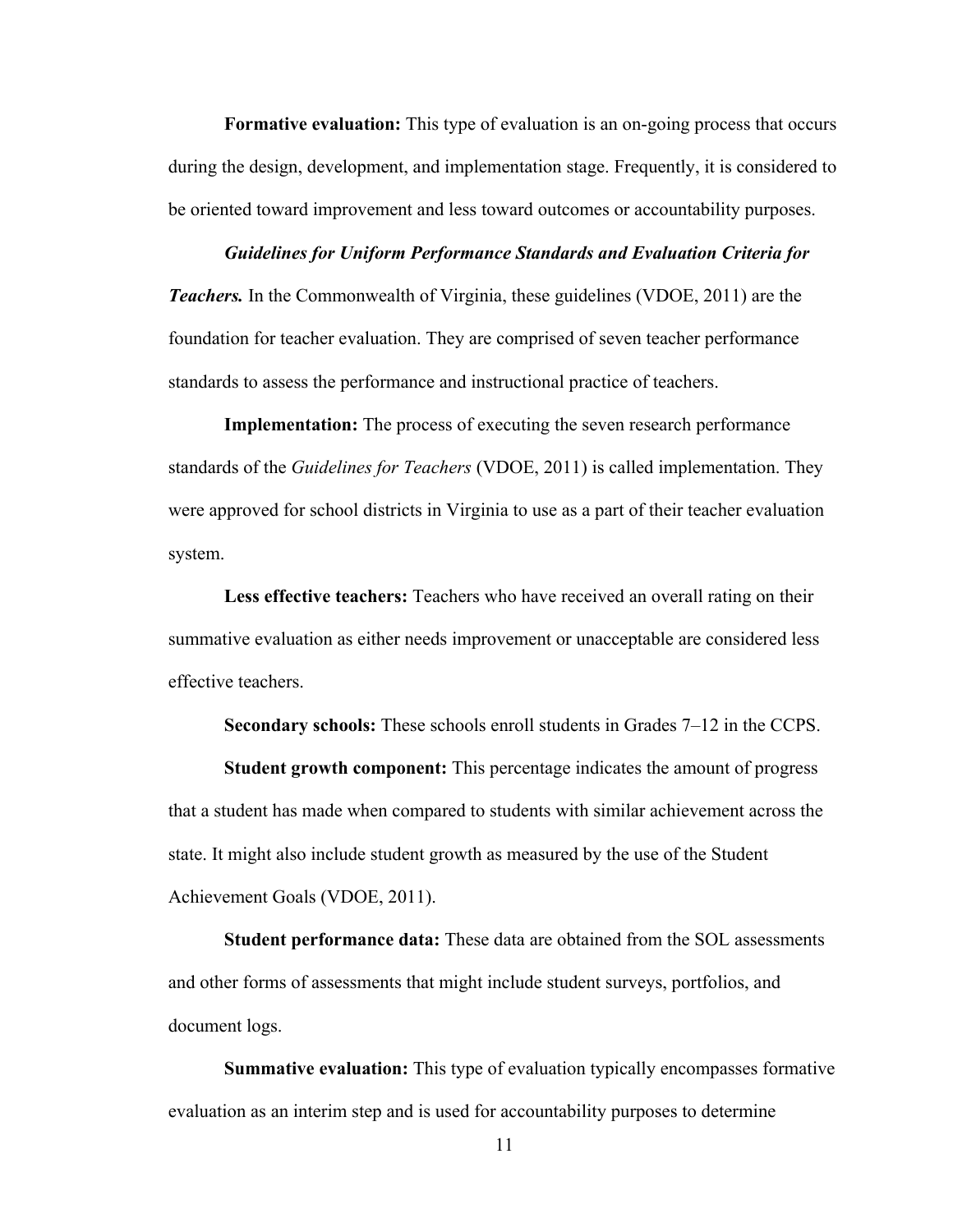**Formative evaluation:** This type of evaluation is an on-going process that occurs during the design, development, and implementation stage. Frequently, it is considered to be oriented toward improvement and less toward outcomes or accountability purposes.

***Guidelines for Uniform Performance Standards and Evaluation Criteria for Teachers.*** In the Commonwealth of Virginia, these guidelines (VDOE, 2011) are the foundation for teacher evaluation. They are comprised of seven teacher performance standards to assess the performance and instructional practice of teachers.

**Implementation:** The process of executing the seven research performance standards of the *Guidelines for Teachers* (VDOE, 2011) is called implementation. They were approved for school districts in Virginia to use as a part of their teacher evaluation system.

**Less effective teachers:** Teachers who have received an overall rating on their summative evaluation as either needs improvement or unacceptable are considered less effective teachers.

**Secondary schools:** These schools enroll students in Grades 7–12 in the CCPS.

**Student growth component:** This percentage indicates the amount of progress that a student has made when compared to students with similar achievement across the state. It might also include student growth as measured by the use of the Student Achievement Goals (VDOE, 2011).

**Student performance data:** These data are obtained from the SOL assessments and other forms of assessments that might include student surveys, portfolios, and document logs.

**Summative evaluation:** This type of evaluation typically encompasses formative evaluation as an interim step and is used for accountability purposes to determine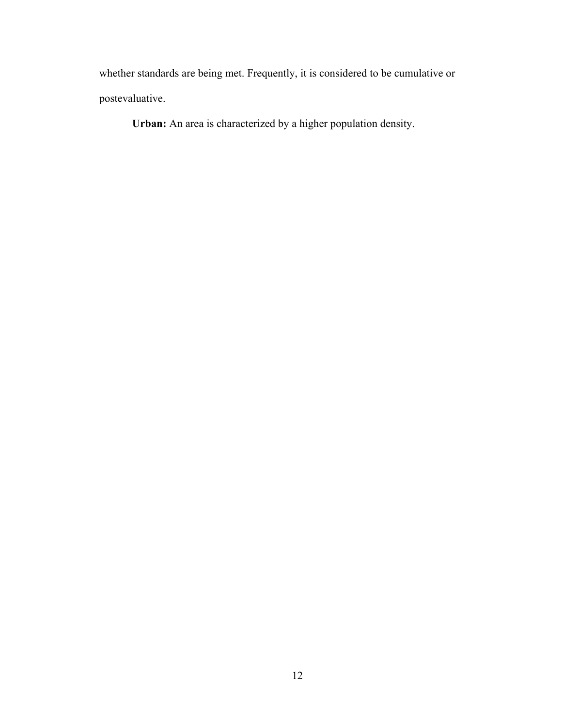whether standards are being met. Frequently, it is considered to be cumulative or postevaluative.

**Urban:** An area is characterized by a higher population density.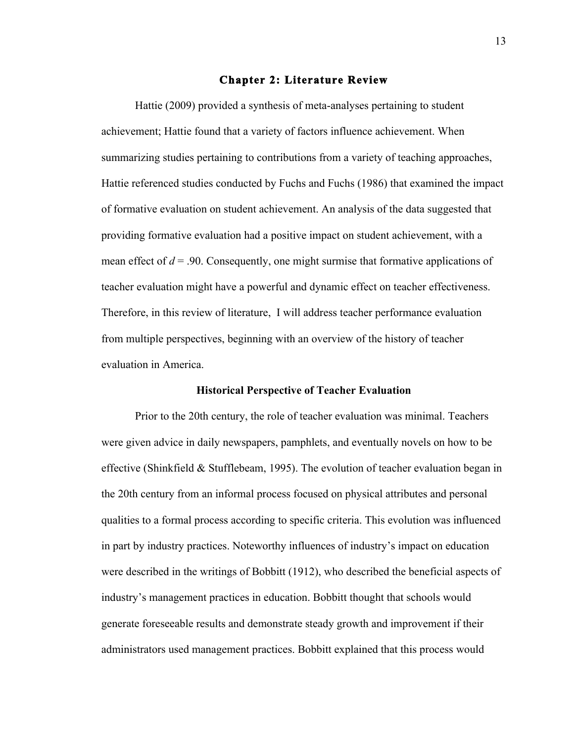# Chapter 2: Literature Review

Hattie (2009) provided a synthesis of meta-analyses pertaining to student achievement; Hattie found that a variety of factors influence achievement. When summarizing studies pertaining to contributions from a variety of teaching approaches, Hattie referenced studies conducted by Fuchs and Fuchs (1986) that examined the impact of formative evaluation on student achievement. An analysis of the data suggested that providing formative evaluation had a positive impact on student achievement, with a mean effect of $d = .90$. Consequently, one might surmise that formative applications of teacher evaluation might have a powerful and dynamic effect on teacher effectiveness. Therefore, in this review of literature, I will address teacher performance evaluation from multiple perspectives, beginning with an overview of the history of teacher evaluation in America.

## Historical Perspective of Teacher Evaluation

Prior to the 20th century, the role of teacher evaluation was minimal. Teachers were given advice in daily newspapers, pamphlets, and eventually novels on how to be effective (Shinkfield & Stufflebeam, 1995). The evolution of teacher evaluation began in the 20th century from an informal process focused on physical attributes and personal qualities to a formal process according to specific criteria. This evolution was influenced in part by industry practices. Noteworthy influences of industry's impact on education were described in the writings of Bobbitt (1912), who described the beneficial aspects of industry's management practices in education. Bobbitt thought that schools would generate foreseeable results and demonstrate steady growth and improvement if their administrators used management practices. Bobbitt explained that this process would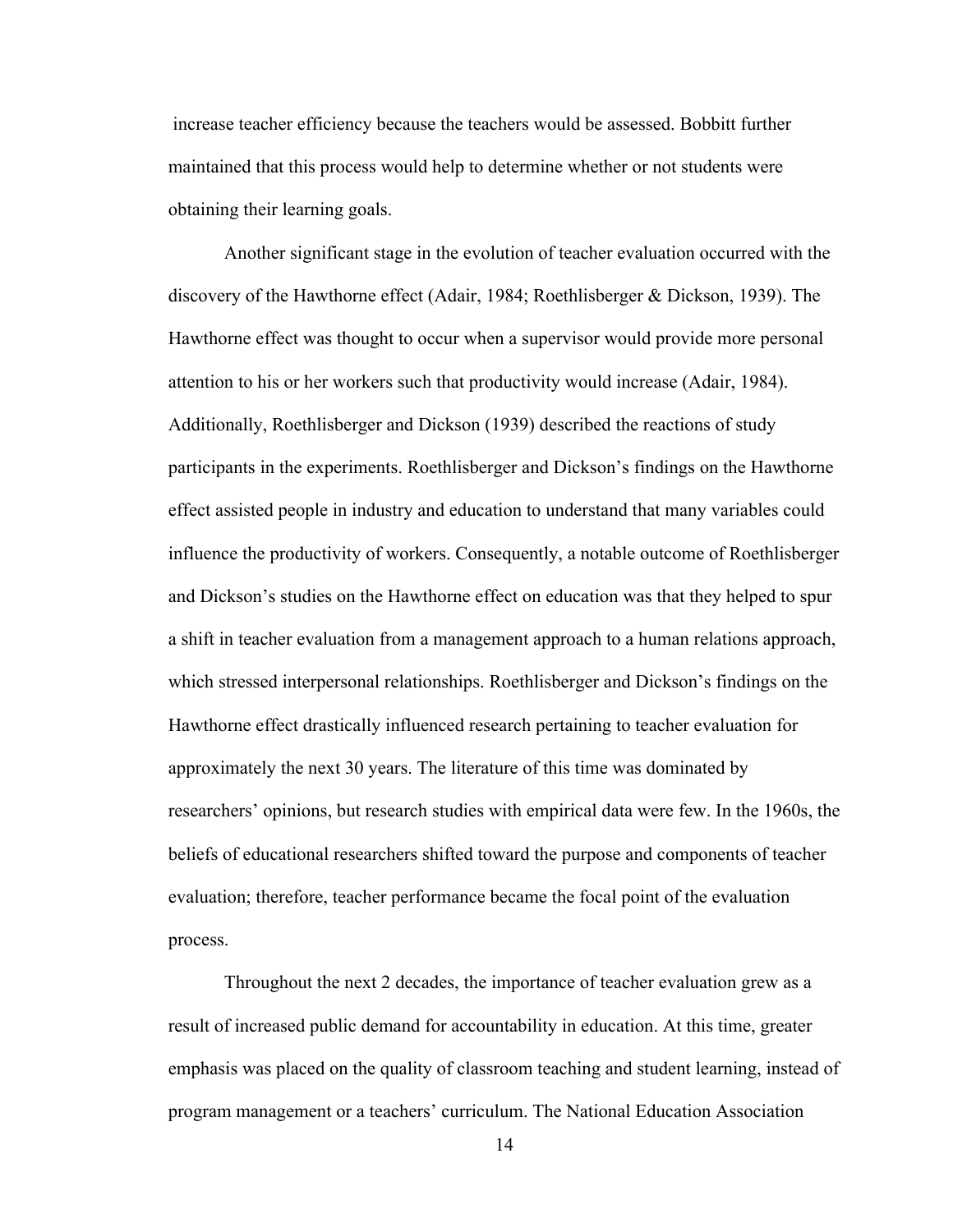increase teacher efficiency because the teachers would be assessed. Bobbitt further maintained that this process would help to determine whether or not students were obtaining their learning goals.

Another significant stage in the evolution of teacher evaluation occurred with the discovery of the Hawthorne effect (Adair, 1984; Roethlisberger & Dickson, 1939). The Hawthorne effect was thought to occur when a supervisor would provide more personal attention to his or her workers such that productivity would increase (Adair, 1984). Additionally, Roethlisberger and Dickson (1939) described the reactions of study participants in the experiments. Roethlisberger and Dickson's findings on the Hawthorne effect assisted people in industry and education to understand that many variables could influence the productivity of workers. Consequently, a notable outcome of Roethlisberger and Dickson's studies on the Hawthorne effect on education was that they helped to spur a shift in teacher evaluation from a management approach to a human relations approach, which stressed interpersonal relationships. Roethlisberger and Dickson's findings on the Hawthorne effect drastically influenced research pertaining to teacher evaluation for approximately the next 30 years. The literature of this time was dominated by researchers' opinions, but research studies with empirical data were few. In the 1960s, the beliefs of educational researchers shifted toward the purpose and components of teacher evaluation; therefore, teacher performance became the focal point of the evaluation process.

Throughout the next 2 decades, the importance of teacher evaluation grew as a result of increased public demand for accountability in education. At this time, greater emphasis was placed on the quality of classroom teaching and student learning, instead of program management or a teachers' curriculum. The National Education Association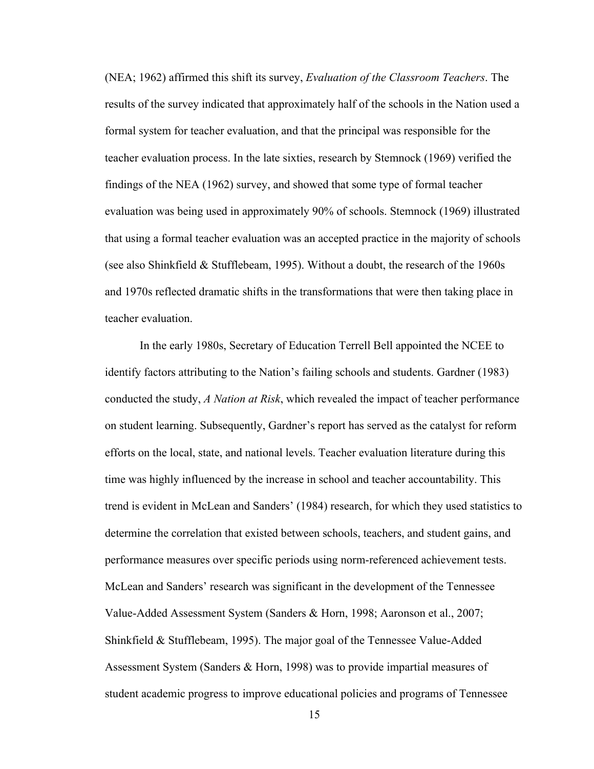(NEA; 1962) affirmed this shift its survey, *Evaluation of the Classroom Teachers*. The results of the survey indicated that approximately half of the schools in the Nation used a formal system for teacher evaluation, and that the principal was responsible for the teacher evaluation process. In the late sixties, research by Stemnock (1969) verified the findings of the NEA (1962) survey, and showed that some type of formal teacher evaluation was being used in approximately 90% of schools. Stemnock (1969) illustrated that using a formal teacher evaluation was an accepted practice in the majority of schools (see also Shinkfield & Stufflebeam, 1995). Without a doubt, the research of the 1960s and 1970s reflected dramatic shifts in the transformations that were then taking place in teacher evaluation.

In the early 1980s, Secretary of Education Terrell Bell appointed the NCEE to identify factors attributing to the Nation's failing schools and students. Gardner (1983) conducted the study, *A Nation at Risk*, which revealed the impact of teacher performance on student learning. Subsequently, Gardner's report has served as the catalyst for reform efforts on the local, state, and national levels. Teacher evaluation literature during this time was highly influenced by the increase in school and teacher accountability. This trend is evident in McLean and Sanders' (1984) research, for which they used statistics to determine the correlation that existed between schools, teachers, and student gains, and performance measures over specific periods using norm-referenced achievement tests. McLean and Sanders' research was significant in the development of the Tennessee Value-Added Assessment System (Sanders & Horn, 1998; Aaronson et al., 2007; Shinkfield & Stufflebeam, 1995). The major goal of the Tennessee Value-Added Assessment System (Sanders & Horn, 1998) was to provide impartial measures of student academic progress to improve educational policies and programs of Tennessee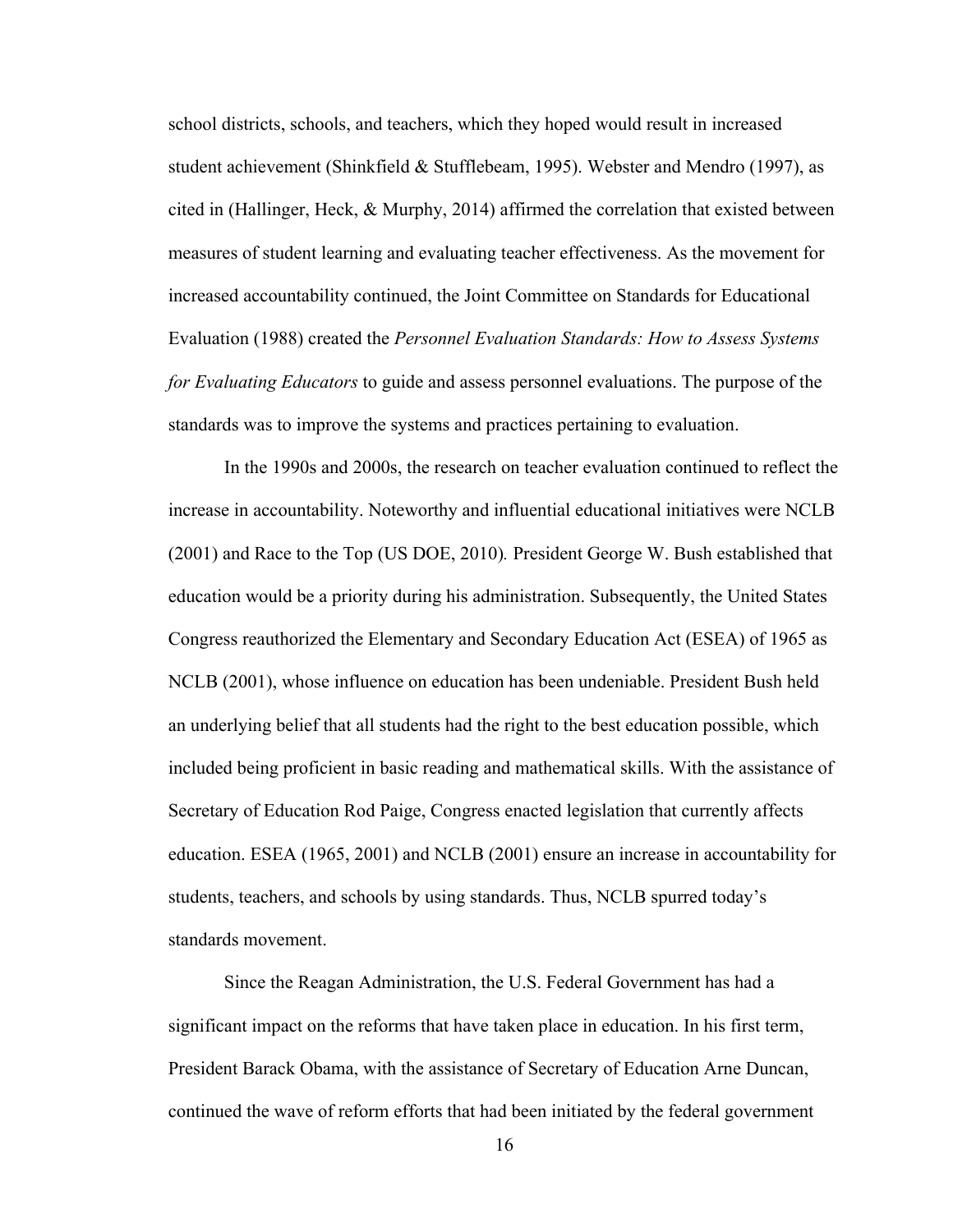school districts, schools, and teachers, which they hoped would result in increased student achievement (Shinkfield & Stufflebeam, 1995). Webster and Mendro (1997), as cited in (Hallinger, Heck, & Murphy, 2014) affirmed the correlation that existed between measures of student learning and evaluating teacher effectiveness. As the movement for increased accountability continued, the Joint Committee on Standards for Educational Evaluation (1988) created the *Personnel Evaluation Standards: How to Assess Systems for Evaluating Educators* to guide and assess personnel evaluations. The purpose of the standards was to improve the systems and practices pertaining to evaluation.

In the 1990s and 2000s, the research on teacher evaluation continued to reflect the increase in accountability. Noteworthy and influential educational initiatives were NCLB (2001) and Race to the Top (US DOE, 2010). President George W. Bush established that education would be a priority during his administration. Subsequently, the United States Congress reauthorized the Elementary and Secondary Education Act (ESEA) of 1965 as NCLB (2001), whose influence on education has been undeniable. President Bush held an underlying belief that all students had the right to the best education possible, which included being proficient in basic reading and mathematical skills. With the assistance of Secretary of Education Rod Paige, Congress enacted legislation that currently affects education. ESEA (1965, 2001) and NCLB (2001) ensure an increase in accountability for students, teachers, and schools by using standards. Thus, NCLB spurred today's standards movement.

Since the Reagan Administration, the U.S. Federal Government has had a significant impact on the reforms that have taken place in education. In his first term, President Barack Obama, with the assistance of Secretary of Education Arne Duncan, continued the wave of reform efforts that had been initiated by the federal government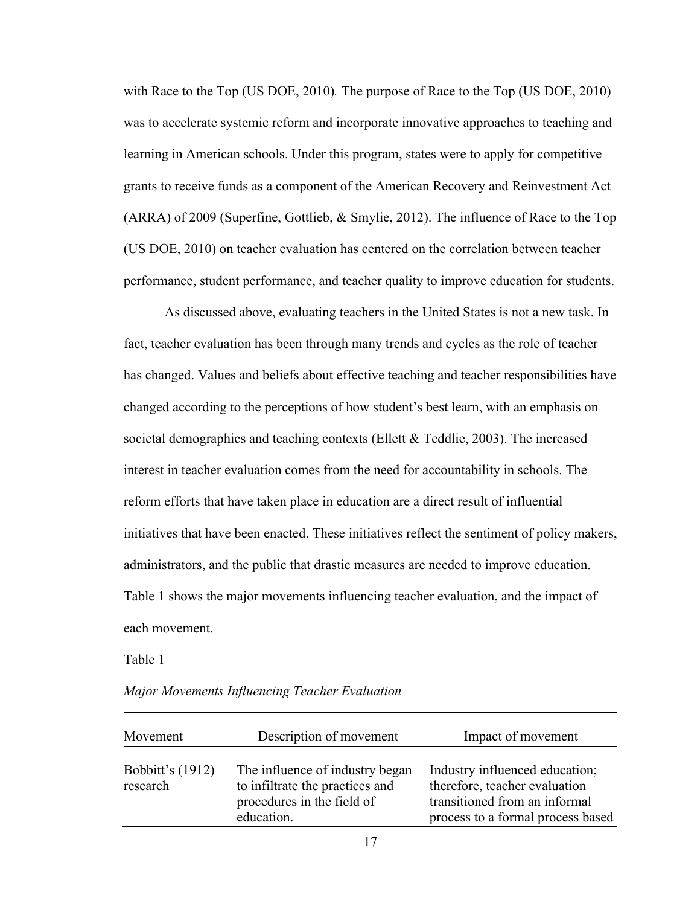with Race to the Top (US DOE, 2010). The purpose of Race to the Top (US DOE, 2010) was to accelerate systemic reform and incorporate innovative approaches to teaching and learning in American schools. Under this program, states were to apply for competitive grants to receive funds as a component of the American Recovery and Reinvestment Act (ARRA) of 2009 (Superfine, Gottlieb, & Smylie, 2012). The influence of Race to the Top (US DOE, 2010) on teacher evaluation has centered on the correlation between teacher performance, student performance, and teacher quality to improve education for students.

As discussed above, evaluating teachers in the United States is not a new task. In fact, teacher evaluation has been through many trends and cycles as the role of teacher has changed. Values and beliefs about effective teaching and teacher responsibilities have changed according to the perceptions of how student's best learn, with an emphasis on societal demographics and teaching contexts (Ellett & Teddlie, 2003). The increased interest in teacher evaluation comes from the need for accountability in schools. The reform efforts that have taken place in education are a direct result of influential initiatives that have been enacted. These initiatives reflect the sentiment of policy makers, administrators, and the public that drastic measures are needed to improve education. Table 1 shows the major movements influencing teacher evaluation, and the impact of each movement.

Table 1

*Major Movements Influencing Teacher Evaluation*

| Movement | Description of movement | Impact of movement |
| --- | --- | --- |
| Bobbitt's (1912) research | The influence of industry began to infiltrate the practices and procedures in the field of education. | Industry influenced education; therefore, teacher evaluation transitioned from an informal process to a formal process based |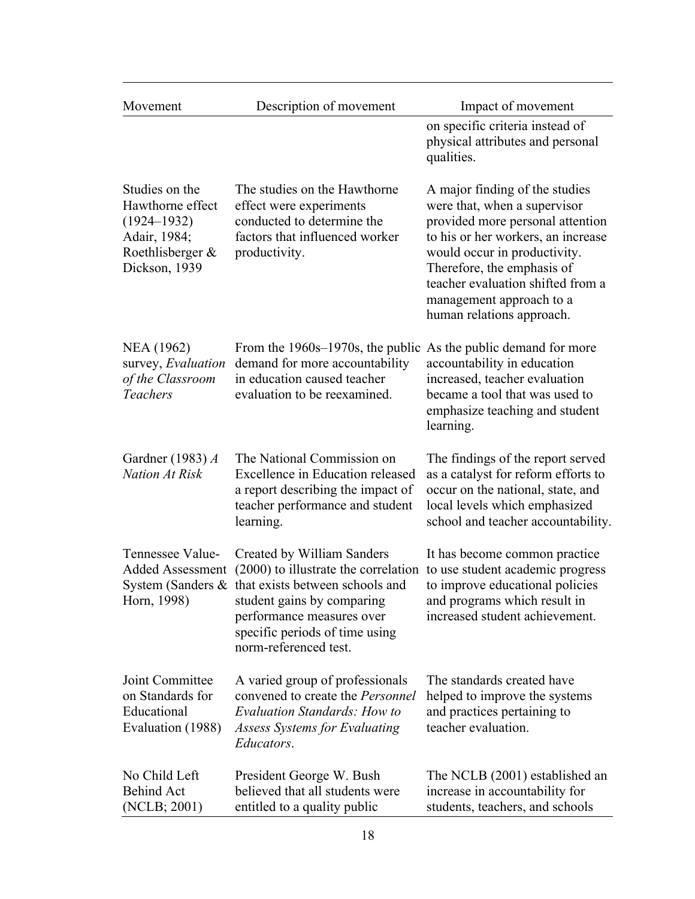| Movement | Description of movement | Impact of movement |
|---|---|---|
| | | on specific criteria instead of physical attributes and personal qualities. |
| Studies on the Hawthorne effect (1924–1932) Adair, 1984; Roethlisberger & Dickson, 1939 | The studies on the Hawthorne effect were experiments conducted to determine the factors that influenced worker productivity. | A major finding of the studies were that, when a supervisor provided more personal attention to his or her workers, an increase would occur in productivity. Therefore, the emphasis of teacher evaluation shifted from a management approach to a human relations approach. |
| NEA (1962) survey, *Evaluation of the Classroom Teachers* | From the 1960s–1970s, the public demand for more accountability in education caused teacher evaluation to be reexamined. | As the public demand for more accountability in education increased, teacher evaluation became a tool that was used to emphasize teaching and student learning. |
| Gardner (1983) *A Nation At Risk* | The National Commission on Excellence in Education released a report describing the impact of teacher performance and student learning. | The findings of the report served as a catalyst for reform efforts to occur on the national, state, and local levels which emphasized school and teacher accountability. |
| Tennessee Value-Added Assessment System (Sanders & Horn, 1998) | Created by William Sanders (2000) to illustrate the correlation that exists between schools and student gains by comparing performance measures over specific periods of time using norm-referenced test. | It has become common practice to use student academic progress to improve educational policies and programs which result in increased student achievement. |
| Joint Committee on Standards for Educational Evaluation (1988) | A varied group of professionals convened to create the *Personnel Evaluation Standards: How to Assess Systems for Evaluating Educators*. | The standards created have helped to improve the systems and practices pertaining to teacher evaluation. |
| No Child Left Behind Act (NCLB; 2001) | President George W. Bush believed that all students were entitled to a quality public | The NCLB (2001) established an increase in accountability for students, teachers, and schools |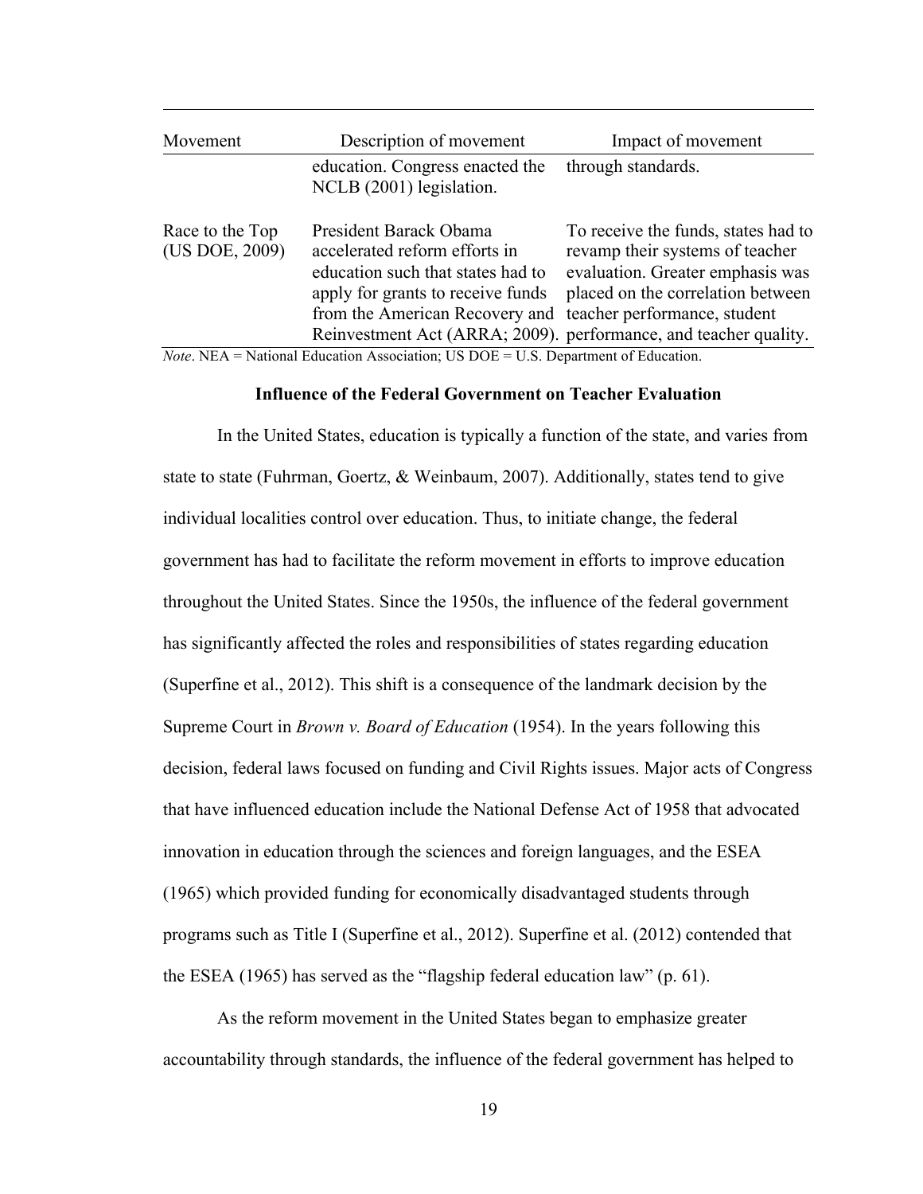| Movement | Description of movement | Impact of movement |
|---|---|---|
| | education. Congress enacted the NCLB (2001) legislation. | through standards. |
| Race to the Top (US DOE, 2009) | President Barack Obama accelerated reform efforts in education such that states had to apply for grants to receive funds from the American Recovery and Reinvestment Act (ARRA; 2009). | To receive the funds, states had to revamp their systems of teacher evaluation. Greater emphasis was placed on the correlation between teacher performance, student performance, and teacher quality. |

*Note*. NEA = National Education Association; US DOE = U.S. Department of Education.

**Influence of the Federal Government on Teacher Evaluation**

In the United States, education is typically a function of the state, and varies from state to state (Fuhrman, Goertz, & Weinbaum, 2007). Additionally, states tend to give individual localities control over education. Thus, to initiate change, the federal government has had to facilitate the reform movement in efforts to improve education throughout the United States. Since the 1950s, the influence of the federal government has significantly affected the roles and responsibilities of states regarding education (Superfine et al., 2012). This shift is a consequence of the landmark decision by the Supreme Court in *Brown v. Board of Education* (1954). In the years following this decision, federal laws focused on funding and Civil Rights issues. Major acts of Congress that have influenced education include the National Defense Act of 1958 that advocated innovation in education through the sciences and foreign languages, and the ESEA (1965) which provided funding for economically disadvantaged students through programs such as Title I (Superfine et al., 2012). Superfine et al. (2012) contended that the ESEA (1965) has served as the "flagship federal education law" (p. 61).

As the reform movement in the United States began to emphasize greater accountability through standards, the influence of the federal government has helped to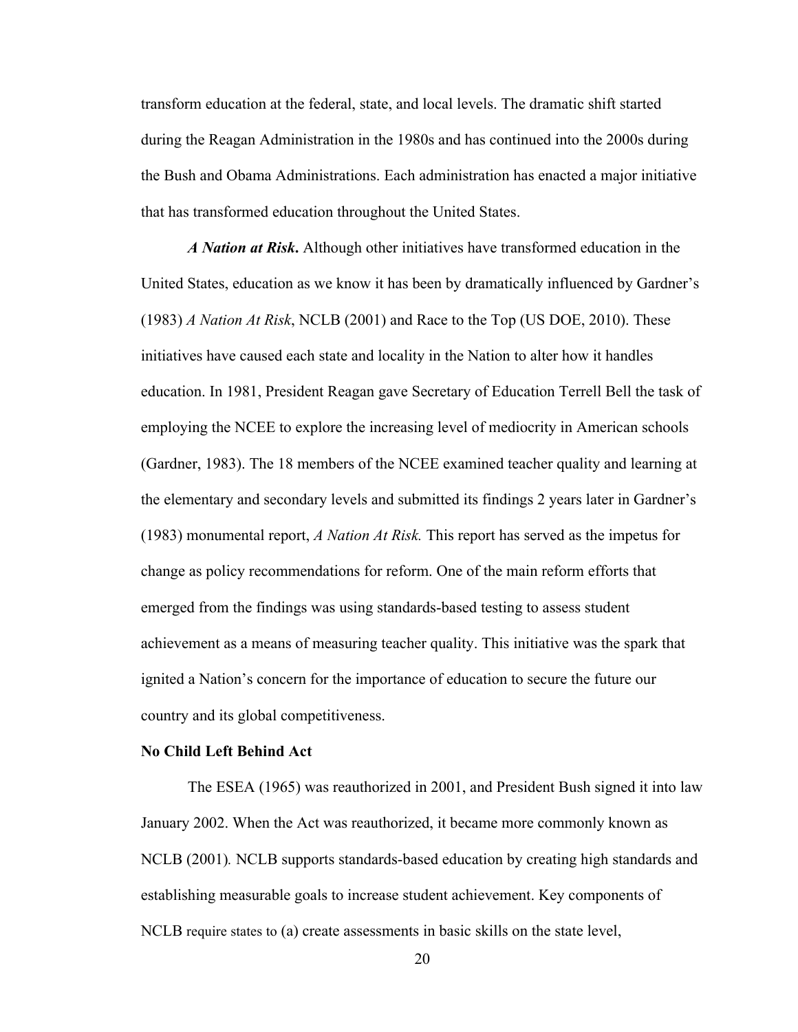transform education at the federal, state, and local levels. The dramatic shift started during the Reagan Administration in the 1980s and has continued into the 2000s during the Bush and Obama Administrations. Each administration has enacted a major initiative that has transformed education throughout the United States.

***A Nation at Risk*.** Although other initiatives have transformed education in the United States, education as we know it has been by dramatically influenced by Gardner's (1983) *A Nation At Risk*, NCLB (2001) and Race to the Top (US DOE, 2010). These initiatives have caused each state and locality in the Nation to alter how it handles education. In 1981, President Reagan gave Secretary of Education Terrell Bell the task of employing the NCEE to explore the increasing level of mediocrity in American schools (Gardner, 1983). The 18 members of the NCEE examined teacher quality and learning at the elementary and secondary levels and submitted its findings 2 years later in Gardner's (1983) monumental report, *A Nation At Risk.* This report has served as the impetus for change as policy recommendations for reform. One of the main reform efforts that emerged from the findings was using standards-based testing to assess student achievement as a means of measuring teacher quality. This initiative was the spark that ignited a Nation's concern for the importance of education to secure the future our country and its global competitiveness.

## No Child Left Behind Act

The ESEA (1965) was reauthorized in 2001, and President Bush signed it into law January 2002. When the Act was reauthorized, it became more commonly known as NCLB (2001). NCLB supports standards-based education by creating high standards and establishing measurable goals to increase student achievement. Key components of NCLB require states to (a) create assessments in basic skills on the state level,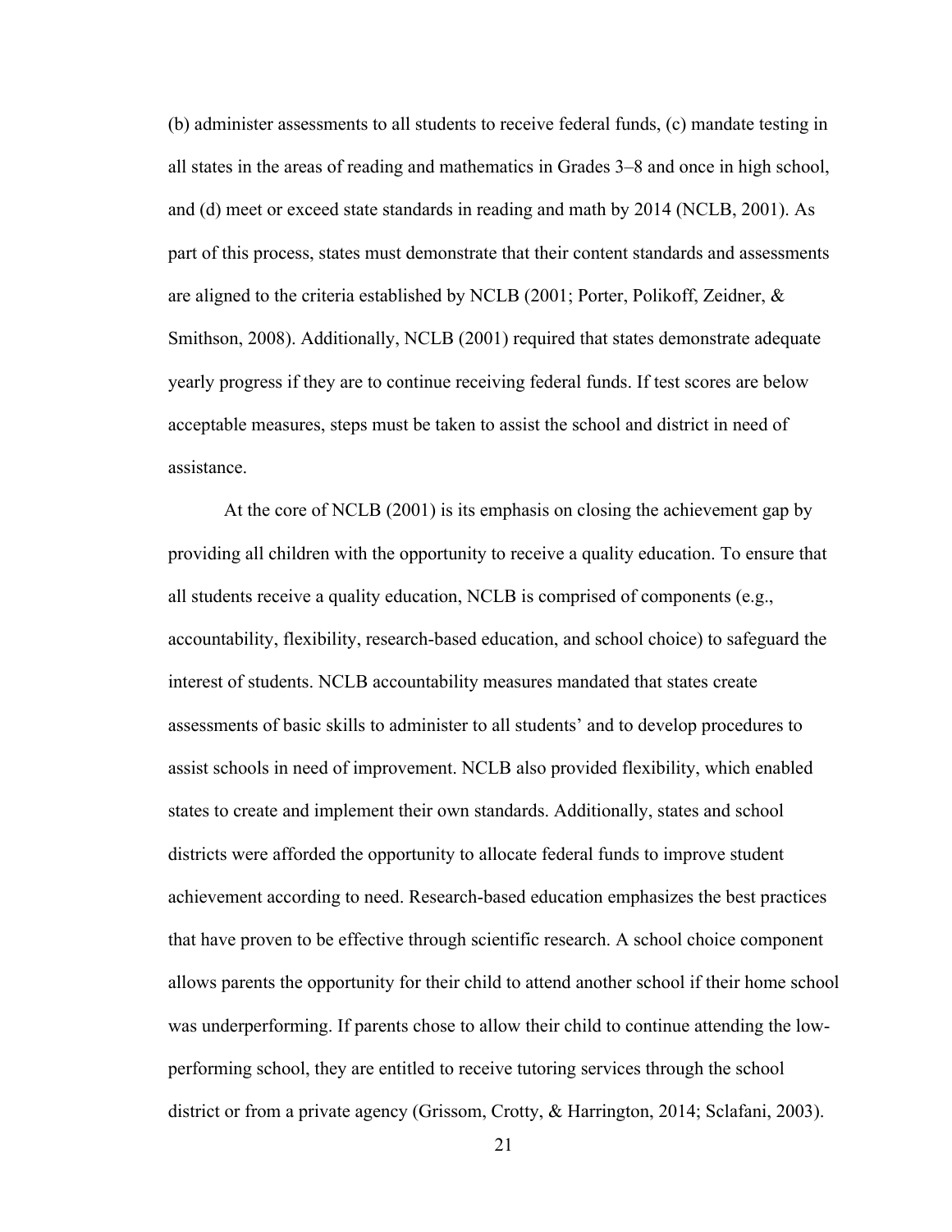(b) administer assessments to all students to receive federal funds, (c) mandate testing in all states in the areas of reading and mathematics in Grades 3–8 and once in high school, and (d) meet or exceed state standards in reading and math by 2014 (NCLB, 2001). As part of this process, states must demonstrate that their content standards and assessments are aligned to the criteria established by NCLB (2001; Porter, Polikoff, Zeidner, & Smithson, 2008). Additionally, NCLB (2001) required that states demonstrate adequate yearly progress if they are to continue receiving federal funds. If test scores are below acceptable measures, steps must be taken to assist the school and district in need of assistance.

At the core of NCLB (2001) is its emphasis on closing the achievement gap by providing all children with the opportunity to receive a quality education. To ensure that all students receive a quality education, NCLB is comprised of components (e.g., accountability, flexibility, research-based education, and school choice) to safeguard the interest of students. NCLB accountability measures mandated that states create assessments of basic skills to administer to all students' and to develop procedures to assist schools in need of improvement. NCLB also provided flexibility, which enabled states to create and implement their own standards. Additionally, states and school districts were afforded the opportunity to allocate federal funds to improve student achievement according to need. Research-based education emphasizes the best practices that have proven to be effective through scientific research. A school choice component allows parents the opportunity for their child to attend another school if their home school was underperforming. If parents chose to allow their child to continue attending the low-performing school, they are entitled to receive tutoring services through the school district or from a private agency (Grissom, Crotty, & Harrington, 2014; Sclafani, 2003).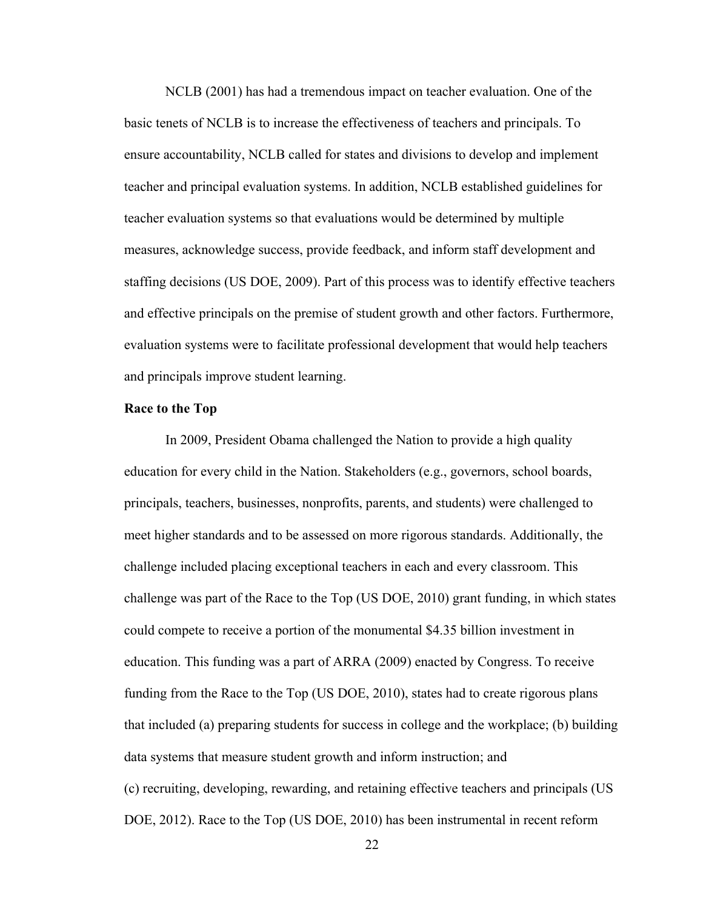NCLB (2001) has had a tremendous impact on teacher evaluation. One of the basic tenets of NCLB is to increase the effectiveness of teachers and principals. To ensure accountability, NCLB called for states and divisions to develop and implement teacher and principal evaluation systems. In addition, NCLB established guidelines for teacher evaluation systems so that evaluations would be determined by multiple measures, acknowledge success, provide feedback, and inform staff development and staffing decisions (US DOE, 2009). Part of this process was to identify effective teachers and effective principals on the premise of student growth and other factors. Furthermore, evaluation systems were to facilitate professional development that would help teachers and principals improve student learning.

**Race to the Top**

In 2009, President Obama challenged the Nation to provide a high quality education for every child in the Nation. Stakeholders (e.g., governors, school boards, principals, teachers, businesses, nonprofits, parents, and students) were challenged to meet higher standards and to be assessed on more rigorous standards. Additionally, the challenge included placing exceptional teachers in each and every classroom. This challenge was part of the Race to the Top (US DOE, 2010) grant funding, in which states could compete to receive a portion of the monumental $4.35 billion investment in education. This funding was a part of ARRA (2009) enacted by Congress. To receive funding from the Race to the Top (US DOE, 2010), states had to create rigorous plans that included (a) preparing students for success in college and the workplace; (b) building data systems that measure student growth and inform instruction; and (c) recruiting, developing, rewarding, and retaining effective teachers and principals (US DOE, 2012). Race to the Top (US DOE, 2010) has been instrumental in recent reform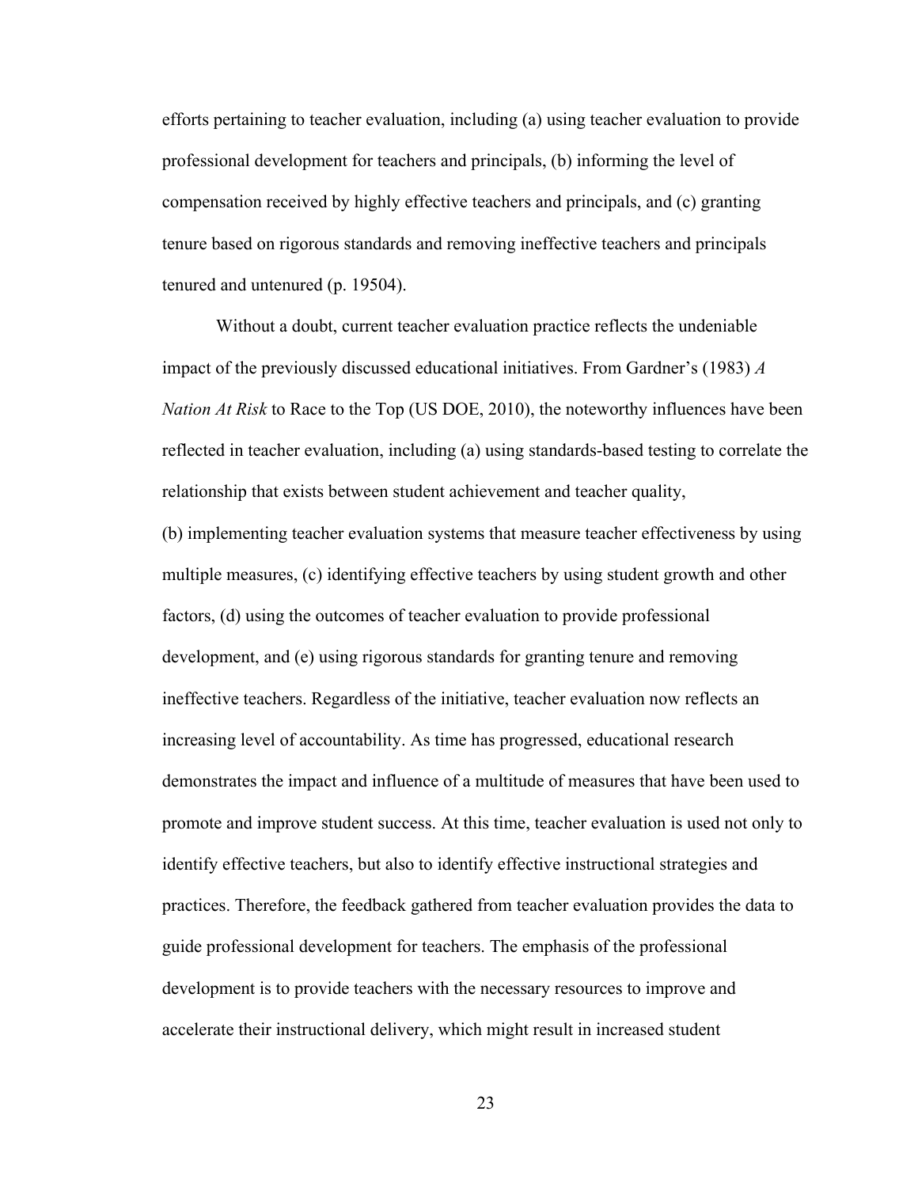efforts pertaining to teacher evaluation, including (a) using teacher evaluation to provide professional development for teachers and principals, (b) informing the level of compensation received by highly effective teachers and principals, and (c) granting tenure based on rigorous standards and removing ineffective teachers and principals tenured and untenured (p. 19504).

Without a doubt, current teacher evaluation practice reflects the undeniable impact of the previously discussed educational initiatives. From Gardner's (1983) *A Nation At Risk* to Race to the Top (US DOE, 2010), the noteworthy influences have been reflected in teacher evaluation, including (a) using standards-based testing to correlate the relationship that exists between student achievement and teacher quality, (b) implementing teacher evaluation systems that measure teacher effectiveness by using multiple measures, (c) identifying effective teachers by using student growth and other factors, (d) using the outcomes of teacher evaluation to provide professional development, and (e) using rigorous standards for granting tenure and removing ineffective teachers. Regardless of the initiative, teacher evaluation now reflects an increasing level of accountability. As time has progressed, educational research demonstrates the impact and influence of a multitude of measures that have been used to promote and improve student success. At this time, teacher evaluation is used not only to identify effective teachers, but also to identify effective instructional strategies and practices. Therefore, the feedback gathered from teacher evaluation provides the data to guide professional development for teachers. The emphasis of the professional development is to provide teachers with the necessary resources to improve and accelerate their instructional delivery, which might result in increased student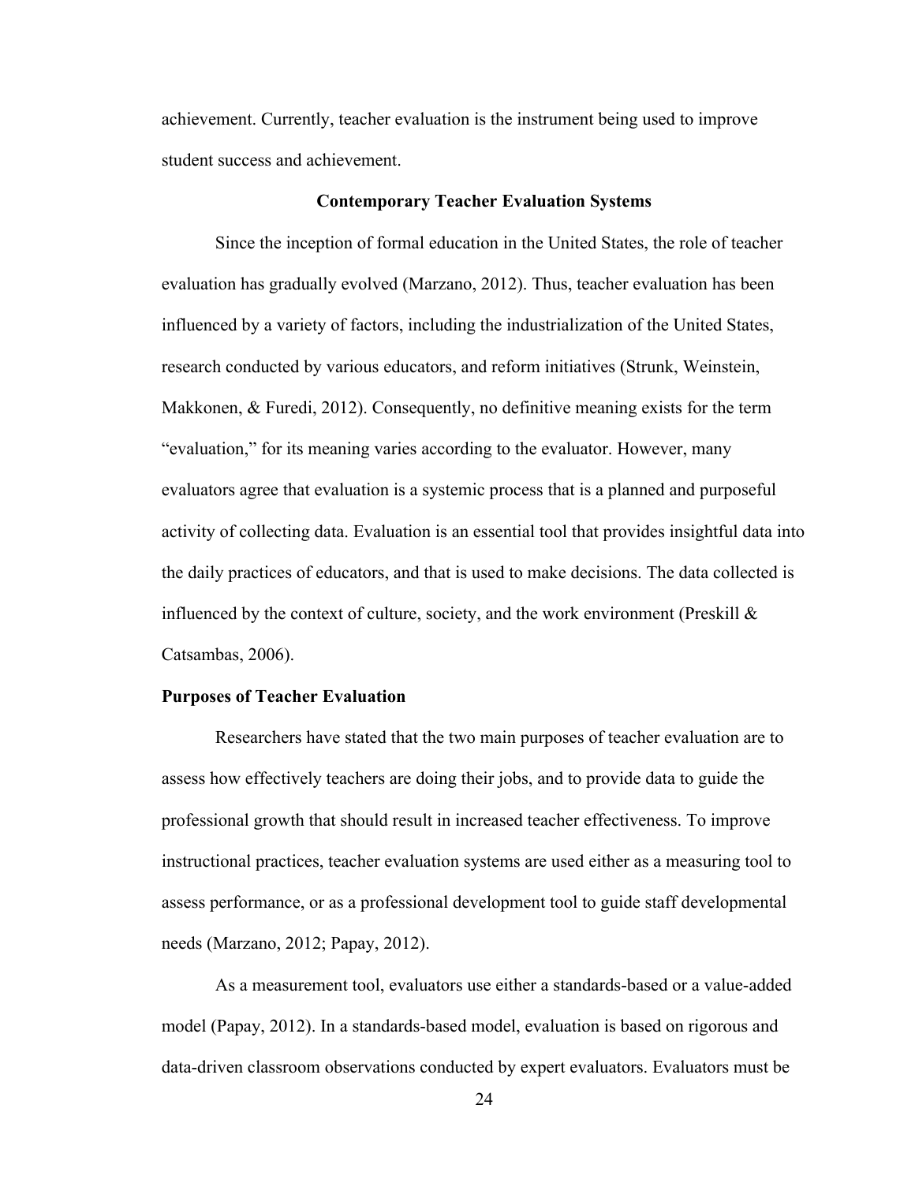achievement. Currently, teacher evaluation is the instrument being used to improve student success and achievement.

## Contemporary Teacher Evaluation Systems

Since the inception of formal education in the United States, the role of teacher evaluation has gradually evolved (Marzano, 2012). Thus, teacher evaluation has been influenced by a variety of factors, including the industrialization of the United States, research conducted by various educators, and reform initiatives (Strunk, Weinstein, Makkonen, & Furedi, 2012). Consequently, no definitive meaning exists for the term "evaluation," for its meaning varies according to the evaluator. However, many evaluators agree that evaluation is a systemic process that is a planned and purposeful activity of collecting data. Evaluation is an essential tool that provides insightful data into the daily practices of educators, and that is used to make decisions. The data collected is influenced by the context of culture, society, and the work environment (Preskill & Catsambas, 2006).

### Purposes of Teacher Evaluation

Researchers have stated that the two main purposes of teacher evaluation are to assess how effectively teachers are doing their jobs, and to provide data to guide the professional growth that should result in increased teacher effectiveness. To improve instructional practices, teacher evaluation systems are used either as a measuring tool to assess performance, or as a professional development tool to guide staff developmental needs (Marzano, 2012; Papay, 2012).

As a measurement tool, evaluators use either a standards-based or a value-added model (Papay, 2012). In a standards-based model, evaluation is based on rigorous and data-driven classroom observations conducted by expert evaluators. Evaluators must be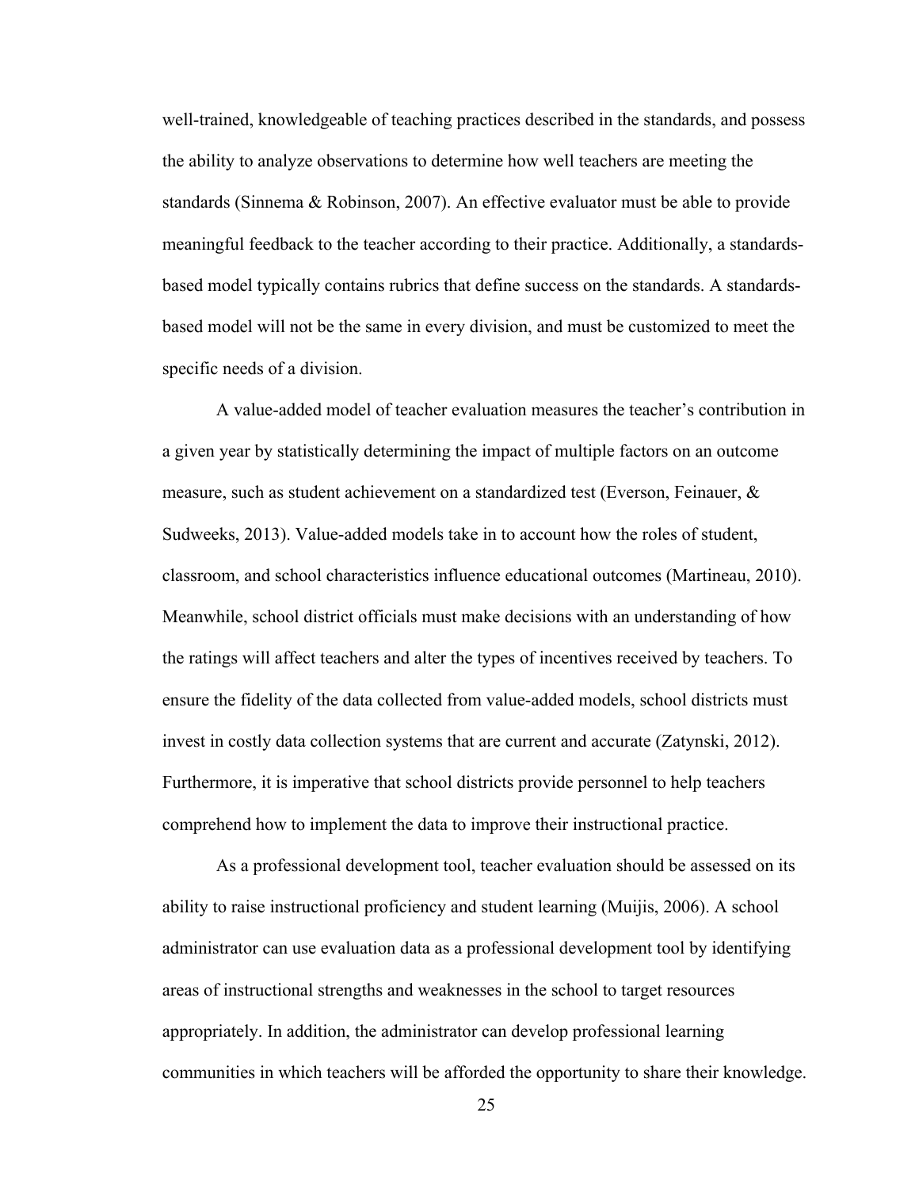well-trained, knowledgeable of teaching practices described in the standards, and possess the ability to analyze observations to determine how well teachers are meeting the standards (Sinnema & Robinson, 2007). An effective evaluator must be able to provide meaningful feedback to the teacher according to their practice. Additionally, a standards-based model typically contains rubrics that define success on the standards. A standards-based model will not be the same in every division, and must be customized to meet the specific needs of a division.

A value-added model of teacher evaluation measures the teacher's contribution in a given year by statistically determining the impact of multiple factors on an outcome measure, such as student achievement on a standardized test (Everson, Feinauer, & Sudweeks, 2013). Value-added models take in to account how the roles of student, classroom, and school characteristics influence educational outcomes (Martineau, 2010). Meanwhile, school district officials must make decisions with an understanding of how the ratings will affect teachers and alter the types of incentives received by teachers. To ensure the fidelity of the data collected from value-added models, school districts must invest in costly data collection systems that are current and accurate (Zatynski, 2012). Furthermore, it is imperative that school districts provide personnel to help teachers comprehend how to implement the data to improve their instructional practice.

As a professional development tool, teacher evaluation should be assessed on its ability to raise instructional proficiency and student learning (Muijis, 2006). A school administrator can use evaluation data as a professional development tool by identifying areas of instructional strengths and weaknesses in the school to target resources appropriately. In addition, the administrator can develop professional learning communities in which teachers will be afforded the opportunity to share their knowledge.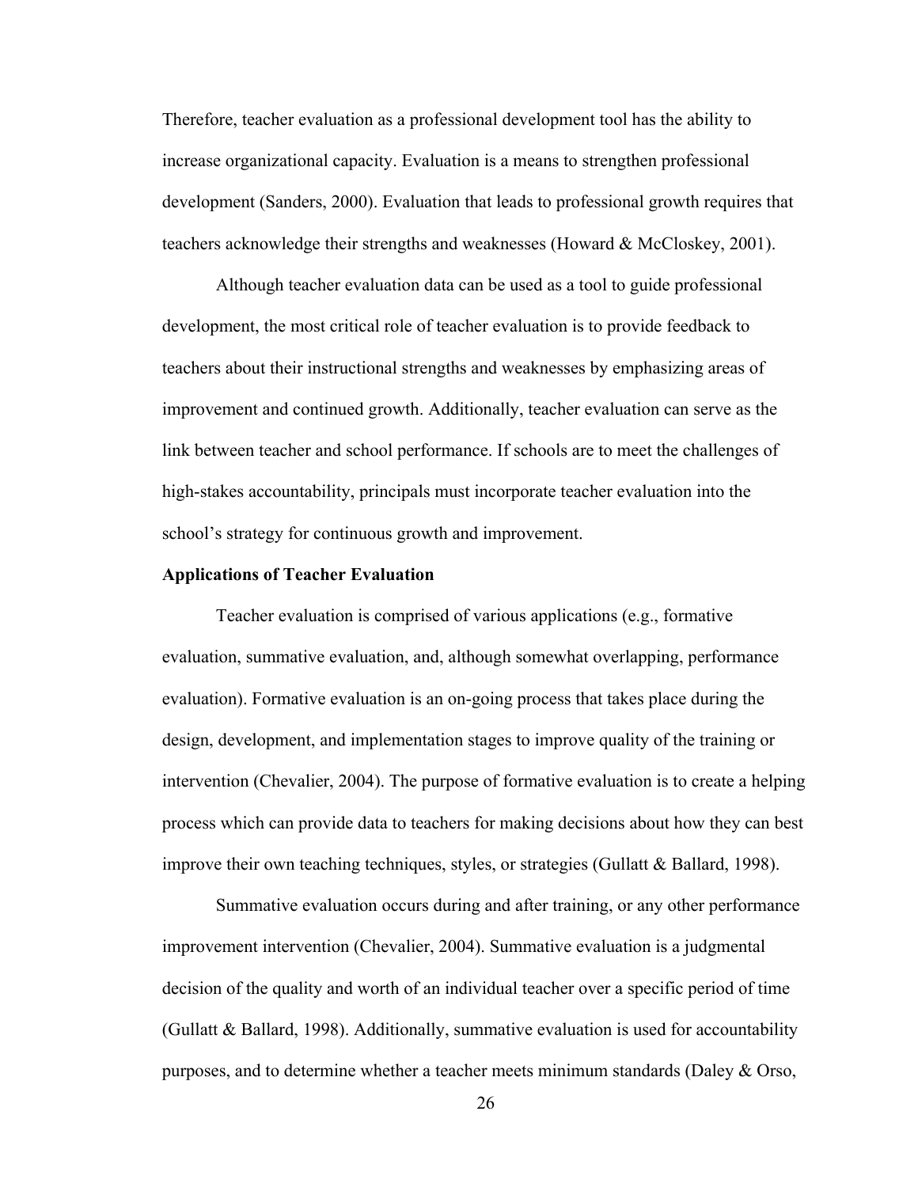Therefore, teacher evaluation as a professional development tool has the ability to increase organizational capacity. Evaluation is a means to strengthen professional development (Sanders, 2000). Evaluation that leads to professional growth requires that teachers acknowledge their strengths and weaknesses (Howard & McCloskey, 2001).

Although teacher evaluation data can be used as a tool to guide professional development, the most critical role of teacher evaluation is to provide feedback to teachers about their instructional strengths and weaknesses by emphasizing areas of improvement and continued growth. Additionally, teacher evaluation can serve as the link between teacher and school performance. If schools are to meet the challenges of high-stakes accountability, principals must incorporate teacher evaluation into the school's strategy for continuous growth and improvement.

**Applications of Teacher Evaluation**

Teacher evaluation is comprised of various applications (e.g., formative evaluation, summative evaluation, and, although somewhat overlapping, performance evaluation). Formative evaluation is an on-going process that takes place during the design, development, and implementation stages to improve quality of the training or intervention (Chevalier, 2004). The purpose of formative evaluation is to create a helping process which can provide data to teachers for making decisions about how they can best improve their own teaching techniques, styles, or strategies (Gullatt & Ballard, 1998).

Summative evaluation occurs during and after training, or any other performance improvement intervention (Chevalier, 2004). Summative evaluation is a judgmental decision of the quality and worth of an individual teacher over a specific period of time (Gullatt & Ballard, 1998). Additionally, summative evaluation is used for accountability purposes, and to determine whether a teacher meets minimum standards (Daley & Orso,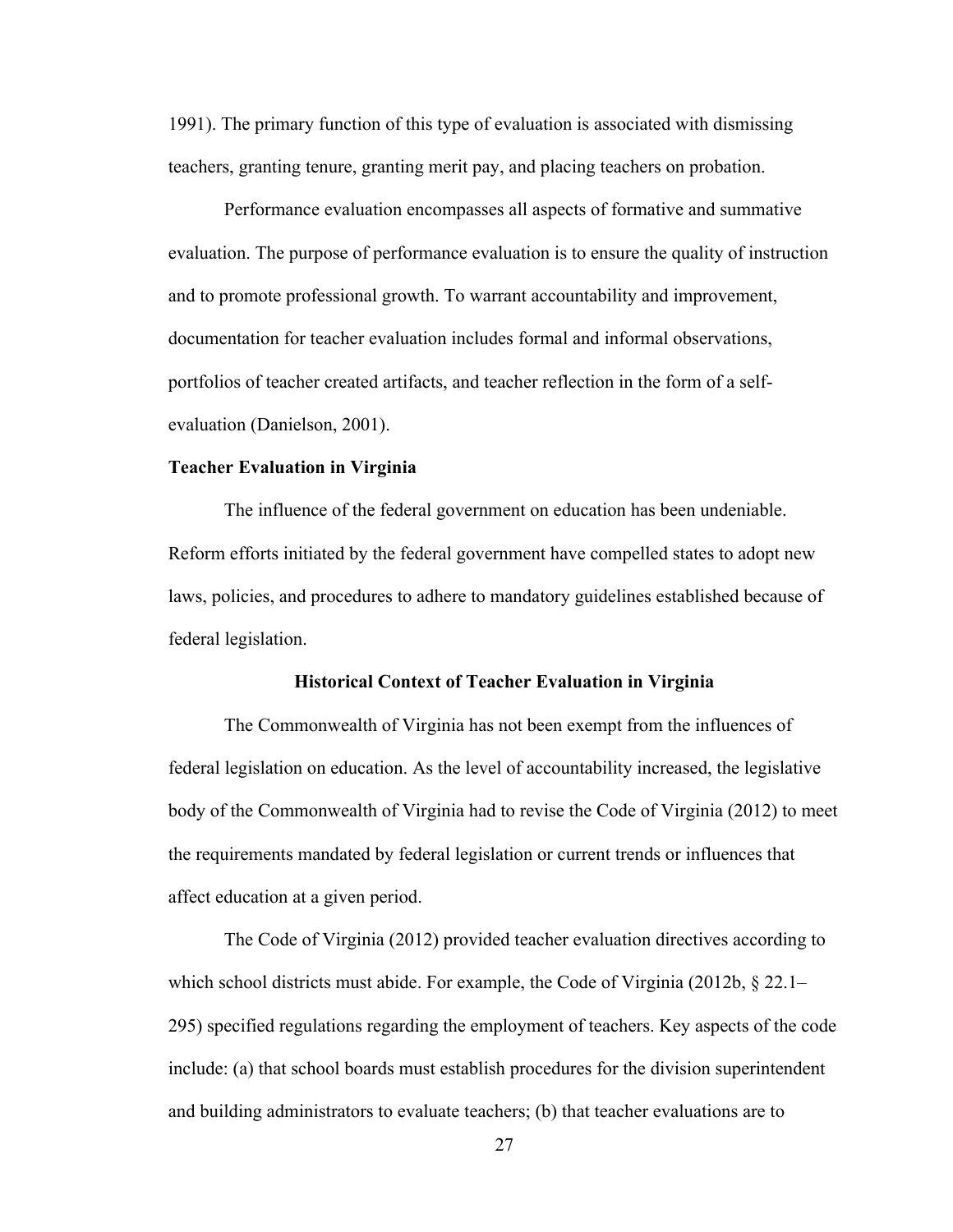1991). The primary function of this type of evaluation is associated with dismissing teachers, granting tenure, granting merit pay, and placing teachers on probation.

Performance evaluation encompasses all aspects of formative and summative evaluation. The purpose of performance evaluation is to ensure the quality of instruction and to promote professional growth. To warrant accountability and improvement, documentation for teacher evaluation includes formal and informal observations, portfolios of teacher created artifacts, and teacher reflection in the form of a self-evaluation (Danielson, 2001).

## Teacher Evaluation in Virginia

The influence of the federal government on education has been undeniable. Reform efforts initiated by the federal government have compelled states to adopt new laws, policies, and procedures to adhere to mandatory guidelines established because of federal legislation.

### Historical Context of Teacher Evaluation in Virginia

The Commonwealth of Virginia has not been exempt from the influences of federal legislation on education. As the level of accountability increased, the legislative body of the Commonwealth of Virginia had to revise the Code of Virginia (2012) to meet the requirements mandated by federal legislation or current trends or influences that affect education at a given period.

The Code of Virginia (2012) provided teacher evaluation directives according to which school districts must abide. For example, the Code of Virginia (2012b, § 22.1–295) specified regulations regarding the employment of teachers. Key aspects of the code include: (a) that school boards must establish procedures for the division superintendent and building administrators to evaluate teachers; (b) that teacher evaluations are to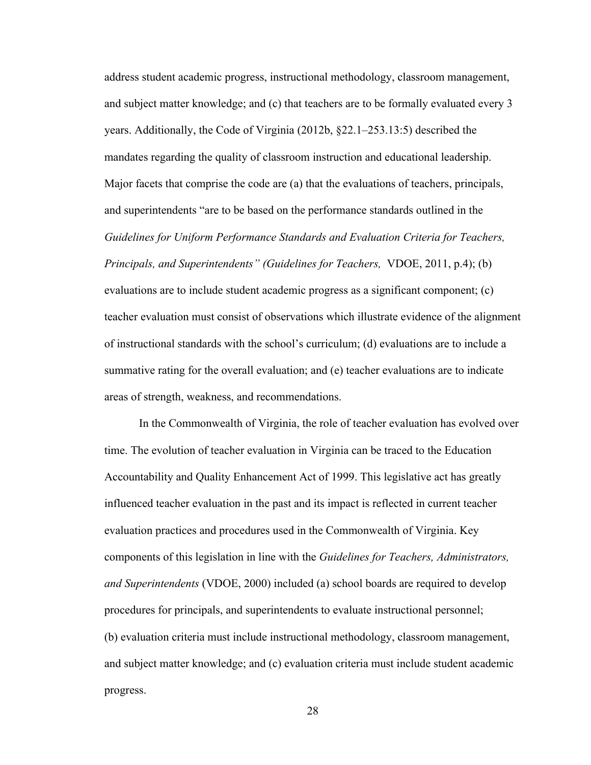address student academic progress, instructional methodology, classroom management, and subject matter knowledge; and (c) that teachers are to be formally evaluated every 3 years. Additionally, the Code of Virginia (2012b, §22.1–253.13:5) described the mandates regarding the quality of classroom instruction and educational leadership. Major facets that comprise the code are (a) that the evaluations of teachers, principals, and superintendents "are to be based on the performance standards outlined in the *Guidelines for Uniform Performance Standards and Evaluation Criteria for Teachers, Principals, and Superintendents" (Guidelines for Teachers,* VDOE, 2011, p.4); (b) evaluations are to include student academic progress as a significant component; (c) teacher evaluation must consist of observations which illustrate evidence of the alignment of instructional standards with the school's curriculum; (d) evaluations are to include a summative rating for the overall evaluation; and (e) teacher evaluations are to indicate areas of strength, weakness, and recommendations.

In the Commonwealth of Virginia, the role of teacher evaluation has evolved over time. The evolution of teacher evaluation in Virginia can be traced to the Education Accountability and Quality Enhancement Act of 1999. This legislative act has greatly influenced teacher evaluation in the past and its impact is reflected in current teacher evaluation practices and procedures used in the Commonwealth of Virginia. Key components of this legislation in line with the *Guidelines for Teachers, Administrators, and Superintendents* (VDOE, 2000) included (a) school boards are required to develop procedures for principals, and superintendents to evaluate instructional personnel; (b) evaluation criteria must include instructional methodology, classroom management, and subject matter knowledge; and (c) evaluation criteria must include student academic progress.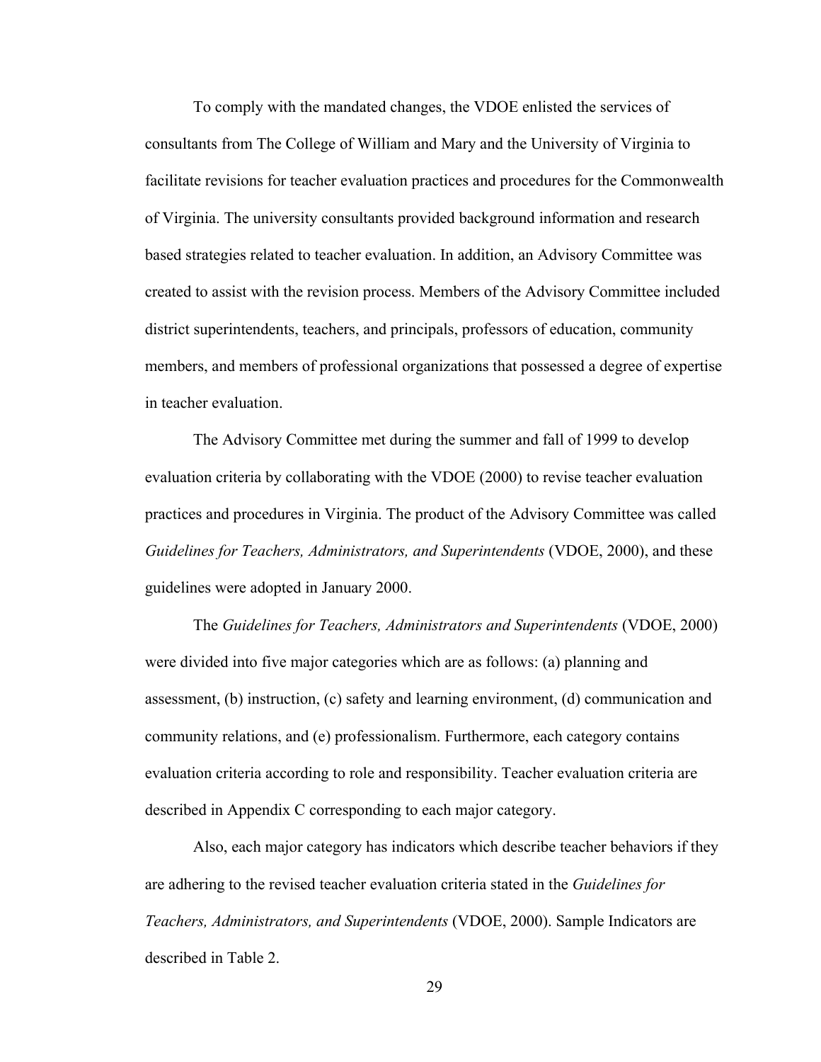To comply with the mandated changes, the VDOE enlisted the services of consultants from The College of William and Mary and the University of Virginia to facilitate revisions for teacher evaluation practices and procedures for the Commonwealth of Virginia. The university consultants provided background information and research based strategies related to teacher evaluation. In addition, an Advisory Committee was created to assist with the revision process. Members of the Advisory Committee included district superintendents, teachers, and principals, professors of education, community members, and members of professional organizations that possessed a degree of expertise in teacher evaluation.

The Advisory Committee met during the summer and fall of 1999 to develop evaluation criteria by collaborating with the VDOE (2000) to revise teacher evaluation practices and procedures in Virginia. The product of the Advisory Committee was called *Guidelines for Teachers, Administrators, and Superintendents* (VDOE, 2000), and these guidelines were adopted in January 2000.

The *Guidelines for Teachers, Administrators and Superintendents* (VDOE, 2000) were divided into five major categories which are as follows: (a) planning and assessment, (b) instruction, (c) safety and learning environment, (d) communication and community relations, and (e) professionalism. Furthermore, each category contains evaluation criteria according to role and responsibility. Teacher evaluation criteria are described in Appendix C corresponding to each major category.

Also, each major category has indicators which describe teacher behaviors if they are adhering to the revised teacher evaluation criteria stated in the *Guidelines for Teachers, Administrators, and Superintendents* (VDOE, 2000). Sample Indicators are described in Table 2.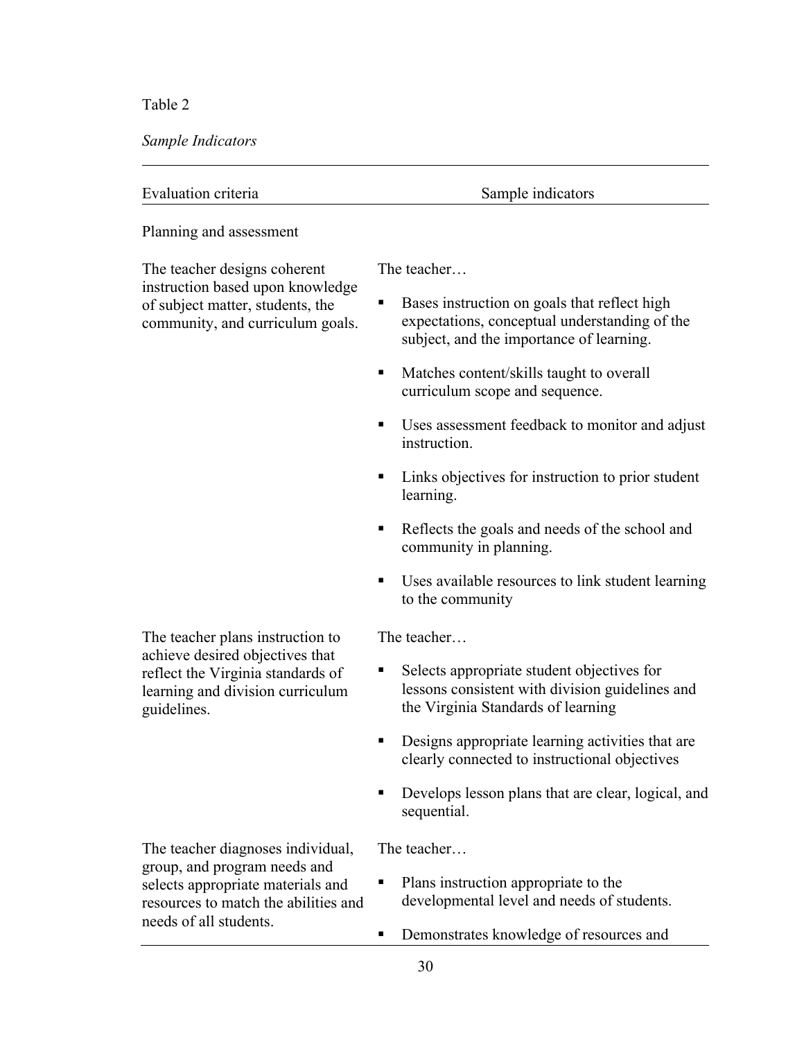Table 2

*Sample Indicators*

| Evaluation criteria | Sample indicators |
|---|---|
| Planning and assessment | |
| The teacher designs coherent instruction based upon knowledge of subject matter, students, the community, and curriculum goals. | The teacher… <br>▪ Bases instruction on goals that reflect high expectations, conceptual understanding of the subject, and the importance of learning. <br>▪ Matches content/skills taught to overall curriculum scope and sequence. <br>▪ Uses assessment feedback to monitor and adjust instruction. <br>▪ Links objectives for instruction to prior student learning. <br>▪ Reflects the goals and needs of the school and community in planning. <br>▪ Uses available resources to link student learning to the community |
| The teacher plans instruction to achieve desired objectives that reflect the Virginia standards of learning and division curriculum guidelines. | The teacher… <br>▪ Selects appropriate student objectives for lessons consistent with division guidelines and the Virginia Standards of learning <br>▪ Designs appropriate learning activities that are clearly connected to instructional objectives <br>▪ Develops lesson plans that are clear, logical, and sequential. |
| The teacher diagnoses individual, group, and program needs and selects appropriate materials and resources to match the abilities and needs of all students. | The teacher… <br>▪ Plans instruction appropriate to the developmental level and needs of students. <br>▪ Demonstrates knowledge of resources and |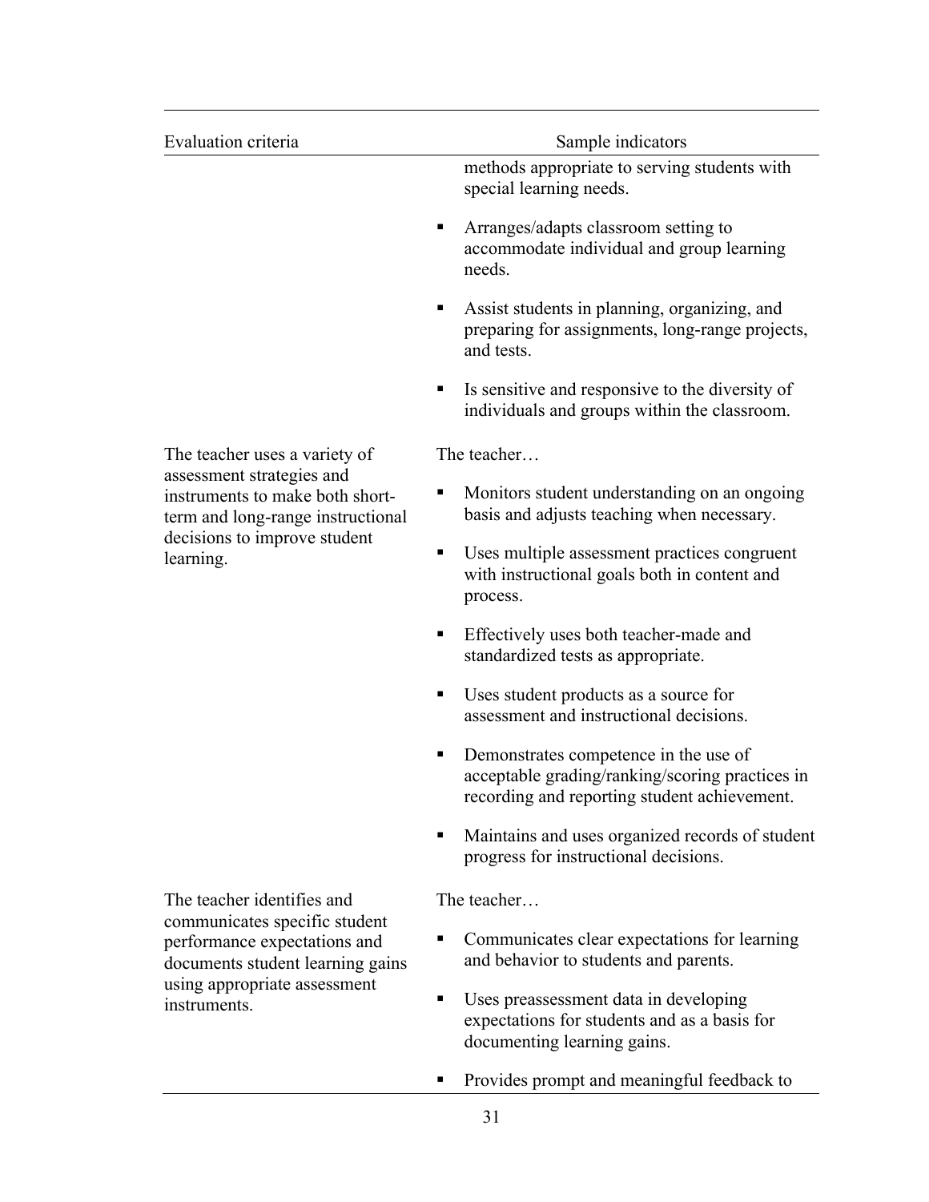| Evaluation criteria | Sample indicators |
|---|---|
| | methods appropriate to serving students with special learning needs.<br>▪ Arranges/adapts classroom setting to accommodate individual and group learning needs.<br>▪ Assist students in planning, organizing, and preparing for assignments, long-range projects, and tests.<br>▪ Is sensitive and responsive to the diversity of individuals and groups within the classroom. |
| The teacher uses a variety of assessment strategies and instruments to make both short-term and long-range instructional decisions to improve student learning. | The teacher…<br>▪ Monitors student understanding on an ongoing basis and adjusts teaching when necessary.<br>▪ Uses multiple assessment practices congruent with instructional goals both in content and process.<br>▪ Effectively uses both teacher-made and standardized tests as appropriate.<br>▪ Uses student products as a source for assessment and instructional decisions.<br>▪ Demonstrates competence in the use of acceptable grading/ranking/scoring practices in recording and reporting student achievement.<br>▪ Maintains and uses organized records of student progress for instructional decisions. |
| The teacher identifies and communicates specific student performance expectations and documents student learning gains using appropriate assessment instruments. | The teacher…<br>▪ Communicates clear expectations for learning and behavior to students and parents.<br>▪ Uses preassessment data in developing expectations for students and as a basis for documenting learning gains.<br>▪ Provides prompt and meaningful feedback to |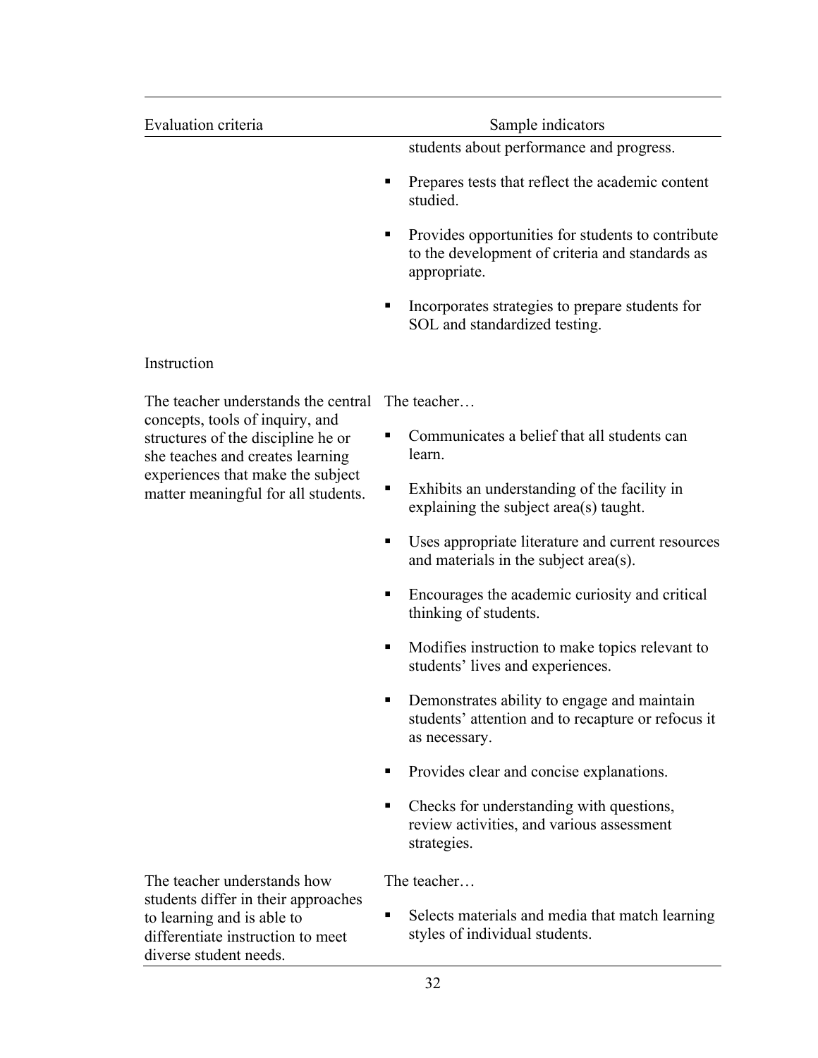| Evaluation criteria | Sample indicators |
|---|---|
| | students about performance and progress.<br><br>▪ Prepares tests that reflect the academic content studied.<br><br>▪ Provides opportunities for students to contribute to the development of criteria and standards as appropriate.<br><br>▪ Incorporates strategies to prepare students for SOL and standardized testing. |
| Instruction | |
| The teacher understands the central concepts, tools of inquiry, and structures of the discipline he or she teaches and creates learning experiences that make the subject matter meaningful for all students. | The teacher…<br><br>▪ Communicates a belief that all students can learn.<br><br>▪ Exhibits an understanding of the facility in explaining the subject area(s) taught.<br><br>▪ Uses appropriate literature and current resources and materials in the subject area(s).<br><br>▪ Encourages the academic curiosity and critical thinking of students.<br><br>▪ Modifies instruction to make topics relevant to students' lives and experiences.<br><br>▪ Demonstrates ability to engage and maintain students' attention and to recapture or refocus it as necessary.<br><br>▪ Provides clear and concise explanations.<br><br>▪ Checks for understanding with questions, review activities, and various assessment strategies. |
| The teacher understands how students differ in their approaches to learning and is able to differentiate instruction to meet diverse student needs. | The teacher…<br><br>▪ Selects materials and media that match learning styles of individual students. |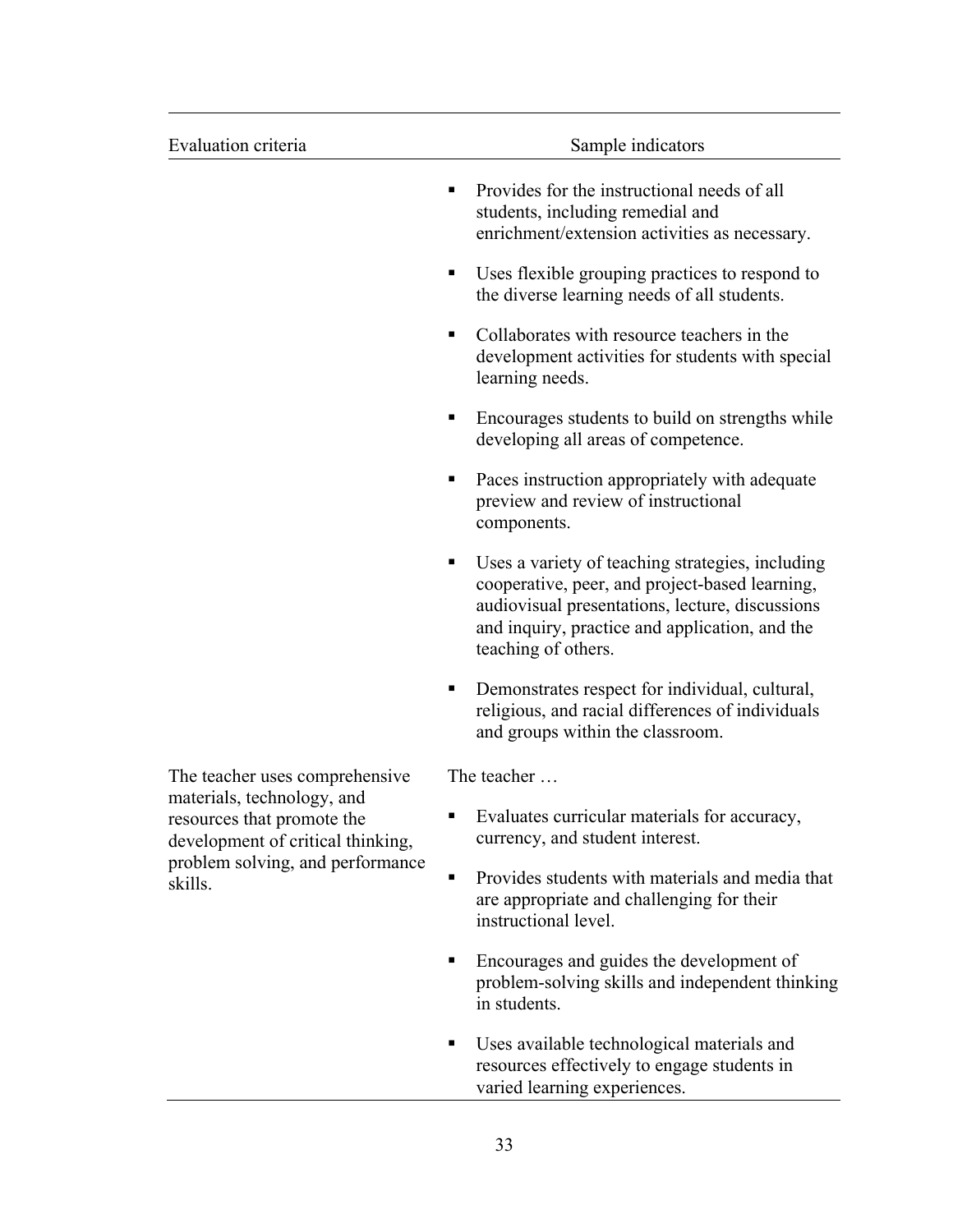| Evaluation criteria | Sample indicators |
|---|---|
| | ▪ Provides for the instructional needs of all students, including remedial and enrichment/extension activities as necessary.<br><br>▪ Uses flexible grouping practices to respond to the diverse learning needs of all students.<br><br>▪ Collaborates with resource teachers in the development activities for students with special learning needs.<br><br>▪ Encourages students to build on strengths while developing all areas of competence.<br><br>▪ Paces instruction appropriately with adequate preview and review of instructional components.<br><br>▪ Uses a variety of teaching strategies, including cooperative, peer, and project-based learning, audiovisual presentations, lecture, discussions and inquiry, practice and application, and the teaching of others.<br><br>▪ Demonstrates respect for individual, cultural, religious, and racial differences of individuals and groups within the classroom. |
| The teacher uses comprehensive materials, technology, and resources that promote the development of critical thinking, problem solving, and performance skills. | The teacher …<br><br>▪ Evaluates curricular materials for accuracy, currency, and student interest.<br><br>▪ Provides students with materials and media that are appropriate and challenging for their instructional level.<br><br>▪ Encourages and guides the development of problem-solving skills and independent thinking in students.<br><br>▪ Uses available technological materials and resources effectively to engage students in varied learning experiences. |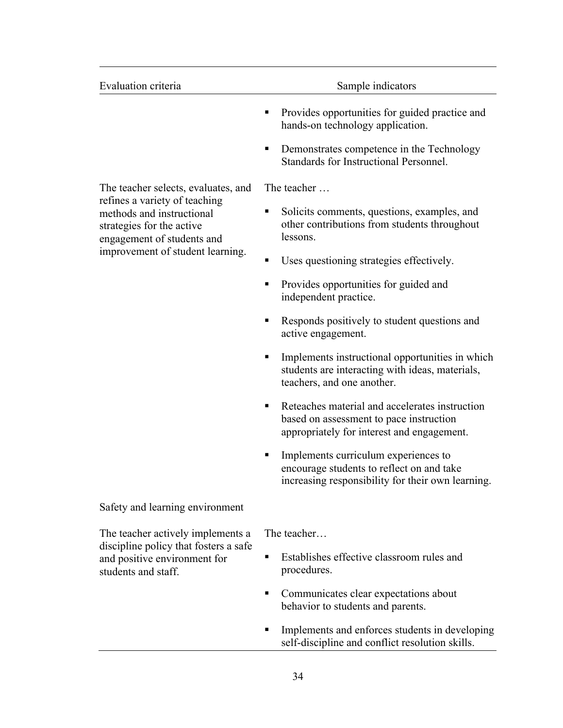| Evaluation criteria | Sample indicators |
|---|---|
| | ▪ Provides opportunities for guided practice and hands-on technology application.<br>▪ Demonstrates competence in the Technology Standards for Instructional Personnel. |
| The teacher selects, evaluates, and refines a variety of teaching methods and instructional strategies for the active engagement of students and improvement of student learning. | The teacher …<br>▪ Solicits comments, questions, examples, and other contributions from students throughout lessons.<br>▪ Uses questioning strategies effectively.<br>▪ Provides opportunities for guided and independent practice.<br>▪ Responds positively to student questions and active engagement.<br>▪ Implements instructional opportunities in which students are interacting with ideas, materials, teachers, and one another.<br>▪ Reteaches material and accelerates instruction based on assessment to pace instruction appropriately for interest and engagement.<br>▪ Implements curriculum experiences to encourage students to reflect on and take increasing responsibility for their own learning. |
| Safety and learning environment | |
| The teacher actively implements a discipline policy that fosters a safe and positive environment for students and staff. | The teacher…<br>▪ Establishes effective classroom rules and procedures.<br>▪ Communicates clear expectations about behavior to students and parents.<br>▪ Implements and enforces students in developing self-discipline and conflict resolution skills. |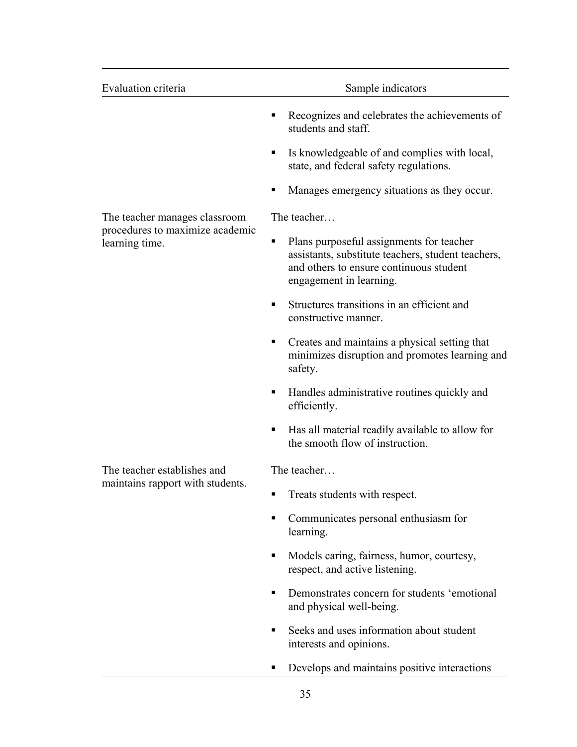| Evaluation criteria | Sample indicators |
| --- | --- |
| | ▪ Recognizes and celebrates the achievements of students and staff.<br>▪ Is knowledgeable of and complies with local, state, and federal safety regulations.<br>▪ Manages emergency situations as they occur. |
| The teacher manages classroom procedures to maximize academic learning time. | The teacher…<br>▪ Plans purposeful assignments for teacher assistants, substitute teachers, student teachers, and others to ensure continuous student engagement in learning.<br>▪ Structures transitions in an efficient and constructive manner.<br>▪ Creates and maintains a physical setting that minimizes disruption and promotes learning and safety.<br>▪ Handles administrative routines quickly and efficiently.<br>▪ Has all material readily available to allow for the smooth flow of instruction. |
| The teacher establishes and maintains rapport with students. | The teacher…<br>▪ Treats students with respect.<br>▪ Communicates personal enthusiasm for learning.<br>▪ Models caring, fairness, humor, courtesy, respect, and active listening.<br>▪ Demonstrates concern for students 'emotional and physical well-being.<br>▪ Seeks and uses information about student interests and opinions.<br>▪ Develops and maintains positive interactions |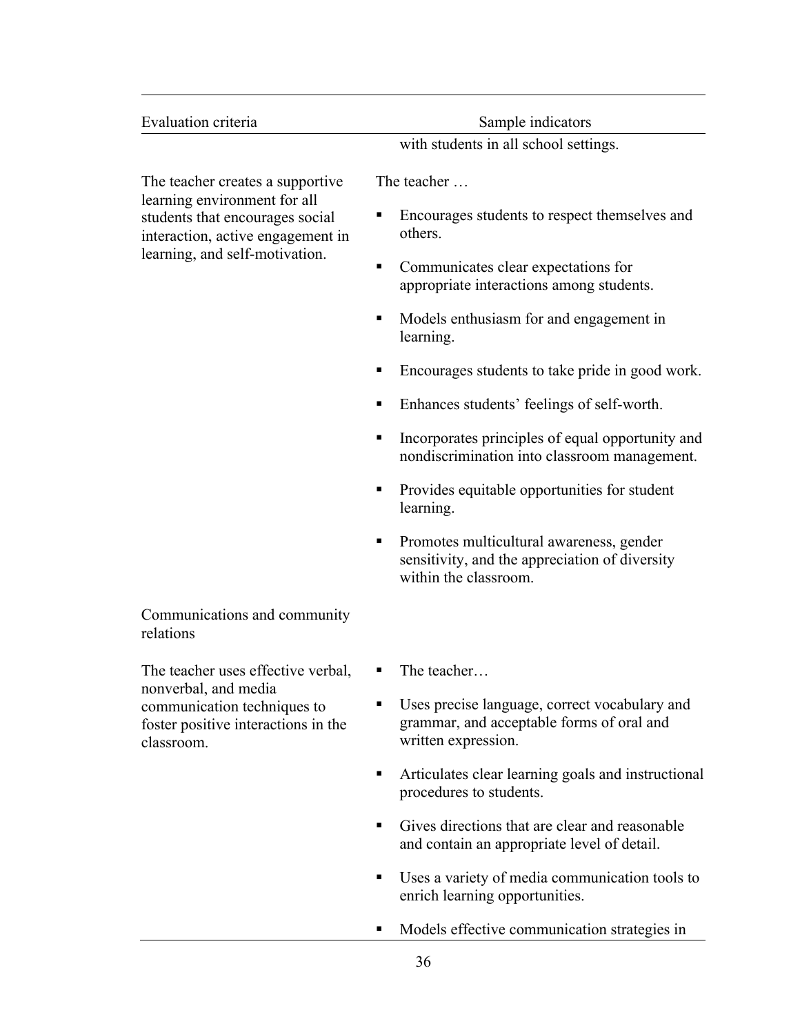| Evaluation criteria | Sample indicators |
|---|---|
| | with students in all school settings. |
| The teacher creates a supportive learning environment for all students that encourages social interaction, active engagement in learning, and self-motivation. | The teacher … <br>▪ Encourages students to respect themselves and others. <br>▪ Communicates clear expectations for appropriate interactions among students. <br>▪ Models enthusiasm for and engagement in learning. <br>▪ Encourages students to take pride in good work. <br>▪ Enhances students' feelings of self-worth. <br>▪ Incorporates principles of equal opportunity and nondiscrimination into classroom management. <br>▪ Provides equitable opportunities for student learning. <br>▪ Promotes multicultural awareness, gender sensitivity, and the appreciation of diversity within the classroom. |
| Communications and community relations | |
| The teacher uses effective verbal, nonverbal, and media communication techniques to foster positive interactions in the classroom. | ▪ The teacher… <br>▪ Uses precise language, correct vocabulary and grammar, and acceptable forms of oral and written expression. <br>▪ Articulates clear learning goals and instructional procedures to students. <br>▪ Gives directions that are clear and reasonable and contain an appropriate level of detail. <br>▪ Uses a variety of media communication tools to enrich learning opportunities. <br>▪ Models effective communication strategies in |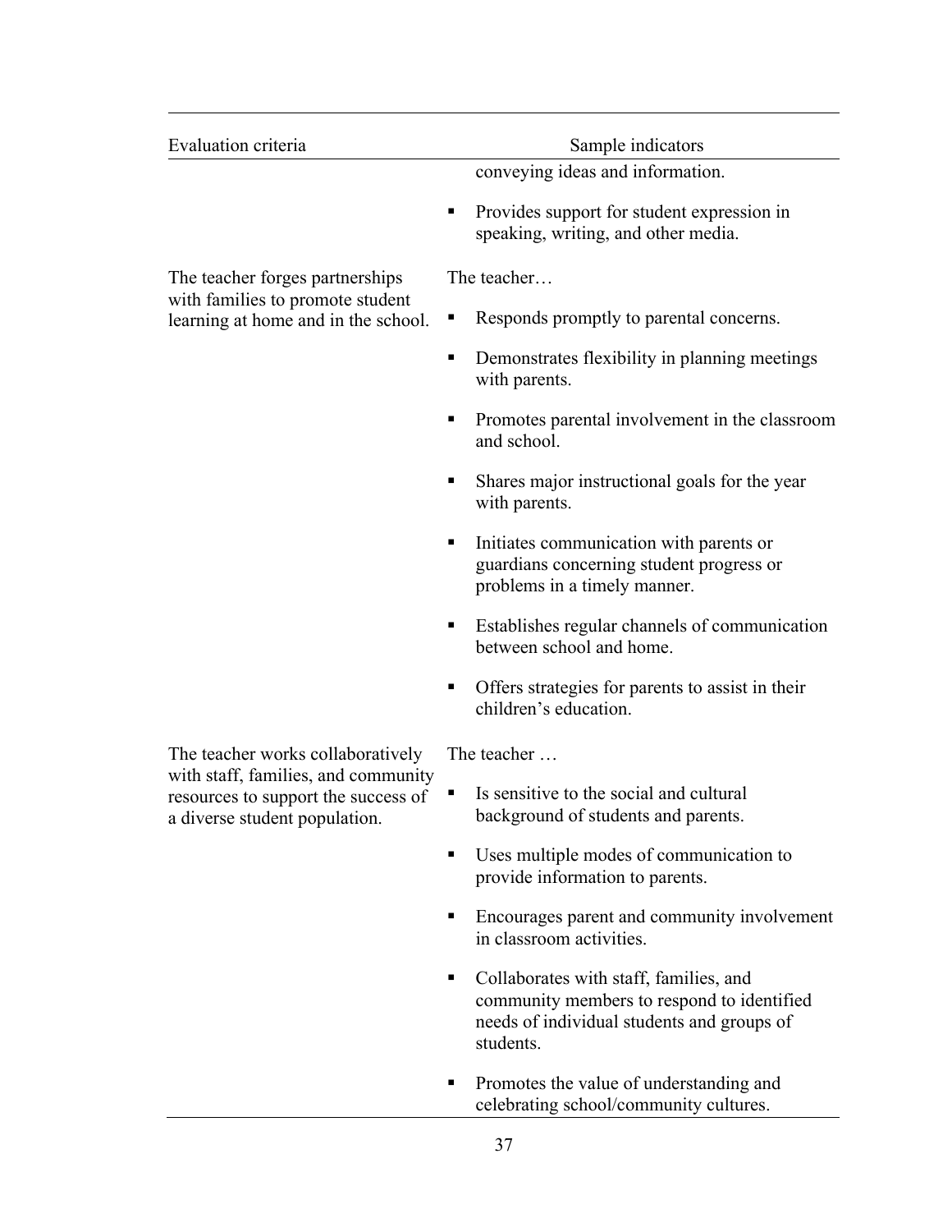| Evaluation criteria | Sample indicators |
|---|---|
| | conveying ideas and information.<br>▪ Provides support for student expression in speaking, writing, and other media. |
| The teacher forges partnerships with families to promote student learning at home and in the school. | The teacher…<br>▪ Responds promptly to parental concerns.<br>▪ Demonstrates flexibility in planning meetings with parents.<br>▪ Promotes parental involvement in the classroom and school.<br>▪ Shares major instructional goals for the year with parents.<br>▪ Initiates communication with parents or guardians concerning student progress or problems in a timely manner.<br>▪ Establishes regular channels of communication between school and home.<br>▪ Offers strategies for parents to assist in their children's education. |
| The teacher works collaboratively with staff, families, and community resources to support the success of a diverse student population. | The teacher …<br>▪ Is sensitive to the social and cultural background of students and parents.<br>▪ Uses multiple modes of communication to provide information to parents.<br>▪ Encourages parent and community involvement in classroom activities.<br>▪ Collaborates with staff, families, and community members to respond to identified needs of individual students and groups of students.<br>▪ Promotes the value of understanding and celebrating school/community cultures. |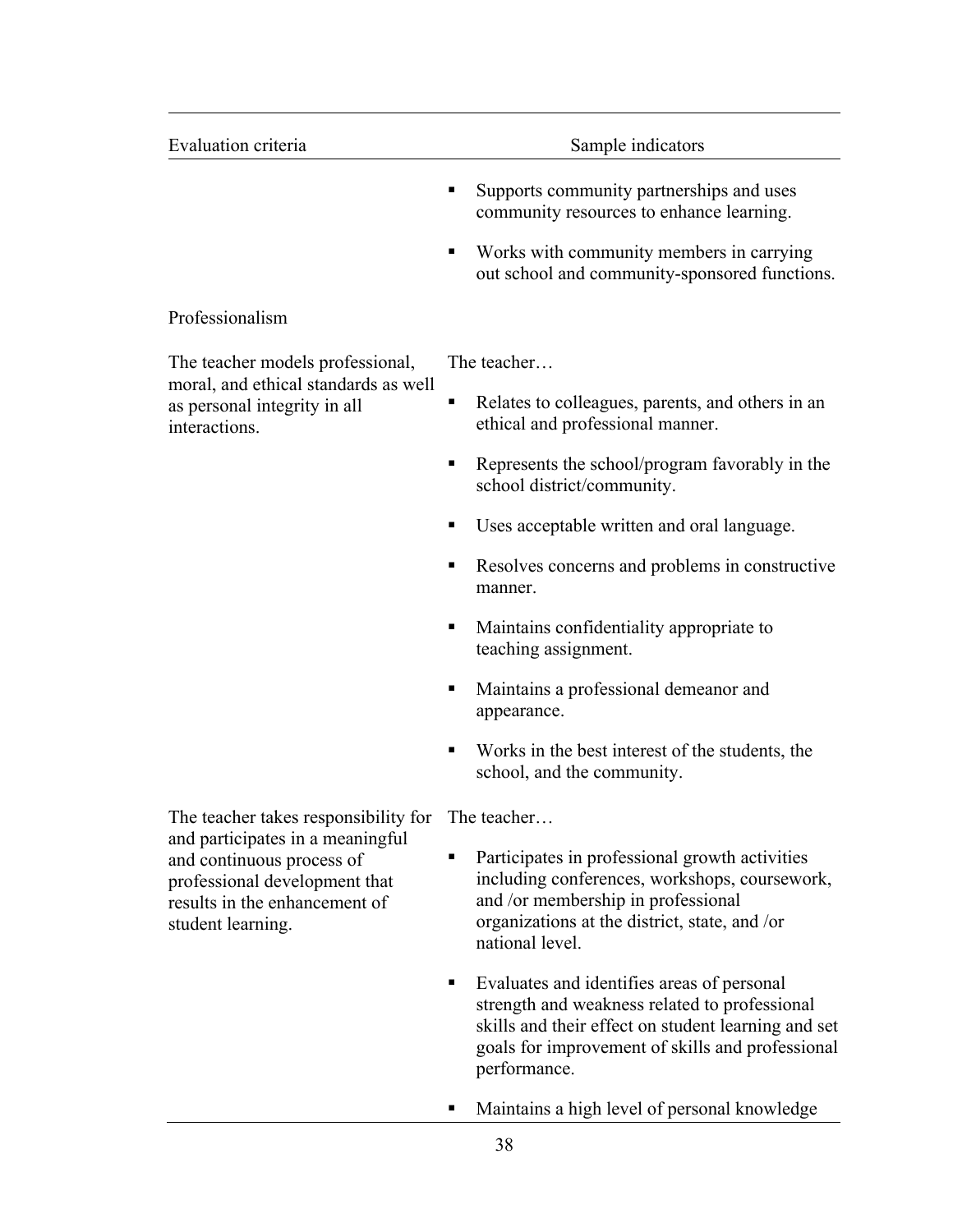| Evaluation criteria | Sample indicators |
|---|---|
| | ▪ Supports community partnerships and uses community resources to enhance learning.<br>▪ Works with community members in carrying out school and community-sponsored functions. |
| Professionalism | |
| The teacher models professional, moral, and ethical standards as well as personal integrity in all interactions. | The teacher…<br>▪ Relates to colleagues, parents, and others in an ethical and professional manner.<br>▪ Represents the school/program favorably in the school district/community.<br>▪ Uses acceptable written and oral language.<br>▪ Resolves concerns and problems in constructive manner.<br>▪ Maintains confidentiality appropriate to teaching assignment.<br>▪ Maintains a professional demeanor and appearance.<br>▪ Works in the best interest of the students, the school, and the community. |
| The teacher takes responsibility for and participates in a meaningful and continuous process of professional development that results in the enhancement of student learning. | The teacher…<br>▪ Participates in professional growth activities including conferences, workshops, coursework, and /or membership in professional organizations at the district, state, and /or national level.<br>▪ Evaluates and identifies areas of personal strength and weakness related to professional skills and their effect on student learning and set goals for improvement of skills and professional performance.<br>▪ Maintains a high level of personal knowledge |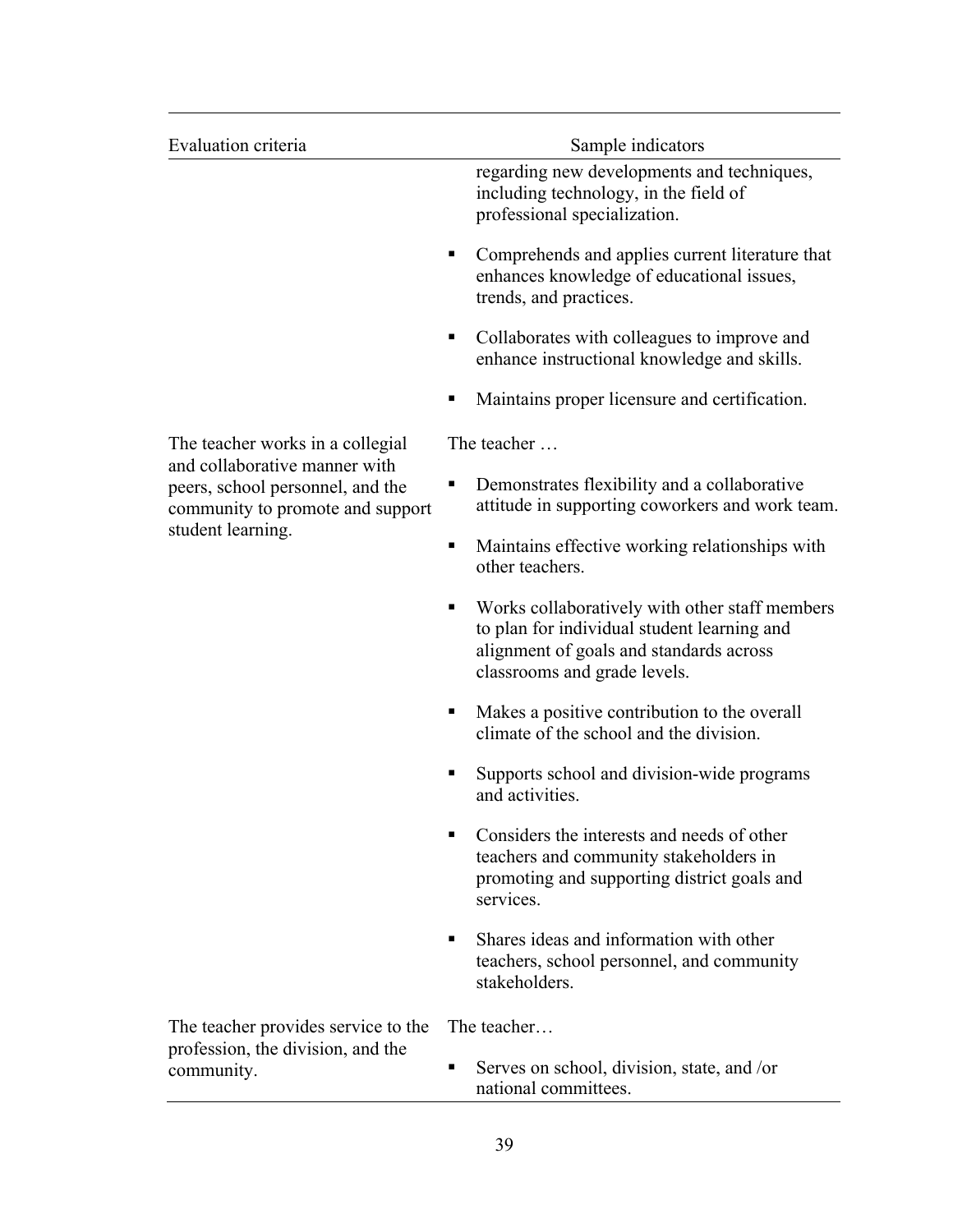| Evaluation criteria | Sample indicators |
| --- | --- |
| | regarding new developments and techniques, including technology, in the field of professional specialization.<br>▪ Comprehends and applies current literature that enhances knowledge of educational issues, trends, and practices.<br>▪ Collaborates with colleagues to improve and enhance instructional knowledge and skills.<br>▪ Maintains proper licensure and certification. |
| The teacher works in a collegial and collaborative manner with peers, school personnel, and the community to promote and support student learning. | The teacher …<br>▪ Demonstrates flexibility and a collaborative attitude in supporting coworkers and work team.<br>▪ Maintains effective working relationships with other teachers.<br>▪ Works collaboratively with other staff members to plan for individual student learning and alignment of goals and standards across classrooms and grade levels.<br>▪ Makes a positive contribution to the overall climate of the school and the division.<br>▪ Supports school and division-wide programs and activities.<br>▪ Considers the interests and needs of other teachers and community stakeholders in promoting and supporting district goals and services.<br>▪ Shares ideas and information with other teachers, school personnel, and community stakeholders. |
| The teacher provides service to the profession, the division, and the community. | The teacher…<br>▪ Serves on school, division, state, and /or national committees. |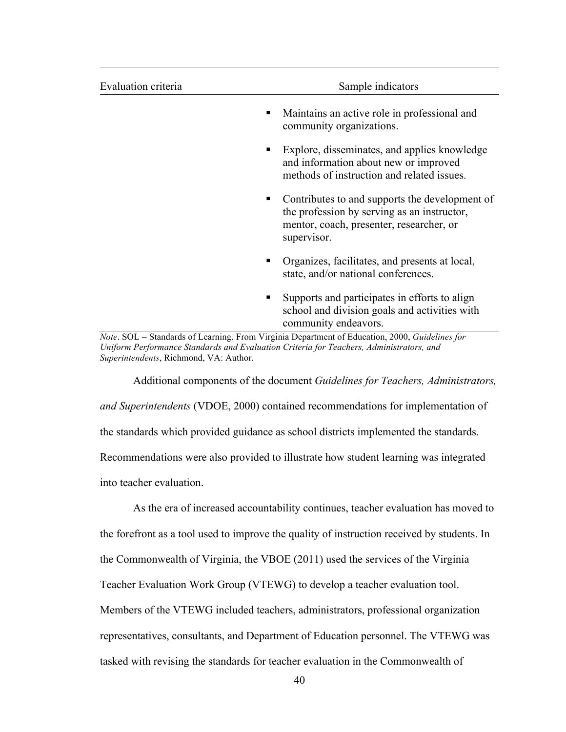| Evaluation criteria | Sample indicators |
|---|---|
| | ▪ Maintains an active role in professional and community organizations. |
| | ▪ Explore, disseminates, and applies knowledge and information about new or improved methods of instruction and related issues. |
| | ▪ Contributes to and supports the development of the profession by serving as an instructor, mentor, coach, presenter, researcher, or supervisor. |
| | ▪ Organizes, facilitates, and presents at local, state, and/or national conferences. |
| | ▪ Supports and participates in efforts to align school and division goals and activities with community endeavors. |

*Note*. SOL = Standards of Learning. From Virginia Department of Education, 2000, *Guidelines for Uniform Performance Standards and Evaluation Criteria for Teachers, Administrators, and Superintendents*, Richmond, VA: Author.

Additional components of the document *Guidelines for Teachers, Administrators, and Superintendents* (VDOE, 2000) contained recommendations for implementation of the standards which provided guidance as school districts implemented the standards. Recommendations were also provided to illustrate how student learning was integrated into teacher evaluation.

As the era of increased accountability continues, teacher evaluation has moved to the forefront as a tool used to improve the quality of instruction received by students. In the Commonwealth of Virginia, the VBOE (2011) used the services of the Virginia Teacher Evaluation Work Group (VTEWG) to develop a teacher evaluation tool. Members of the VTEWG included teachers, administrators, professional organization representatives, consultants, and Department of Education personnel. The VTEWG was tasked with revising the standards for teacher evaluation in the Commonwealth of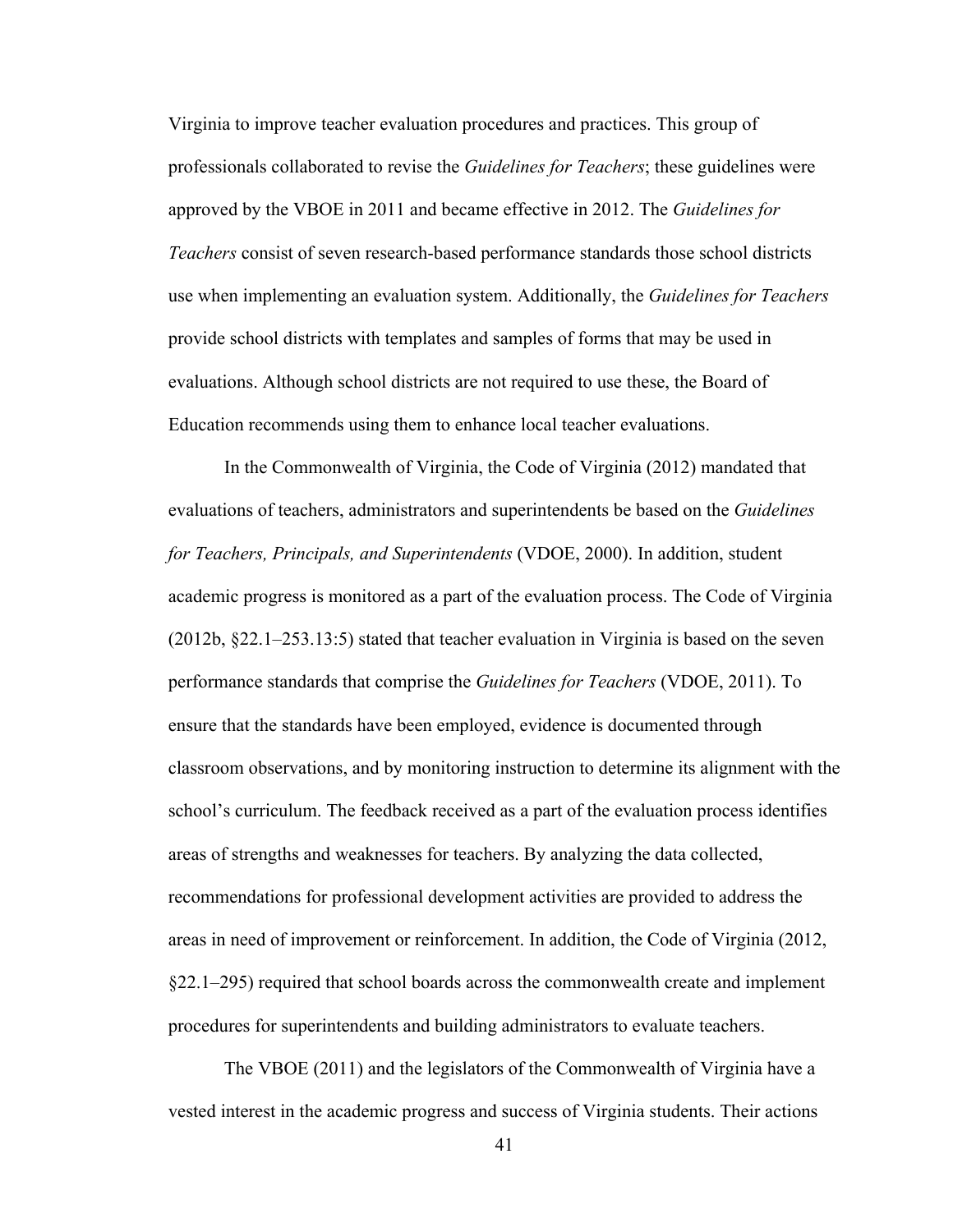Virginia to improve teacher evaluation procedures and practices. This group of professionals collaborated to revise the *Guidelines for Teachers*; these guidelines were approved by the VBOE in 2011 and became effective in 2012. The *Guidelines for Teachers* consist of seven research-based performance standards those school districts use when implementing an evaluation system. Additionally, the *Guidelines for Teachers* provide school districts with templates and samples of forms that may be used in evaluations. Although school districts are not required to use these, the Board of Education recommends using them to enhance local teacher evaluations.

In the Commonwealth of Virginia, the Code of Virginia (2012) mandated that evaluations of teachers, administrators and superintendents be based on the *Guidelines for Teachers, Principals, and Superintendents* (VDOE, 2000). In addition, student academic progress is monitored as a part of the evaluation process. The Code of Virginia (2012b, §22.1–253.13:5) stated that teacher evaluation in Virginia is based on the seven performance standards that comprise the *Guidelines for Teachers* (VDOE, 2011). To ensure that the standards have been employed, evidence is documented through classroom observations, and by monitoring instruction to determine its alignment with the school's curriculum. The feedback received as a part of the evaluation process identifies areas of strengths and weaknesses for teachers. By analyzing the data collected, recommendations for professional development activities are provided to address the areas in need of improvement or reinforcement. In addition, the Code of Virginia (2012, §22.1–295) required that school boards across the commonwealth create and implement procedures for superintendents and building administrators to evaluate teachers.

The VBOE (2011) and the legislators of the Commonwealth of Virginia have a vested interest in the academic progress and success of Virginia students. Their actions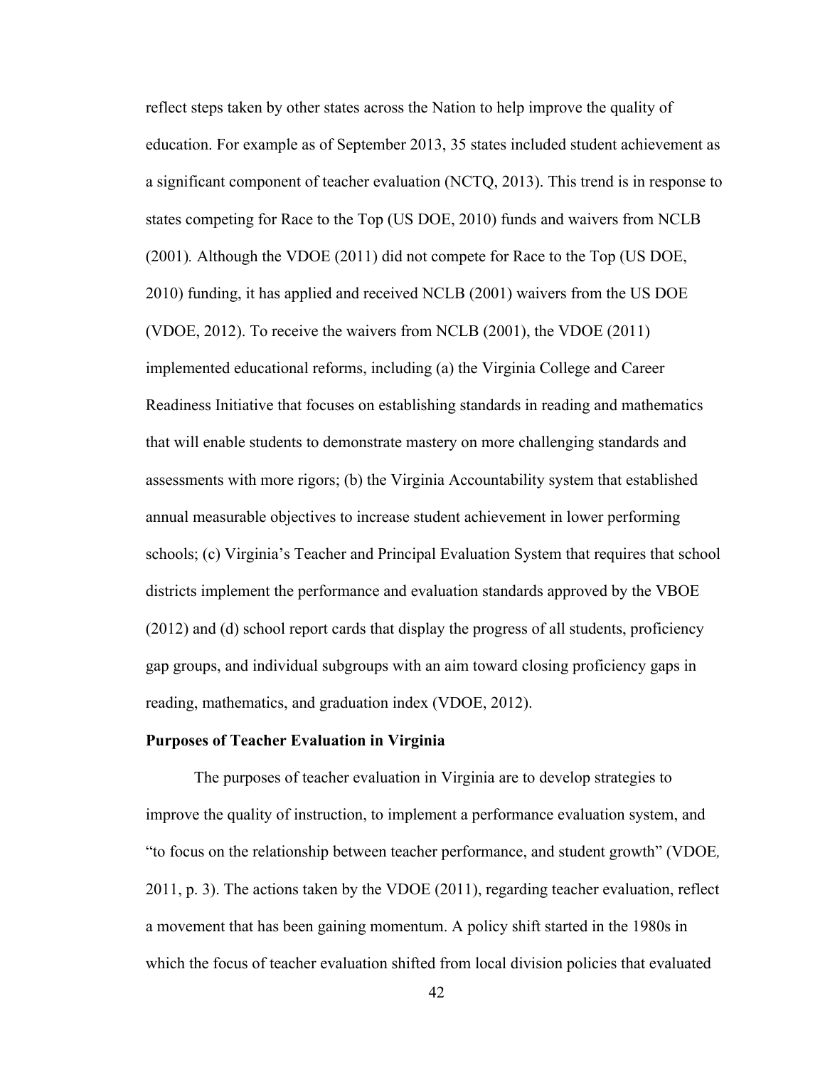reflect steps taken by other states across the Nation to help improve the quality of education. For example as of September 2013, 35 states included student achievement as a significant component of teacher evaluation (NCTQ, 2013). This trend is in response to states competing for Race to the Top (US DOE, 2010) funds and waivers from NCLB (2001). Although the VDOE (2011) did not compete for Race to the Top (US DOE, 2010) funding, it has applied and received NCLB (2001) waivers from the US DOE (VDOE, 2012). To receive the waivers from NCLB (2001), the VDOE (2011) implemented educational reforms, including (a) the Virginia College and Career Readiness Initiative that focuses on establishing standards in reading and mathematics that will enable students to demonstrate mastery on more challenging standards and assessments with more rigors; (b) the Virginia Accountability system that established annual measurable objectives to increase student achievement in lower performing schools; (c) Virginia's Teacher and Principal Evaluation System that requires that school districts implement the performance and evaluation standards approved by the VBOE (2012) and (d) school report cards that display the progress of all students, proficiency gap groups, and individual subgroups with an aim toward closing proficiency gaps in reading, mathematics, and graduation index (VDOE, 2012).

**Purposes of Teacher Evaluation in Virginia**

The purposes of teacher evaluation in Virginia are to develop strategies to improve the quality of instruction, to implement a performance evaluation system, and "to focus on the relationship between teacher performance, and student growth" (VDOE, 2011, p. 3). The actions taken by the VDOE (2011), regarding teacher evaluation, reflect a movement that has been gaining momentum. A policy shift started in the 1980s in which the focus of teacher evaluation shifted from local division policies that evaluated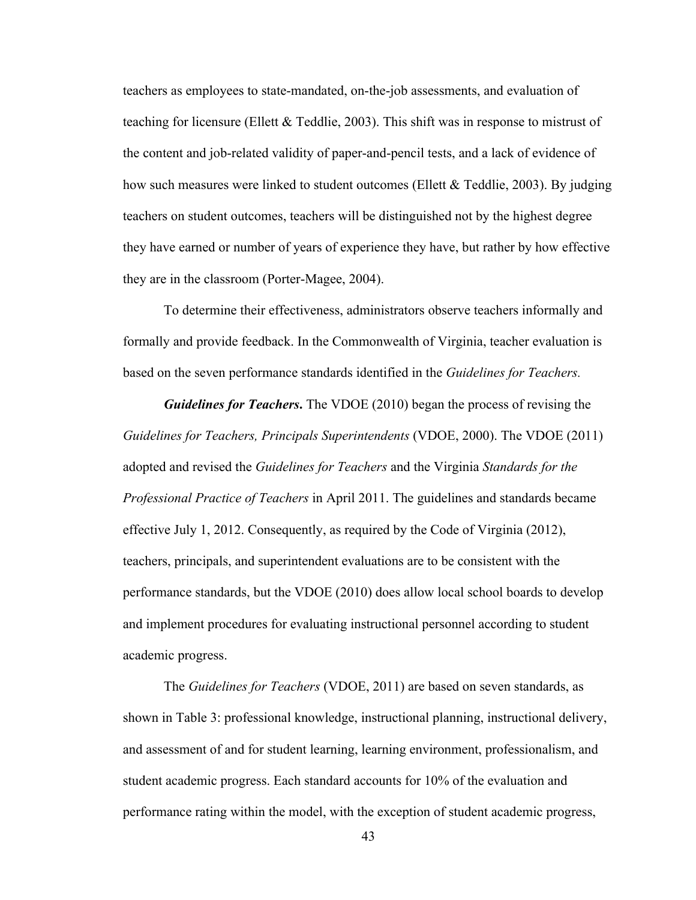teachers as employees to state-mandated, on-the-job assessments, and evaluation of teaching for licensure (Ellett & Teddlie, 2003). This shift was in response to mistrust of the content and job-related validity of paper-and-pencil tests, and a lack of evidence of how such measures were linked to student outcomes (Ellett & Teddlie, 2003). By judging teachers on student outcomes, teachers will be distinguished not by the highest degree they have earned or number of years of experience they have, but rather by how effective they are in the classroom (Porter-Magee, 2004).

To determine their effectiveness, administrators observe teachers informally and formally and provide feedback. In the Commonwealth of Virginia, teacher evaluation is based on the seven performance standards identified in the *Guidelines for Teachers.*

***Guidelines for Teachers*.** The VDOE (2010) began the process of revising the *Guidelines for Teachers, Principals Superintendents* (VDOE, 2000). The VDOE (2011) adopted and revised the *Guidelines for Teachers* and the Virginia *Standards for the Professional Practice of Teachers* in April 2011. The guidelines and standards became effective July 1, 2012. Consequently, as required by the Code of Virginia (2012), teachers, principals, and superintendent evaluations are to be consistent with the performance standards, but the VDOE (2010) does allow local school boards to develop and implement procedures for evaluating instructional personnel according to student academic progress.

The *Guidelines for Teachers* (VDOE, 2011) are based on seven standards, as shown in Table 3: professional knowledge, instructional planning, instructional delivery, and assessment of and for student learning, learning environment, professionalism, and student academic progress. Each standard accounts for 10% of the evaluation and performance rating within the model, with the exception of student academic progress,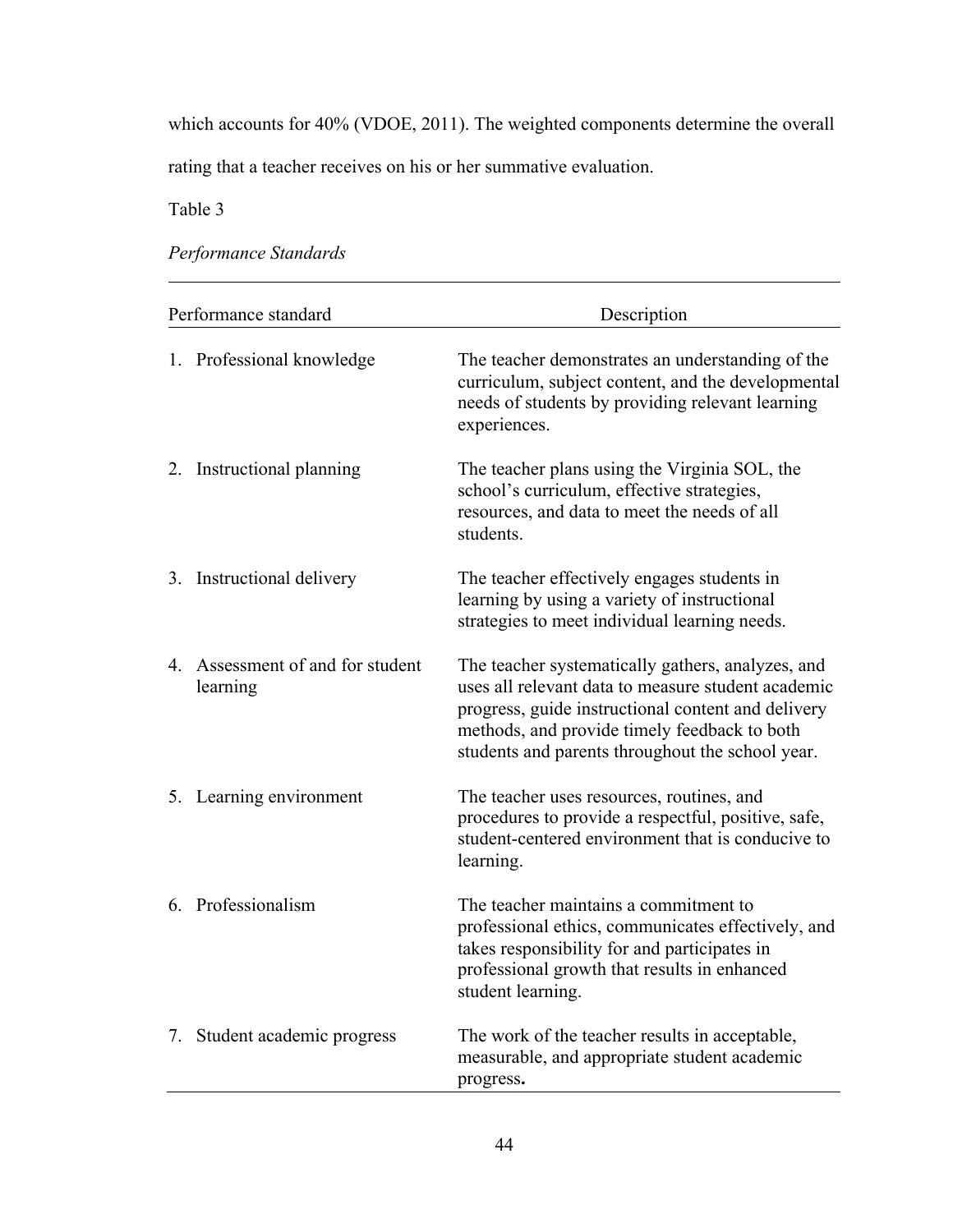which accounts for 40% (VDOE, 2011). The weighted components determine the overall rating that a teacher receives on his or her summative evaluation.

Table 3

*Performance Standards*

| Performance standard | Description |
| --- | --- |
| 1. Professional knowledge | The teacher demonstrates an understanding of the curriculum, subject content, and the developmental needs of students by providing relevant learning experiences. |
| 2. Instructional planning | The teacher plans using the Virginia SOL, the school's curriculum, effective strategies, resources, and data to meet the needs of all students. |
| 3. Instructional delivery | The teacher effectively engages students in learning by using a variety of instructional strategies to meet individual learning needs. |
| 4. Assessment of and for student learning | The teacher systematically gathers, analyzes, and uses all relevant data to measure student academic progress, guide instructional content and delivery methods, and provide timely feedback to both students and parents throughout the school year. |
| 5. Learning environment | The teacher uses resources, routines, and procedures to provide a respectful, positive, safe, student-centered environment that is conducive to learning. |
| 6. Professionalism | The teacher maintains a commitment to professional ethics, communicates effectively, and takes responsibility for and participates in professional growth that results in enhanced student learning. |
| 7. Student academic progress | The work of the teacher results in acceptable, measurable, and appropriate student academic progress. |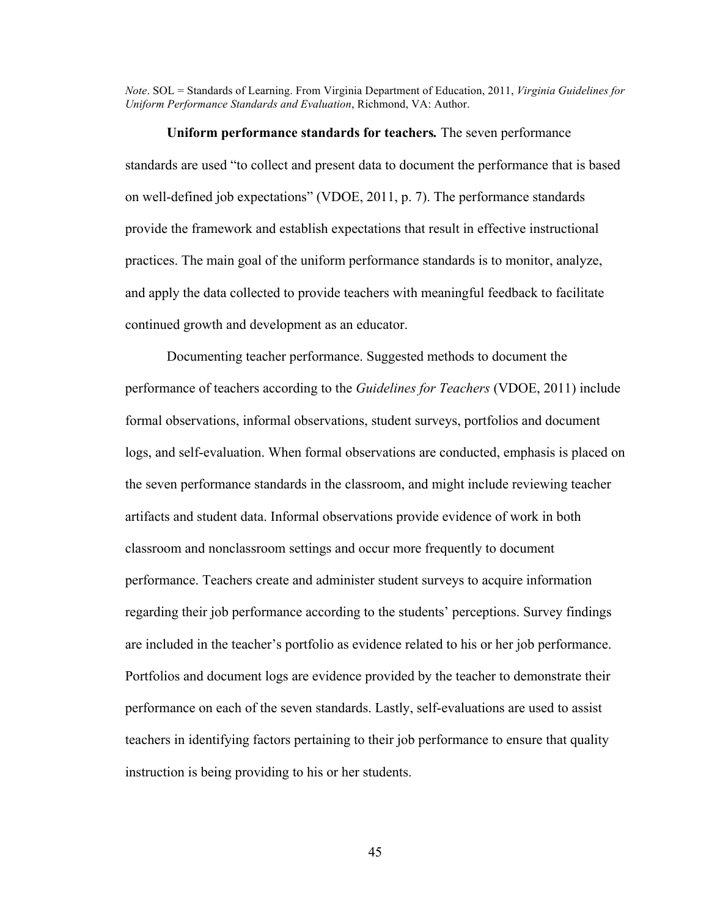*Note*. SOL = Standards of Learning. From Virginia Department of Education, 2011, *Virginia Guidelines for Uniform Performance Standards and Evaluation*, Richmond, VA: Author.

**Uniform performance standards for teachers.** The seven performance standards are used "to collect and present data to document the performance that is based on well-defined job expectations" (VDOE, 2011, p. 7). The performance standards provide the framework and establish expectations that result in effective instructional practices. The main goal of the uniform performance standards is to monitor, analyze, and apply the data collected to provide teachers with meaningful feedback to facilitate continued growth and development as an educator.

Documenting teacher performance. Suggested methods to document the performance of teachers according to the *Guidelines for Teachers* (VDOE, 2011) include formal observations, informal observations, student surveys, portfolios and document logs, and self-evaluation. When formal observations are conducted, emphasis is placed on the seven performance standards in the classroom, and might include reviewing teacher artifacts and student data. Informal observations provide evidence of work in both classroom and nonclassroom settings and occur more frequently to document performance. Teachers create and administer student surveys to acquire information regarding their job performance according to the students' perceptions. Survey findings are included in the teacher's portfolio as evidence related to his or her job performance. Portfolios and document logs are evidence provided by the teacher to demonstrate their performance on each of the seven standards. Lastly, self-evaluations are used to assist teachers in identifying factors pertaining to their job performance to ensure that quality instruction is being providing to his or her students.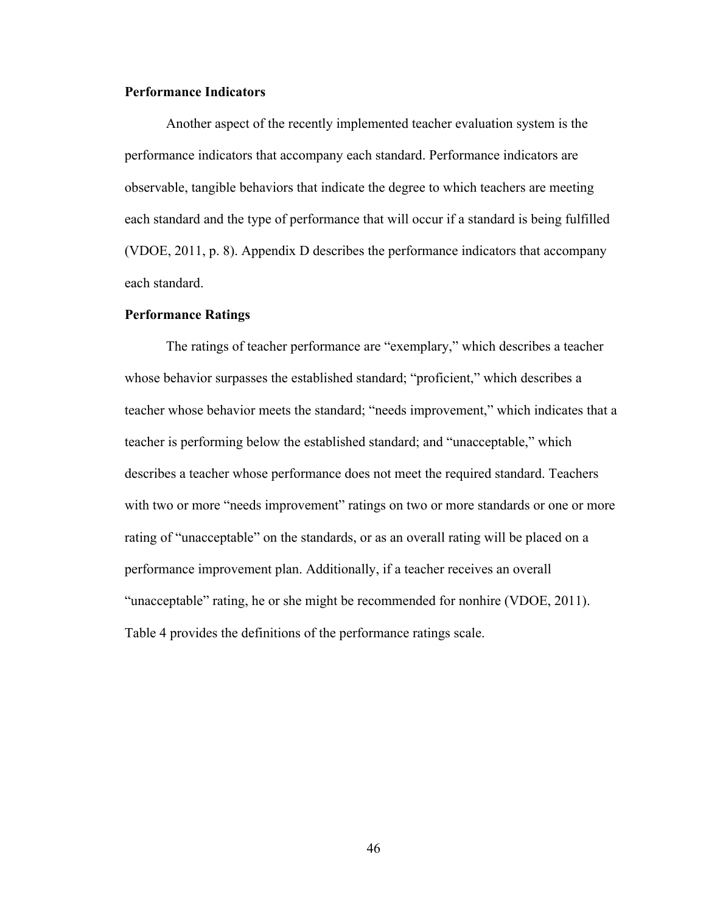**Performance Indicators**

Another aspect of the recently implemented teacher evaluation system is the performance indicators that accompany each standard. Performance indicators are observable, tangible behaviors that indicate the degree to which teachers are meeting each standard and the type of performance that will occur if a standard is being fulfilled (VDOE, 2011, p. 8). Appendix D describes the performance indicators that accompany each standard.

**Performance Ratings**

The ratings of teacher performance are "exemplary," which describes a teacher whose behavior surpasses the established standard; "proficient," which describes a teacher whose behavior meets the standard; "needs improvement," which indicates that a teacher is performing below the established standard; and "unacceptable," which describes a teacher whose performance does not meet the required standard. Teachers with two or more "needs improvement" ratings on two or more standards or one or more rating of "unacceptable" on the standards, or as an overall rating will be placed on a performance improvement plan. Additionally, if a teacher receives an overall "unacceptable" rating, he or she might be recommended for nonhire (VDOE, 2011). Table 4 provides the definitions of the performance ratings scale.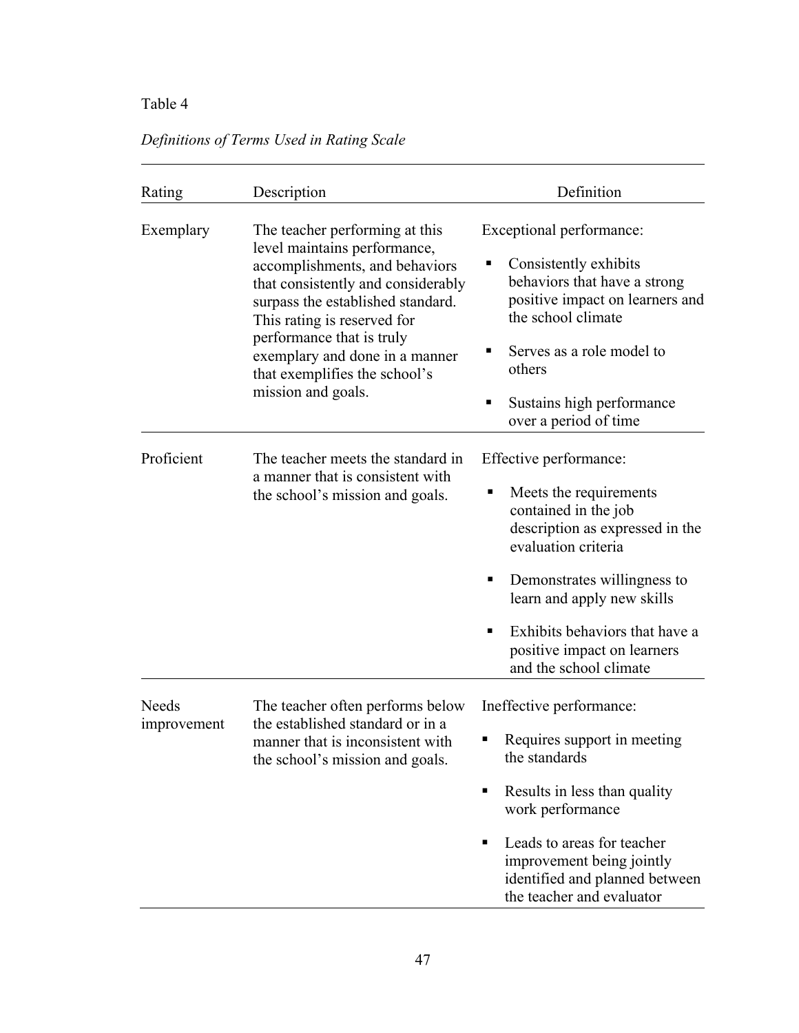Table 4

*Definitions of Terms Used in Rating Scale*

| Rating | Description | Definition |
|---|---|---|
| Exemplary | The teacher performing at this level maintains performance, accomplishments, and behaviors that consistently and considerably surpass the established standard. This rating is reserved for performance that is truly exemplary and done in a manner that exemplifies the school's mission and goals. | Exceptional performance: <br>▪ Consistently exhibits behaviors that have a strong positive impact on learners and the school climate <br>▪ Serves as a role model to others <br>▪ Sustains high performance over a period of time |
| Proficient | The teacher meets the standard in a manner that is consistent with the school's mission and goals. | Effective performance: <br>▪ Meets the requirements contained in the job description as expressed in the evaluation criteria <br>▪ Demonstrates willingness to learn and apply new skills <br>▪ Exhibits behaviors that have a positive impact on learners and the school climate |
| Needs improvement | The teacher often performs below the established standard or in a manner that is inconsistent with the school's mission and goals. | Ineffective performance: <br>▪ Requires support in meeting the standards <br>▪ Results in less than quality work performance <br>▪ Leads to areas for teacher improvement being jointly identified and planned between the teacher and evaluator |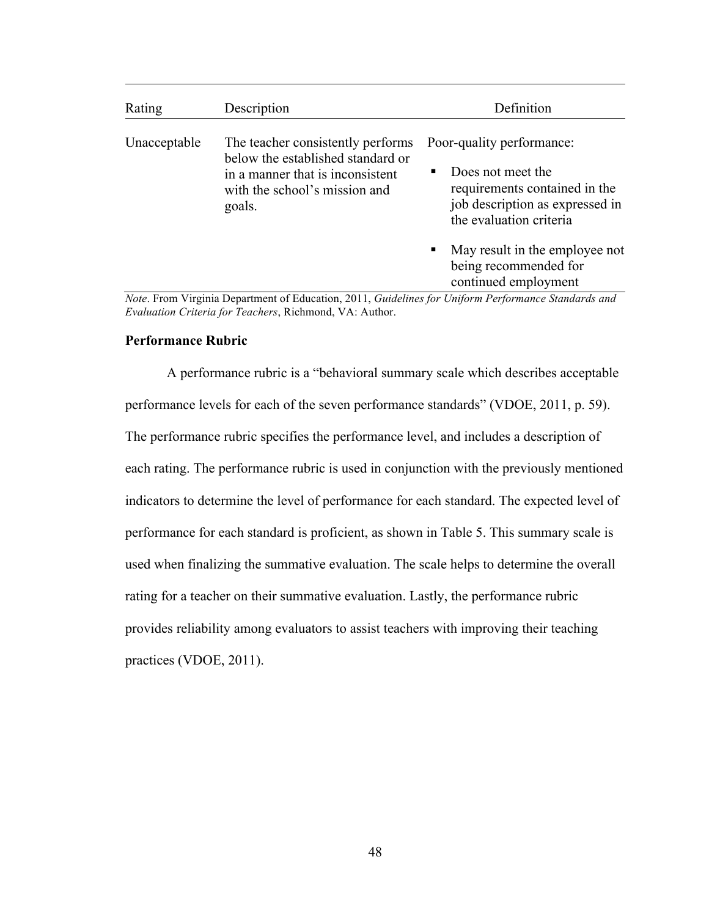| Rating | Description | Definition |
| --- | --- | --- |
| Unacceptable | The teacher consistently performs below the established standard or in a manner that is inconsistent with the school's mission and goals. | Poor-quality performance:<br>▪ Does not meet the requirements contained in the job description as expressed in the evaluation criteria<br>▪ May result in the employee not being recommended for continued employment |

*Note*. From Virginia Department of Education, 2011, *Guidelines for Uniform Performance Standards and Evaluation Criteria for Teachers*, Richmond, VA: Author.

**Performance Rubric**

A performance rubric is a "behavioral summary scale which describes acceptable performance levels for each of the seven performance standards" (VDOE, 2011, p. 59). The performance rubric specifies the performance level, and includes a description of each rating. The performance rubric is used in conjunction with the previously mentioned indicators to determine the level of performance for each standard. The expected level of performance for each standard is proficient, as shown in Table 5. This summary scale is used when finalizing the summative evaluation. The scale helps to determine the overall rating for a teacher on their summative evaluation. Lastly, the performance rubric provides reliability among evaluators to assist teachers with improving their teaching practices (VDOE, 2011).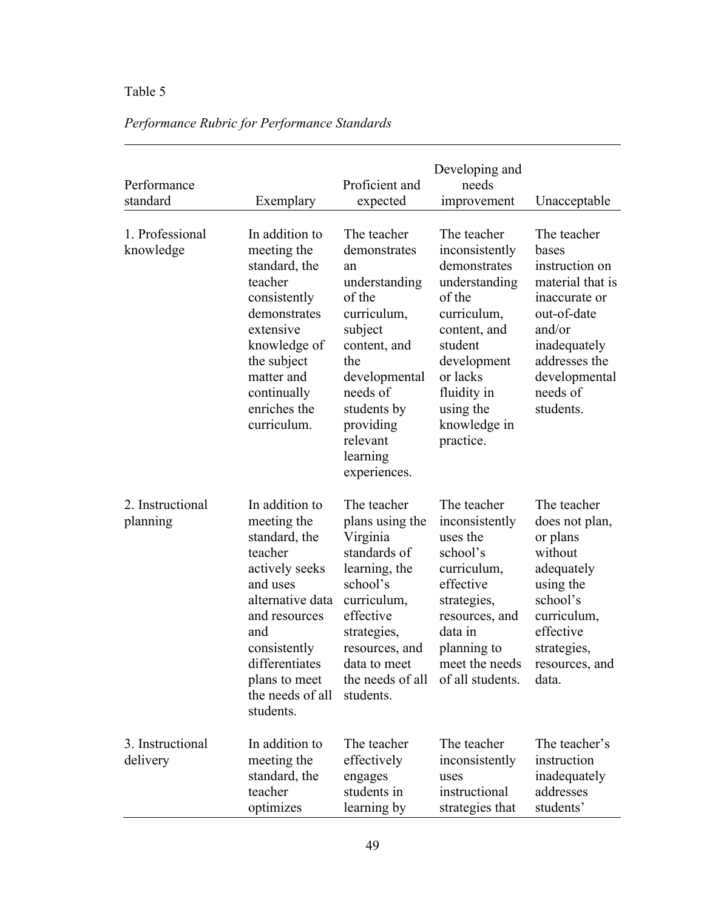Table 5

*Performance Rubric for Performance Standards*

| Performance standard | Exemplary | Proficient and expected | Developing and needs improvement | Unacceptable |
|---|---|---|---|---|
| 1. Professional knowledge | In addition to meeting the standard, the teacher consistently demonstrates extensive knowledge of the subject matter and continually enriches the curriculum. | The teacher demonstrates an understanding of the curriculum, subject content, and the developmental needs of students by providing relevant learning experiences. | The teacher inconsistently demonstrates understanding of the curriculum, content, and student development or lacks fluidity in using the knowledge in practice. | The teacher bases instruction on material that is inaccurate or out-of-date and/or inadequately addresses the developmental needs of students. |
| 2. Instructional planning | In addition to meeting the standard, the teacher actively seeks and uses alternative data and resources and consistently differentiates plans to meet the needs of all students. | The teacher plans using the Virginia standards of learning, the school's curriculum, effective strategies, resources, and data to meet the needs of all students. | The teacher inconsistently uses the school's curriculum, effective strategies, resources, and data in planning to meet the needs of all students. | The teacher does not plan, or plans without adequately using the school's curriculum, effective strategies, resources, and data. |
| 3. Instructional delivery | In addition to meeting the standard, the teacher optimizes | The teacher effectively engages students in learning by | The teacher inconsistently uses instructional strategies that | The teacher's instruction inadequately addresses students' |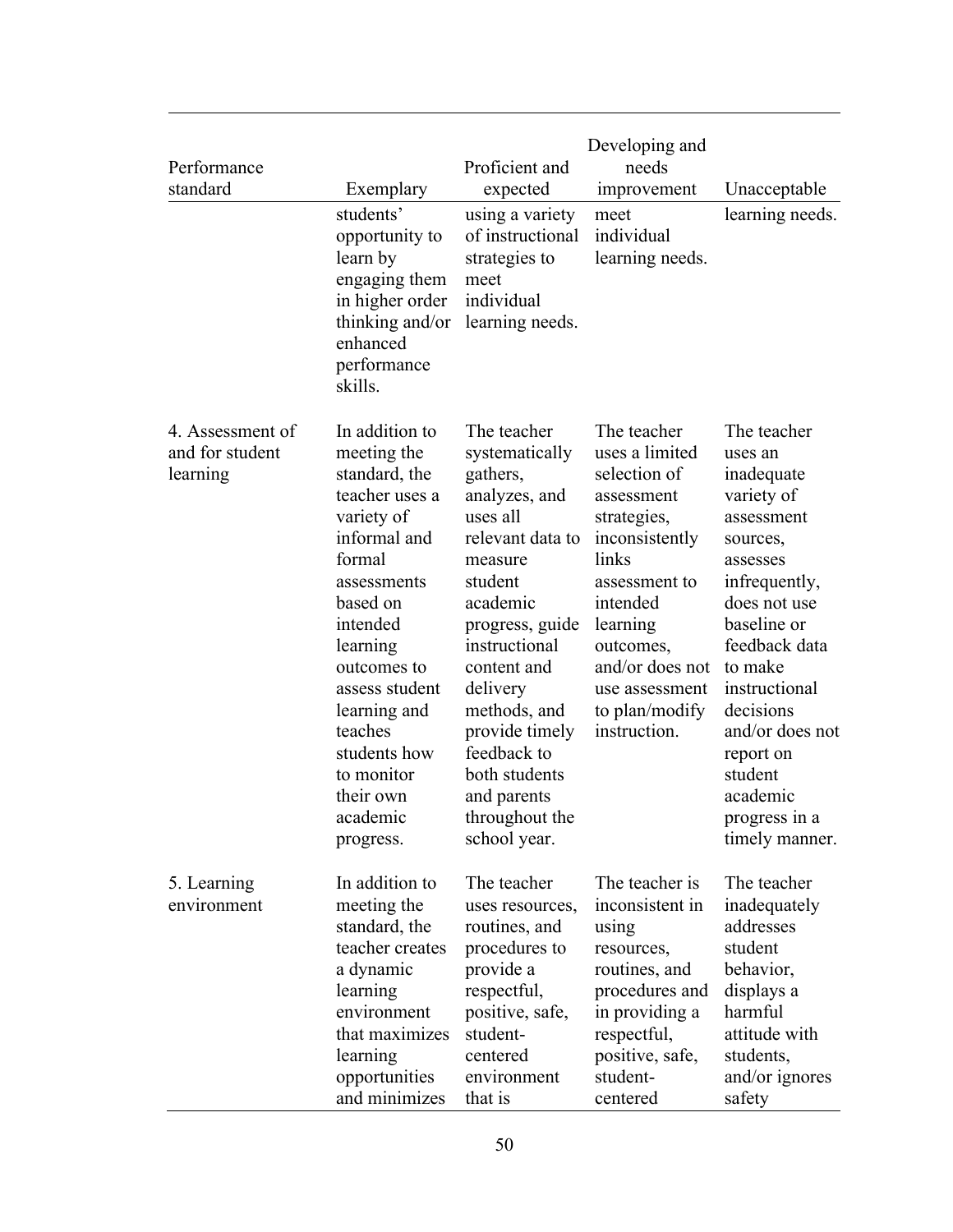| Performance standard | Exemplary | Proficient and expected | Developing and needs improvement | Unacceptable |
|---|---|---|---|---|
| | students' opportunity to learn by engaging them in higher order thinking and/or enhanced performance skills. | using a variety of instructional strategies to meet individual learning needs. | meet individual learning needs. | learning needs. |
| 4. Assessment of and for student learning | In addition to meeting the standard, the teacher uses a variety of informal and formal assessments based on intended learning outcomes to assess student learning and teaches students how to monitor their own academic progress. | The teacher systematically gathers, analyzes, and uses all relevant data to measure student academic progress, guide instructional content and delivery methods, and provide timely feedback to both students and parents throughout the school year. | The teacher uses a limited selection of assessment strategies, inconsistently links assessment to intended learning outcomes, and/or does not use assessment to plan/modify instruction. | The teacher uses an inadequate variety of assessment sources, assesses infrequently, does not use baseline or feedback data to make instructional decisions and/or does not report on student academic progress in a timely manner. |
| 5. Learning environment | In addition to meeting the standard, the teacher creates a dynamic learning environment that maximizes learning opportunities and minimizes | The teacher uses resources, routines, and procedures to provide a respectful, positive, safe, student-centered environment that is | The teacher is inconsistent in using resources, routines, and procedures and in providing a respectful, positive, safe, student-centered | The teacher inadequately addresses student behavior, displays a harmful attitude with students, and/or ignores safety |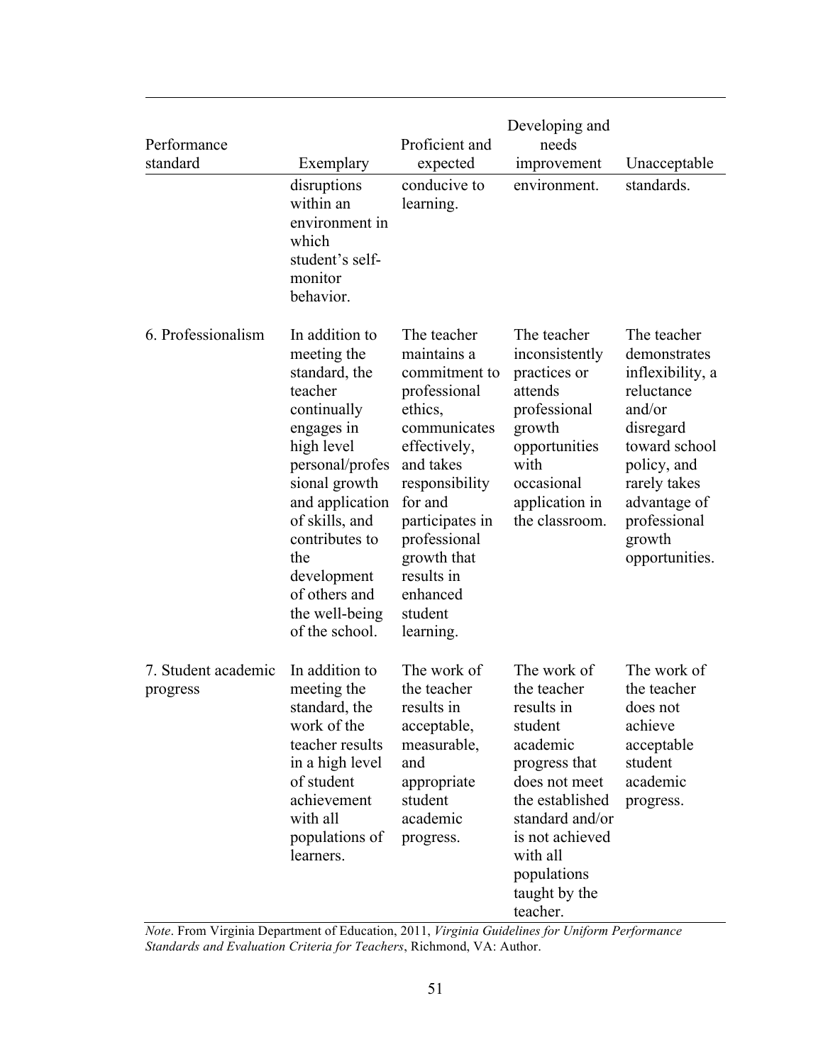| Performance standard | Exemplary | Proficient and expected | Developing and needs improvement | Unacceptable |
|---|---|---|---|---|
| | disruptions within an environment in which student's self-monitor behavior. | conducive to learning. | environment. | standards. |
| 6. Professionalism | In addition to meeting the standard, the teacher continually engages in high level personal/professional growth and application of skills, and contributes to the development of others and the well-being of the school. | The teacher maintains a commitment to professional ethics, communicates effectively, and takes responsibility for and participates in professional growth that results in enhanced student learning. | The teacher inconsistently practices or attends professional growth opportunities with occasional application in the classroom. | The teacher demonstrates inflexibility, a reluctance and/or disregard toward school policy, and rarely takes advantage of professional growth opportunities. |
| 7. Student academic progress | In addition to meeting the standard, the work of the teacher results in a high level of student achievement with all populations of learners. | The work of the teacher results in acceptable, measurable, and appropriate student academic progress. | The work of the teacher results in student academic progress that does not meet the established standard and/or is not achieved with all populations taught by the teacher. | The work of the teacher does not achieve acceptable student academic progress. |

*Note*. From Virginia Department of Education, 2011, *Virginia Guidelines for Uniform Performance Standards and Evaluation Criteria for Teachers*, Richmond, VA: Author.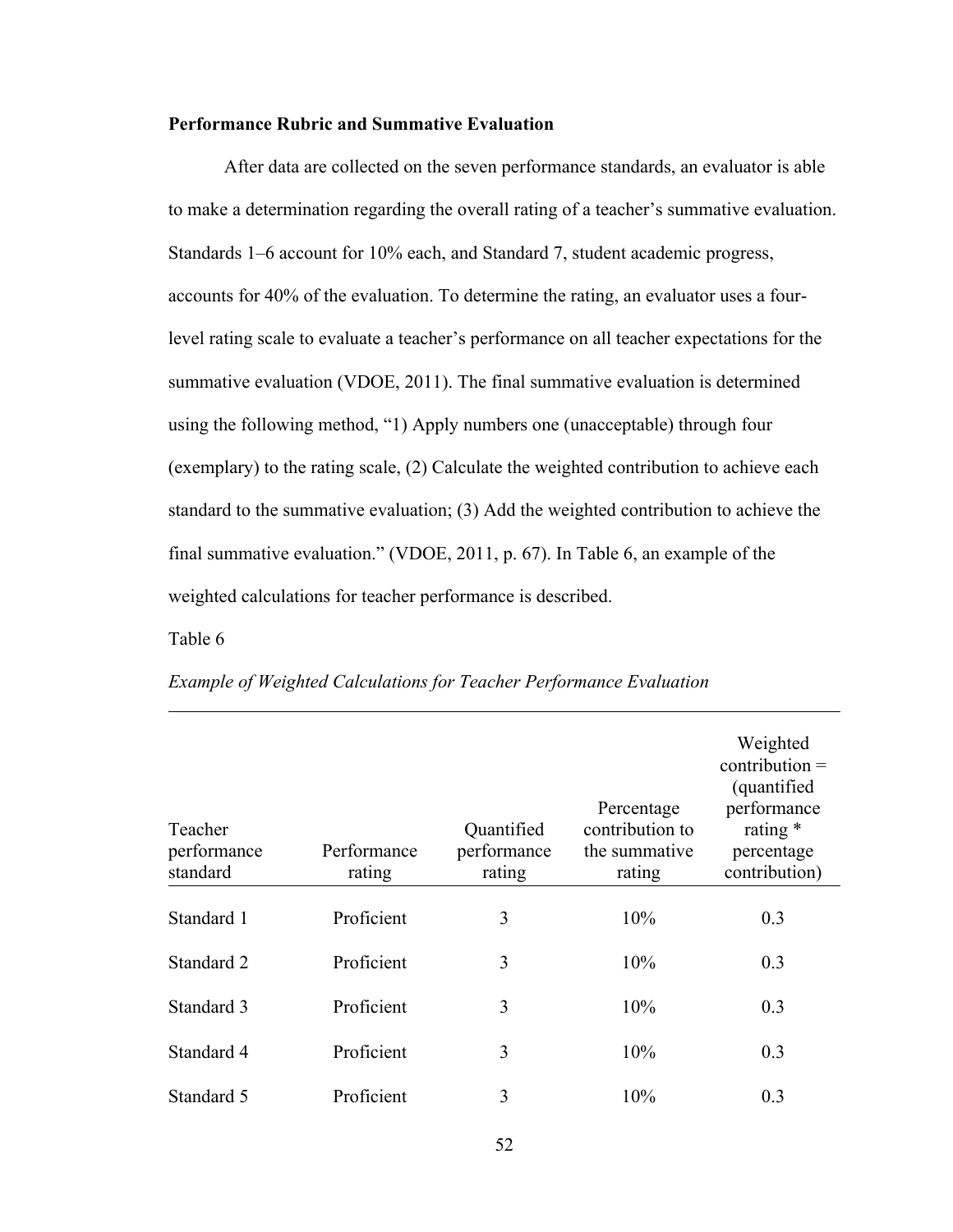**Performance Rubric and Summative Evaluation**

After data are collected on the seven performance standards, an evaluator is able to make a determination regarding the overall rating of a teacher's summative evaluation. Standards 1–6 account for 10% each, and Standard 7, student academic progress, accounts for 40% of the evaluation. To determine the rating, an evaluator uses a four-level rating scale to evaluate a teacher's performance on all teacher expectations for the summative evaluation (VDOE, 2011). The final summative evaluation is determined using the following method, "1) Apply numbers one (unacceptable) through four (exemplary) to the rating scale, (2) Calculate the weighted contribution to achieve each standard to the summative evaluation; (3) Add the weighted contribution to achieve the final summative evaluation." (VDOE, 2011, p. 67). In Table 6, an example of the weighted calculations for teacher performance is described.

Table 6

*Example of Weighted Calculations for Teacher Performance Evaluation*

| Teacher performance standard | Performance rating | Quantified performance rating | Percentage contribution to the summative rating | Weighted contribution = (quantified performance rating * percentage contribution) |
|---|---|---|---|---|
| Standard 1 | Proficient | 3 | 10% | 0.3 |
| Standard 2 | Proficient | 3 | 10% | 0.3 |
| Standard 3 | Proficient | 3 | 10% | 0.3 |
| Standard 4 | Proficient | 3 | 10% | 0.3 |
| Standard 5 | Proficient | 3 | 10% | 0.3 |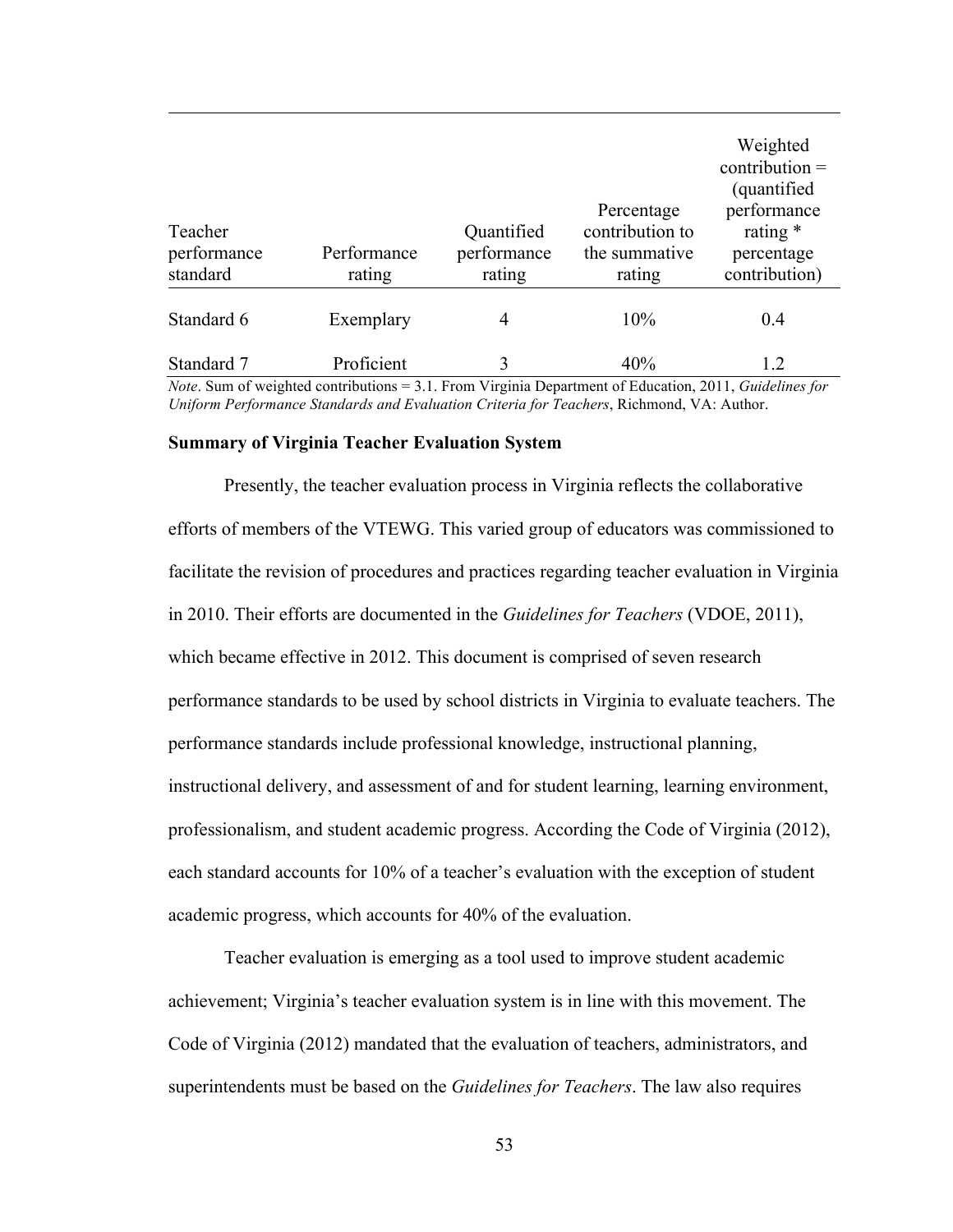| Teacher performance standard | Performance rating | Quantified performance rating | Percentage contribution to the summative rating | Weighted contribution = (quantified performance rating * percentage contribution) |
|---|---|---|---|---|
| Standard 6 | Exemplary | 4 | 10% | 0.4 |
| Standard 7 | Proficient | 3 | 40% | 1.2 |

*Note*. Sum of weighted contributions = 3.1. From Virginia Department of Education, 2011, *Guidelines for Uniform Performance Standards and Evaluation Criteria for Teachers*, Richmond, VA: Author.

**Summary of Virginia Teacher Evaluation System**

Presently, the teacher evaluation process in Virginia reflects the collaborative efforts of members of the VTEWG. This varied group of educators was commissioned to facilitate the revision of procedures and practices regarding teacher evaluation in Virginia in 2010. Their efforts are documented in the *Guidelines for Teachers* (VDOE, 2011), which became effective in 2012. This document is comprised of seven research performance standards to be used by school districts in Virginia to evaluate teachers. The performance standards include professional knowledge, instructional planning, instructional delivery, and assessment of and for student learning, learning environment, professionalism, and student academic progress. According the Code of Virginia (2012), each standard accounts for 10% of a teacher's evaluation with the exception of student academic progress, which accounts for 40% of the evaluation.

Teacher evaluation is emerging as a tool used to improve student academic achievement; Virginia's teacher evaluation system is in line with this movement. The Code of Virginia (2012) mandated that the evaluation of teachers, administrators, and superintendents must be based on the *Guidelines for Teachers*. The law also requires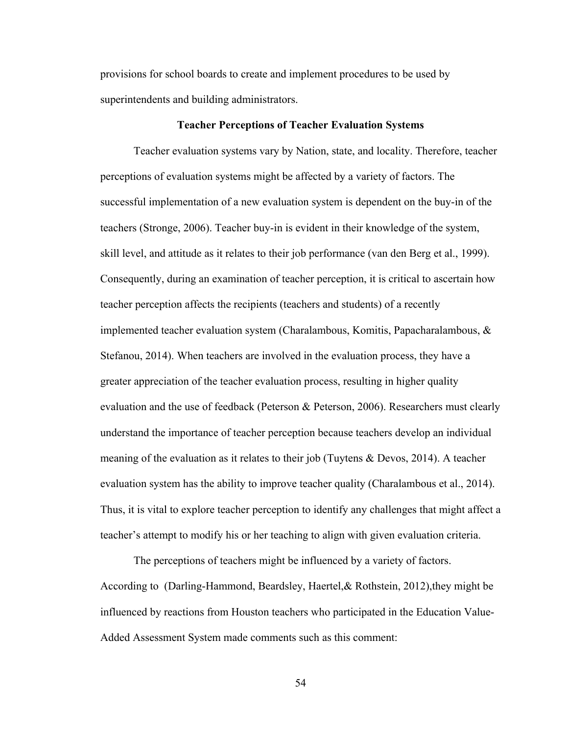provisions for school boards to create and implement procedures to be used by superintendents and building administrators.

## Teacher Perceptions of Teacher Evaluation Systems

Teacher evaluation systems vary by Nation, state, and locality. Therefore, teacher perceptions of evaluation systems might be affected by a variety of factors. The successful implementation of a new evaluation system is dependent on the buy-in of the teachers (Stronge, 2006). Teacher buy-in is evident in their knowledge of the system, skill level, and attitude as it relates to their job performance (van den Berg et al., 1999). Consequently, during an examination of teacher perception, it is critical to ascertain how teacher perception affects the recipients (teachers and students) of a recently implemented teacher evaluation system (Charalambous, Komitis, Papacharalambous, & Stefanou, 2014). When teachers are involved in the evaluation process, they have a greater appreciation of the teacher evaluation process, resulting in higher quality evaluation and the use of feedback (Peterson & Peterson, 2006). Researchers must clearly understand the importance of teacher perception because teachers develop an individual meaning of the evaluation as it relates to their job (Tuytens & Devos, 2014). A teacher evaluation system has the ability to improve teacher quality (Charalambous et al., 2014). Thus, it is vital to explore teacher perception to identify any challenges that might affect a teacher's attempt to modify his or her teaching to align with given evaluation criteria.

The perceptions of teachers might be influenced by a variety of factors. According to (Darling-Hammond, Beardsley, Haertel,& Rothstein, 2012),they might be influenced by reactions from Houston teachers who participated in the Education Value-Added Assessment System made comments such as this comment: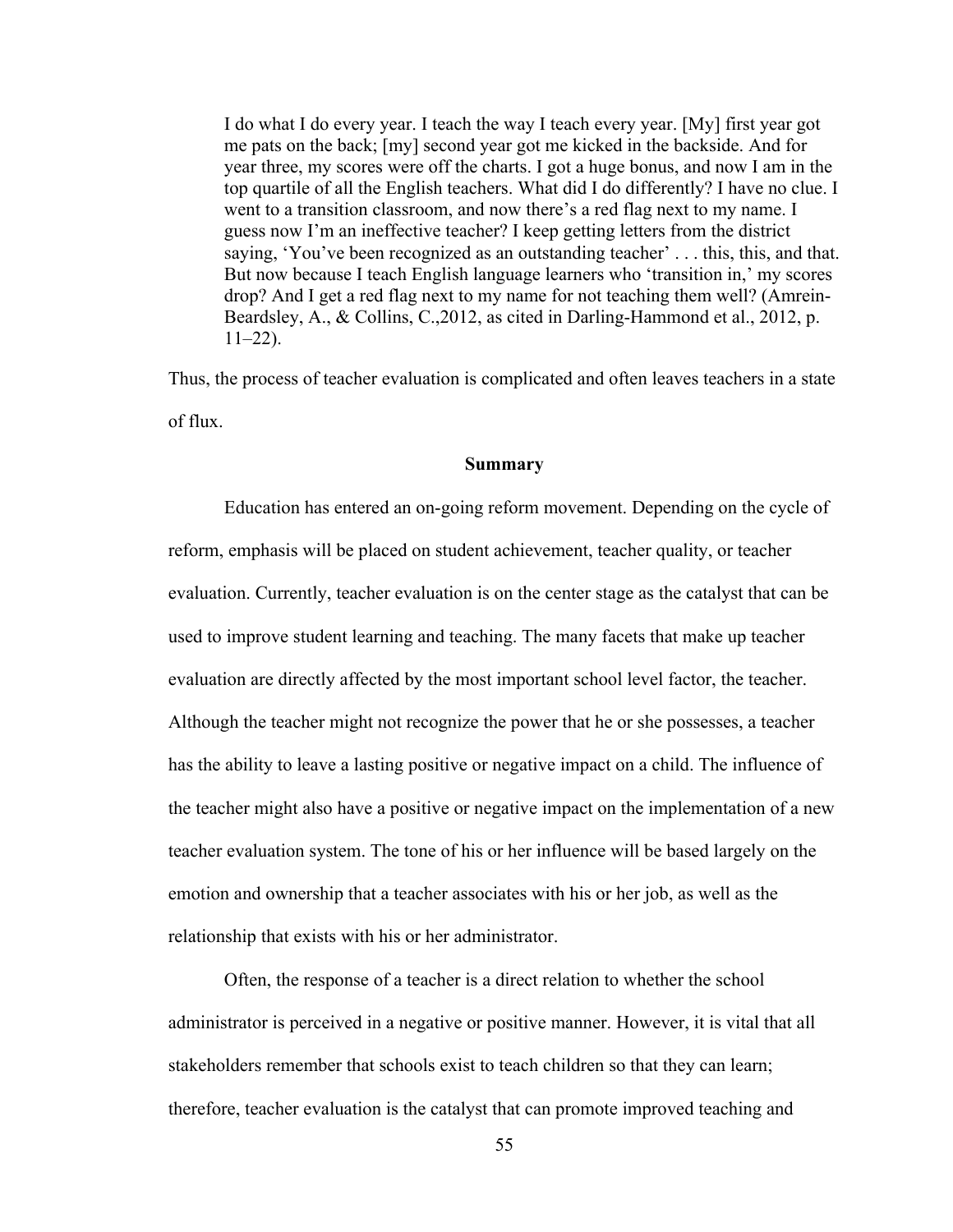> I do what I do every year. I teach the way I teach every year. [My] first year got me pats on the back; [my] second year got me kicked in the backside. And for year three, my scores were off the charts. I got a huge bonus, and now I am in the top quartile of all the English teachers. What did I do differently? I have no clue. I went to a transition classroom, and now there's a red flag next to my name. I guess now I'm an ineffective teacher? I keep getting letters from the district saying, 'You've been recognized as an outstanding teacher' . . . this, this, and that. But now because I teach English language learners who 'transition in,' my scores drop? And I get a red flag next to my name for not teaching them well? (Amrein-Beardsley, A., & Collins, C.,2012, as cited in Darling-Hammond et al., 2012, p. 11–22).

Thus, the process of teacher evaluation is complicated and often leaves teachers in a state of flux.

## Summary

Education has entered an on-going reform movement. Depending on the cycle of reform, emphasis will be placed on student achievement, teacher quality, or teacher evaluation. Currently, teacher evaluation is on the center stage as the catalyst that can be used to improve student learning and teaching. The many facets that make up teacher evaluation are directly affected by the most important school level factor, the teacher. Although the teacher might not recognize the power that he or she possesses, a teacher has the ability to leave a lasting positive or negative impact on a child. The influence of the teacher might also have a positive or negative impact on the implementation of a new teacher evaluation system. The tone of his or her influence will be based largely on the emotion and ownership that a teacher associates with his or her job, as well as the relationship that exists with his or her administrator.

Often, the response of a teacher is a direct relation to whether the school administrator is perceived in a negative or positive manner. However, it is vital that all stakeholders remember that schools exist to teach children so that they can learn; therefore, teacher evaluation is the catalyst that can promote improved teaching and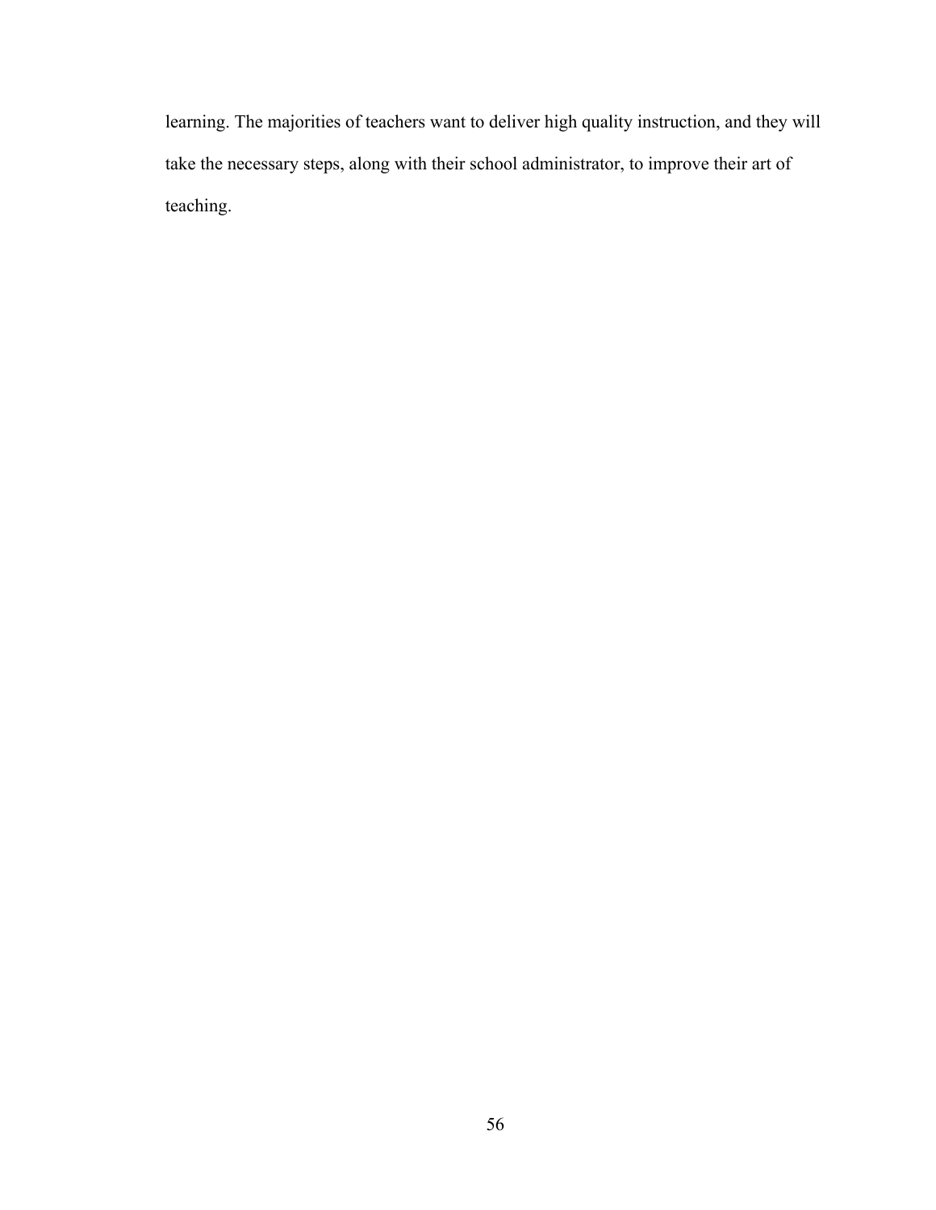learning. The majorities of teachers want to deliver high quality instruction, and they will take the necessary steps, along with their school administrator, to improve their art of teaching.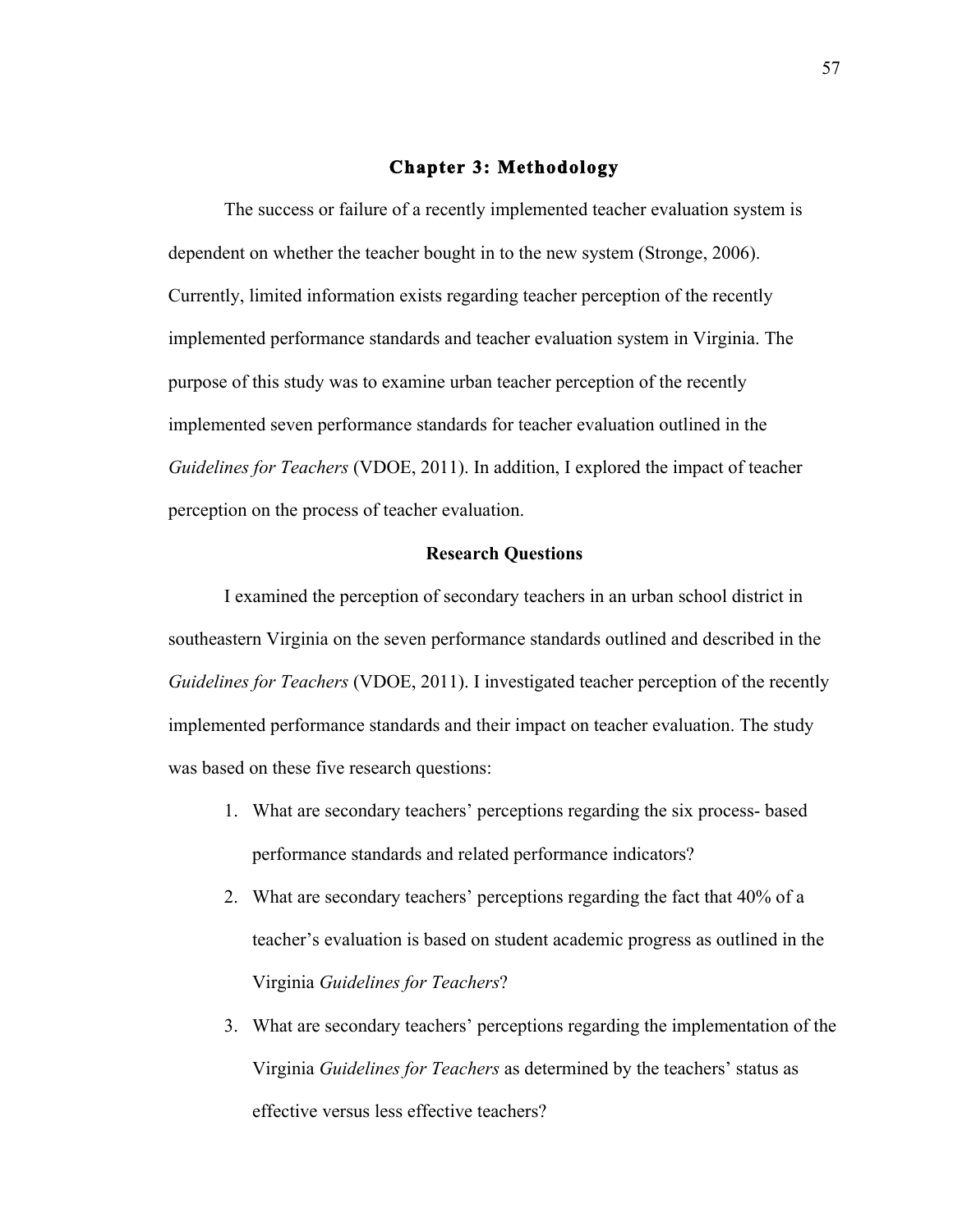# Chapter 3: Methodology

The success or failure of a recently implemented teacher evaluation system is dependent on whether the teacher bought in to the new system (Stronge, 2006). Currently, limited information exists regarding teacher perception of the recently implemented performance standards and teacher evaluation system in Virginia. The purpose of this study was to examine urban teacher perception of the recently implemented seven performance standards for teacher evaluation outlined in the *Guidelines for Teachers* (VDOE, 2011). In addition, I explored the impact of teacher perception on the process of teacher evaluation.

## Research Questions

I examined the perception of secondary teachers in an urban school district in southeastern Virginia on the seven performance standards outlined and described in the *Guidelines for Teachers* (VDOE, 2011). I investigated teacher perception of the recently implemented performance standards and their impact on teacher evaluation. The study was based on these five research questions:

1. What are secondary teachers' perceptions regarding the six process- based performance standards and related performance indicators?
2. What are secondary teachers' perceptions regarding the fact that 40% of a teacher's evaluation is based on student academic progress as outlined in the Virginia *Guidelines for Teachers*?
3. What are secondary teachers' perceptions regarding the implementation of the Virginia *Guidelines for Teachers* as determined by the teachers' status as effective versus less effective teachers?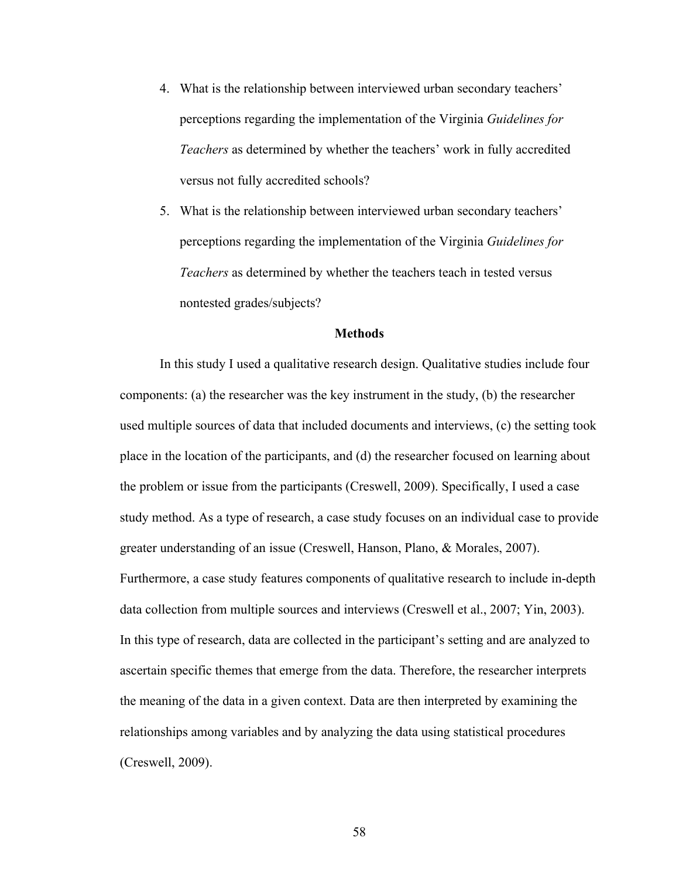4. What is the relationship between interviewed urban secondary teachers' perceptions regarding the implementation of the Virginia *Guidelines for Teachers* as determined by whether the teachers' work in fully accredited versus not fully accredited schools?
5. What is the relationship between interviewed urban secondary teachers' perceptions regarding the implementation of the Virginia *Guidelines for Teachers* as determined by whether the teachers teach in tested versus nontested grades/subjects?

## Methods

In this study I used a qualitative research design. Qualitative studies include four components: (a) the researcher was the key instrument in the study, (b) the researcher used multiple sources of data that included documents and interviews, (c) the setting took place in the location of the participants, and (d) the researcher focused on learning about the problem or issue from the participants (Creswell, 2009). Specifically, I used a case study method. As a type of research, a case study focuses on an individual case to provide greater understanding of an issue (Creswell, Hanson, Plano, & Morales, 2007). Furthermore, a case study features components of qualitative research to include in-depth data collection from multiple sources and interviews (Creswell et al., 2007; Yin, 2003). In this type of research, data are collected in the participant's setting and are analyzed to ascertain specific themes that emerge from the data. Therefore, the researcher interprets the meaning of the data in a given context. Data are then interpreted by examining the relationships among variables and by analyzing the data using statistical procedures (Creswell, 2009).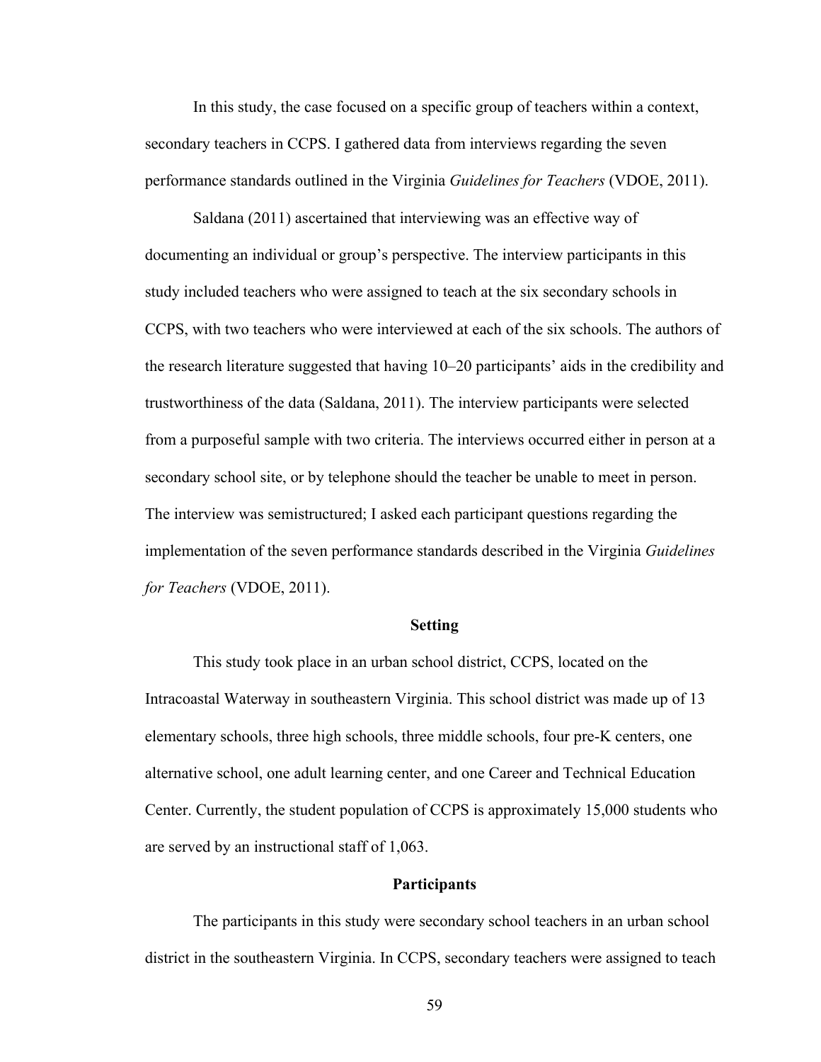In this study, the case focused on a specific group of teachers within a context, secondary teachers in CCPS. I gathered data from interviews regarding the seven performance standards outlined in the Virginia *Guidelines for Teachers* (VDOE, 2011).

Saldana (2011) ascertained that interviewing was an effective way of documenting an individual or group's perspective. The interview participants in this study included teachers who were assigned to teach at the six secondary schools in CCPS, with two teachers who were interviewed at each of the six schools. The authors of the research literature suggested that having 10–20 participants' aids in the credibility and trustworthiness of the data (Saldana, 2011). The interview participants were selected from a purposeful sample with two criteria. The interviews occurred either in person at a secondary school site, or by telephone should the teacher be unable to meet in person. The interview was semistructured; I asked each participant questions regarding the implementation of the seven performance standards described in the Virginia *Guidelines for Teachers* (VDOE, 2011).

## Setting

This study took place in an urban school district, CCPS, located on the Intracoastal Waterway in southeastern Virginia. This school district was made up of 13 elementary schools, three high schools, three middle schools, four pre-K centers, one alternative school, one adult learning center, and one Career and Technical Education Center. Currently, the student population of CCPS is approximately 15,000 students who are served by an instructional staff of 1,063.

## Participants

The participants in this study were secondary school teachers in an urban school district in the southeastern Virginia. In CCPS, secondary teachers were assigned to teach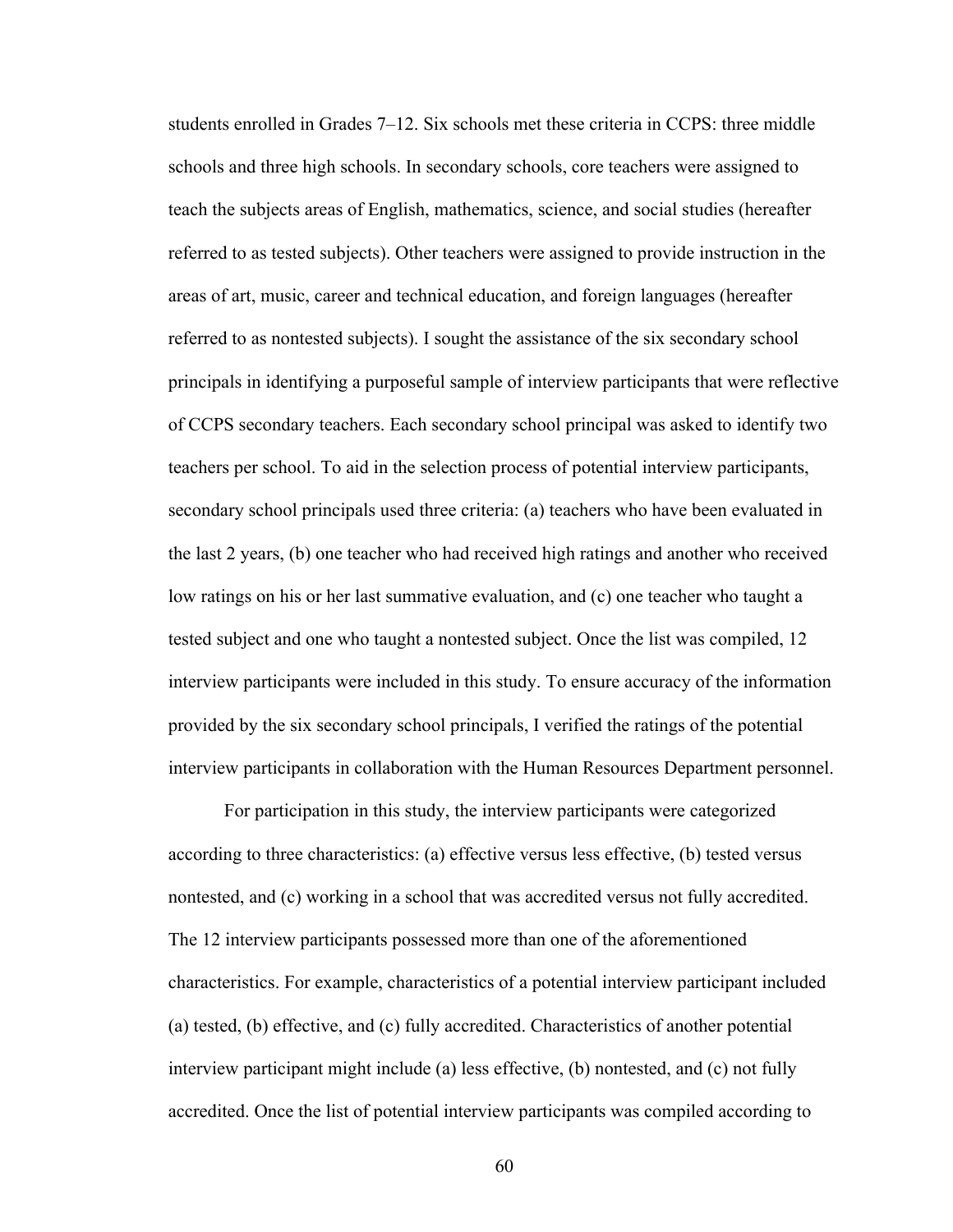students enrolled in Grades 7–12. Six schools met these criteria in CCPS: three middle schools and three high schools. In secondary schools, core teachers were assigned to teach the subjects areas of English, mathematics, science, and social studies (hereafter referred to as tested subjects). Other teachers were assigned to provide instruction in the areas of art, music, career and technical education, and foreign languages (hereafter referred to as nontested subjects). I sought the assistance of the six secondary school principals in identifying a purposeful sample of interview participants that were reflective of CCPS secondary teachers. Each secondary school principal was asked to identify two teachers per school. To aid in the selection process of potential interview participants, secondary school principals used three criteria: (a) teachers who have been evaluated in the last 2 years, (b) one teacher who had received high ratings and another who received low ratings on his or her last summative evaluation, and (c) one teacher who taught a tested subject and one who taught a nontested subject. Once the list was compiled, 12 interview participants were included in this study. To ensure accuracy of the information provided by the six secondary school principals, I verified the ratings of the potential interview participants in collaboration with the Human Resources Department personnel.

For participation in this study, the interview participants were categorized according to three characteristics: (a) effective versus less effective, (b) tested versus nontested, and (c) working in a school that was accredited versus not fully accredited. The 12 interview participants possessed more than one of the aforementioned characteristics. For example, characteristics of a potential interview participant included (a) tested, (b) effective, and (c) fully accredited. Characteristics of another potential interview participant might include (a) less effective, (b) nontested, and (c) not fully accredited. Once the list of potential interview participants was compiled according to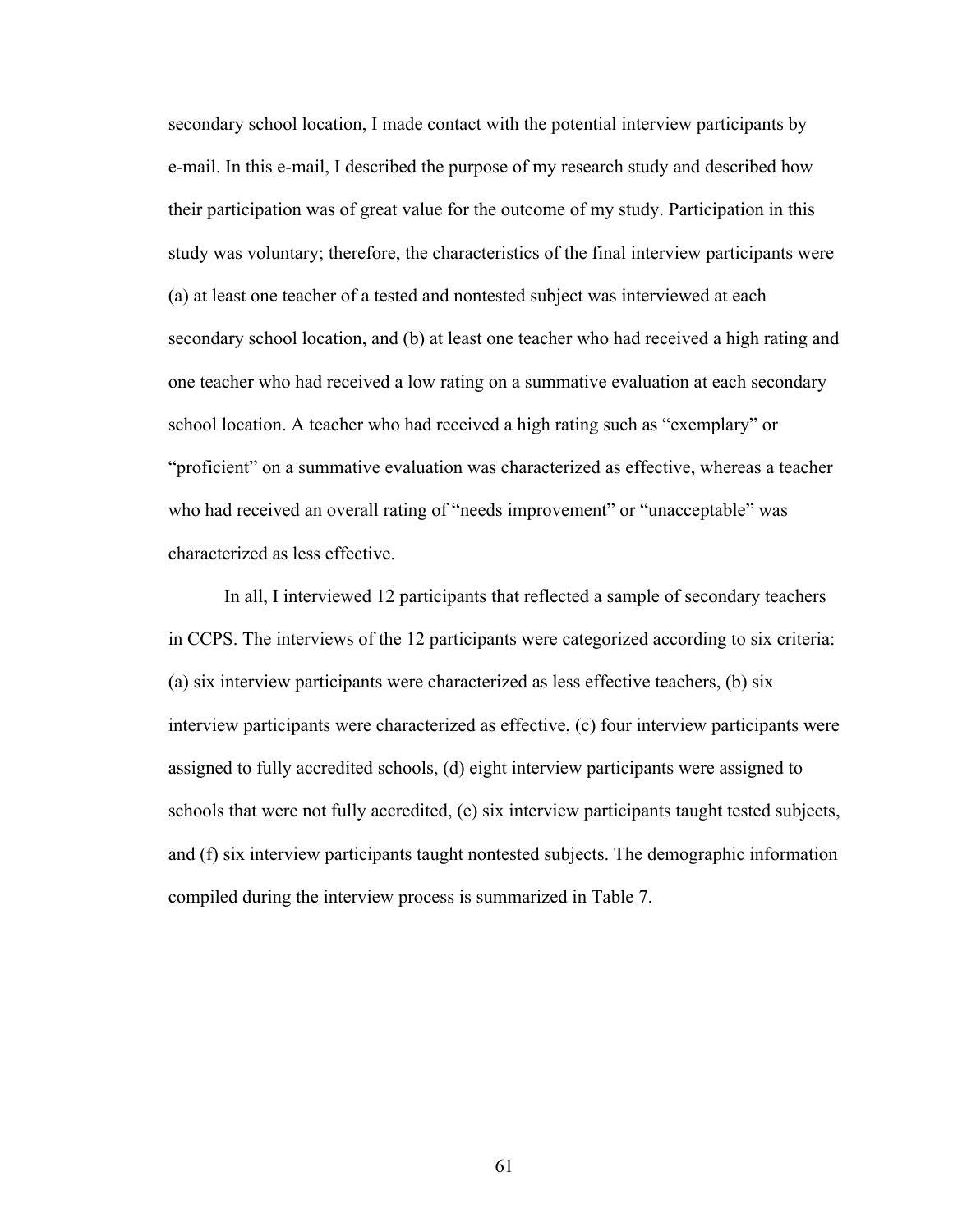secondary school location, I made contact with the potential interview participants by e-mail. In this e-mail, I described the purpose of my research study and described how their participation was of great value for the outcome of my study. Participation in this study was voluntary; therefore, the characteristics of the final interview participants were (a) at least one teacher of a tested and nontested subject was interviewed at each secondary school location, and (b) at least one teacher who had received a high rating and one teacher who had received a low rating on a summative evaluation at each secondary school location. A teacher who had received a high rating such as "exemplary" or "proficient" on a summative evaluation was characterized as effective, whereas a teacher who had received an overall rating of "needs improvement" or "unacceptable" was characterized as less effective.

In all, I interviewed 12 participants that reflected a sample of secondary teachers in CCPS. The interviews of the 12 participants were categorized according to six criteria: (a) six interview participants were characterized as less effective teachers, (b) six interview participants were characterized as effective, (c) four interview participants were assigned to fully accredited schools, (d) eight interview participants were assigned to schools that were not fully accredited, (e) six interview participants taught tested subjects, and (f) six interview participants taught nontested subjects. The demographic information compiled during the interview process is summarized in Table 7.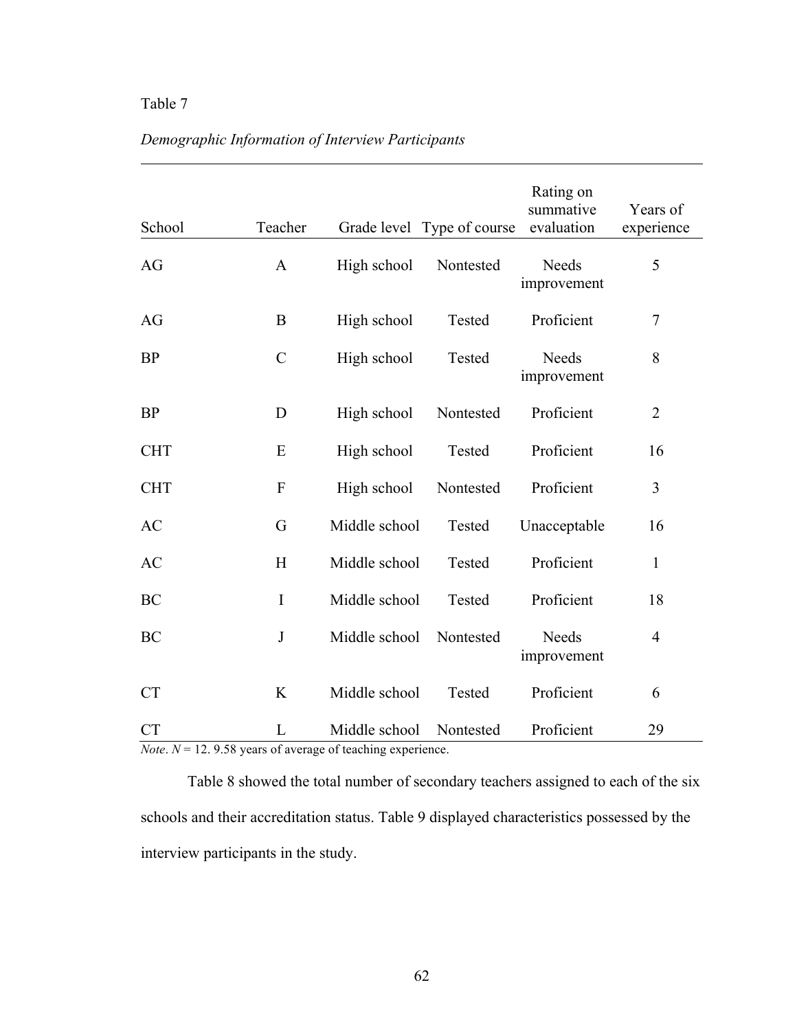Table 7

*Demographic Information of Interview Participants*

| School | Teacher | Grade level | Type of course | Rating on summative evaluation | Years of experience |
|---|---|---|---|---|---|
| AG | A | High school | Nontested | Needs improvement | 5 |
| AG | B | High school | Tested | Proficient | 7 |
| BP | C | High school | Tested | Needs improvement | 8 |
| BP | D | High school | Nontested | Proficient | 2 |
| CHT | E | High school | Tested | Proficient | 16 |
| CHT | F | High school | Nontested | Proficient | 3 |
| AC | G | Middle school | Tested | Unacceptable | 16 |
| AC | H | Middle school | Tested | Proficient | 1 |
| BC | I | Middle school | Tested | Proficient | 18 |
| BC | J | Middle school | Nontested | Needs improvement | 4 |
| CT | K | Middle school | Tested | Proficient | 6 |
| CT | L | Middle school | Nontested | Proficient | 29 |

*Note*. $N = 12$. 9.58 years of average of teaching experience.

Table 8 showed the total number of secondary teachers assigned to each of the six schools and their accreditation status. Table 9 displayed characteristics possessed by the interview participants in the study.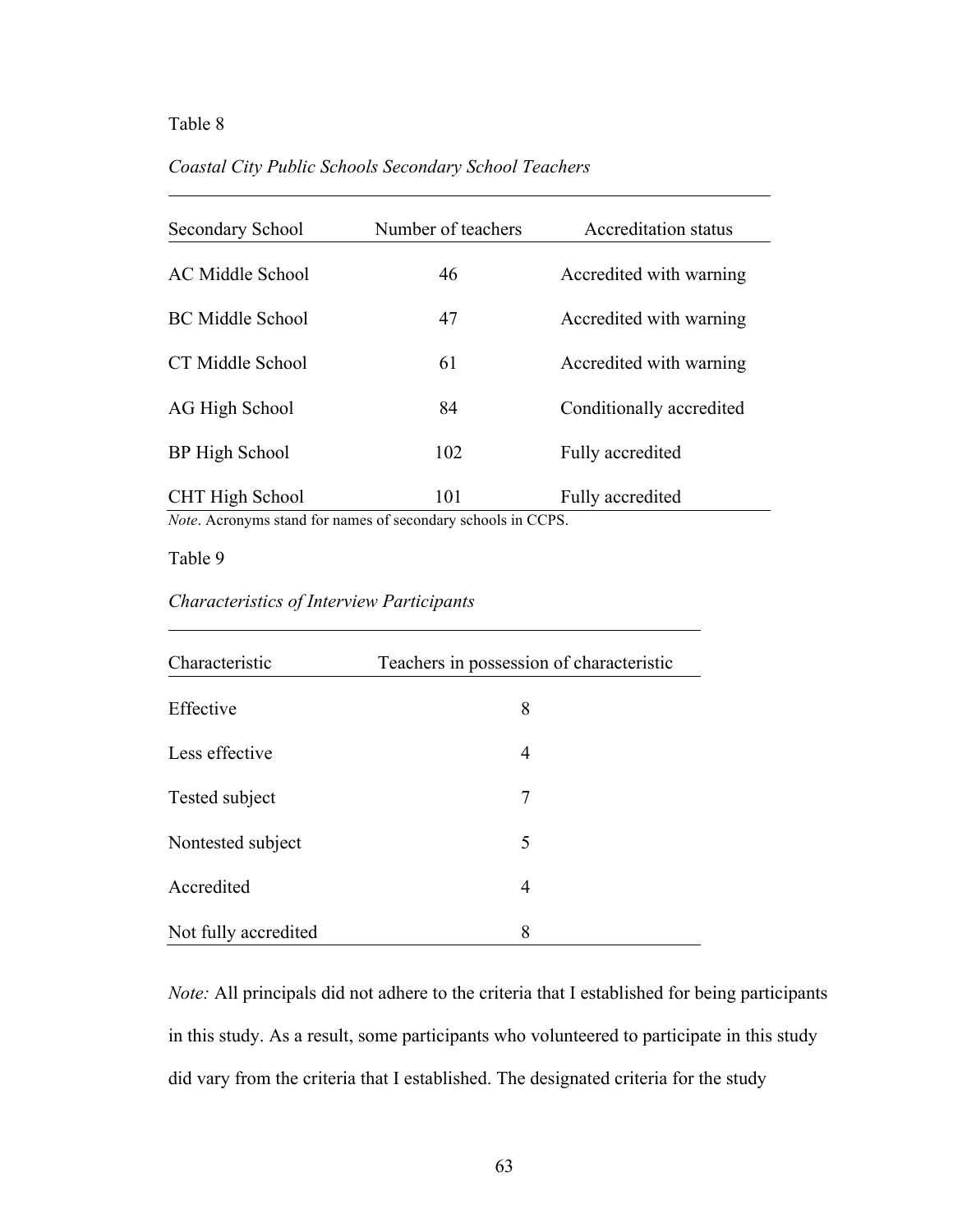Table 8

*Coastal City Public Schools Secondary School Teachers*

| Secondary School | Number of teachers | Accreditation status |
| --- | --- | --- |
| AC Middle School | 46 | Accredited with warning |
| BC Middle School | 47 | Accredited with warning |
| CT Middle School | 61 | Accredited with warning |
| AG High School | 84 | Conditionally accredited |
| BP High School | 102 | Fully accredited |
| CHT High School | 101 | Fully accredited |

*Note*. Acronyms stand for names of secondary schools in CCPS.

Table 9

*Characteristics of Interview Participants*

| Characteristic | Teachers in possession of characteristic |
| --- | --- |
| Effective | 8 |
| Less effective | 4 |
| Tested subject | 7 |
| Nontested subject | 5 |
| Accredited | 4 |
| Not fully accredited | 8 |

*Note:* All principals did not adhere to the criteria that I established for being participants in this study. As a result, some participants who volunteered to participate in this study did vary from the criteria that I established. The designated criteria for the study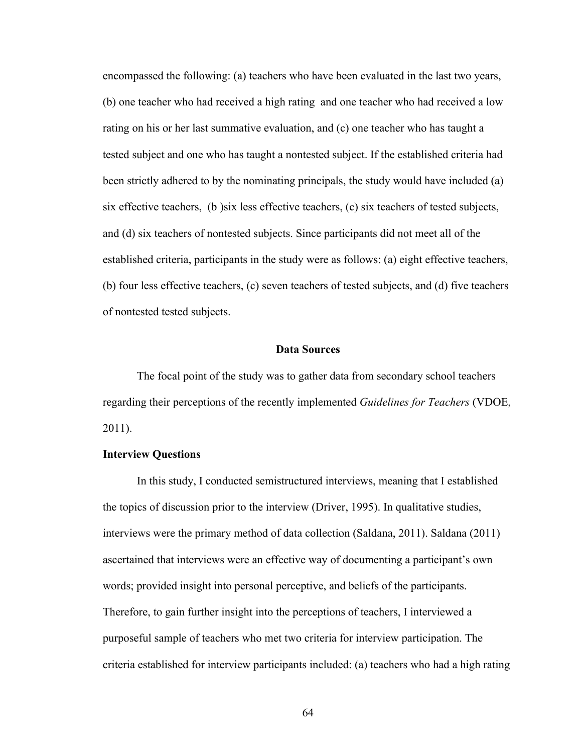encompassed the following: (a) teachers who have been evaluated in the last two years, (b) one teacher who had received a high rating and one teacher who had received a low rating on his or her last summative evaluation, and (c) one teacher who has taught a tested subject and one who has taught a nontested subject. If the established criteria had been strictly adhered to by the nominating principals, the study would have included (a) six effective teachers, (b )six less effective teachers, (c) six teachers of tested subjects, and (d) six teachers of nontested subjects. Since participants did not meet all of the established criteria, participants in the study were as follows: (a) eight effective teachers, (b) four less effective teachers, (c) seven teachers of tested subjects, and (d) five teachers of nontested tested subjects.

## Data Sources

The focal point of the study was to gather data from secondary school teachers regarding their perceptions of the recently implemented *Guidelines for Teachers* (VDOE, 2011).

### Interview Questions

In this study, I conducted semistructured interviews, meaning that I established the topics of discussion prior to the interview (Driver, 1995). In qualitative studies, interviews were the primary method of data collection (Saldana, 2011). Saldana (2011) ascertained that interviews were an effective way of documenting a participant's own words; provided insight into personal perceptive, and beliefs of the participants. Therefore, to gain further insight into the perceptions of teachers, I interviewed a purposeful sample of teachers who met two criteria for interview participation. The criteria established for interview participants included: (a) teachers who had a high rating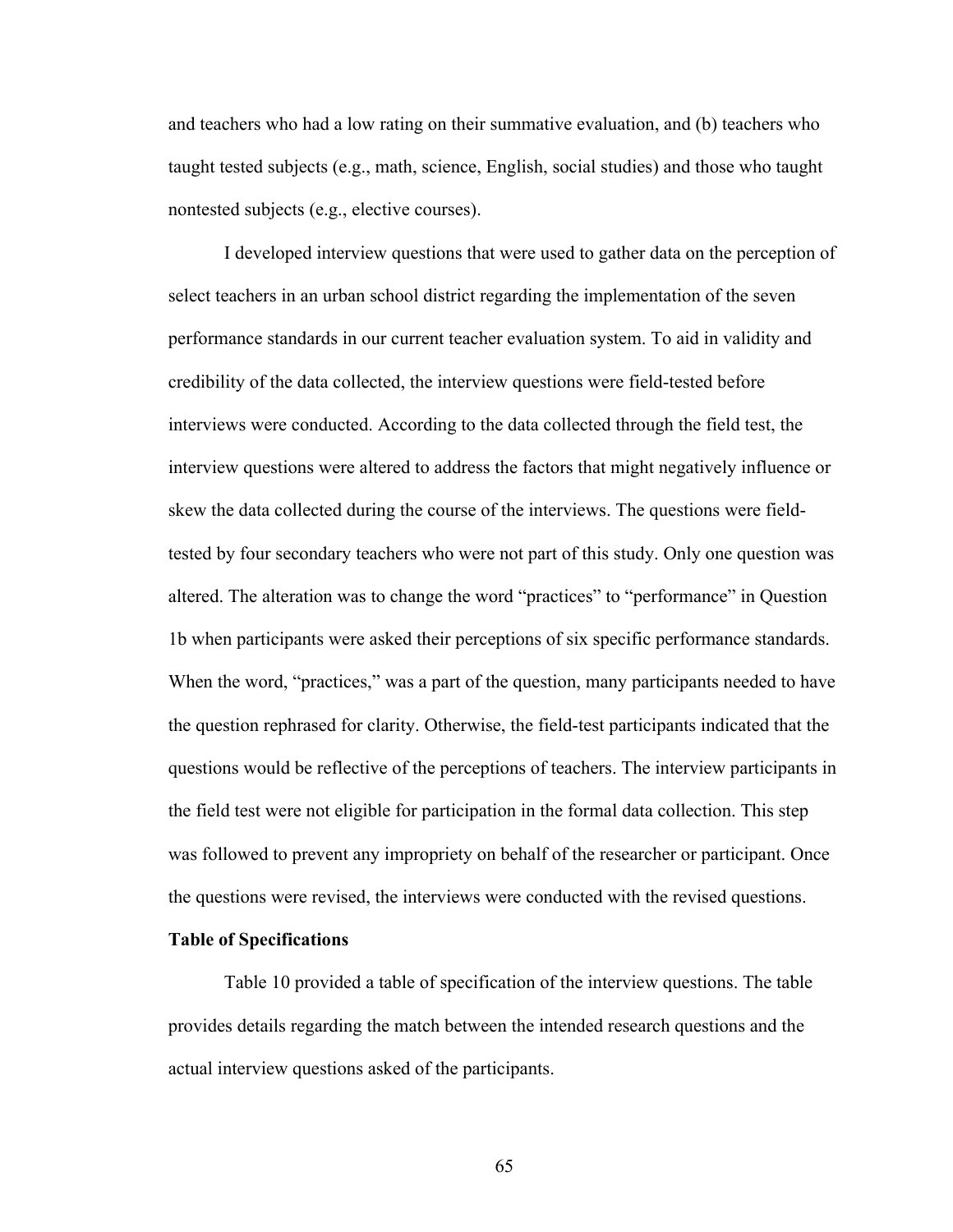and teachers who had a low rating on their summative evaluation, and (b) teachers who taught tested subjects (e.g., math, science, English, social studies) and those who taught nontested subjects (e.g., elective courses).

I developed interview questions that were used to gather data on the perception of select teachers in an urban school district regarding the implementation of the seven performance standards in our current teacher evaluation system. To aid in validity and credibility of the data collected, the interview questions were field-tested before interviews were conducted. According to the data collected through the field test, the interview questions were altered to address the factors that might negatively influence or skew the data collected during the course of the interviews. The questions were field-tested by four secondary teachers who were not part of this study. Only one question was altered. The alteration was to change the word "practices" to "performance" in Question 1b when participants were asked their perceptions of six specific performance standards. When the word, "practices," was a part of the question, many participants needed to have the question rephrased for clarity. Otherwise, the field-test participants indicated that the questions would be reflective of the perceptions of teachers. The interview participants in the field test were not eligible for participation in the formal data collection. This step was followed to prevent any impropriety on behalf of the researcher or participant. Once the questions were revised, the interviews were conducted with the revised questions.

**Table of Specifications**

Table 10 provided a table of specification of the interview questions. The table provides details regarding the match between the intended research questions and the actual interview questions asked of the participants.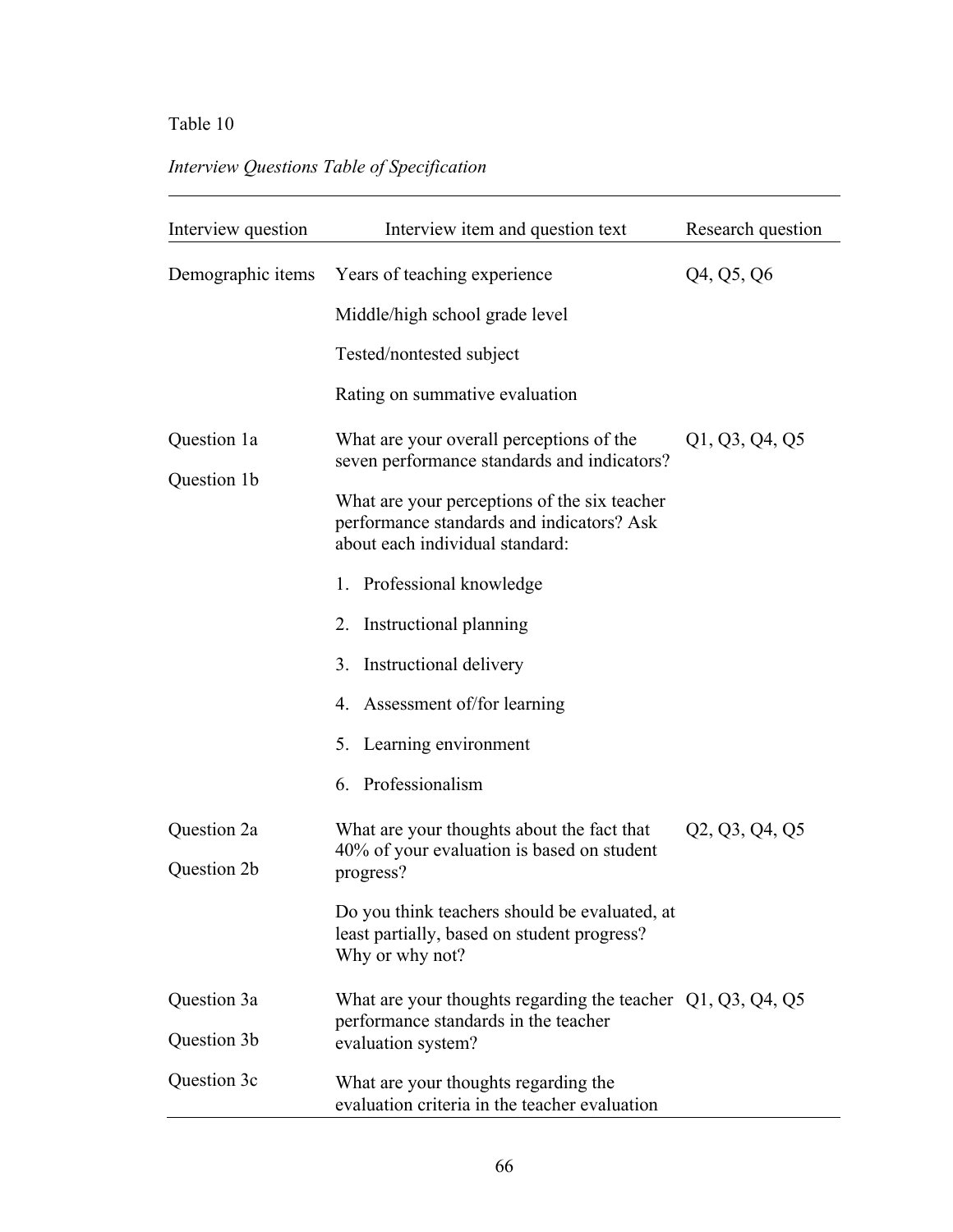Table 10

*Interview Questions Table of Specification*

| Interview question | Interview item and question text | Research question |
|---|---|---|
| Demographic items | Years of teaching experience | Q4, Q5, Q6 |
| | Middle/high school grade level | |
| | Tested/nontested subject | |
| | Rating on summative evaluation | |
| Question 1a | What are your overall perceptions of the seven performance standards and indicators? | Q1, Q3, Q4, Q5 |
| Question 1b | What are your perceptions of the six teacher performance standards and indicators? Ask about each individual standard: | |
| | 1. Professional knowledge | |
| | 2. Instructional planning | |
| | 3. Instructional delivery | |
| | 4. Assessment of/for learning | |
| | 5. Learning environment | |
| | 6. Professionalism | |
| Question 2a | What are your thoughts about the fact that 40% of your evaluation is based on student progress? | Q2, Q3, Q4, Q5 |
| Question 2b | Do you think teachers should be evaluated, at least partially, based on student progress? Why or why not? | |
| Question 3a | What are your thoughts regarding the teacher performance standards in the teacher evaluation system? | Q1, Q3, Q4, Q5 |
| Question 3b | | |
| Question 3c | What are your thoughts regarding the evaluation criteria in the teacher evaluation | |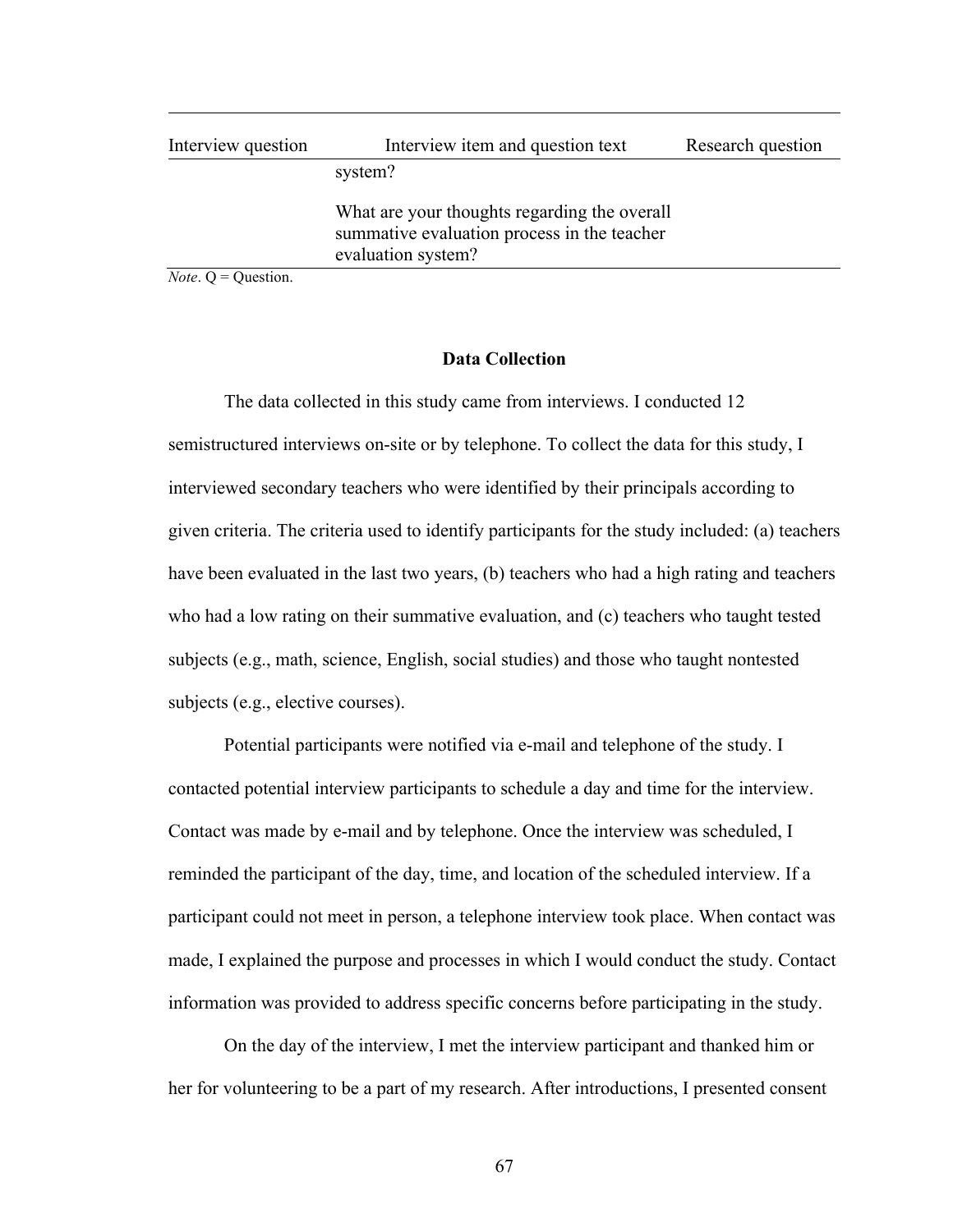| Interview question | Interview item and question text | Research question |
|---|---|---|
| | system? | |
| | What are your thoughts regarding the overall summative evaluation process in the teacher evaluation system? | |

*Note*. Q = Question.

**Data Collection**

The data collected in this study came from interviews. I conducted 12 semistructured interviews on-site or by telephone. To collect the data for this study, I interviewed secondary teachers who were identified by their principals according to given criteria. The criteria used to identify participants for the study included: (a) teachers have been evaluated in the last two years, (b) teachers who had a high rating and teachers who had a low rating on their summative evaluation, and (c) teachers who taught tested subjects (e.g., math, science, English, social studies) and those who taught nontested subjects (e.g., elective courses).

Potential participants were notified via e-mail and telephone of the study. I contacted potential interview participants to schedule a day and time for the interview. Contact was made by e-mail and by telephone. Once the interview was scheduled, I reminded the participant of the day, time, and location of the scheduled interview. If a participant could not meet in person, a telephone interview took place. When contact was made, I explained the purpose and processes in which I would conduct the study. Contact information was provided to address specific concerns before participating in the study.

On the day of the interview, I met the interview participant and thanked him or her for volunteering to be a part of my research. After introductions, I presented consent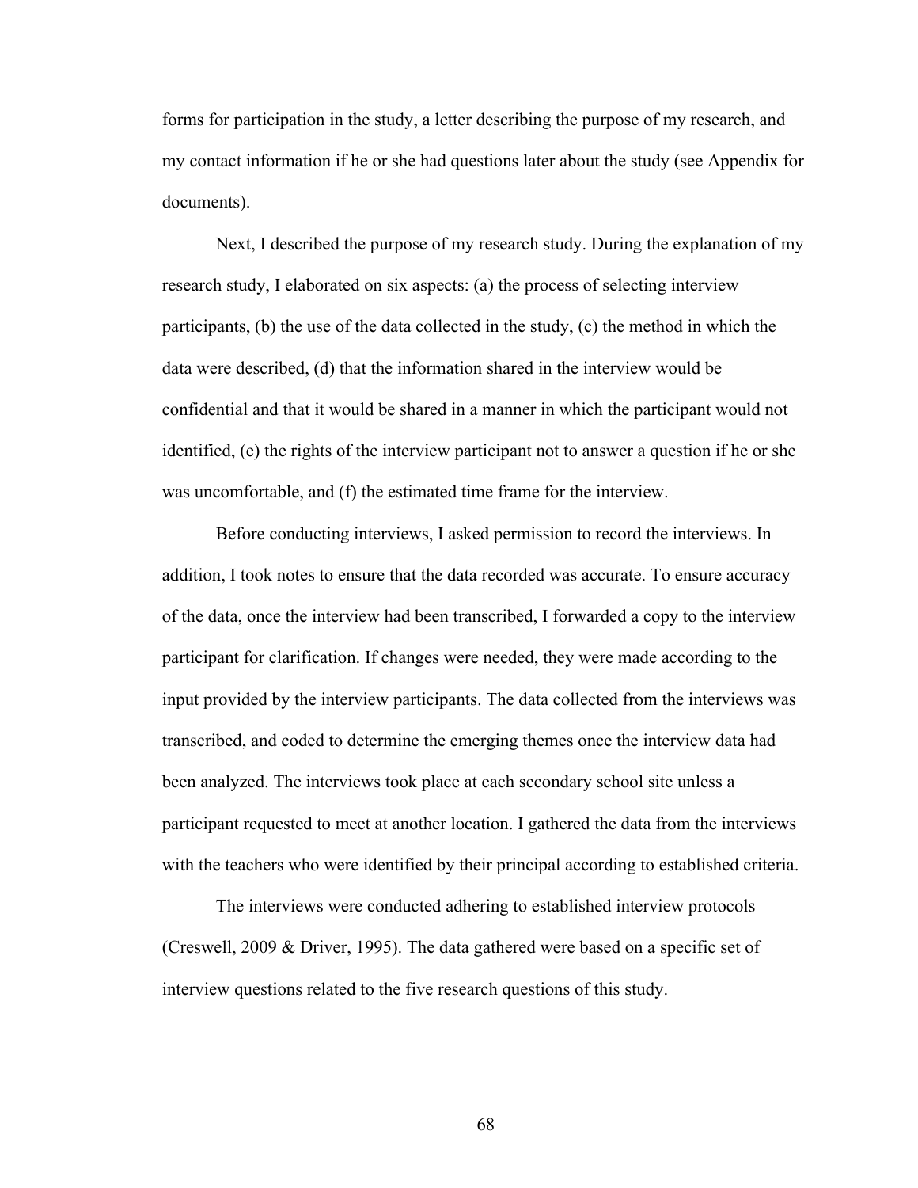forms for participation in the study, a letter describing the purpose of my research, and my contact information if he or she had questions later about the study (see Appendix for documents).

Next, I described the purpose of my research study. During the explanation of my research study, I elaborated on six aspects: (a) the process of selecting interview participants, (b) the use of the data collected in the study, (c) the method in which the data were described, (d) that the information shared in the interview would be confidential and that it would be shared in a manner in which the participant would not identified, (e) the rights of the interview participant not to answer a question if he or she was uncomfortable, and (f) the estimated time frame for the interview.

Before conducting interviews, I asked permission to record the interviews. In addition, I took notes to ensure that the data recorded was accurate. To ensure accuracy of the data, once the interview had been transcribed, I forwarded a copy to the interview participant for clarification. If changes were needed, they were made according to the input provided by the interview participants. The data collected from the interviews was transcribed, and coded to determine the emerging themes once the interview data had been analyzed. The interviews took place at each secondary school site unless a participant requested to meet at another location. I gathered the data from the interviews with the teachers who were identified by their principal according to established criteria.

The interviews were conducted adhering to established interview protocols (Creswell, 2009 & Driver, 1995). The data gathered were based on a specific set of interview questions related to the five research questions of this study.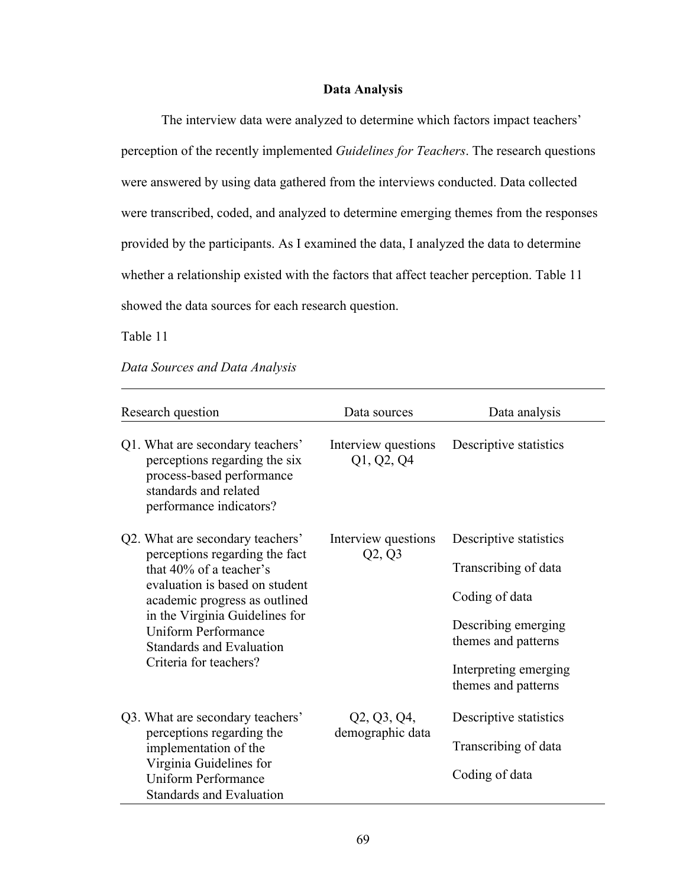## Data Analysis

The interview data were analyzed to determine which factors impact teachers' perception of the recently implemented *Guidelines for Teachers*. The research questions were answered by using data gathered from the interviews conducted. Data collected were transcribed, coded, and analyzed to determine emerging themes from the responses provided by the participants. As I examined the data, I analyzed the data to determine whether a relationship existed with the factors that affect teacher perception. Table 11 showed the data sources for each research question.

Table 11

*Data Sources and Data Analysis*

| Research question | Data sources | Data analysis |
|---|---|---|
| Q1. What are secondary teachers' perceptions regarding the six process-based performance standards and related performance indicators? | Interview questions Q1, Q2, Q4 | Descriptive statistics |
| Q2. What are secondary teachers' perceptions regarding the fact that 40% of a teacher's evaluation is based on student academic progress as outlined in the Virginia Guidelines for Uniform Performance Standards and Evaluation Criteria for teachers? | Interview questions Q2, Q3 | Descriptive statistics<br>Transcribing of data<br>Coding of data<br>Describing emerging themes and patterns<br>Interpreting emerging themes and patterns |
| Q3. What are secondary teachers' perceptions regarding the implementation of the Virginia Guidelines for Uniform Performance Standards and Evaluation | Q2, Q3, Q4, demographic data | Descriptive statistics<br>Transcribing of data<br>Coding of data |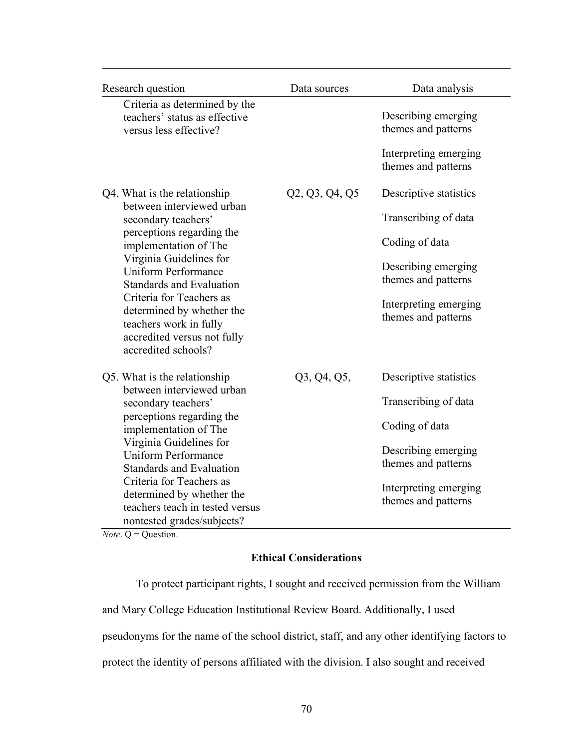| Research question | Data sources | Data analysis |
|---|---|---|
| Criteria as determined by the teachers' status as effective versus less effective? | | Describing emerging themes and patterns<br>Interpreting emerging themes and patterns |
| Q4. What is the relationship between interviewed urban secondary teachers' perceptions regarding the implementation of The Virginia Guidelines for Uniform Performance Standards and Evaluation Criteria for Teachers as determined by whether the teachers work in fully accredited versus not fully accredited schools? | Q2, Q3, Q4, Q5 | Descriptive statistics<br>Transcribing of data<br>Coding of data<br>Describing emerging themes and patterns<br>Interpreting emerging themes and patterns |
| Q5. What is the relationship between interviewed urban secondary teachers' perceptions regarding the implementation of The Virginia Guidelines for Uniform Performance Standards and Evaluation Criteria for Teachers as determined by whether the teachers teach in tested versus nontested grades/subjects? | Q3, Q4, Q5, | Descriptive statistics<br>Transcribing of data<br>Coding of data<br>Describing emerging themes and patterns<br>Interpreting emerging themes and patterns |

*Note*. Q = Question.

**Ethical Considerations**

To protect participant rights, I sought and received permission from the William and Mary College Education Institutional Review Board. Additionally, I used pseudonyms for the name of the school district, staff, and any other identifying factors to protect the identity of persons affiliated with the division. I also sought and received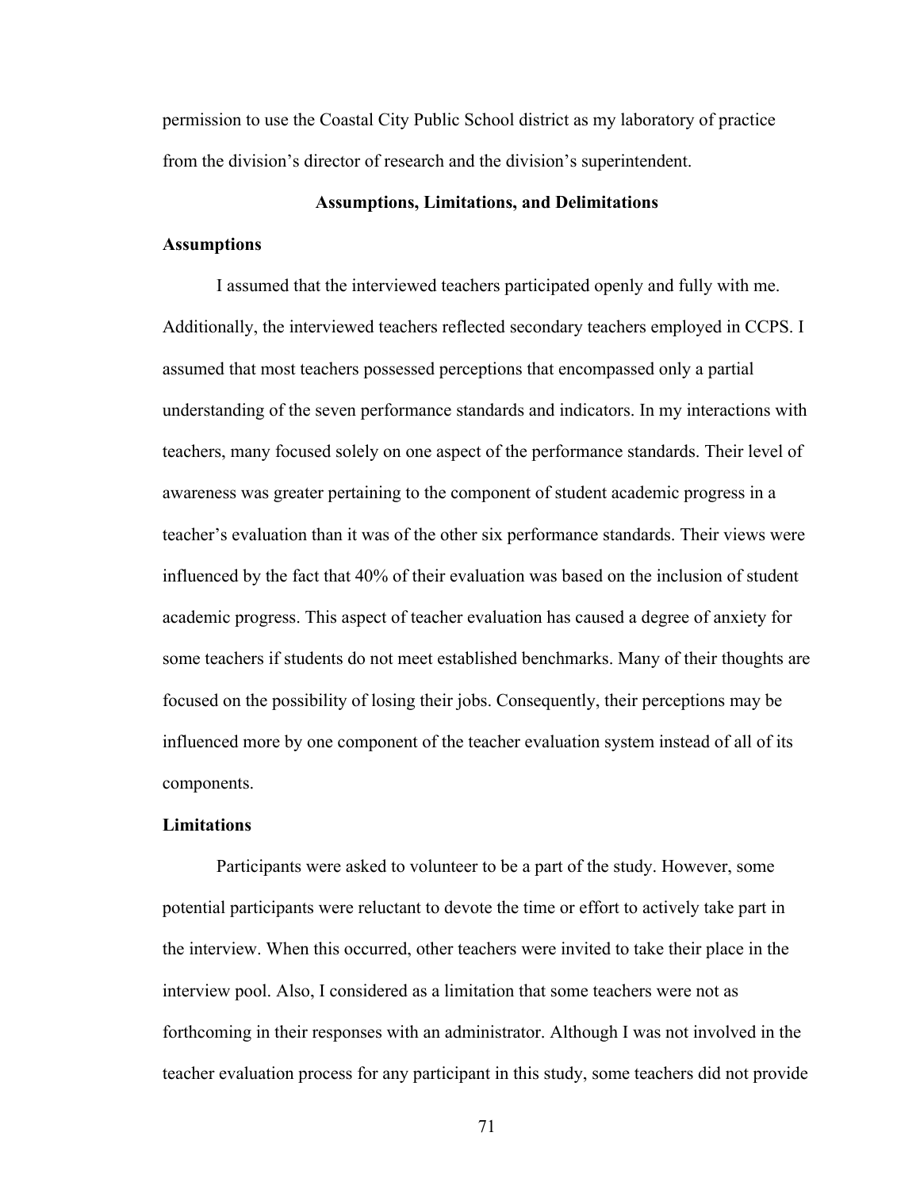permission to use the Coastal City Public School district as my laboratory of practice from the division's director of research and the division's superintendent.

## Assumptions, Limitations, and Delimitations

### Assumptions

I assumed that the interviewed teachers participated openly and fully with me. Additionally, the interviewed teachers reflected secondary teachers employed in CCPS. I assumed that most teachers possessed perceptions that encompassed only a partial understanding of the seven performance standards and indicators. In my interactions with teachers, many focused solely on one aspect of the performance standards. Their level of awareness was greater pertaining to the component of student academic progress in a teacher's evaluation than it was of the other six performance standards. Their views were influenced by the fact that 40% of their evaluation was based on the inclusion of student academic progress. This aspect of teacher evaluation has caused a degree of anxiety for some teachers if students do not meet established benchmarks. Many of their thoughts are focused on the possibility of losing their jobs. Consequently, their perceptions may be influenced more by one component of the teacher evaluation system instead of all of its components.

### Limitations

Participants were asked to volunteer to be a part of the study. However, some potential participants were reluctant to devote the time or effort to actively take part in the interview. When this occurred, other teachers were invited to take their place in the interview pool. Also, I considered as a limitation that some teachers were not as forthcoming in their responses with an administrator. Although I was not involved in the teacher evaluation process for any participant in this study, some teachers did not provide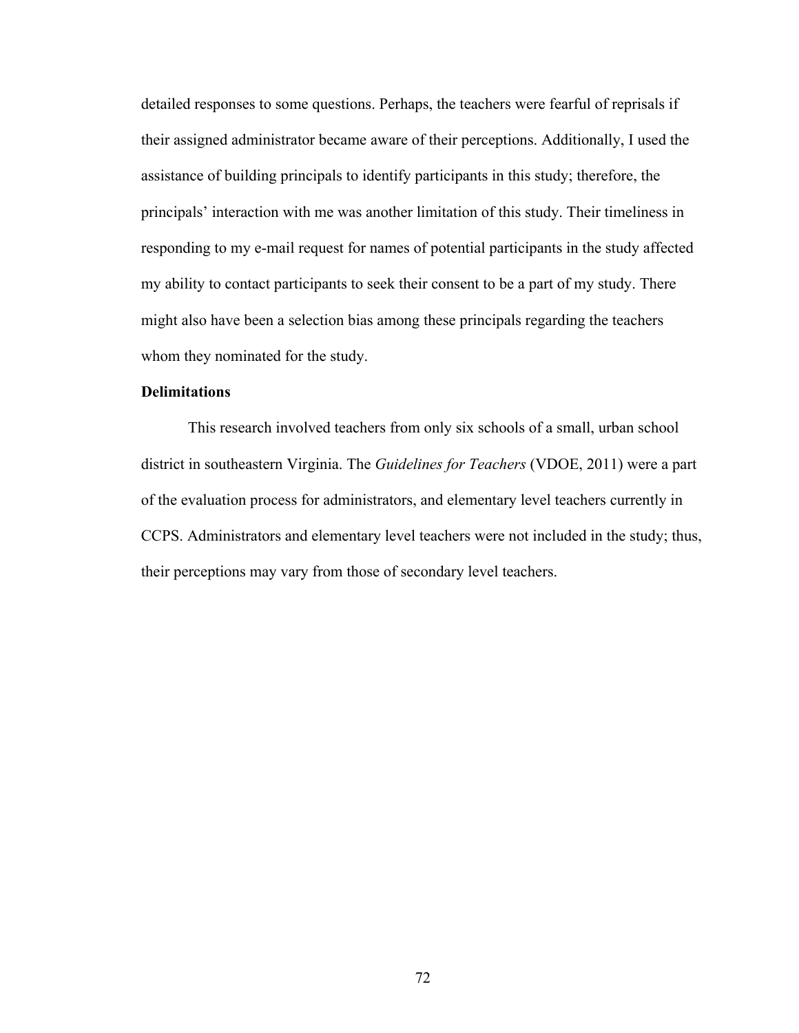detailed responses to some questions. Perhaps, the teachers were fearful of reprisals if their assigned administrator became aware of their perceptions. Additionally, I used the assistance of building principals to identify participants in this study; therefore, the principals' interaction with me was another limitation of this study. Their timeliness in responding to my e-mail request for names of potential participants in the study affected my ability to contact participants to seek their consent to be a part of my study. There might also have been a selection bias among these principals regarding the teachers whom they nominated for the study.

**Delimitations**

This research involved teachers from only six schools of a small, urban school district in southeastern Virginia. The *Guidelines for Teachers* (VDOE, 2011) were a part of the evaluation process for administrators, and elementary level teachers currently in CCPS. Administrators and elementary level teachers were not included in the study; thus, their perceptions may vary from those of secondary level teachers.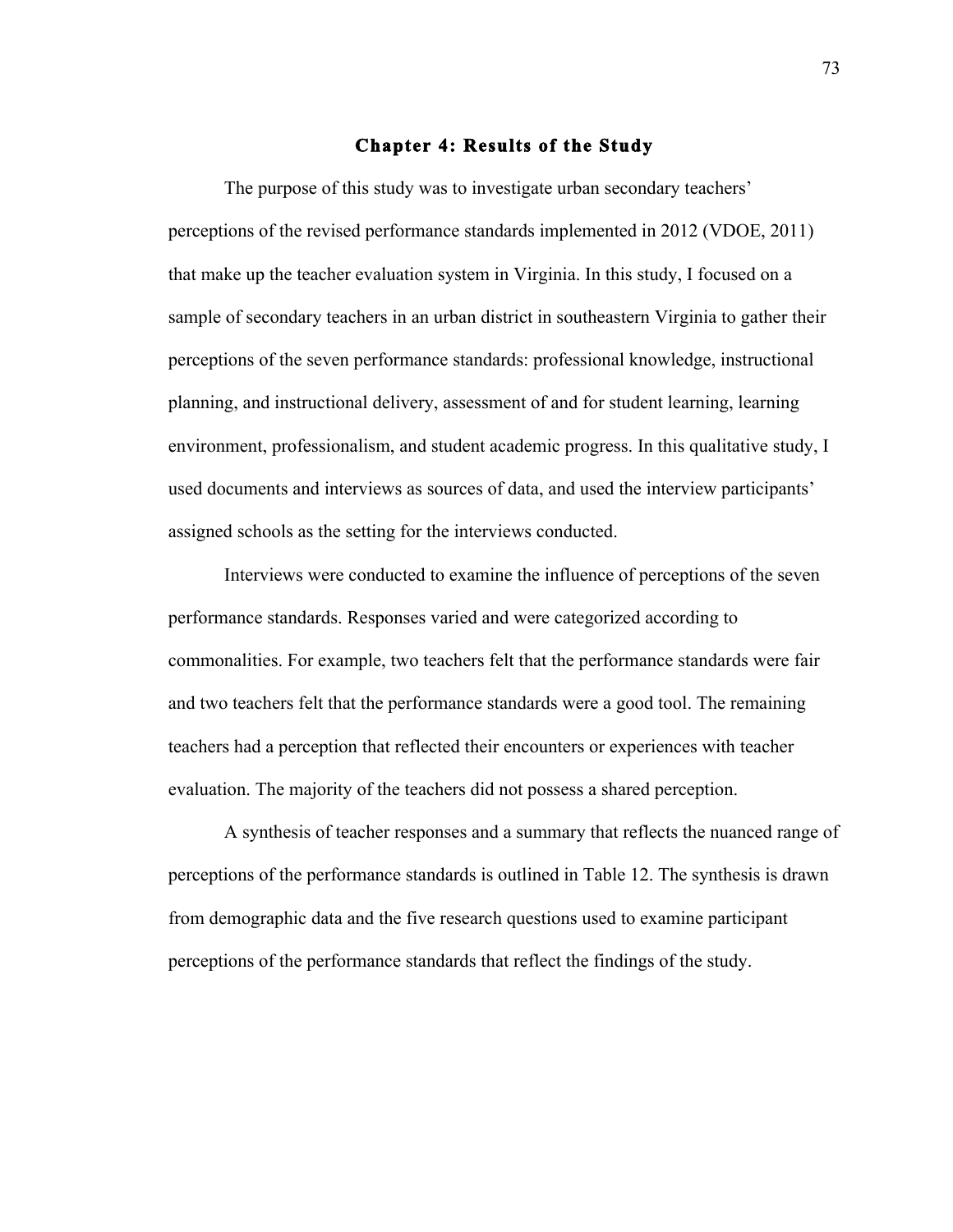# Chapter 4: Results of the Study

The purpose of this study was to investigate urban secondary teachers' perceptions of the revised performance standards implemented in 2012 (VDOE, 2011) that make up the teacher evaluation system in Virginia. In this study, I focused on a sample of secondary teachers in an urban district in southeastern Virginia to gather their perceptions of the seven performance standards: professional knowledge, instructional planning, and instructional delivery, assessment of and for student learning, learning environment, professionalism, and student academic progress. In this qualitative study, I used documents and interviews as sources of data, and used the interview participants' assigned schools as the setting for the interviews conducted.

Interviews were conducted to examine the influence of perceptions of the seven performance standards. Responses varied and were categorized according to commonalities. For example, two teachers felt that the performance standards were fair and two teachers felt that the performance standards were a good tool. The remaining teachers had a perception that reflected their encounters or experiences with teacher evaluation. The majority of the teachers did not possess a shared perception.

A synthesis of teacher responses and a summary that reflects the nuanced range of perceptions of the performance standards is outlined in Table 12. The synthesis is drawn from demographic data and the five research questions used to examine participant perceptions of the performance standards that reflect the findings of the study.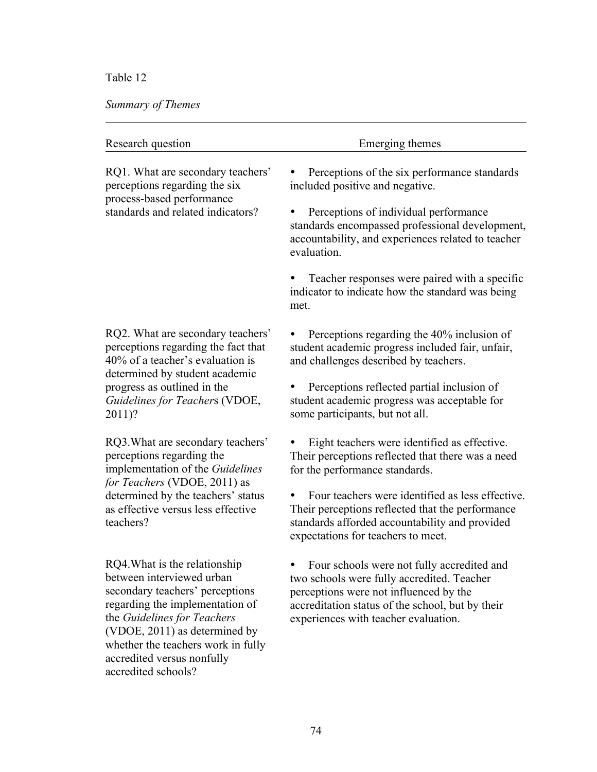Table 12

*Summary of Themes*

| Research question | Emerging themes |
|---|---|
| RQ1. What are secondary teachers' perceptions regarding the six process-based performance standards and related indicators? | • Perceptions of the six performance standards included positive and negative.<br>• Perceptions of individual performance standards encompassed professional development, accountability, and experiences related to teacher evaluation.<br>• Teacher responses were paired with a specific indicator to indicate how the standard was being met. |
| RQ2. What are secondary teachers' perceptions regarding the fact that 40% of a teacher's evaluation is determined by student academic progress as outlined in the *Guidelines for Teachers* (VDOE, 2011)? | • Perceptions regarding the 40% inclusion of student academic progress included fair, unfair, and challenges described by teachers.<br>• Perceptions reflected partial inclusion of student academic progress was acceptable for some participants, but not all. |
| RQ3. What are secondary teachers' perceptions regarding the implementation of the *Guidelines for Teachers* (VDOE, 2011) as determined by the teachers' status as effective versus less effective teachers? | • Eight teachers were identified as effective. Their perceptions reflected that there was a need for the performance standards.<br>• Four teachers were identified as less effective. Their perceptions reflected that the performance standards afforded accountability and provided expectations for teachers to meet. |
| RQ4. What is the relationship between interviewed urban secondary teachers' perceptions regarding the implementation of the *Guidelines for Teachers* (VDOE, 2011) as determined by whether the teachers work in fully accredited versus nonfully accredited schools? | • Four schools were not fully accredited and two schools were fully accredited. Teacher perceptions were not influenced by the accreditation status of the school, but by their experiences with teacher evaluation. |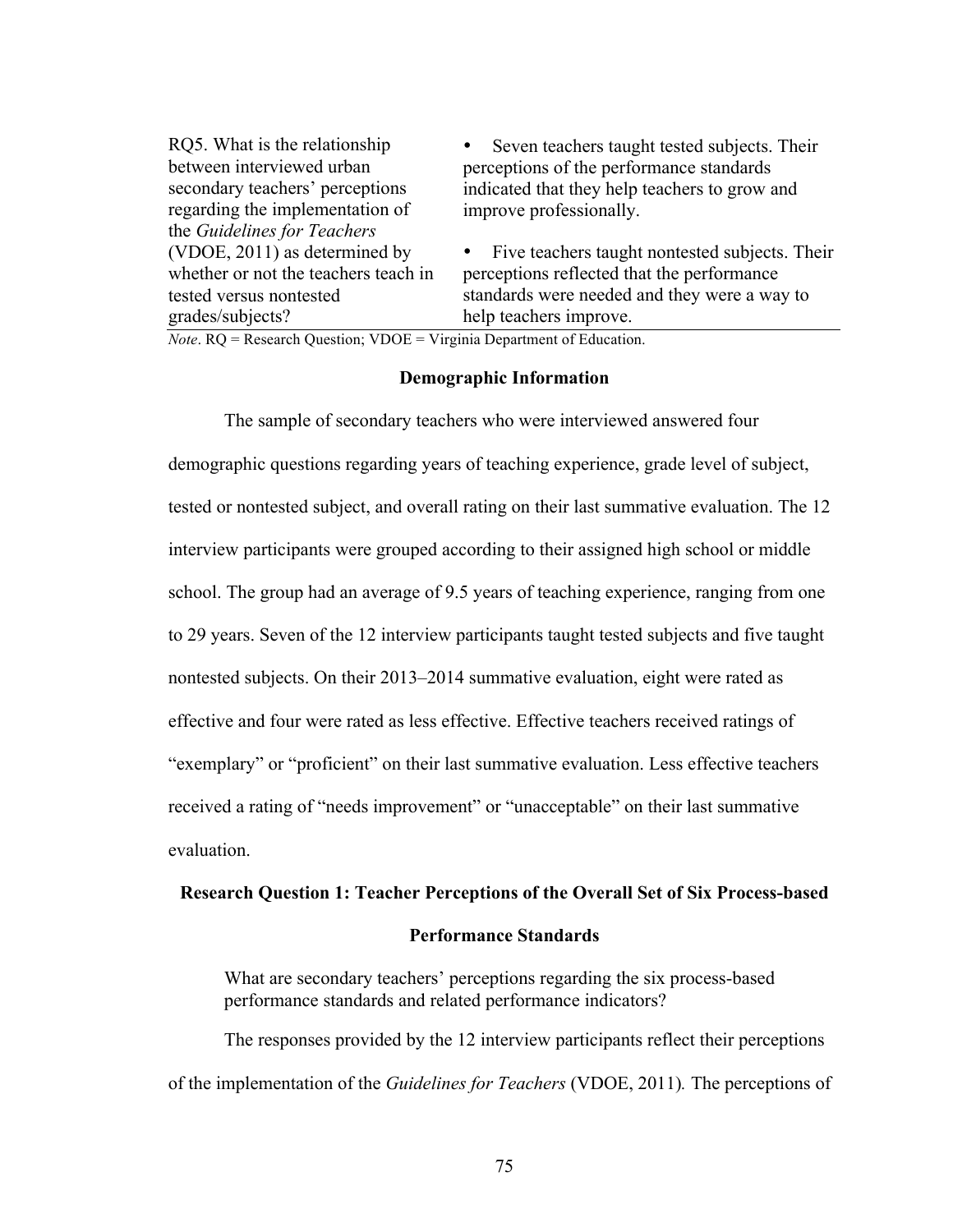| | |
|---|---|
| RQ5. What is the relationship between interviewed urban secondary teachers' perceptions regarding the implementation of the *Guidelines for Teachers* (VDOE, 2011) as determined by whether or not the teachers teach in tested versus nontested grades/subjects? | • Seven teachers taught tested subjects. Their perceptions of the performance standards indicated that they help teachers to grow and improve professionally. <br><br> • Five teachers taught nontested subjects. Their perceptions reflected that the performance standards were needed and they were a way to help teachers improve. |

*Note*. RQ = Research Question; VDOE = Virginia Department of Education.

## Demographic Information

The sample of secondary teachers who were interviewed answered four demographic questions regarding years of teaching experience, grade level of subject, tested or nontested subject, and overall rating on their last summative evaluation. The 12 interview participants were grouped according to their assigned high school or middle school. The group had an average of 9.5 years of teaching experience, ranging from one to 29 years. Seven of the 12 interview participants taught tested subjects and five taught nontested subjects. On their 2013–2014 summative evaluation, eight were rated as effective and four were rated as less effective. Effective teachers received ratings of "exemplary" or "proficient" on their last summative evaluation. Less effective teachers received a rating of "needs improvement" or "unacceptable" on their last summative evaluation.

## Research Question 1: Teacher Perceptions of the Overall Set of Six Process-based Performance Standards

> What are secondary teachers' perceptions regarding the six process-based performance standards and related performance indicators?

The responses provided by the 12 interview participants reflect their perceptions of the implementation of the *Guidelines for Teachers* (VDOE, 2011). The perceptions of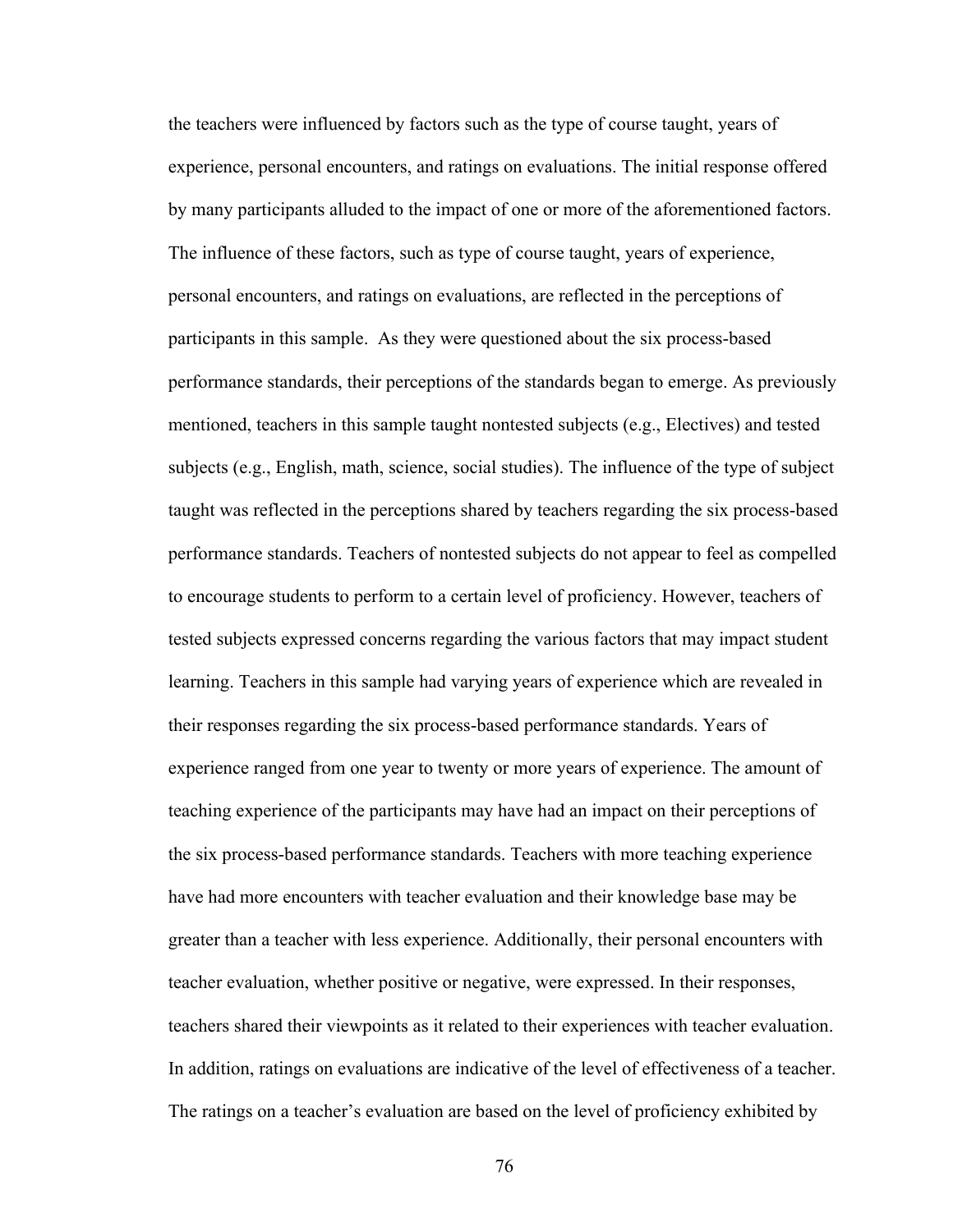the teachers were influenced by factors such as the type of course taught, years of experience, personal encounters, and ratings on evaluations. The initial response offered by many participants alluded to the impact of one or more of the aforementioned factors. The influence of these factors, such as type of course taught, years of experience, personal encounters, and ratings on evaluations, are reflected in the perceptions of participants in this sample. As they were questioned about the six process-based performance standards, their perceptions of the standards began to emerge. As previously mentioned, teachers in this sample taught nontested subjects (e.g., Electives) and tested subjects (e.g., English, math, science, social studies). The influence of the type of subject taught was reflected in the perceptions shared by teachers regarding the six process-based performance standards. Teachers of nontested subjects do not appear to feel as compelled to encourage students to perform to a certain level of proficiency. However, teachers of tested subjects expressed concerns regarding the various factors that may impact student learning. Teachers in this sample had varying years of experience which are revealed in their responses regarding the six process-based performance standards. Years of experience ranged from one year to twenty or more years of experience. The amount of teaching experience of the participants may have had an impact on their perceptions of the six process-based performance standards. Teachers with more teaching experience have had more encounters with teacher evaluation and their knowledge base may be greater than a teacher with less experience. Additionally, their personal encounters with teacher evaluation, whether positive or negative, were expressed. In their responses, teachers shared their viewpoints as it related to their experiences with teacher evaluation. In addition, ratings on evaluations are indicative of the level of effectiveness of a teacher. The ratings on a teacher's evaluation are based on the level of proficiency exhibited by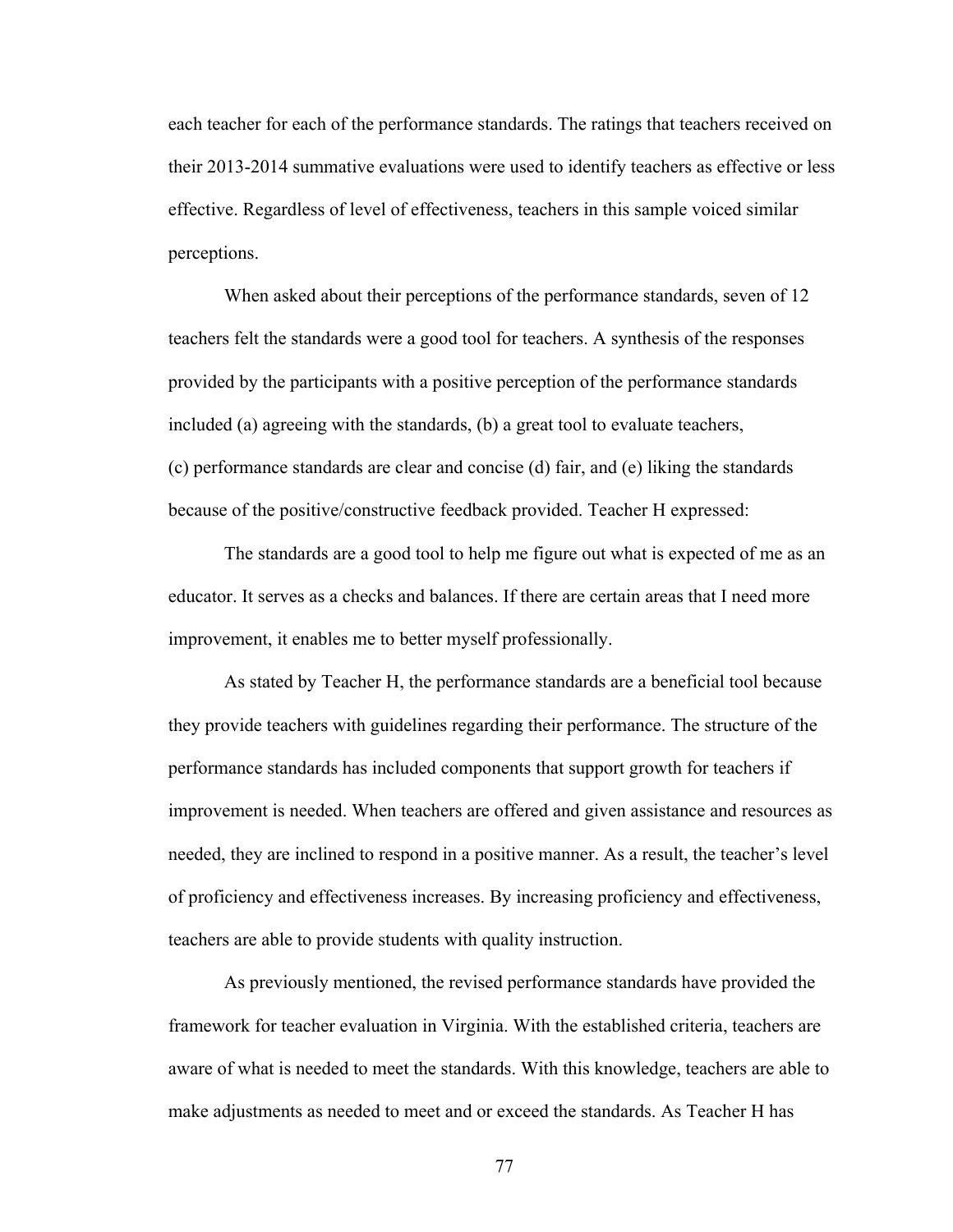each teacher for each of the performance standards. The ratings that teachers received on their 2013-2014 summative evaluations were used to identify teachers as effective or less effective. Regardless of level of effectiveness, teachers in this sample voiced similar perceptions.

When asked about their perceptions of the performance standards, seven of 12 teachers felt the standards were a good tool for teachers. A synthesis of the responses provided by the participants with a positive perception of the performance standards included (a) agreeing with the standards, (b) a great tool to evaluate teachers, (c) performance standards are clear and concise (d) fair, and (e) liking the standards because of the positive/constructive feedback provided. Teacher H expressed:

> The standards are a good tool to help me figure out what is expected of me as an educator. It serves as a checks and balances. If there are certain areas that I need more improvement, it enables me to better myself professionally.

As stated by Teacher H, the performance standards are a beneficial tool because they provide teachers with guidelines regarding their performance. The structure of the performance standards has included components that support growth for teachers if improvement is needed. When teachers are offered and given assistance and resources as needed, they are inclined to respond in a positive manner. As a result, the teacher's level of proficiency and effectiveness increases. By increasing proficiency and effectiveness, teachers are able to provide students with quality instruction.

As previously mentioned, the revised performance standards have provided the framework for teacher evaluation in Virginia. With the established criteria, teachers are aware of what is needed to meet the standards. With this knowledge, teachers are able to make adjustments as needed to meet and or exceed the standards. As Teacher H has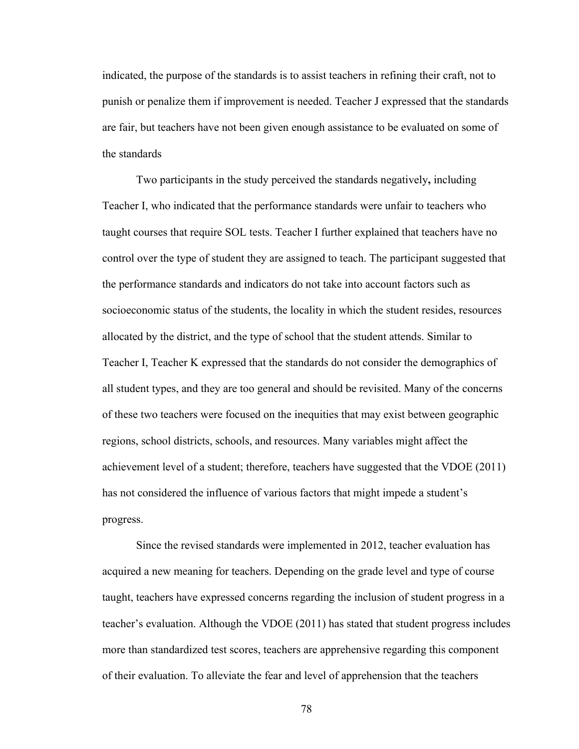indicated, the purpose of the standards is to assist teachers in refining their craft, not to punish or penalize them if improvement is needed. Teacher J expressed that the standards are fair, but teachers have not been given enough assistance to be evaluated on some of the standards

Two participants in the study perceived the standards negatively**,** including Teacher I, who indicated that the performance standards were unfair to teachers who taught courses that require SOL tests. Teacher I further explained that teachers have no control over the type of student they are assigned to teach. The participant suggested that the performance standards and indicators do not take into account factors such as socioeconomic status of the students, the locality in which the student resides, resources allocated by the district, and the type of school that the student attends. Similar to Teacher I, Teacher K expressed that the standards do not consider the demographics of all student types, and they are too general and should be revisited. Many of the concerns of these two teachers were focused on the inequities that may exist between geographic regions, school districts, schools, and resources. Many variables might affect the achievement level of a student; therefore, teachers have suggested that the VDOE (2011) has not considered the influence of various factors that might impede a student's progress.

Since the revised standards were implemented in 2012, teacher evaluation has acquired a new meaning for teachers. Depending on the grade level and type of course taught, teachers have expressed concerns regarding the inclusion of student progress in a teacher's evaluation. Although the VDOE (2011) has stated that student progress includes more than standardized test scores, teachers are apprehensive regarding this component of their evaluation. To alleviate the fear and level of apprehension that the teachers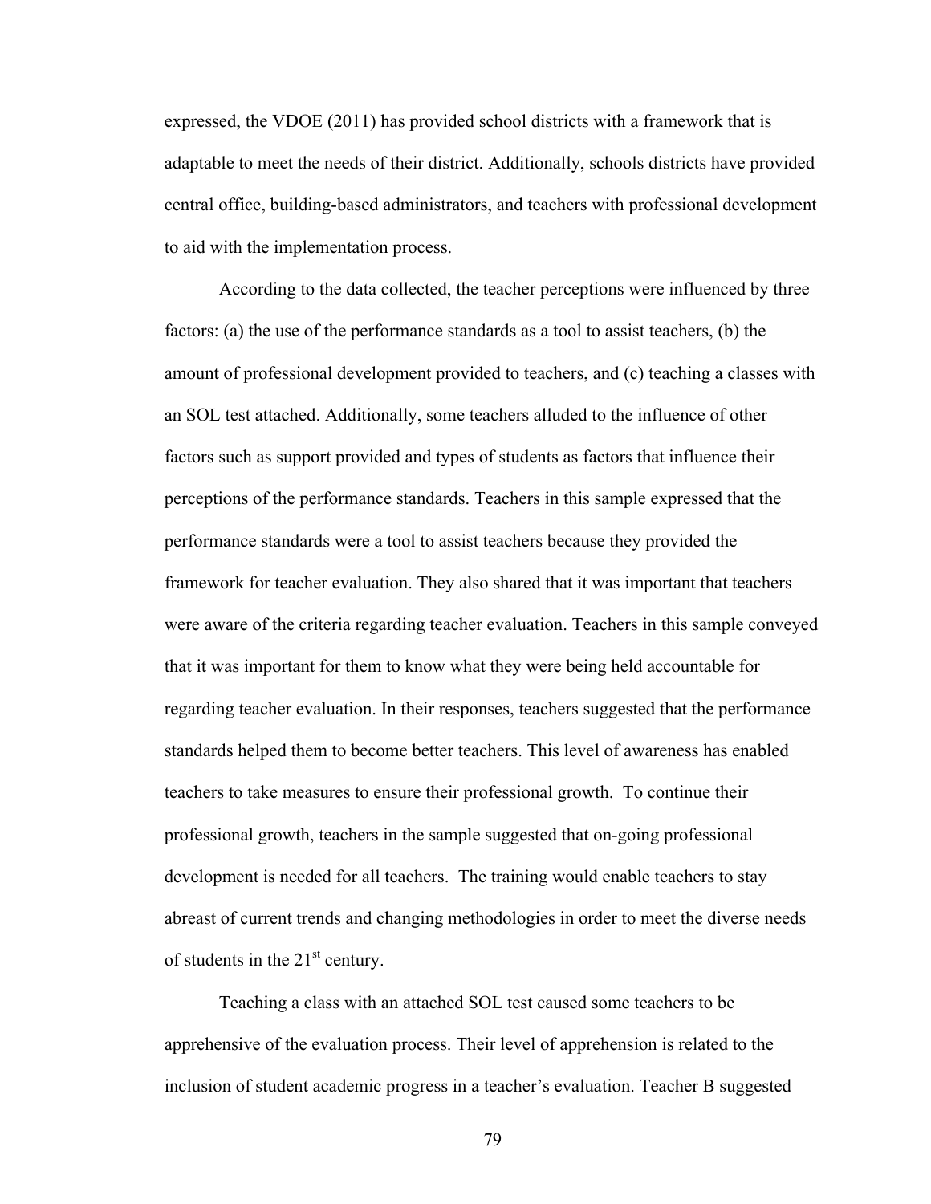expressed, the VDOE (2011) has provided school districts with a framework that is adaptable to meet the needs of their district. Additionally, schools districts have provided central office, building-based administrators, and teachers with professional development to aid with the implementation process.

According to the data collected, the teacher perceptions were influenced by three factors: (a) the use of the performance standards as a tool to assist teachers, (b) the amount of professional development provided to teachers, and (c) teaching a classes with an SOL test attached. Additionally, some teachers alluded to the influence of other factors such as support provided and types of students as factors that influence their perceptions of the performance standards. Teachers in this sample expressed that the performance standards were a tool to assist teachers because they provided the framework for teacher evaluation. They also shared that it was important that teachers were aware of the criteria regarding teacher evaluation. Teachers in this sample conveyed that it was important for them to know what they were being held accountable for regarding teacher evaluation. In their responses, teachers suggested that the performance standards helped them to become better teachers. This level of awareness has enabled teachers to take measures to ensure their professional growth. To continue their professional growth, teachers in the sample suggested that on-going professional development is needed for all teachers. The training would enable teachers to stay abreast of current trends and changing methodologies in order to meet the diverse needs of students in the 21st century.

Teaching a class with an attached SOL test caused some teachers to be apprehensive of the evaluation process. Their level of apprehension is related to the inclusion of student academic progress in a teacher's evaluation. Teacher B suggested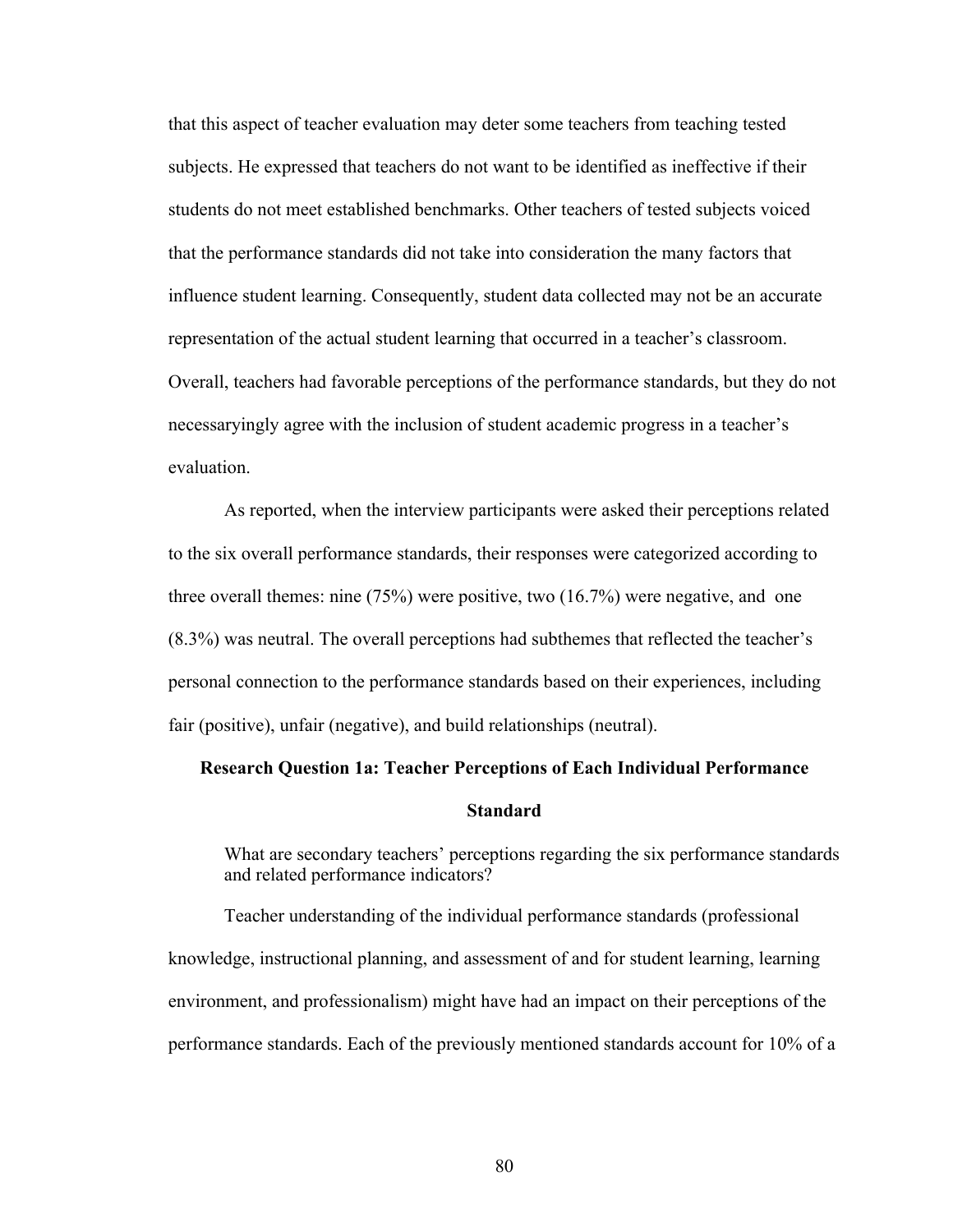that this aspect of teacher evaluation may deter some teachers from teaching tested subjects. He expressed that teachers do not want to be identified as ineffective if their students do not meet established benchmarks. Other teachers of tested subjects voiced that the performance standards did not take into consideration the many factors that influence student learning. Consequently, student data collected may not be an accurate representation of the actual student learning that occurred in a teacher's classroom. Overall, teachers had favorable perceptions of the performance standards, but they do not necessaryingly agree with the inclusion of student academic progress in a teacher's evaluation.

As reported, when the interview participants were asked their perceptions related to the six overall performance standards, their responses were categorized according to three overall themes: nine (75%) were positive, two (16.7%) were negative, and one (8.3%) was neutral. The overall perceptions had subthemes that reflected the teacher's personal connection to the performance standards based on their experiences, including fair (positive), unfair (negative), and build relationships (neutral).

## Research Question 1a: Teacher Perceptions of Each Individual Performance Standard

> What are secondary teachers' perceptions regarding the six performance standards and related performance indicators?

Teacher understanding of the individual performance standards (professional knowledge, instructional planning, and assessment of and for student learning, learning environment, and professionalism) might have had an impact on their perceptions of the performance standards. Each of the previously mentioned standards account for 10% of a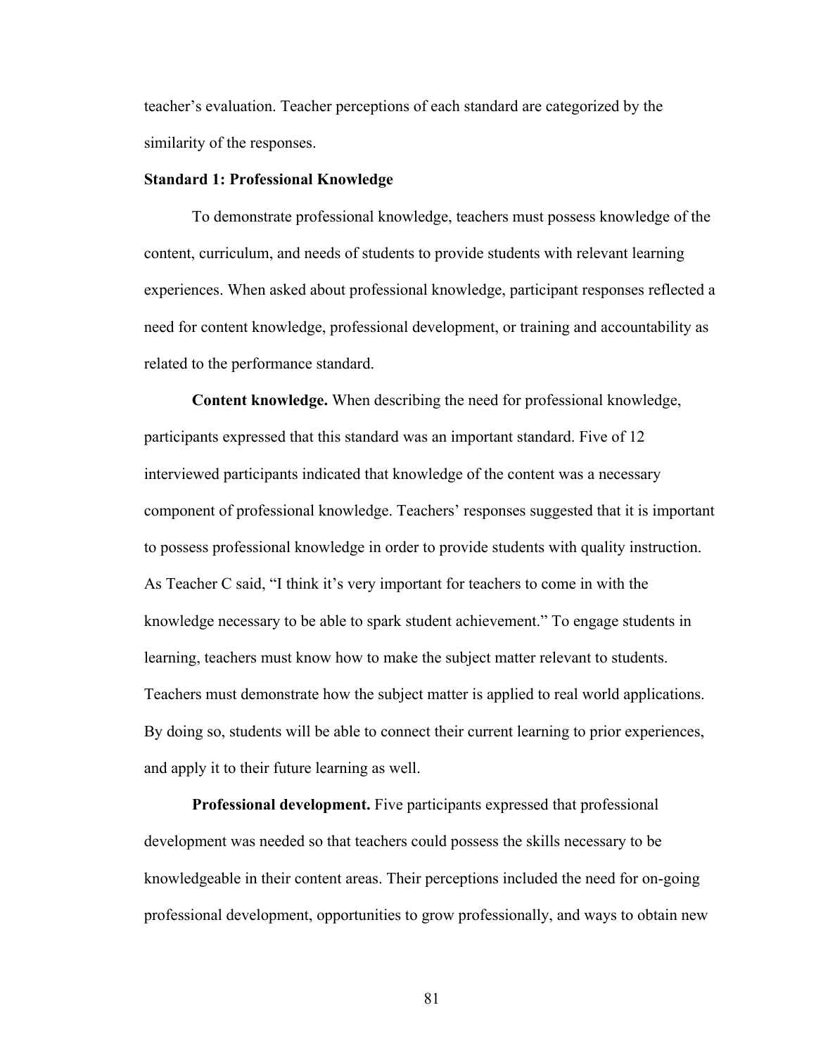teacher's evaluation. Teacher perceptions of each standard are categorized by the similarity of the responses.

### Standard 1: Professional Knowledge

To demonstrate professional knowledge, teachers must possess knowledge of the content, curriculum, and needs of students to provide students with relevant learning experiences. When asked about professional knowledge, participant responses reflected a need for content knowledge, professional development, or training and accountability as related to the performance standard.

**Content knowledge.** When describing the need for professional knowledge, participants expressed that this standard was an important standard. Five of 12 interviewed participants indicated that knowledge of the content was a necessary component of professional knowledge. Teachers' responses suggested that it is important to possess professional knowledge in order to provide students with quality instruction. As Teacher C said, "I think it's very important for teachers to come in with the knowledge necessary to be able to spark student achievement." To engage students in learning, teachers must know how to make the subject matter relevant to students. Teachers must demonstrate how the subject matter is applied to real world applications. By doing so, students will be able to connect their current learning to prior experiences, and apply it to their future learning as well.

**Professional development.** Five participants expressed that professional development was needed so that teachers could possess the skills necessary to be knowledgeable in their content areas. Their perceptions included the need for on-going professional development, opportunities to grow professionally, and ways to obtain new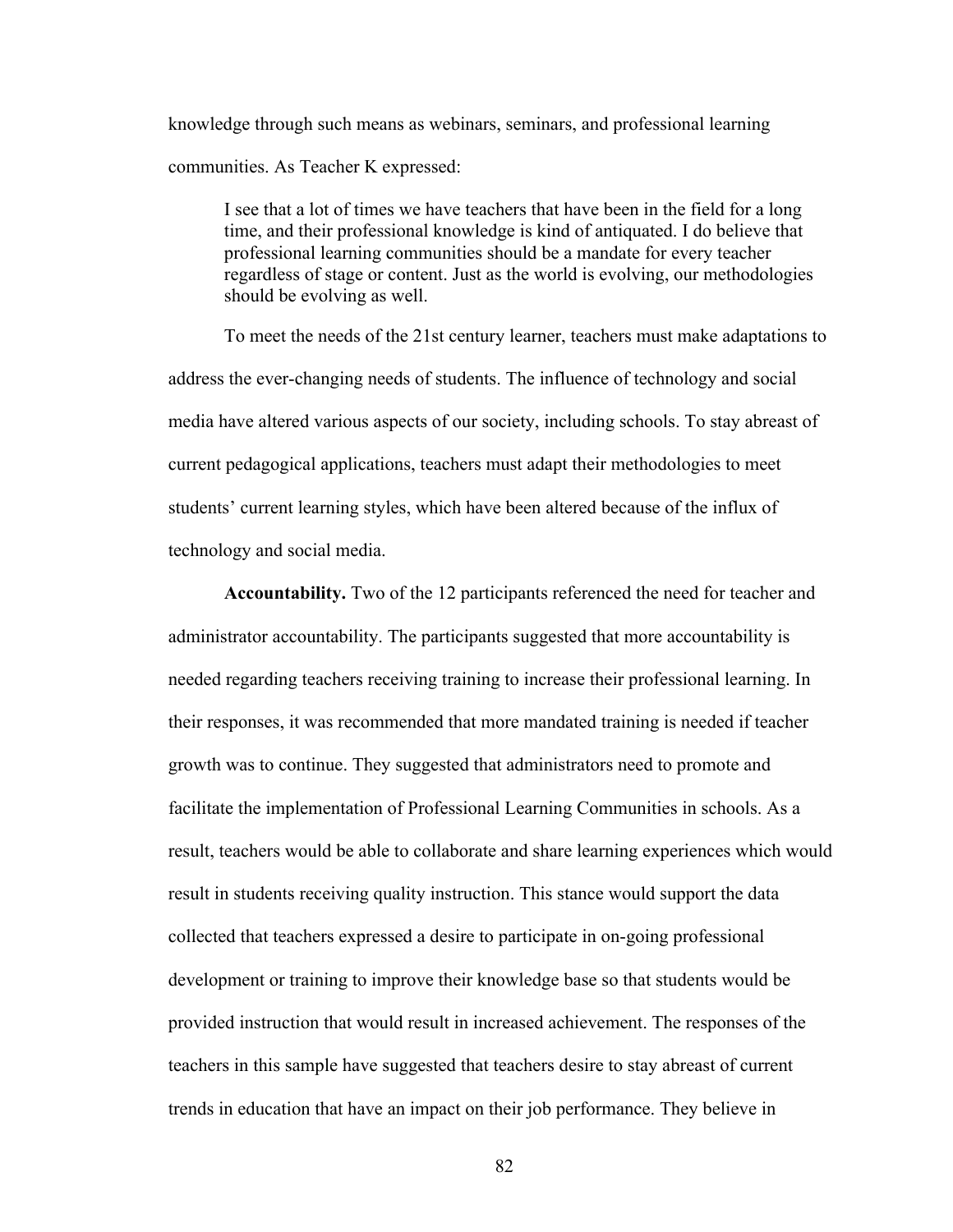knowledge through such means as webinars, seminars, and professional learning communities. As Teacher K expressed:

> I see that a lot of times we have teachers that have been in the field for a long time, and their professional knowledge is kind of antiquated. I do believe that professional learning communities should be a mandate for every teacher regardless of stage or content. Just as the world is evolving, our methodologies should be evolving as well.

To meet the needs of the 21st century learner, teachers must make adaptations to address the ever-changing needs of students. The influence of technology and social media have altered various aspects of our society, including schools. To stay abreast of current pedagogical applications, teachers must adapt their methodologies to meet students' current learning styles, which have been altered because of the influx of technology and social media.

**Accountability.** Two of the 12 participants referenced the need for teacher and administrator accountability. The participants suggested that more accountability is needed regarding teachers receiving training to increase their professional learning. In their responses, it was recommended that more mandated training is needed if teacher growth was to continue. They suggested that administrators need to promote and facilitate the implementation of Professional Learning Communities in schools. As a result, teachers would be able to collaborate and share learning experiences which would result in students receiving quality instruction. This stance would support the data collected that teachers expressed a desire to participate in on-going professional development or training to improve their knowledge base so that students would be provided instruction that would result in increased achievement. The responses of the teachers in this sample have suggested that teachers desire to stay abreast of current trends in education that have an impact on their job performance. They believe in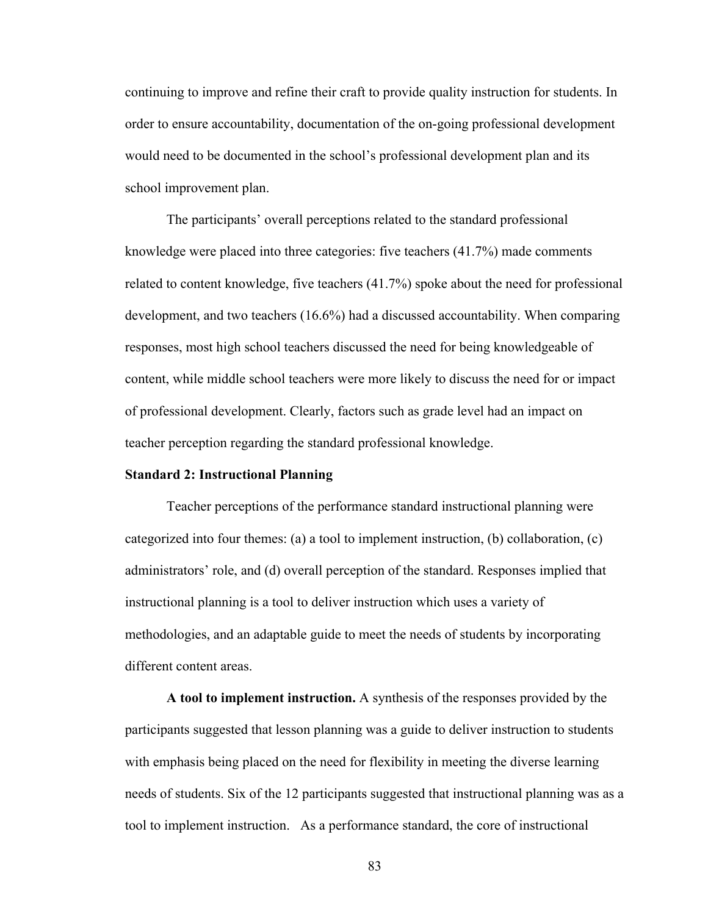continuing to improve and refine their craft to provide quality instruction for students. In order to ensure accountability, documentation of the on-going professional development would need to be documented in the school's professional development plan and its school improvement plan.

The participants' overall perceptions related to the standard professional knowledge were placed into three categories: five teachers (41.7%) made comments related to content knowledge, five teachers (41.7%) spoke about the need for professional development, and two teachers (16.6%) had a discussed accountability. When comparing responses, most high school teachers discussed the need for being knowledgeable of content, while middle school teachers were more likely to discuss the need for or impact of professional development. Clearly, factors such as grade level had an impact on teacher perception regarding the standard professional knowledge.

### Standard 2: Instructional Planning

Teacher perceptions of the performance standard instructional planning were categorized into four themes: (a) a tool to implement instruction, (b) collaboration, (c) administrators' role, and (d) overall perception of the standard. Responses implied that instructional planning is a tool to deliver instruction which uses a variety of methodologies, and an adaptable guide to meet the needs of students by incorporating different content areas.

**A tool to implement instruction.** A synthesis of the responses provided by the participants suggested that lesson planning was a guide to deliver instruction to students with emphasis being placed on the need for flexibility in meeting the diverse learning needs of students. Six of the 12 participants suggested that instructional planning was as a tool to implement instruction. As a performance standard, the core of instructional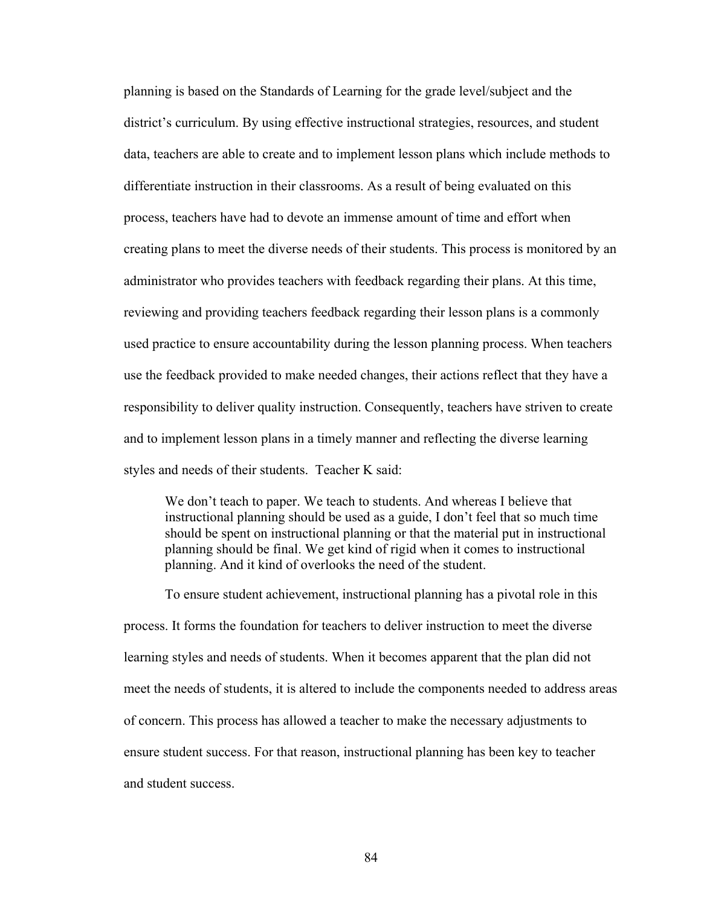planning is based on the Standards of Learning for the grade level/subject and the district's curriculum. By using effective instructional strategies, resources, and student data, teachers are able to create and to implement lesson plans which include methods to differentiate instruction in their classrooms. As a result of being evaluated on this process, teachers have had to devote an immense amount of time and effort when creating plans to meet the diverse needs of their students. This process is monitored by an administrator who provides teachers with feedback regarding their plans. At this time, reviewing and providing teachers feedback regarding their lesson plans is a commonly used practice to ensure accountability during the lesson planning process. When teachers use the feedback provided to make needed changes, their actions reflect that they have a responsibility to deliver quality instruction. Consequently, teachers have striven to create and to implement lesson plans in a timely manner and reflecting the diverse learning styles and needs of their students. Teacher K said:

> We don't teach to paper. We teach to students. And whereas I believe that instructional planning should be used as a guide, I don't feel that so much time should be spent on instructional planning or that the material put in instructional planning should be final. We get kind of rigid when it comes to instructional planning. And it kind of overlooks the need of the student.

To ensure student achievement, instructional planning has a pivotal role in this process. It forms the foundation for teachers to deliver instruction to meet the diverse learning styles and needs of students. When it becomes apparent that the plan did not meet the needs of students, it is altered to include the components needed to address areas of concern. This process has allowed a teacher to make the necessary adjustments to ensure student success. For that reason, instructional planning has been key to teacher and student success.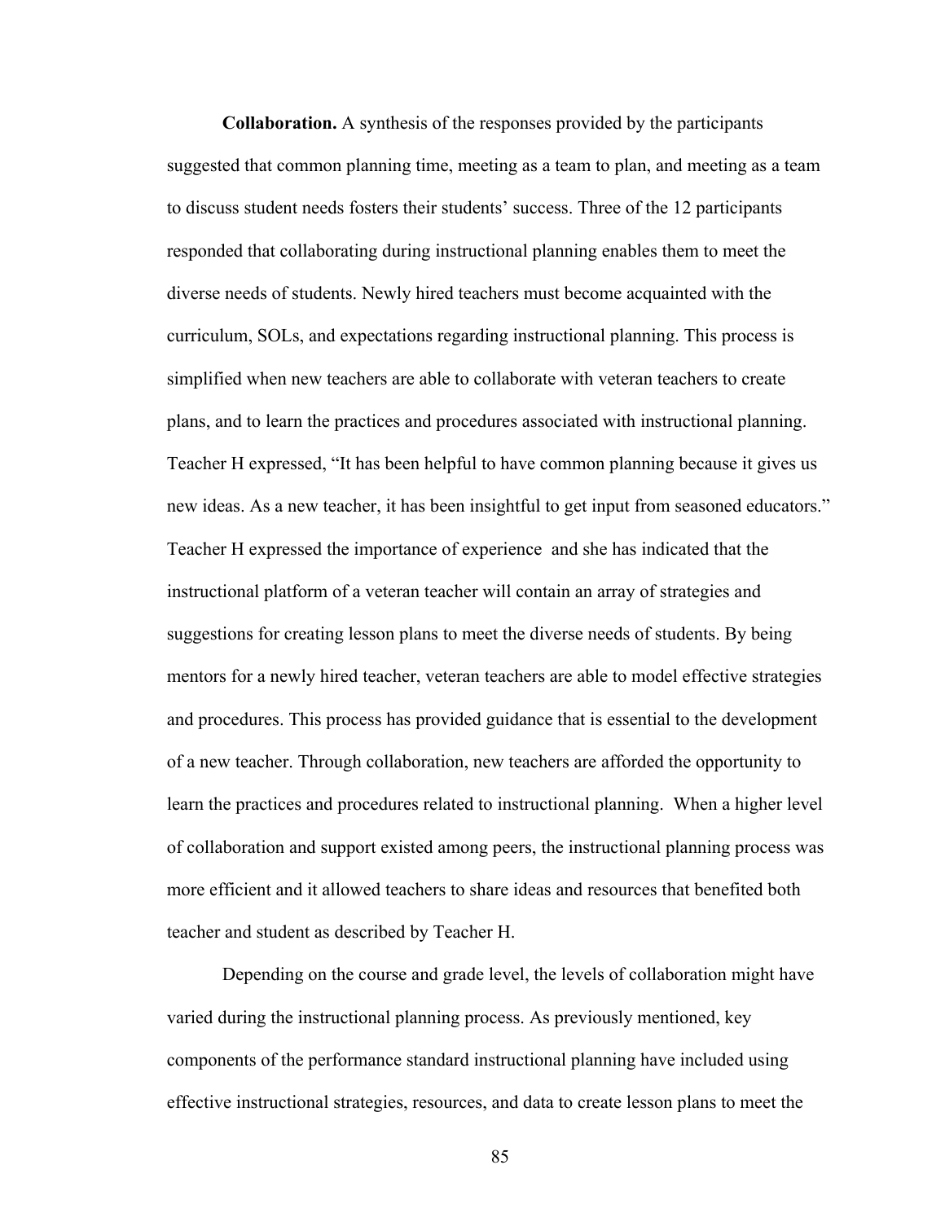**Collaboration.** A synthesis of the responses provided by the participants suggested that common planning time, meeting as a team to plan, and meeting as a team to discuss student needs fosters their students' success. Three of the 12 participants responded that collaborating during instructional planning enables them to meet the diverse needs of students. Newly hired teachers must become acquainted with the curriculum, SOLs, and expectations regarding instructional planning. This process is simplified when new teachers are able to collaborate with veteran teachers to create plans, and to learn the practices and procedures associated with instructional planning. Teacher H expressed, "It has been helpful to have common planning because it gives us new ideas. As a new teacher, it has been insightful to get input from seasoned educators." Teacher H expressed the importance of experience and she has indicated that the instructional platform of a veteran teacher will contain an array of strategies and suggestions for creating lesson plans to meet the diverse needs of students. By being mentors for a newly hired teacher, veteran teachers are able to model effective strategies and procedures. This process has provided guidance that is essential to the development of a new teacher. Through collaboration, new teachers are afforded the opportunity to learn the practices and procedures related to instructional planning. When a higher level of collaboration and support existed among peers, the instructional planning process was more efficient and it allowed teachers to share ideas and resources that benefited both teacher and student as described by Teacher H.

Depending on the course and grade level, the levels of collaboration might have varied during the instructional planning process. As previously mentioned, key components of the performance standard instructional planning have included using effective instructional strategies, resources, and data to create lesson plans to meet the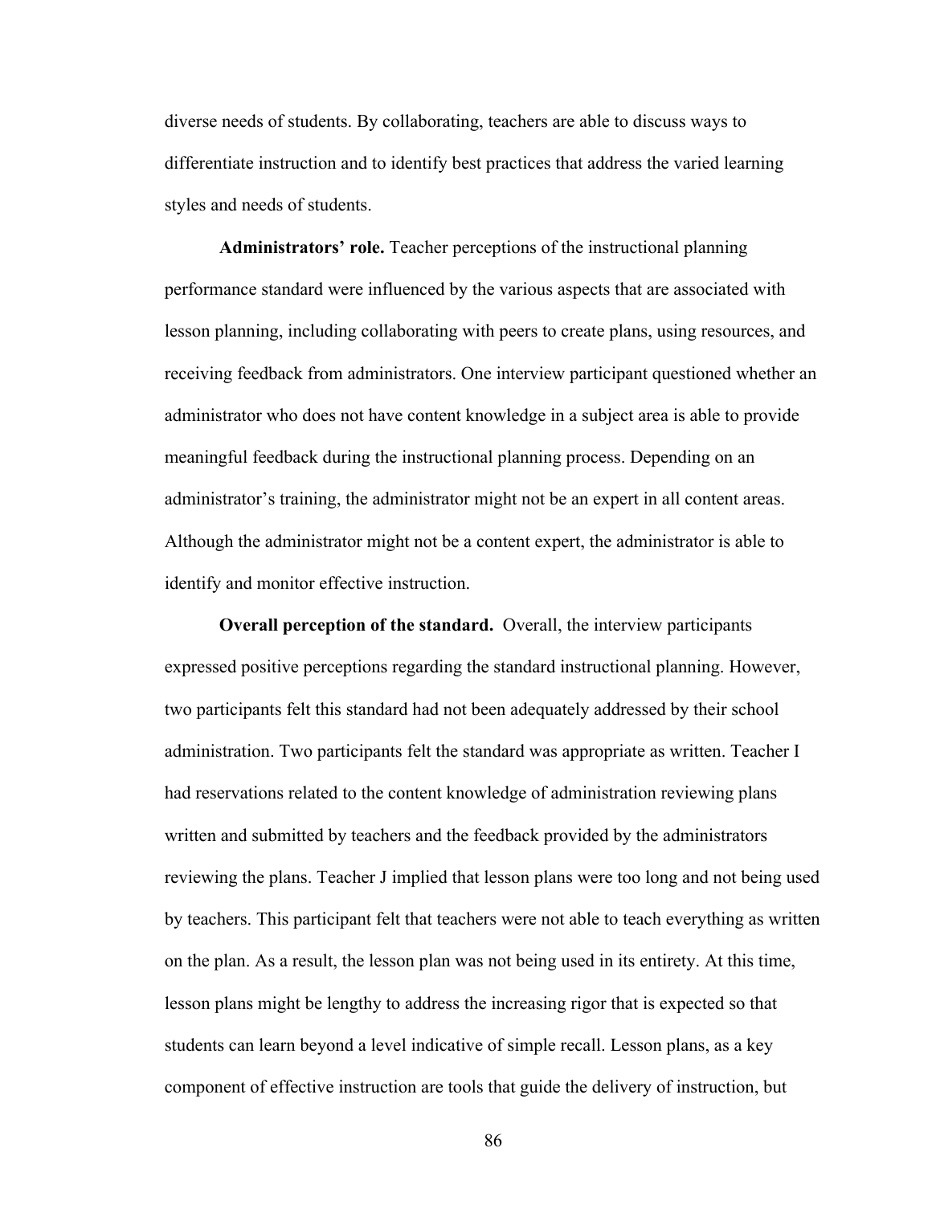diverse needs of students. By collaborating, teachers are able to discuss ways to differentiate instruction and to identify best practices that address the varied learning styles and needs of students.

**Administrators' role.** Teacher perceptions of the instructional planning performance standard were influenced by the various aspects that are associated with lesson planning, including collaborating with peers to create plans, using resources, and receiving feedback from administrators. One interview participant questioned whether an administrator who does not have content knowledge in a subject area is able to provide meaningful feedback during the instructional planning process. Depending on an administrator's training, the administrator might not be an expert in all content areas. Although the administrator might not be a content expert, the administrator is able to identify and monitor effective instruction.

**Overall perception of the standard.** Overall, the interview participants expressed positive perceptions regarding the standard instructional planning. However, two participants felt this standard had not been adequately addressed by their school administration. Two participants felt the standard was appropriate as written. Teacher I had reservations related to the content knowledge of administration reviewing plans written and submitted by teachers and the feedback provided by the administrators reviewing the plans. Teacher J implied that lesson plans were too long and not being used by teachers. This participant felt that teachers were not able to teach everything as written on the plan. As a result, the lesson plan was not being used in its entirety. At this time, lesson plans might be lengthy to address the increasing rigor that is expected so that students can learn beyond a level indicative of simple recall. Lesson plans, as a key component of effective instruction are tools that guide the delivery of instruction, but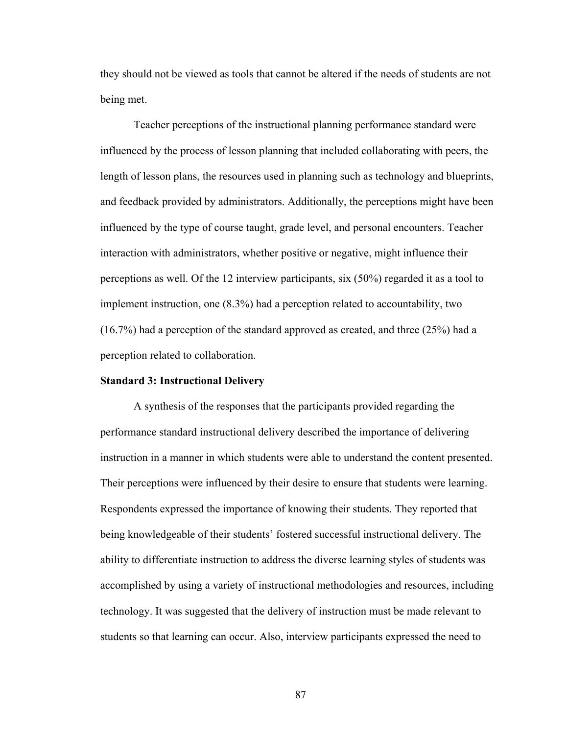they should not be viewed as tools that cannot be altered if the needs of students are not being met.

Teacher perceptions of the instructional planning performance standard were influenced by the process of lesson planning that included collaborating with peers, the length of lesson plans, the resources used in planning such as technology and blueprints, and feedback provided by administrators. Additionally, the perceptions might have been influenced by the type of course taught, grade level, and personal encounters. Teacher interaction with administrators, whether positive or negative, might influence their perceptions as well. Of the 12 interview participants, six (50%) regarded it as a tool to implement instruction, one (8.3%) had a perception related to accountability, two (16.7%) had a perception of the standard approved as created, and three (25%) had a perception related to collaboration.

**Standard 3: Instructional Delivery**

A synthesis of the responses that the participants provided regarding the performance standard instructional delivery described the importance of delivering instruction in a manner in which students were able to understand the content presented. Their perceptions were influenced by their desire to ensure that students were learning. Respondents expressed the importance of knowing their students. They reported that being knowledgeable of their students' fostered successful instructional delivery. The ability to differentiate instruction to address the diverse learning styles of students was accomplished by using a variety of instructional methodologies and resources, including technology. It was suggested that the delivery of instruction must be made relevant to students so that learning can occur. Also, interview participants expressed the need to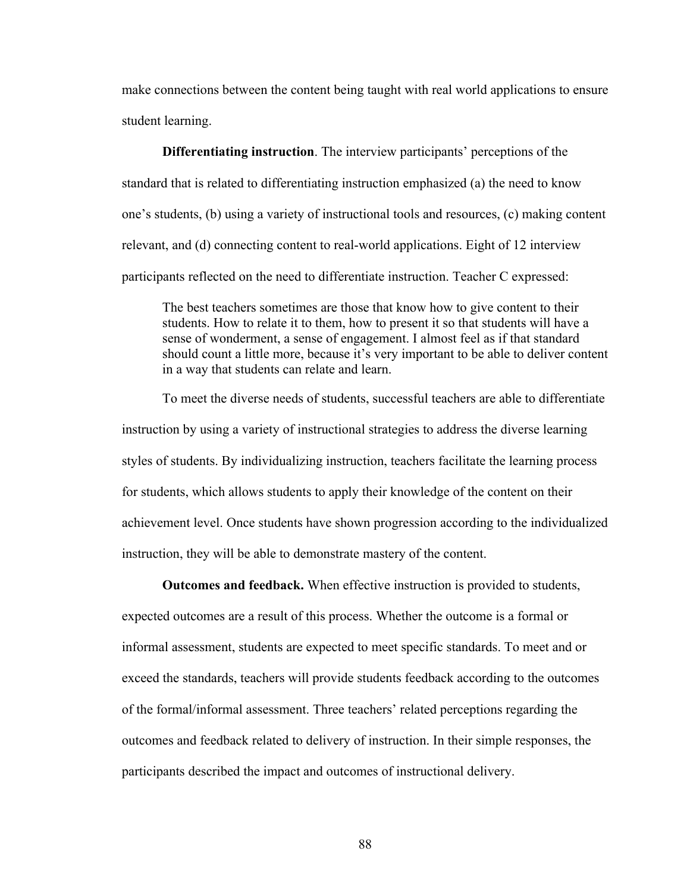make connections between the content being taught with real world applications to ensure student learning.

**Differentiating instruction**. The interview participants' perceptions of the standard that is related to differentiating instruction emphasized (a) the need to know one's students, (b) using a variety of instructional tools and resources, (c) making content relevant, and (d) connecting content to real-world applications. Eight of 12 interview participants reflected on the need to differentiate instruction. Teacher C expressed:

> The best teachers sometimes are those that know how to give content to their students. How to relate it to them, how to present it so that students will have a sense of wonderment, a sense of engagement. I almost feel as if that standard should count a little more, because it's very important to be able to deliver content in a way that students can relate and learn.

To meet the diverse needs of students, successful teachers are able to differentiate instruction by using a variety of instructional strategies to address the diverse learning styles of students. By individualizing instruction, teachers facilitate the learning process for students, which allows students to apply their knowledge of the content on their achievement level. Once students have shown progression according to the individualized instruction, they will be able to demonstrate mastery of the content.

**Outcomes and feedback.** When effective instruction is provided to students, expected outcomes are a result of this process. Whether the outcome is a formal or informal assessment, students are expected to meet specific standards. To meet and or exceed the standards, teachers will provide students feedback according to the outcomes of the formal/informal assessment. Three teachers' related perceptions regarding the outcomes and feedback related to delivery of instruction. In their simple responses, the participants described the impact and outcomes of instructional delivery.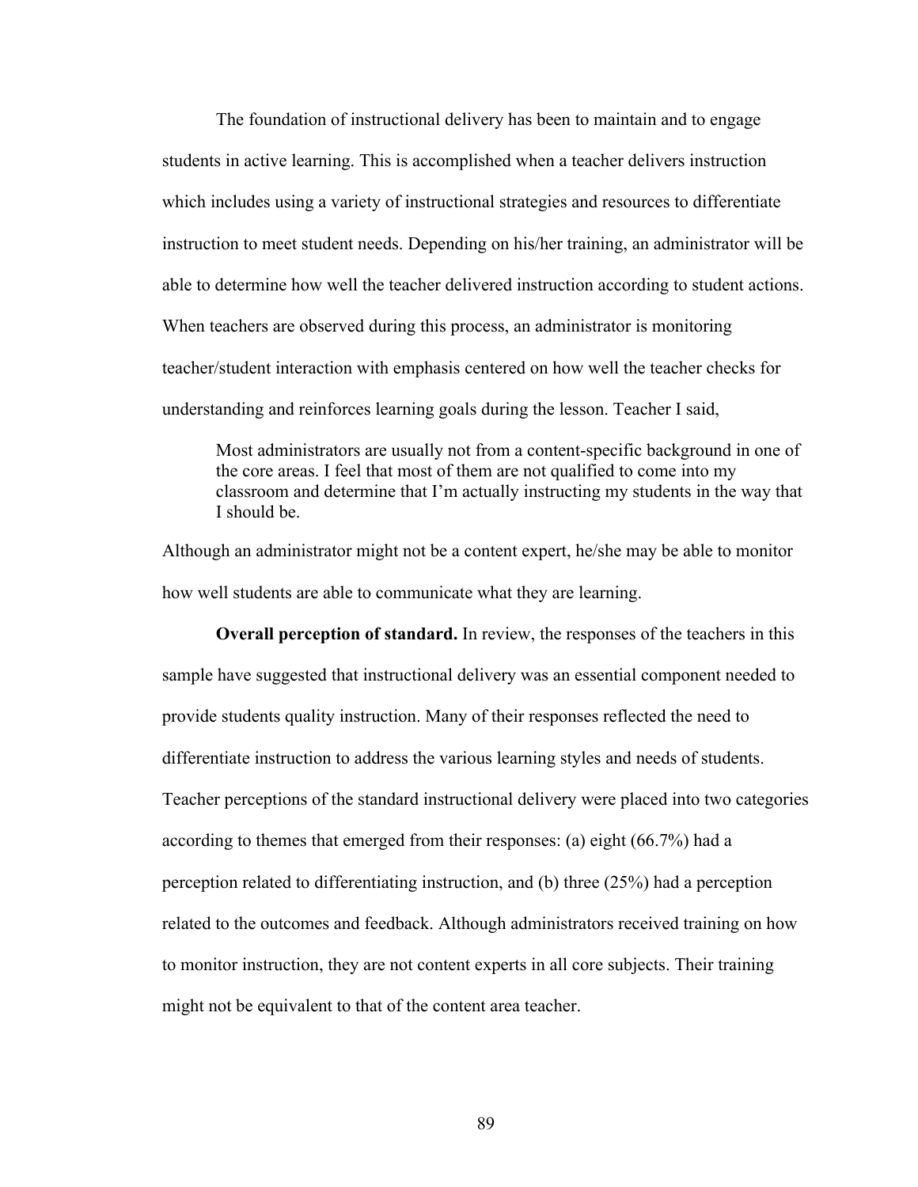The foundation of instructional delivery has been to maintain and to engage students in active learning. This is accomplished when a teacher delivers instruction which includes using a variety of instructional strategies and resources to differentiate instruction to meet student needs. Depending on his/her training, an administrator will be able to determine how well the teacher delivered instruction according to student actions. When teachers are observed during this process, an administrator is monitoring teacher/student interaction with emphasis centered on how well the teacher checks for understanding and reinforces learning goals during the lesson. Teacher I said,

> Most administrators are usually not from a content-specific background in one of the core areas. I feel that most of them are not qualified to come into my classroom and determine that I'm actually instructing my students in the way that I should be.

Although an administrator might not be a content expert, he/she may be able to monitor how well students are able to communicate what they are learning.

**Overall perception of standard.** In review, the responses of the teachers in this sample have suggested that instructional delivery was an essential component needed to provide students quality instruction. Many of their responses reflected the need to differentiate instruction to address the various learning styles and needs of students. Teacher perceptions of the standard instructional delivery were placed into two categories according to themes that emerged from their responses: (a) eight (66.7%) had a perception related to differentiating instruction, and (b) three (25%) had a perception related to the outcomes and feedback. Although administrators received training on how to monitor instruction, they are not content experts in all core subjects. Their training might not be equivalent to that of the content area teacher.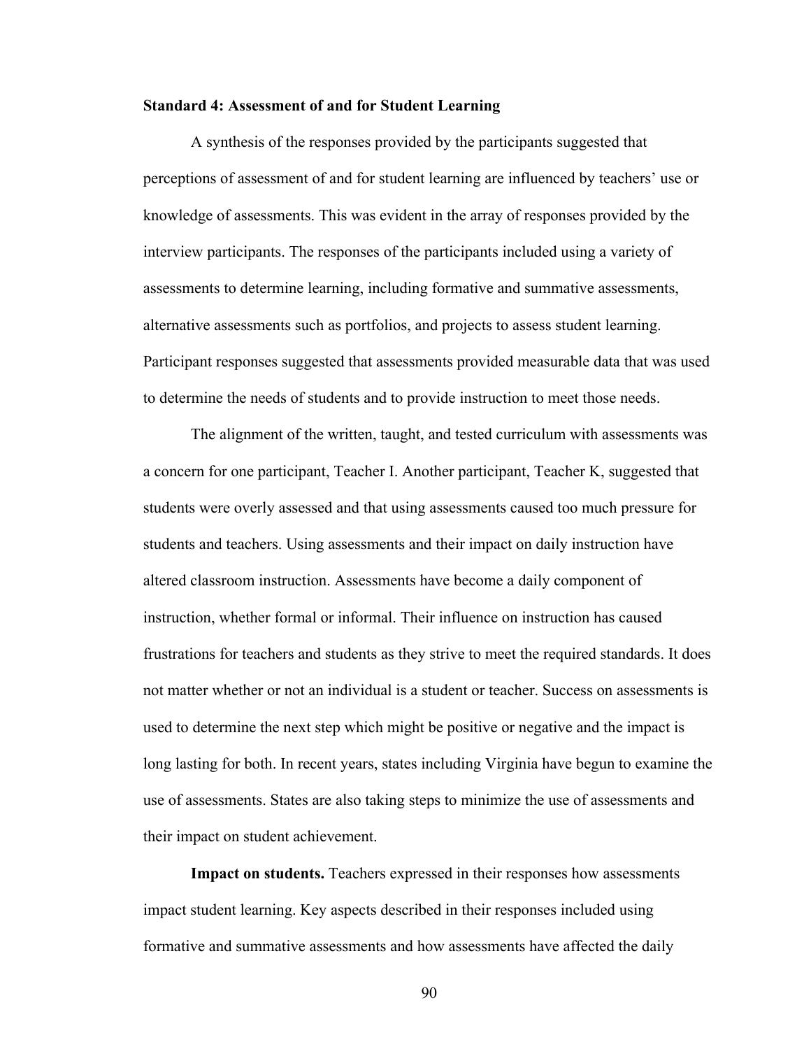### Standard 4: Assessment of and for Student Learning

A synthesis of the responses provided by the participants suggested that perceptions of assessment of and for student learning are influenced by teachers' use or knowledge of assessments. This was evident in the array of responses provided by the interview participants. The responses of the participants included using a variety of assessments to determine learning, including formative and summative assessments, alternative assessments such as portfolios, and projects to assess student learning. Participant responses suggested that assessments provided measurable data that was used to determine the needs of students and to provide instruction to meet those needs.

The alignment of the written, taught, and tested curriculum with assessments was a concern for one participant, Teacher I. Another participant, Teacher K, suggested that students were overly assessed and that using assessments caused too much pressure for students and teachers. Using assessments and their impact on daily instruction have altered classroom instruction. Assessments have become a daily component of instruction, whether formal or informal. Their influence on instruction has caused frustrations for teachers and students as they strive to meet the required standards. It does not matter whether or not an individual is a student or teacher. Success on assessments is used to determine the next step which might be positive or negative and the impact is long lasting for both. In recent years, states including Virginia have begun to examine the use of assessments. States are also taking steps to minimize the use of assessments and their impact on student achievement.

**Impact on students.** Teachers expressed in their responses how assessments impact student learning. Key aspects described in their responses included using formative and summative assessments and how assessments have affected the daily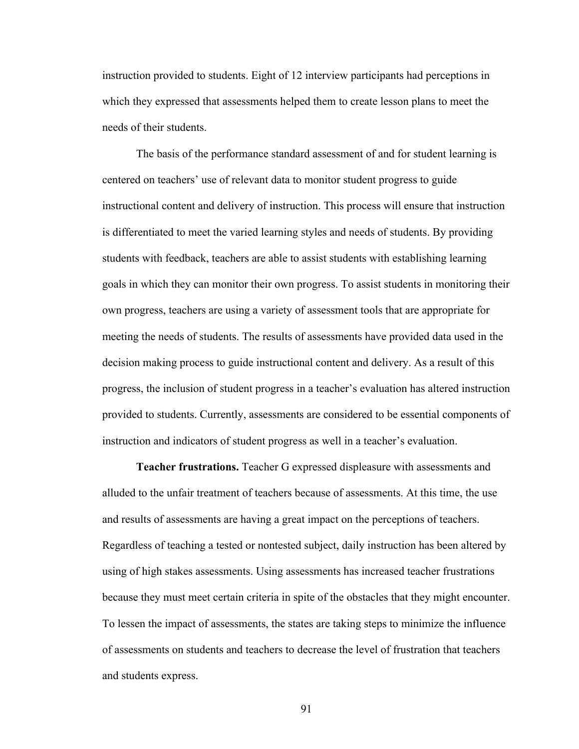instruction provided to students. Eight of 12 interview participants had perceptions in which they expressed that assessments helped them to create lesson plans to meet the needs of their students.

The basis of the performance standard assessment of and for student learning is centered on teachers' use of relevant data to monitor student progress to guide instructional content and delivery of instruction. This process will ensure that instruction is differentiated to meet the varied learning styles and needs of students. By providing students with feedback, teachers are able to assist students with establishing learning goals in which they can monitor their own progress. To assist students in monitoring their own progress, teachers are using a variety of assessment tools that are appropriate for meeting the needs of students. The results of assessments have provided data used in the decision making process to guide instructional content and delivery. As a result of this progress, the inclusion of student progress in a teacher's evaluation has altered instruction provided to students. Currently, assessments are considered to be essential components of instruction and indicators of student progress as well in a teacher's evaluation.

**Teacher frustrations.** Teacher G expressed displeasure with assessments and alluded to the unfair treatment of teachers because of assessments. At this time, the use and results of assessments are having a great impact on the perceptions of teachers. Regardless of teaching a tested or nontested subject, daily instruction has been altered by using of high stakes assessments. Using assessments has increased teacher frustrations because they must meet certain criteria in spite of the obstacles that they might encounter. To lessen the impact of assessments, the states are taking steps to minimize the influence of assessments on students and teachers to decrease the level of frustration that teachers and students express.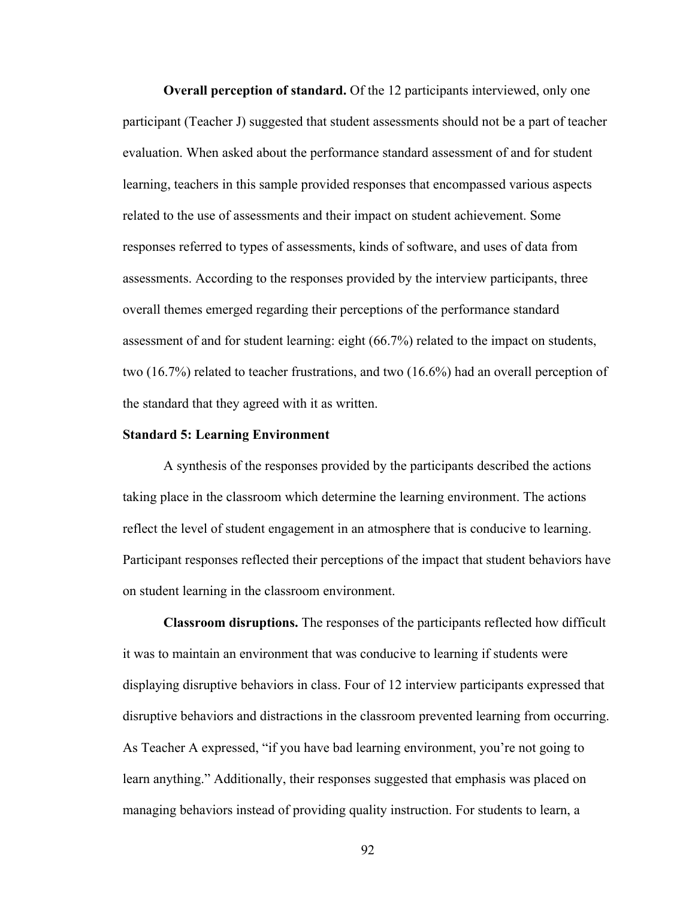**Overall perception of standard.** Of the 12 participants interviewed, only one participant (Teacher J) suggested that student assessments should not be a part of teacher evaluation. When asked about the performance standard assessment of and for student learning, teachers in this sample provided responses that encompassed various aspects related to the use of assessments and their impact on student achievement. Some responses referred to types of assessments, kinds of software, and uses of data from assessments. According to the responses provided by the interview participants, three overall themes emerged regarding their perceptions of the performance standard assessment of and for student learning: eight (66.7%) related to the impact on students, two (16.7%) related to teacher frustrations, and two (16.6%) had an overall perception of the standard that they agreed with it as written.

### Standard 5: Learning Environment

A synthesis of the responses provided by the participants described the actions taking place in the classroom which determine the learning environment. The actions reflect the level of student engagement in an atmosphere that is conducive to learning. Participant responses reflected their perceptions of the impact that student behaviors have on student learning in the classroom environment.

**Classroom disruptions.** The responses of the participants reflected how difficult it was to maintain an environment that was conducive to learning if students were displaying disruptive behaviors in class. Four of 12 interview participants expressed that disruptive behaviors and distractions in the classroom prevented learning from occurring. As Teacher A expressed, "if you have bad learning environment, you're not going to learn anything." Additionally, their responses suggested that emphasis was placed on managing behaviors instead of providing quality instruction. For students to learn, a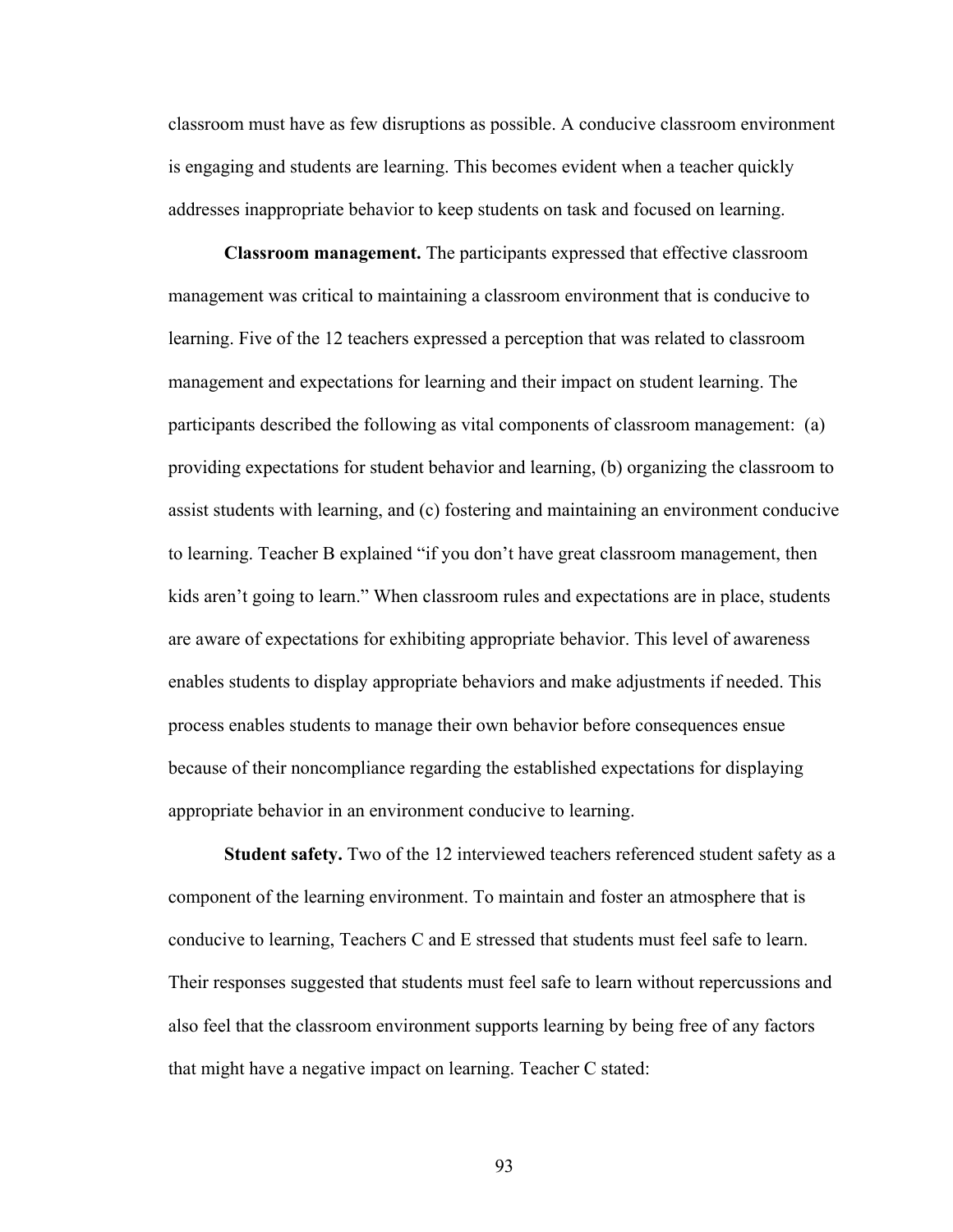classroom must have as few disruptions as possible. A conducive classroom environment is engaging and students are learning. This becomes evident when a teacher quickly addresses inappropriate behavior to keep students on task and focused on learning.

**Classroom management.** The participants expressed that effective classroom management was critical to maintaining a classroom environment that is conducive to learning. Five of the 12 teachers expressed a perception that was related to classroom management and expectations for learning and their impact on student learning. The participants described the following as vital components of classroom management: (a) providing expectations for student behavior and learning, (b) organizing the classroom to assist students with learning, and (c) fostering and maintaining an environment conducive to learning. Teacher B explained "if you don't have great classroom management, then kids aren't going to learn." When classroom rules and expectations are in place, students are aware of expectations for exhibiting appropriate behavior. This level of awareness enables students to display appropriate behaviors and make adjustments if needed. This process enables students to manage their own behavior before consequences ensue because of their noncompliance regarding the established expectations for displaying appropriate behavior in an environment conducive to learning.

**Student safety.** Two of the 12 interviewed teachers referenced student safety as a component of the learning environment. To maintain and foster an atmosphere that is conducive to learning, Teachers C and E stressed that students must feel safe to learn. Their responses suggested that students must feel safe to learn without repercussions and also feel that the classroom environment supports learning by being free of any factors that might have a negative impact on learning. Teacher C stated: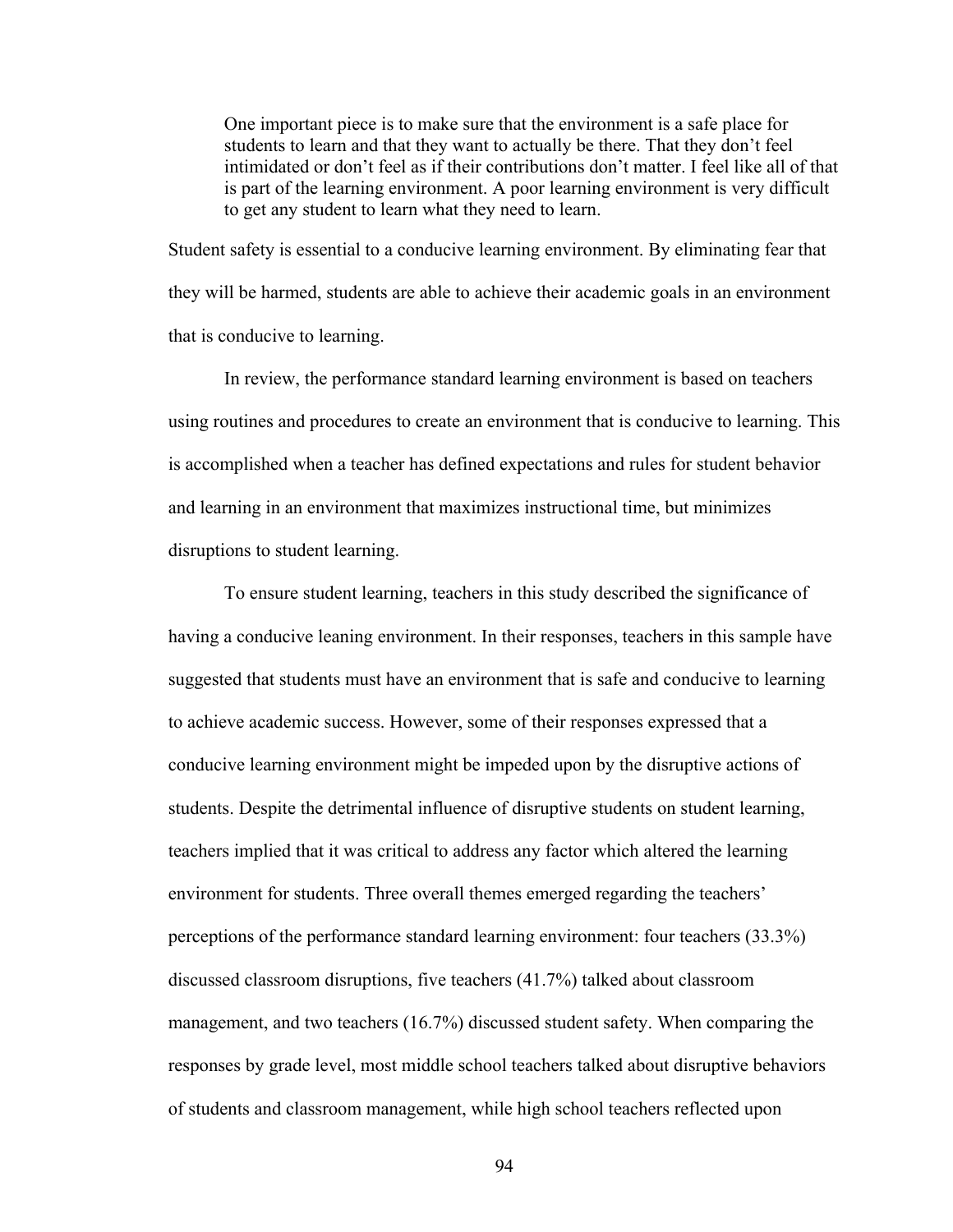> One important piece is to make sure that the environment is a safe place for students to learn and that they want to actually be there. That they don't feel intimidated or don't feel as if their contributions don't matter. I feel like all of that is part of the learning environment. A poor learning environment is very difficult to get any student to learn what they need to learn.

Student safety is essential to a conducive learning environment. By eliminating fear that they will be harmed, students are able to achieve their academic goals in an environment that is conducive to learning.

In review, the performance standard learning environment is based on teachers using routines and procedures to create an environment that is conducive to learning. This is accomplished when a teacher has defined expectations and rules for student behavior and learning in an environment that maximizes instructional time, but minimizes disruptions to student learning.

To ensure student learning, teachers in this study described the significance of having a conducive leaning environment. In their responses, teachers in this sample have suggested that students must have an environment that is safe and conducive to learning to achieve academic success. However, some of their responses expressed that a conducive learning environment might be impeded upon by the disruptive actions of students. Despite the detrimental influence of disruptive students on student learning, teachers implied that it was critical to address any factor which altered the learning environment for students. Three overall themes emerged regarding the teachers' perceptions of the performance standard learning environment: four teachers (33.3%) discussed classroom disruptions, five teachers (41.7%) talked about classroom management, and two teachers (16.7%) discussed student safety. When comparing the responses by grade level, most middle school teachers talked about disruptive behaviors of students and classroom management, while high school teachers reflected upon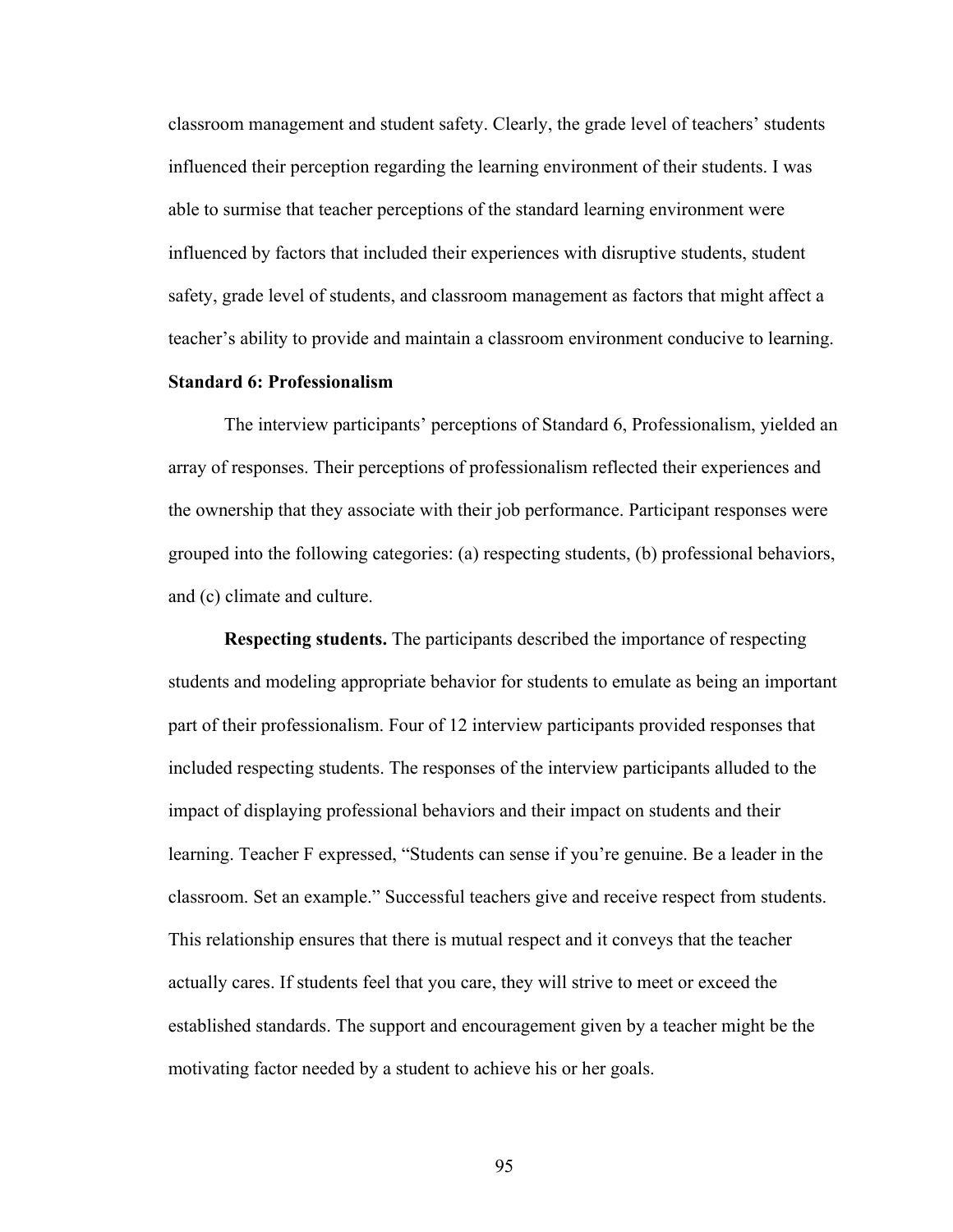classroom management and student safety. Clearly, the grade level of teachers' students influenced their perception regarding the learning environment of their students. I was able to surmise that teacher perceptions of the standard learning environment were influenced by factors that included their experiences with disruptive students, student safety, grade level of students, and classroom management as factors that might affect a teacher's ability to provide and maintain a classroom environment conducive to learning.

### Standard 6: Professionalism

The interview participants' perceptions of Standard 6, Professionalism, yielded an array of responses. Their perceptions of professionalism reflected their experiences and the ownership that they associate with their job performance. Participant responses were grouped into the following categories: (a) respecting students, (b) professional behaviors, and (c) climate and culture.

**Respecting students.** The participants described the importance of respecting students and modeling appropriate behavior for students to emulate as being an important part of their professionalism. Four of 12 interview participants provided responses that included respecting students. The responses of the interview participants alluded to the impact of displaying professional behaviors and their impact on students and their learning. Teacher F expressed, "Students can sense if you're genuine. Be a leader in the classroom. Set an example." Successful teachers give and receive respect from students. This relationship ensures that there is mutual respect and it conveys that the teacher actually cares. If students feel that you care, they will strive to meet or exceed the established standards. The support and encouragement given by a teacher might be the motivating factor needed by a student to achieve his or her goals.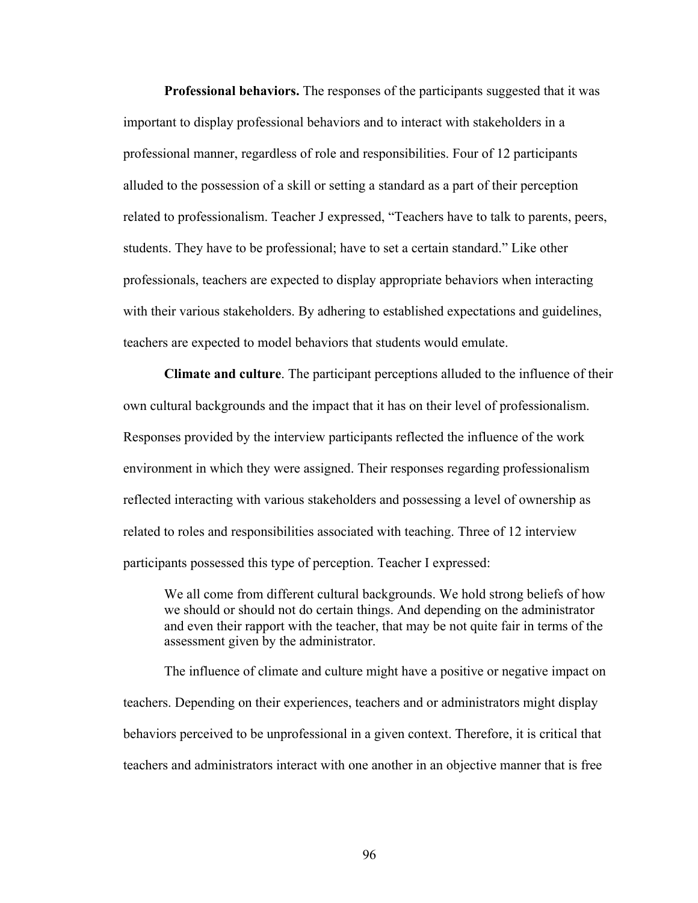**Professional behaviors.** The responses of the participants suggested that it was important to display professional behaviors and to interact with stakeholders in a professional manner, regardless of role and responsibilities. Four of 12 participants alluded to the possession of a skill or setting a standard as a part of their perception related to professionalism. Teacher J expressed, “Teachers have to talk to parents, peers, students. They have to be professional; have to set a certain standard.” Like other professionals, teachers are expected to display appropriate behaviors when interacting with their various stakeholders. By adhering to established expectations and guidelines, teachers are expected to model behaviors that students would emulate.

**Climate and culture**. The participant perceptions alluded to the influence of their own cultural backgrounds and the impact that it has on their level of professionalism. Responses provided by the interview participants reflected the influence of the work environment in which they were assigned. Their responses regarding professionalism reflected interacting with various stakeholders and possessing a level of ownership as related to roles and responsibilities associated with teaching. Three of 12 interview participants possessed this type of perception. Teacher I expressed:

> We all come from different cultural backgrounds. We hold strong beliefs of how we should or should not do certain things. And depending on the administrator and even their rapport with the teacher, that may be not quite fair in terms of the assessment given by the administrator.

The influence of climate and culture might have a positive or negative impact on teachers. Depending on their experiences, teachers and or administrators might display behaviors perceived to be unprofessional in a given context. Therefore, it is critical that teachers and administrators interact with one another in an objective manner that is free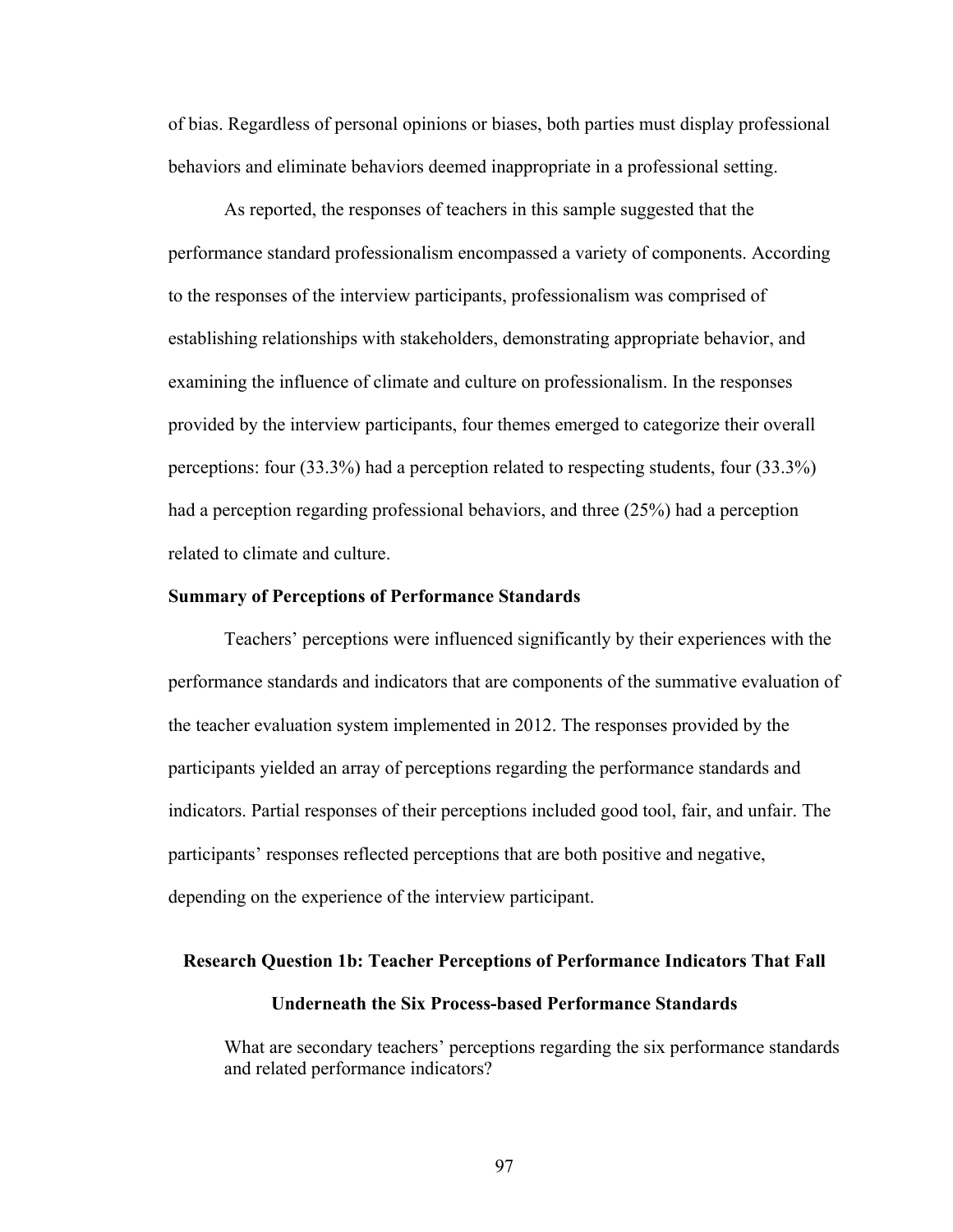of bias. Regardless of personal opinions or biases, both parties must display professional behaviors and eliminate behaviors deemed inappropriate in a professional setting.

As reported, the responses of teachers in this sample suggested that the performance standard professionalism encompassed a variety of components. According to the responses of the interview participants, professionalism was comprised of establishing relationships with stakeholders, demonstrating appropriate behavior, and examining the influence of climate and culture on professionalism. In the responses provided by the interview participants, four themes emerged to categorize their overall perceptions: four (33.3%) had a perception related to respecting students, four (33.3%) had a perception regarding professional behaviors, and three (25%) had a perception related to climate and culture.

### Summary of Perceptions of Performance Standards

Teachers' perceptions were influenced significantly by their experiences with the performance standards and indicators that are components of the summative evaluation of the teacher evaluation system implemented in 2012. The responses provided by the participants yielded an array of perceptions regarding the performance standards and indicators. Partial responses of their perceptions included good tool, fair, and unfair. The participants' responses reflected perceptions that are both positive and negative, depending on the experience of the interview participant.

## Research Question 1b: Teacher Perceptions of Performance Indicators That Fall Underneath the Six Process-based Performance Standards

> What are secondary teachers' perceptions regarding the six performance standards and related performance indicators?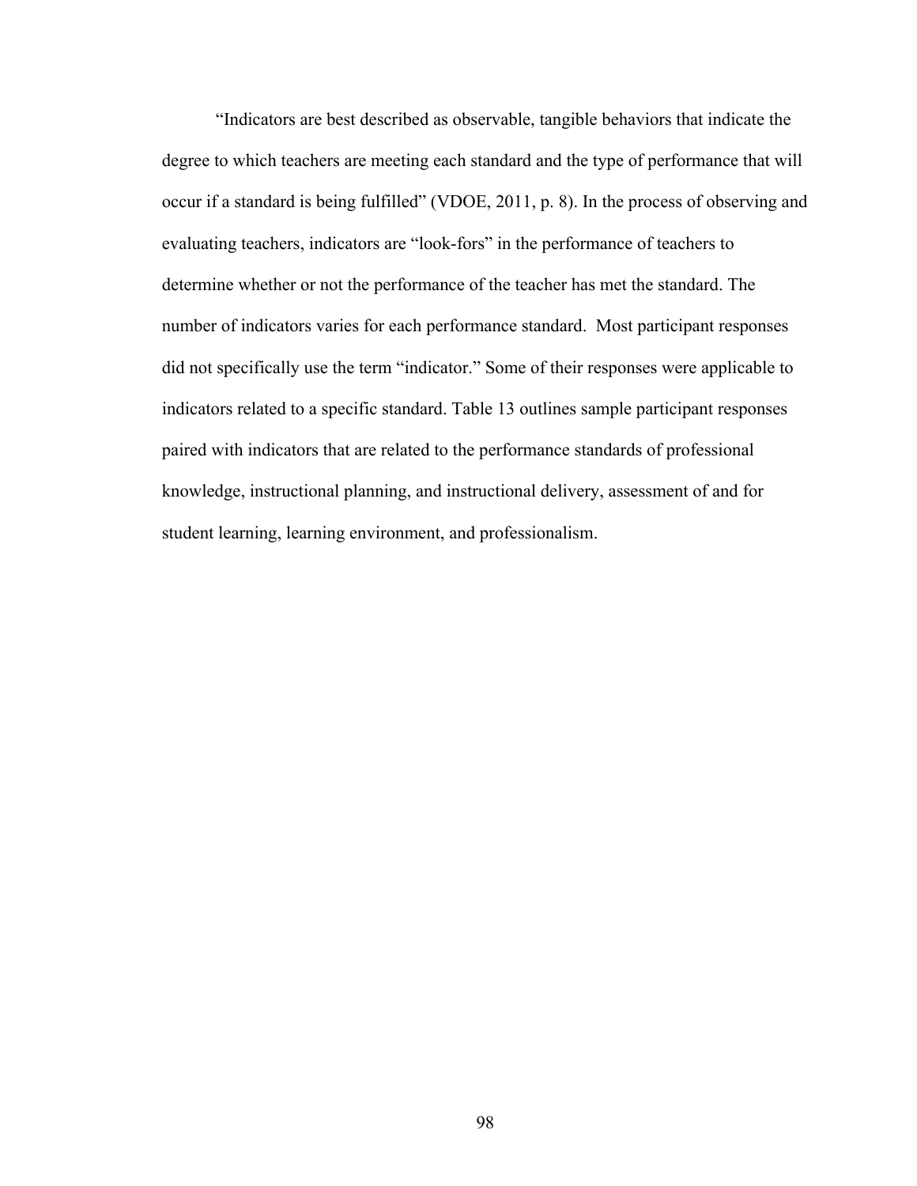"Indicators are best described as observable, tangible behaviors that indicate the degree to which teachers are meeting each standard and the type of performance that will occur if a standard is being fulfilled" (VDOE, 2011, p. 8). In the process of observing and evaluating teachers, indicators are "look-fors" in the performance of teachers to determine whether or not the performance of the teacher has met the standard. The number of indicators varies for each performance standard.  Most participant responses did not specifically use the term "indicator." Some of their responses were applicable to indicators related to a specific standard. Table 13 outlines sample participant responses paired with indicators that are related to the performance standards of professional knowledge, instructional planning, and instructional delivery, assessment of and for student learning, learning environment, and professionalism.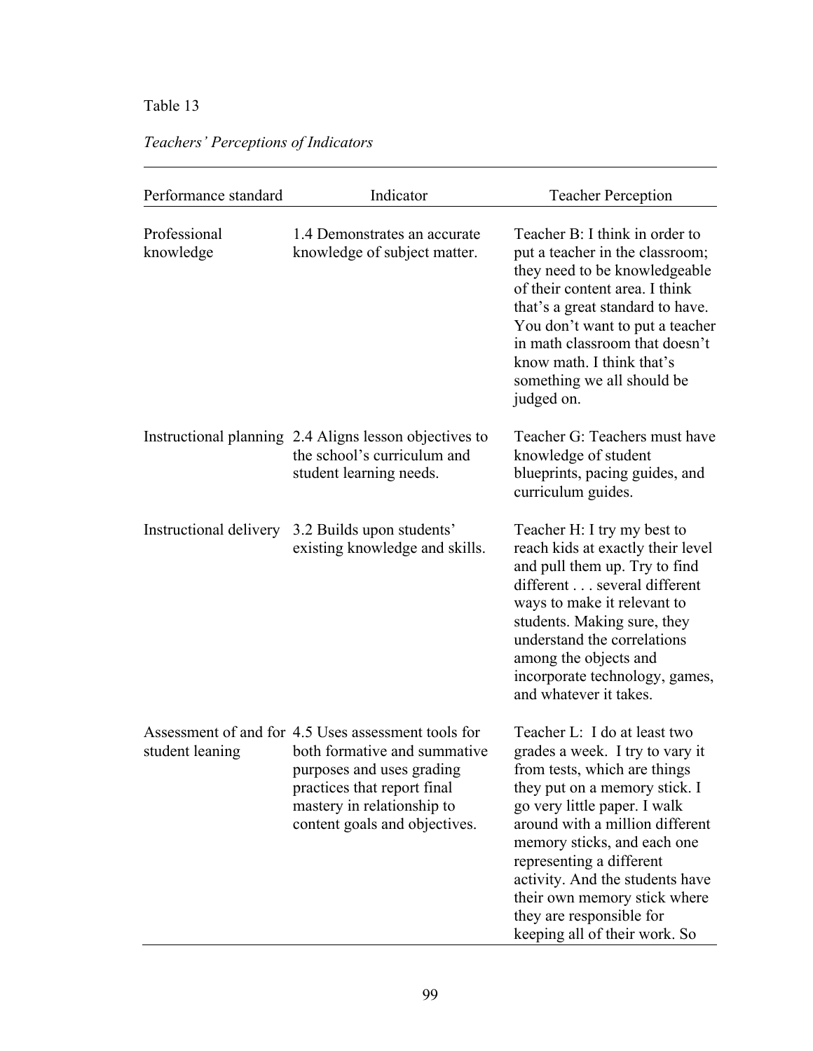Table 13

*Teachers' Perceptions of Indicators*

| Performance standard | Indicator | Teacher Perception |
|---|---|---|
| Professional knowledge | 1.4 Demonstrates an accurate knowledge of subject matter. | Teacher B: I think in order to put a teacher in the classroom; they need to be knowledgeable of their content area. I think that's a great standard to have. You don't want to put a teacher in math classroom that doesn't know math. I think that's something we all should be judged on. |
| Instructional planning | 2.4 Aligns lesson objectives to the school's curriculum and student learning needs. | Teacher G: Teachers must have knowledge of student blueprints, pacing guides, and curriculum guides. |
| Instructional delivery | 3.2 Builds upon students' existing knowledge and skills. | Teacher H: I try my best to reach kids at exactly their level and pull them up. Try to find different . . . several different ways to make it relevant to students. Making sure, they understand the correlations among the objects and incorporate technology, games, and whatever it takes. |
| Assessment of and for student leaning | 4.5 Uses assessment tools for both formative and summative purposes and uses grading practices that report final mastery in relationship to content goals and objectives. | Teacher L: I do at least two grades a week. I try to vary it from tests, which are things they put on a memory stick. I go very little paper. I walk around with a million different memory sticks, and each one representing a different activity. And the students have their own memory stick where they are responsible for keeping all of their work. So |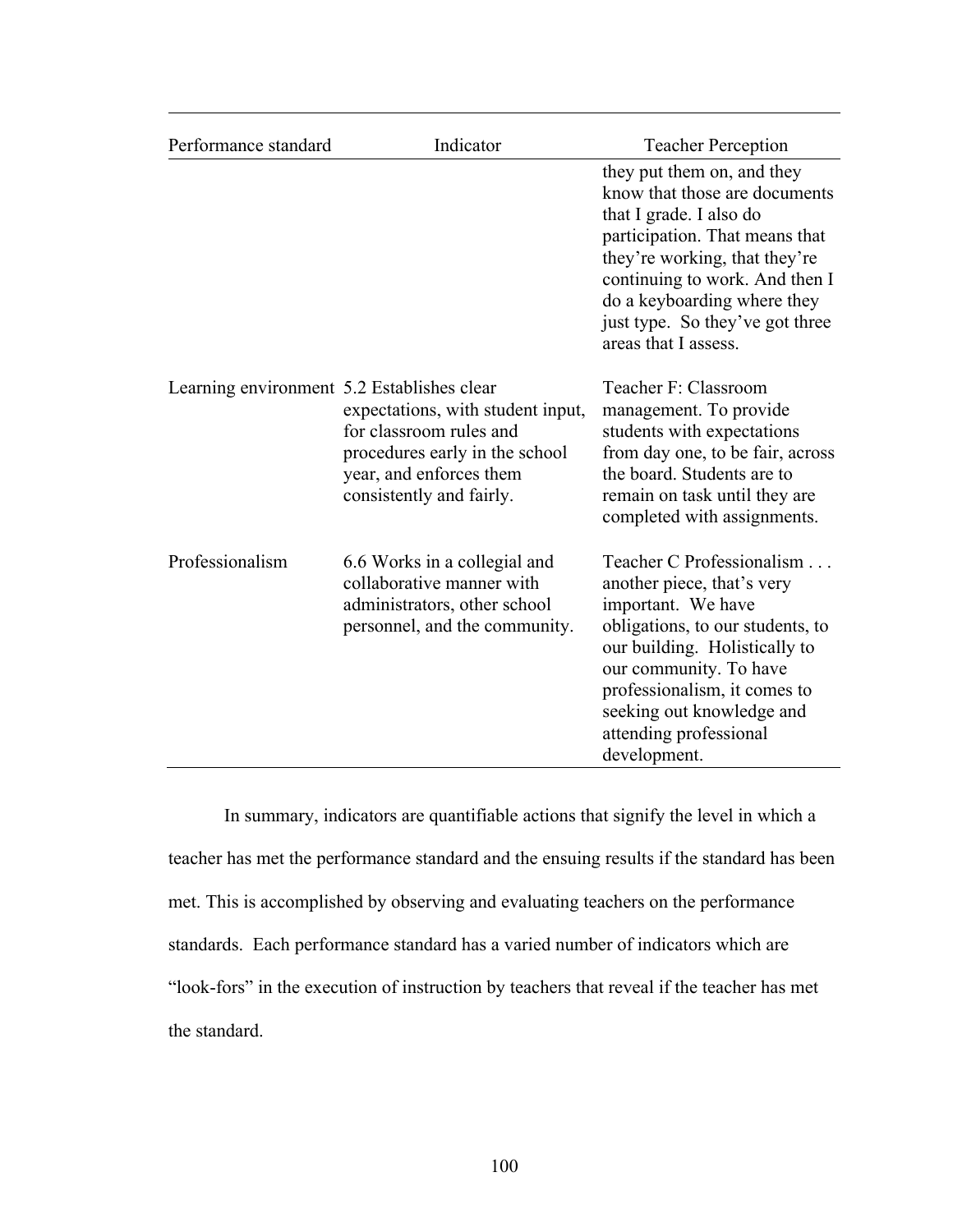| Performance standard | Indicator | Teacher Perception |
|---|---|---|
| | | they put them on, and they know that those are documents that I grade. I also do participation. That means that they're working, that they're continuing to work. And then I do a keyboarding where they just type. So they've got three areas that I assess. |
| Learning environment | 5.2 Establishes clear expectations, with student input, for classroom rules and procedures early in the school year, and enforces them consistently and fairly. | Teacher F: Classroom management. To provide students with expectations from day one, to be fair, across the board. Students are to remain on task until they are completed with assignments. |
| Professionalism | 6.6 Works in a collegial and collaborative manner with administrators, other school personnel, and the community. | Teacher C Professionalism . . . another piece, that's very important. We have obligations, to our students, to our building. Holistically to our community. To have professionalism, it comes to seeking out knowledge and attending professional development. |

In summary, indicators are quantifiable actions that signify the level in which a teacher has met the performance standard and the ensuing results if the standard has been met. This is accomplished by observing and evaluating teachers on the performance standards. Each performance standard has a varied number of indicators which are "look-fors" in the execution of instruction by teachers that reveal if the teacher has met the standard.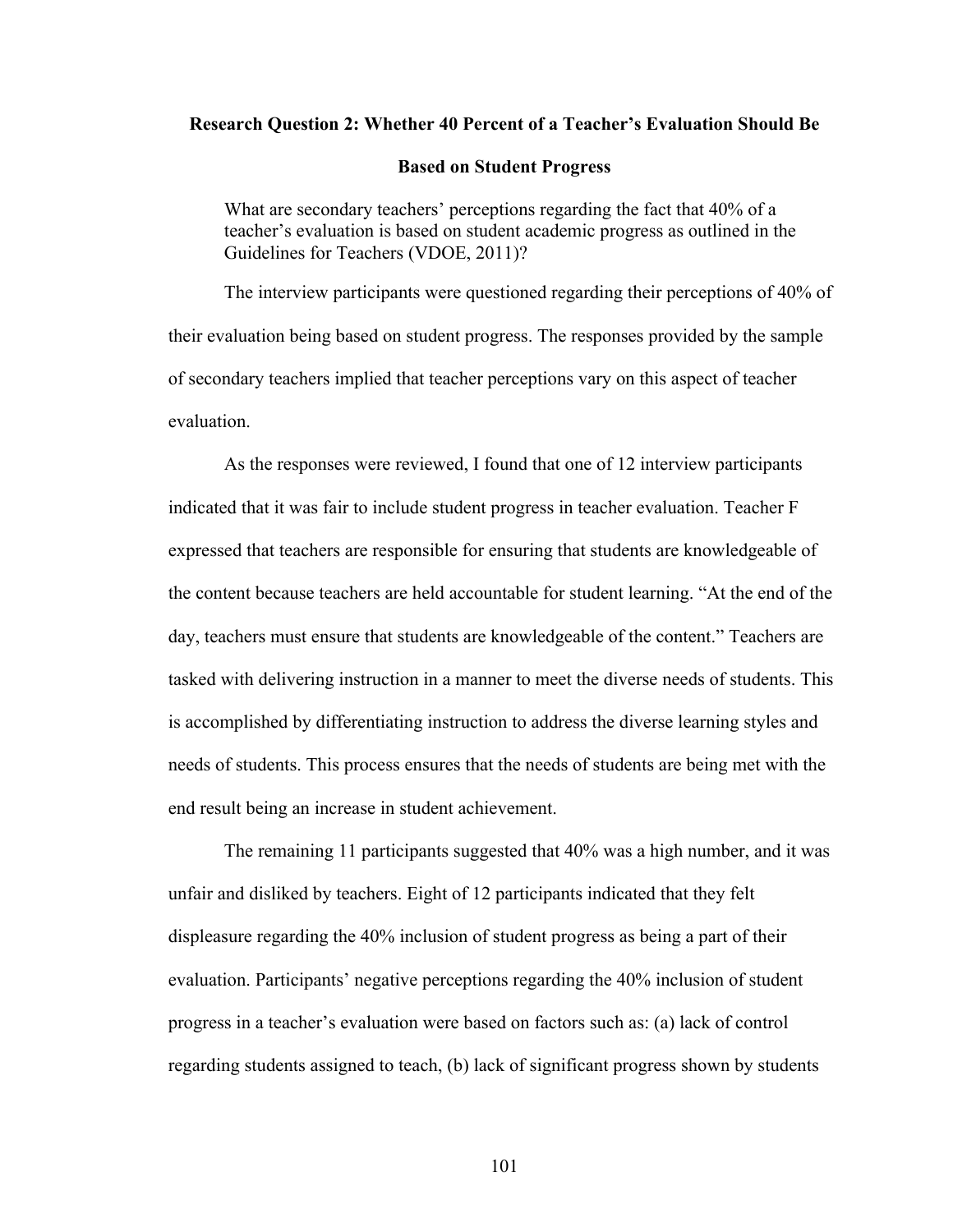### Research Question 2: Whether 40 Percent of a Teacher's Evaluation Should Be Based on Student Progress

> What are secondary teachers' perceptions regarding the fact that 40% of a teacher's evaluation is based on student academic progress as outlined in the Guidelines for Teachers (VDOE, 2011)?

The interview participants were questioned regarding their perceptions of 40% of their evaluation being based on student progress. The responses provided by the sample of secondary teachers implied that teacher perceptions vary on this aspect of teacher evaluation.

As the responses were reviewed, I found that one of 12 interview participants indicated that it was fair to include student progress in teacher evaluation. Teacher F expressed that teachers are responsible for ensuring that students are knowledgeable of the content because teachers are held accountable for student learning. "At the end of the day, teachers must ensure that students are knowledgeable of the content." Teachers are tasked with delivering instruction in a manner to meet the diverse needs of students. This is accomplished by differentiating instruction to address the diverse learning styles and needs of students. This process ensures that the needs of students are being met with the end result being an increase in student achievement.

The remaining 11 participants suggested that 40% was a high number, and it was unfair and disliked by teachers. Eight of 12 participants indicated that they felt displeasure regarding the 40% inclusion of student progress as being a part of their evaluation. Participants' negative perceptions regarding the 40% inclusion of student progress in a teacher's evaluation were based on factors such as: (a) lack of control regarding students assigned to teach, (b) lack of significant progress shown by students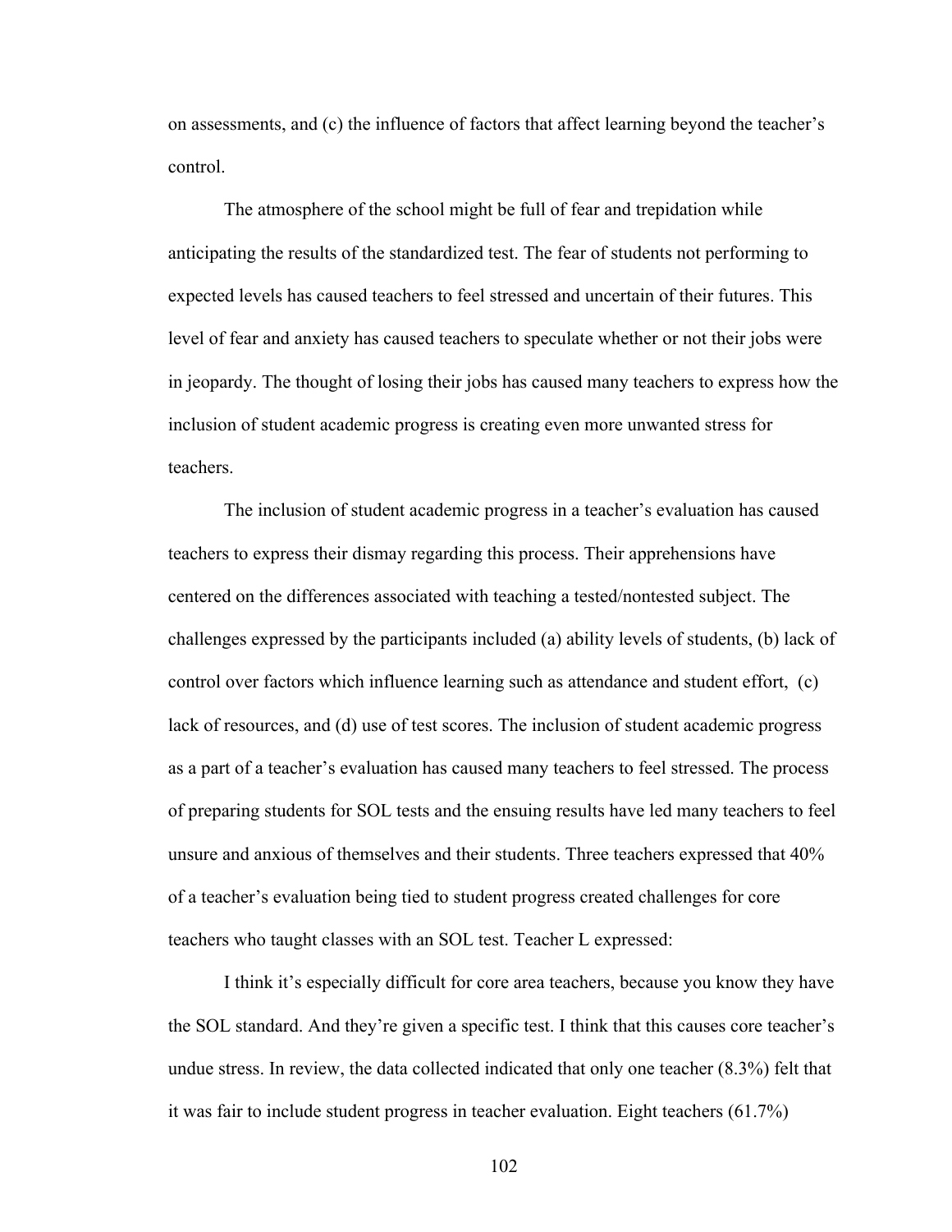on assessments, and (c) the influence of factors that affect learning beyond the teacher's control.

The atmosphere of the school might be full of fear and trepidation while anticipating the results of the standardized test. The fear of students not performing to expected levels has caused teachers to feel stressed and uncertain of their futures. This level of fear and anxiety has caused teachers to speculate whether or not their jobs were in jeopardy. The thought of losing their jobs has caused many teachers to express how the inclusion of student academic progress is creating even more unwanted stress for teachers.

The inclusion of student academic progress in a teacher's evaluation has caused teachers to express their dismay regarding this process. Their apprehensions have centered on the differences associated with teaching a tested/nontested subject. The challenges expressed by the participants included (a) ability levels of students, (b) lack of control over factors which influence learning such as attendance and student effort, (c) lack of resources, and (d) use of test scores. The inclusion of student academic progress as a part of a teacher's evaluation has caused many teachers to feel stressed. The process of preparing students for SOL tests and the ensuing results have led many teachers to feel unsure and anxious of themselves and their students. Three teachers expressed that 40% of a teacher's evaluation being tied to student progress created challenges for core teachers who taught classes with an SOL test. Teacher L expressed:

I think it's especially difficult for core area teachers, because you know they have the SOL standard. And they're given a specific test. I think that this causes core teacher's undue stress. In review, the data collected indicated that only one teacher (8.3%) felt that it was fair to include student progress in teacher evaluation. Eight teachers (61.7%)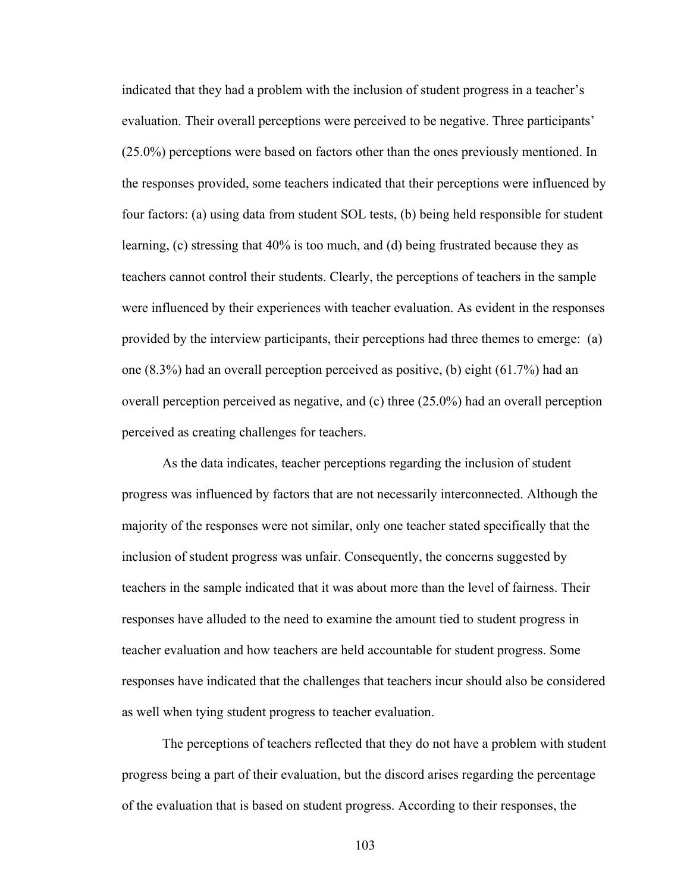indicated that they had a problem with the inclusion of student progress in a teacher's evaluation. Their overall perceptions were perceived to be negative. Three participants' (25.0%) perceptions were based on factors other than the ones previously mentioned. In the responses provided, some teachers indicated that their perceptions were influenced by four factors: (a) using data from student SOL tests, (b) being held responsible for student learning, (c) stressing that 40% is too much, and (d) being frustrated because they as teachers cannot control their students. Clearly, the perceptions of teachers in the sample were influenced by their experiences with teacher evaluation. As evident in the responses provided by the interview participants, their perceptions had three themes to emerge: (a) one (8.3%) had an overall perception perceived as positive, (b) eight (61.7%) had an overall perception perceived as negative, and (c) three (25.0%) had an overall perception perceived as creating challenges for teachers.

As the data indicates, teacher perceptions regarding the inclusion of student progress was influenced by factors that are not necessarily interconnected. Although the majority of the responses were not similar, only one teacher stated specifically that the inclusion of student progress was unfair. Consequently, the concerns suggested by teachers in the sample indicated that it was about more than the level of fairness. Their responses have alluded to the need to examine the amount tied to student progress in teacher evaluation and how teachers are held accountable for student progress. Some responses have indicated that the challenges that teachers incur should also be considered as well when tying student progress to teacher evaluation.

The perceptions of teachers reflected that they do not have a problem with student progress being a part of their evaluation, but the discord arises regarding the percentage of the evaluation that is based on student progress. According to their responses, the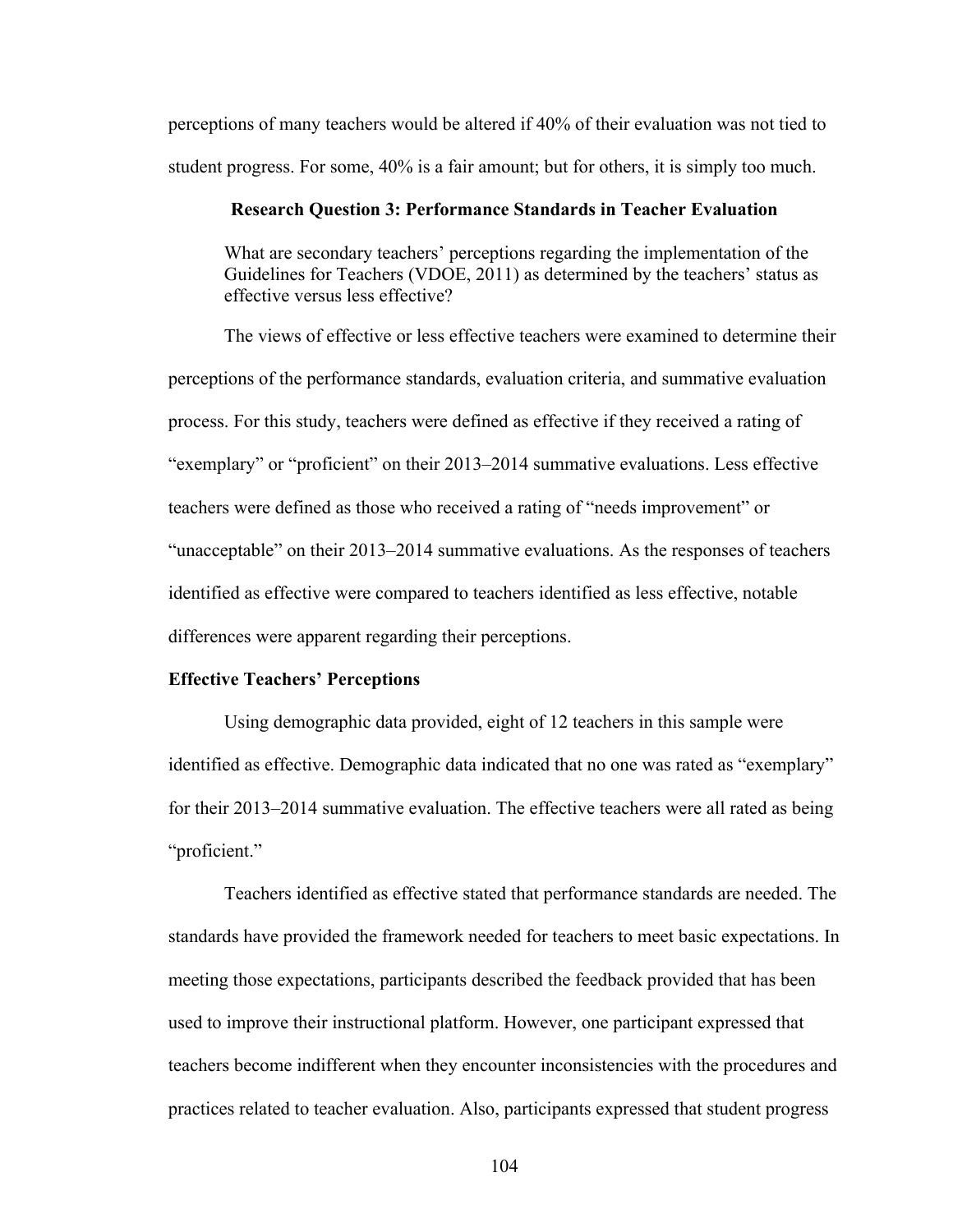perceptions of many teachers would be altered if 40% of their evaluation was not tied to student progress. For some, 40% is a fair amount; but for others, it is simply too much.

## Research Question 3: Performance Standards in Teacher Evaluation

> What are secondary teachers' perceptions regarding the implementation of the Guidelines for Teachers (VDOE, 2011) as determined by the teachers' status as effective versus less effective?

The views of effective or less effective teachers were examined to determine their perceptions of the performance standards, evaluation criteria, and summative evaluation process. For this study, teachers were defined as effective if they received a rating of "exemplary" or "proficient" on their 2013–2014 summative evaluations. Less effective teachers were defined as those who received a rating of "needs improvement" or "unacceptable" on their 2013–2014 summative evaluations. As the responses of teachers identified as effective were compared to teachers identified as less effective, notable differences were apparent regarding their perceptions.

### Effective Teachers' Perceptions

Using demographic data provided, eight of 12 teachers in this sample were identified as effective. Demographic data indicated that no one was rated as "exemplary" for their 2013–2014 summative evaluation. The effective teachers were all rated as being "proficient."

Teachers identified as effective stated that performance standards are needed. The standards have provided the framework needed for teachers to meet basic expectations. In meeting those expectations, participants described the feedback provided that has been used to improve their instructional platform. However, one participant expressed that teachers become indifferent when they encounter inconsistencies with the procedures and practices related to teacher evaluation. Also, participants expressed that student progress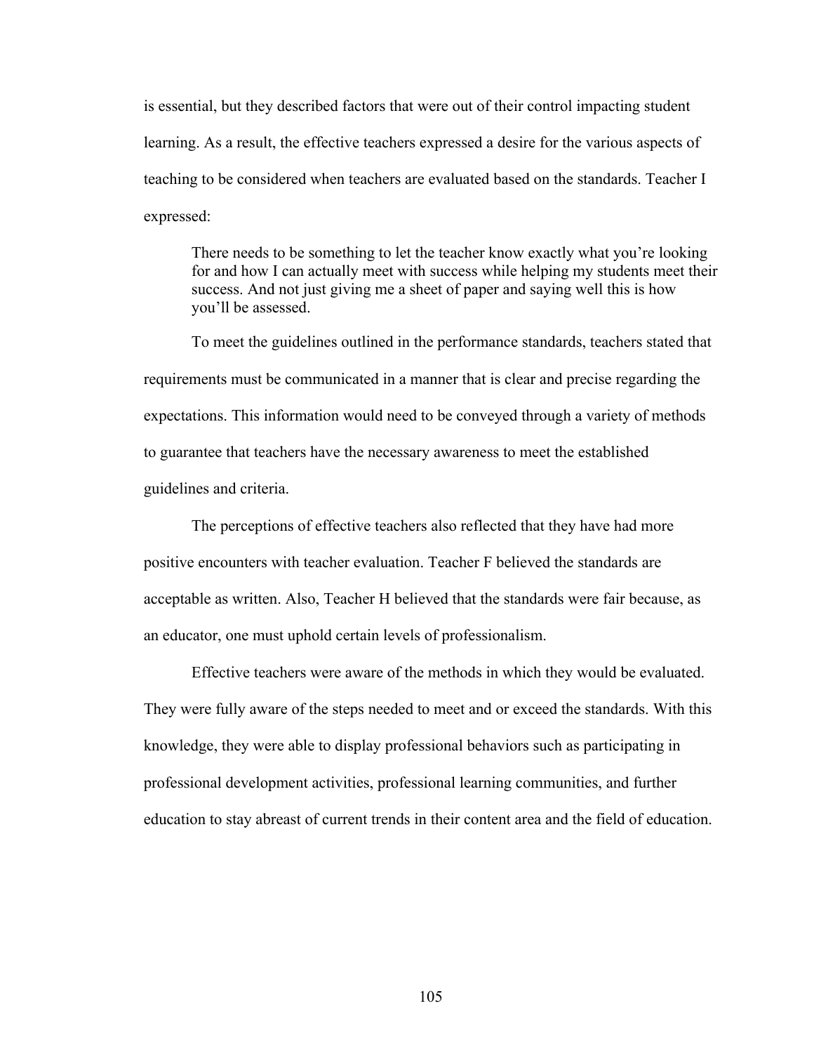is essential, but they described factors that were out of their control impacting student learning. As a result, the effective teachers expressed a desire for the various aspects of teaching to be considered when teachers are evaluated based on the standards. Teacher I expressed:

> There needs to be something to let the teacher know exactly what you're looking for and how I can actually meet with success while helping my students meet their success. And not just giving me a sheet of paper and saying well this is how you'll be assessed.

To meet the guidelines outlined in the performance standards, teachers stated that requirements must be communicated in a manner that is clear and precise regarding the expectations. This information would need to be conveyed through a variety of methods to guarantee that teachers have the necessary awareness to meet the established guidelines and criteria.

The perceptions of effective teachers also reflected that they have had more positive encounters with teacher evaluation. Teacher F believed the standards are acceptable as written. Also, Teacher H believed that the standards were fair because, as an educator, one must uphold certain levels of professionalism.

Effective teachers were aware of the methods in which they would be evaluated. They were fully aware of the steps needed to meet and or exceed the standards. With this knowledge, they were able to display professional behaviors such as participating in professional development activities, professional learning communities, and further education to stay abreast of current trends in their content area and the field of education.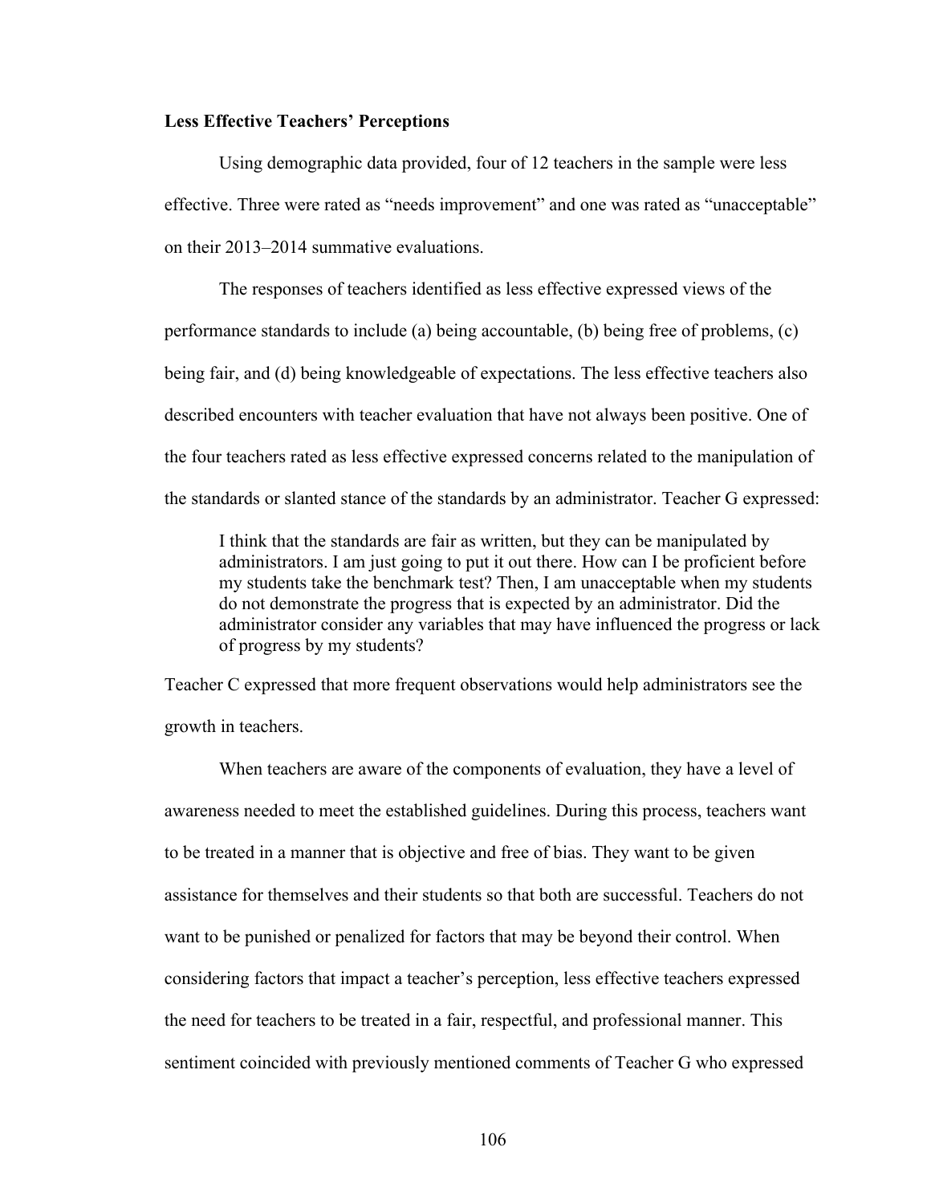**Less Effective Teachers' Perceptions**

Using demographic data provided, four of 12 teachers in the sample were less effective. Three were rated as "needs improvement" and one was rated as "unacceptable" on their 2013–2014 summative evaluations.

The responses of teachers identified as less effective expressed views of the performance standards to include (a) being accountable, (b) being free of problems, (c) being fair, and (d) being knowledgeable of expectations. The less effective teachers also described encounters with teacher evaluation that have not always been positive. One of the four teachers rated as less effective expressed concerns related to the manipulation of the standards or slanted stance of the standards by an administrator. Teacher G expressed:

> I think that the standards are fair as written, but they can be manipulated by administrators. I am just going to put it out there. How can I be proficient before my students take the benchmark test? Then, I am unacceptable when my students do not demonstrate the progress that is expected by an administrator. Did the administrator consider any variables that may have influenced the progress or lack of progress by my students?

Teacher C expressed that more frequent observations would help administrators see the growth in teachers.

When teachers are aware of the components of evaluation, they have a level of awareness needed to meet the established guidelines. During this process, teachers want to be treated in a manner that is objective and free of bias. They want to be given assistance for themselves and their students so that both are successful. Teachers do not want to be punished or penalized for factors that may be beyond their control. When considering factors that impact a teacher's perception, less effective teachers expressed the need for teachers to be treated in a fair, respectful, and professional manner. This sentiment coincided with previously mentioned comments of Teacher G who expressed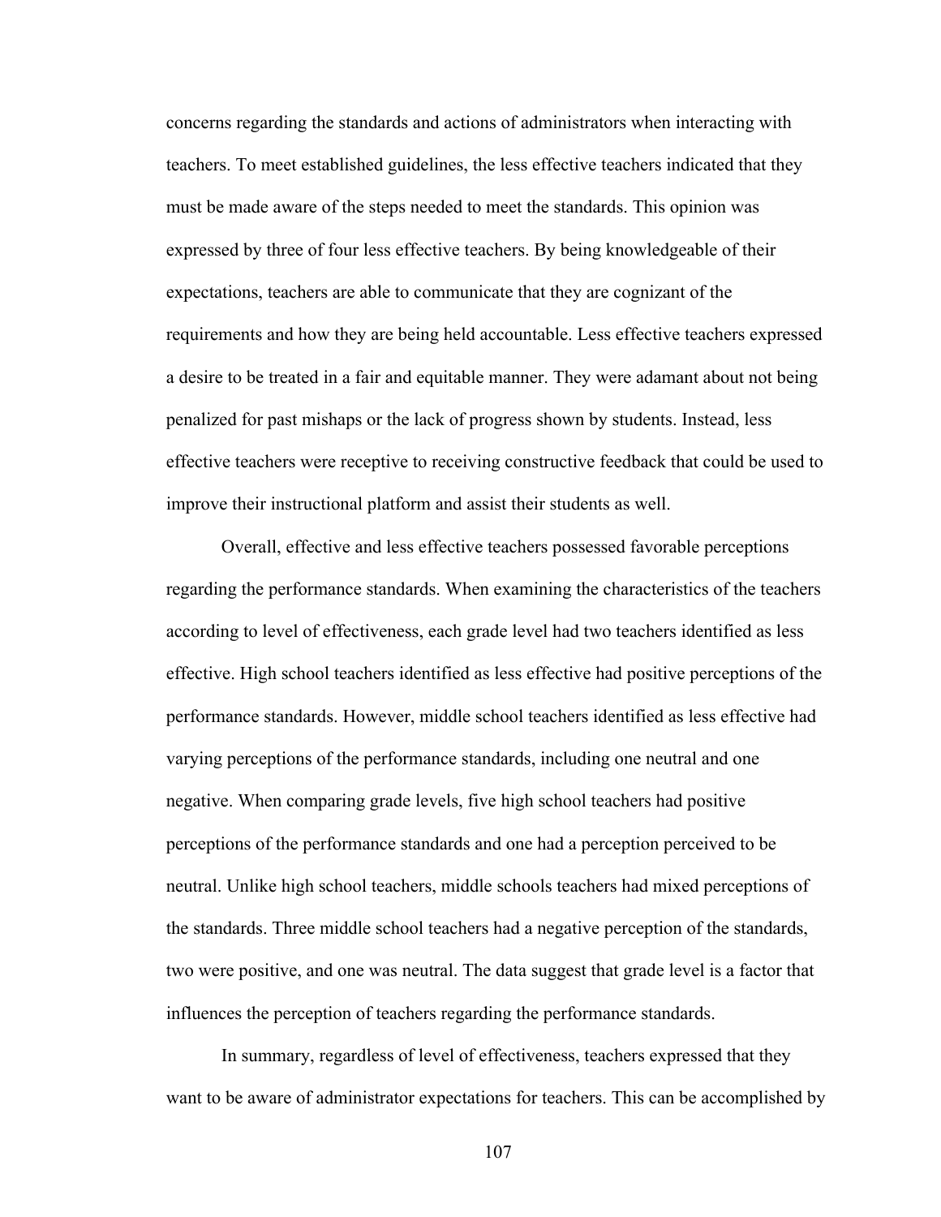concerns regarding the standards and actions of administrators when interacting with teachers. To meet established guidelines, the less effective teachers indicated that they must be made aware of the steps needed to meet the standards. This opinion was expressed by three of four less effective teachers. By being knowledgeable of their expectations, teachers are able to communicate that they are cognizant of the requirements and how they are being held accountable. Less effective teachers expressed a desire to be treated in a fair and equitable manner. They were adamant about not being penalized for past mishaps or the lack of progress shown by students. Instead, less effective teachers were receptive to receiving constructive feedback that could be used to improve their instructional platform and assist their students as well.

Overall, effective and less effective teachers possessed favorable perceptions regarding the performance standards. When examining the characteristics of the teachers according to level of effectiveness, each grade level had two teachers identified as less effective. High school teachers identified as less effective had positive perceptions of the performance standards. However, middle school teachers identified as less effective had varying perceptions of the performance standards, including one neutral and one negative. When comparing grade levels, five high school teachers had positive perceptions of the performance standards and one had a perception perceived to be neutral. Unlike high school teachers, middle schools teachers had mixed perceptions of the standards. Three middle school teachers had a negative perception of the standards, two were positive, and one was neutral. The data suggest that grade level is a factor that influences the perception of teachers regarding the performance standards.

In summary, regardless of level of effectiveness, teachers expressed that they want to be aware of administrator expectations for teachers. This can be accomplished by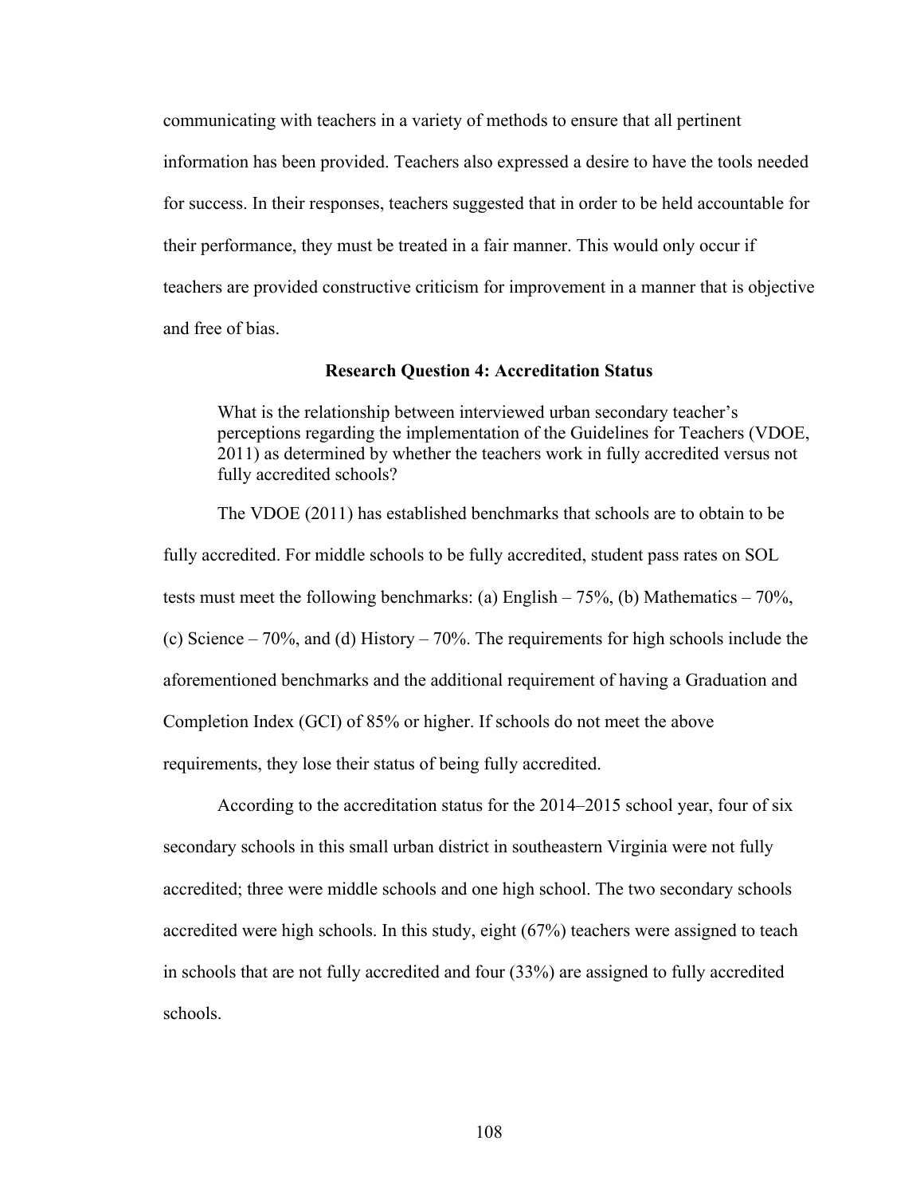communicating with teachers in a variety of methods to ensure that all pertinent information has been provided. Teachers also expressed a desire to have the tools needed for success. In their responses, teachers suggested that in order to be held accountable for their performance, they must be treated in a fair manner. This would only occur if teachers are provided constructive criticism for improvement in a manner that is objective and free of bias.

### Research Question 4: Accreditation Status

> What is the relationship between interviewed urban secondary teacher's perceptions regarding the implementation of the Guidelines for Teachers (VDOE, 2011) as determined by whether the teachers work in fully accredited versus not fully accredited schools?

The VDOE (2011) has established benchmarks that schools are to obtain to be fully accredited. For middle schools to be fully accredited, student pass rates on SOL tests must meet the following benchmarks: (a) English – 75%, (b) Mathematics – 70%, (c) Science – 70%, and (d) History – 70%. The requirements for high schools include the aforementioned benchmarks and the additional requirement of having a Graduation and Completion Index (GCI) of 85% or higher. If schools do not meet the above requirements, they lose their status of being fully accredited.

According to the accreditation status for the 2014–2015 school year, four of six secondary schools in this small urban district in southeastern Virginia were not fully accredited; three were middle schools and one high school. The two secondary schools accredited were high schools. In this study, eight (67%) teachers were assigned to teach in schools that are not fully accredited and four (33%) are assigned to fully accredited schools.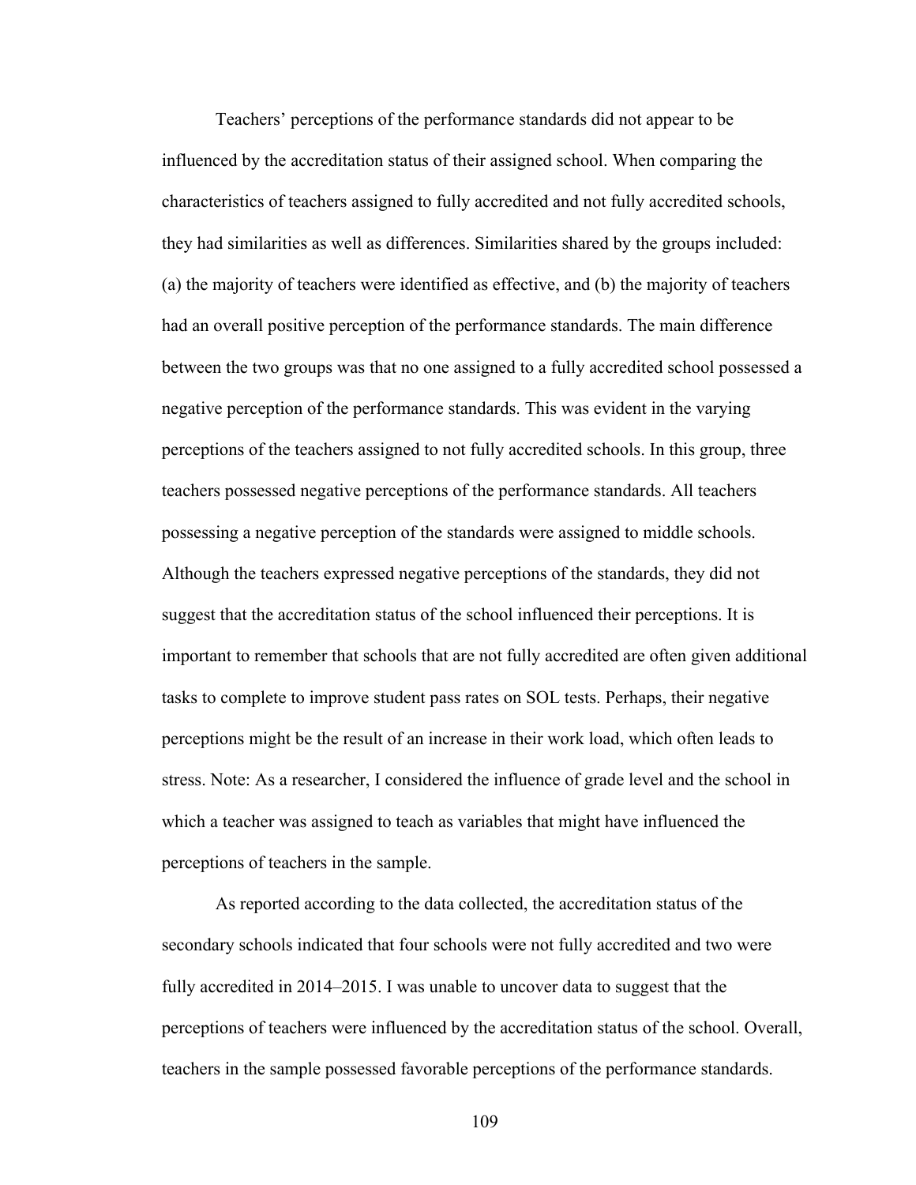Teachers' perceptions of the performance standards did not appear to be influenced by the accreditation status of their assigned school. When comparing the characteristics of teachers assigned to fully accredited and not fully accredited schools, they had similarities as well as differences. Similarities shared by the groups included: (a) the majority of teachers were identified as effective, and (b) the majority of teachers had an overall positive perception of the performance standards. The main difference between the two groups was that no one assigned to a fully accredited school possessed a negative perception of the performance standards. This was evident in the varying perceptions of the teachers assigned to not fully accredited schools. In this group, three teachers possessed negative perceptions of the performance standards. All teachers possessing a negative perception of the standards were assigned to middle schools. Although the teachers expressed negative perceptions of the standards, they did not suggest that the accreditation status of the school influenced their perceptions. It is important to remember that schools that are not fully accredited are often given additional tasks to complete to improve student pass rates on SOL tests. Perhaps, their negative perceptions might be the result of an increase in their work load, which often leads to stress. Note: As a researcher, I considered the influence of grade level and the school in which a teacher was assigned to teach as variables that might have influenced the perceptions of teachers in the sample.

As reported according to the data collected, the accreditation status of the secondary schools indicated that four schools were not fully accredited and two were fully accredited in 2014–2015. I was unable to uncover data to suggest that the perceptions of teachers were influenced by the accreditation status of the school. Overall, teachers in the sample possessed favorable perceptions of the performance standards.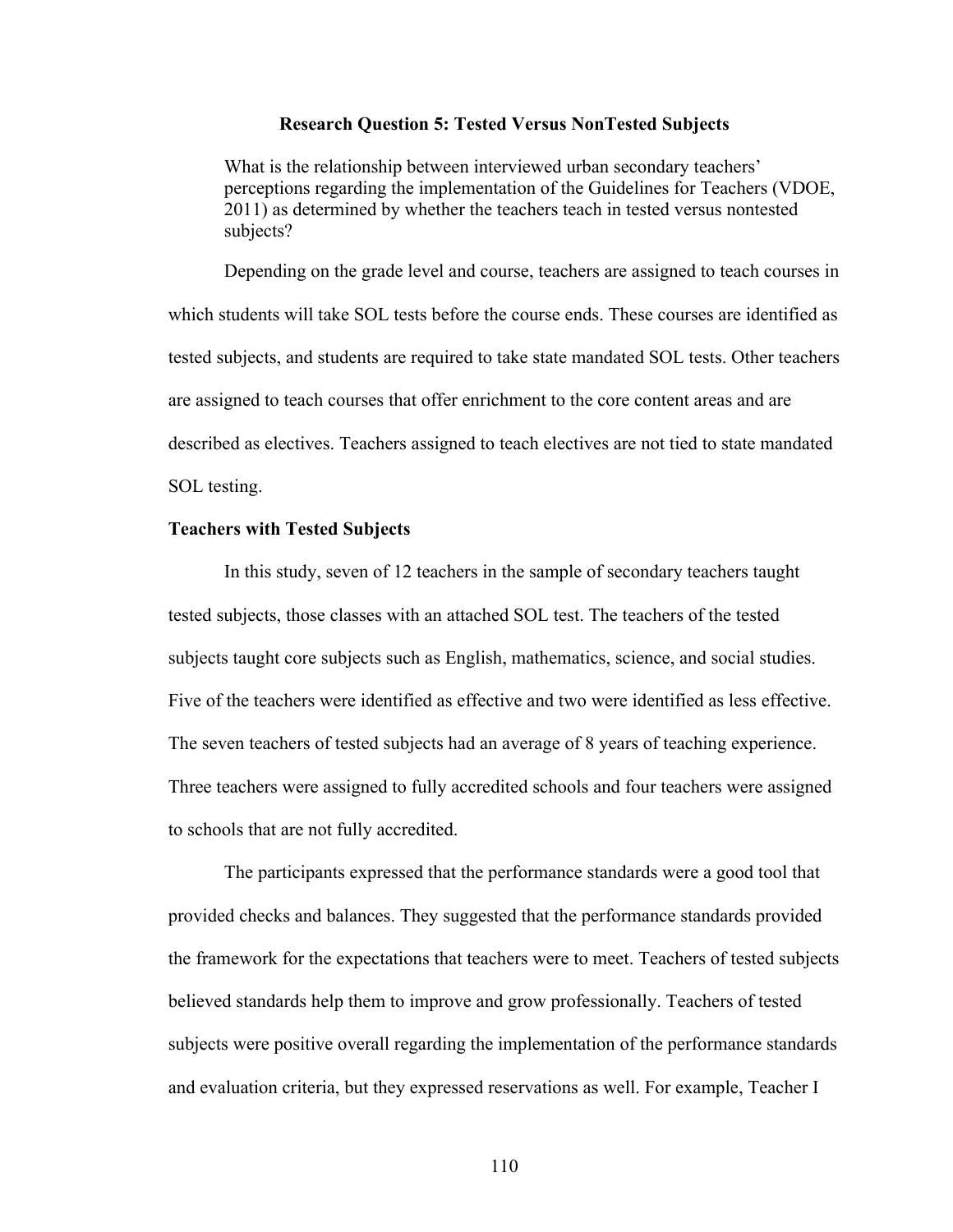## Research Question 5: Tested Versus NonTested Subjects

> What is the relationship between interviewed urban secondary teachers' perceptions regarding the implementation of the Guidelines for Teachers (VDOE, 2011) as determined by whether the teachers teach in tested versus nontested subjects?

Depending on the grade level and course, teachers are assigned to teach courses in which students will take SOL tests before the course ends. These courses are identified as tested subjects, and students are required to take state mandated SOL tests. Other teachers are assigned to teach courses that offer enrichment to the core content areas and are described as electives. Teachers assigned to teach electives are not tied to state mandated SOL testing.

### Teachers with Tested Subjects

In this study, seven of 12 teachers in the sample of secondary teachers taught tested subjects, those classes with an attached SOL test. The teachers of the tested subjects taught core subjects such as English, mathematics, science, and social studies. Five of the teachers were identified as effective and two were identified as less effective. The seven teachers of tested subjects had an average of 8 years of teaching experience. Three teachers were assigned to fully accredited schools and four teachers were assigned to schools that are not fully accredited.

The participants expressed that the performance standards were a good tool that provided checks and balances. They suggested that the performance standards provided the framework for the expectations that teachers were to meet. Teachers of tested subjects believed standards help them to improve and grow professionally. Teachers of tested subjects were positive overall regarding the implementation of the performance standards and evaluation criteria, but they expressed reservations as well. For example, Teacher I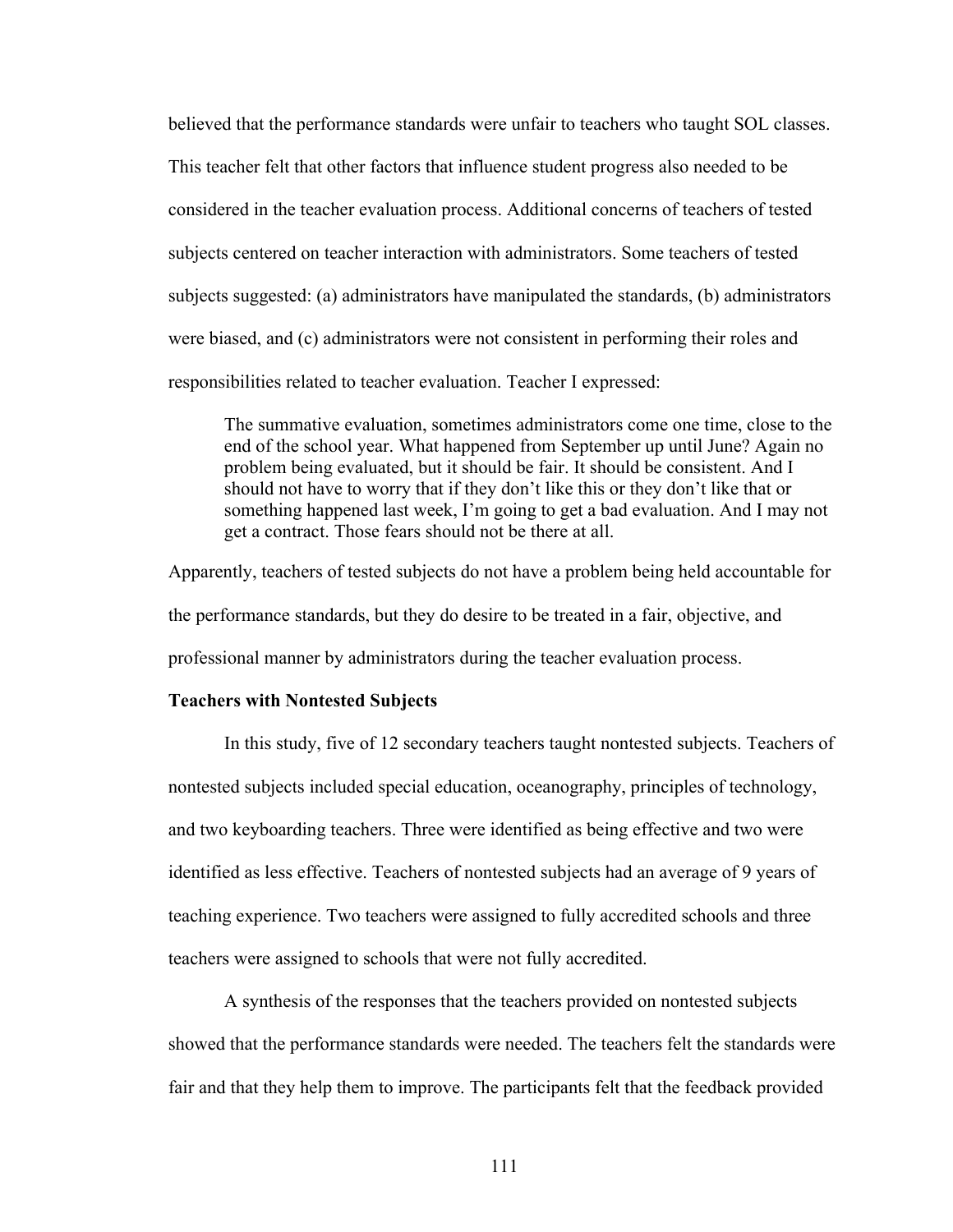believed that the performance standards were unfair to teachers who taught SOL classes. This teacher felt that other factors that influence student progress also needed to be considered in the teacher evaluation process. Additional concerns of teachers of tested subjects centered on teacher interaction with administrators. Some teachers of tested subjects suggested: (a) administrators have manipulated the standards, (b) administrators were biased, and (c) administrators were not consistent in performing their roles and responsibilities related to teacher evaluation. Teacher I expressed:

> The summative evaluation, sometimes administrators come one time, close to the end of the school year. What happened from September up until June? Again no problem being evaluated, but it should be fair. It should be consistent. And I should not have to worry that if they don't like this or they don't like that or something happened last week, I'm going to get a bad evaluation. And I may not get a contract. Those fears should not be there at all.

Apparently, teachers of tested subjects do not have a problem being held accountable for the performance standards, but they do desire to be treated in a fair, objective, and professional manner by administrators during the teacher evaluation process.

**Teachers with Nontested Subjects**

In this study, five of 12 secondary teachers taught nontested subjects. Teachers of nontested subjects included special education, oceanography, principles of technology, and two keyboarding teachers. Three were identified as being effective and two were identified as less effective. Teachers of nontested subjects had an average of 9 years of teaching experience. Two teachers were assigned to fully accredited schools and three teachers were assigned to schools that were not fully accredited.

A synthesis of the responses that the teachers provided on nontested subjects showed that the performance standards were needed. The teachers felt the standards were fair and that they help them to improve. The participants felt that the feedback provided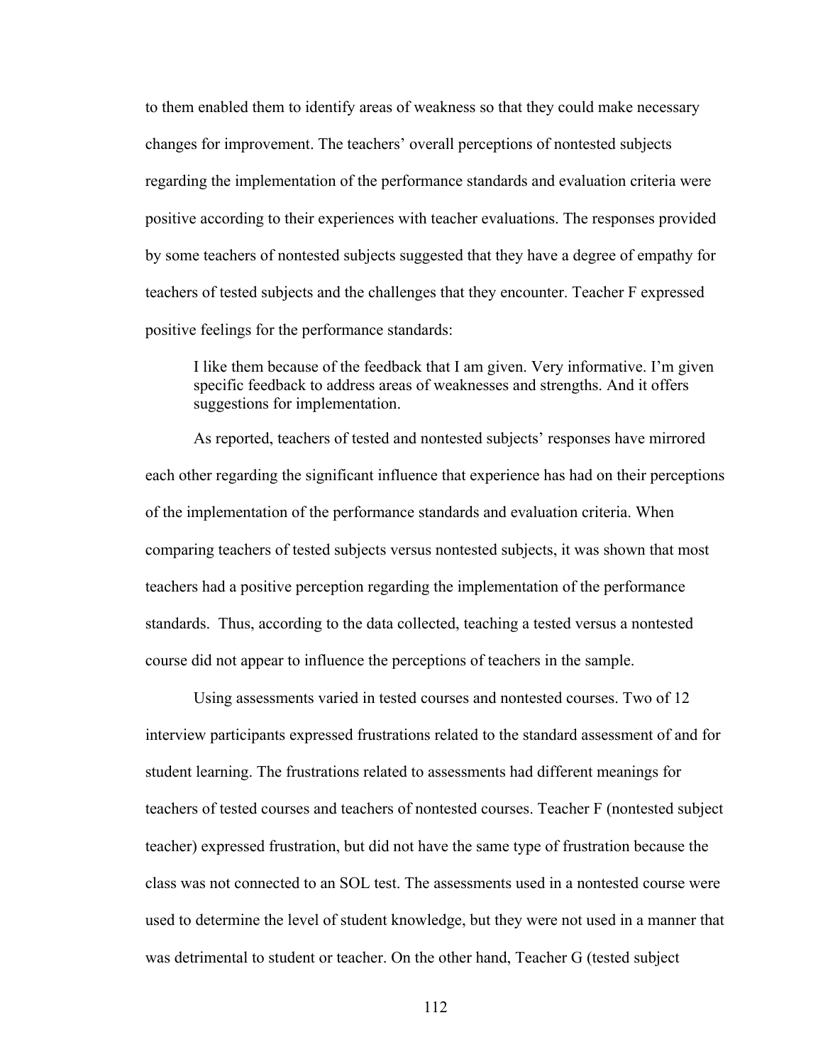to them enabled them to identify areas of weakness so that they could make necessary changes for improvement. The teachers' overall perceptions of nontested subjects regarding the implementation of the performance standards and evaluation criteria were positive according to their experiences with teacher evaluations. The responses provided by some teachers of nontested subjects suggested that they have a degree of empathy for teachers of tested subjects and the challenges that they encounter. Teacher F expressed positive feelings for the performance standards:

> I like them because of the feedback that I am given. Very informative. I'm given specific feedback to address areas of weaknesses and strengths. And it offers suggestions for implementation.

As reported, teachers of tested and nontested subjects' responses have mirrored each other regarding the significant influence that experience has had on their perceptions of the implementation of the performance standards and evaluation criteria. When comparing teachers of tested subjects versus nontested subjects, it was shown that most teachers had a positive perception regarding the implementation of the performance standards. Thus, according to the data collected, teaching a tested versus a nontested course did not appear to influence the perceptions of teachers in the sample.

Using assessments varied in tested courses and nontested courses. Two of 12 interview participants expressed frustrations related to the standard assessment of and for student learning. The frustrations related to assessments had different meanings for teachers of tested courses and teachers of nontested courses. Teacher F (nontested subject teacher) expressed frustration, but did not have the same type of frustration because the class was not connected to an SOL test. The assessments used in a nontested course were used to determine the level of student knowledge, but they were not used in a manner that was detrimental to student or teacher. On the other hand, Teacher G (tested subject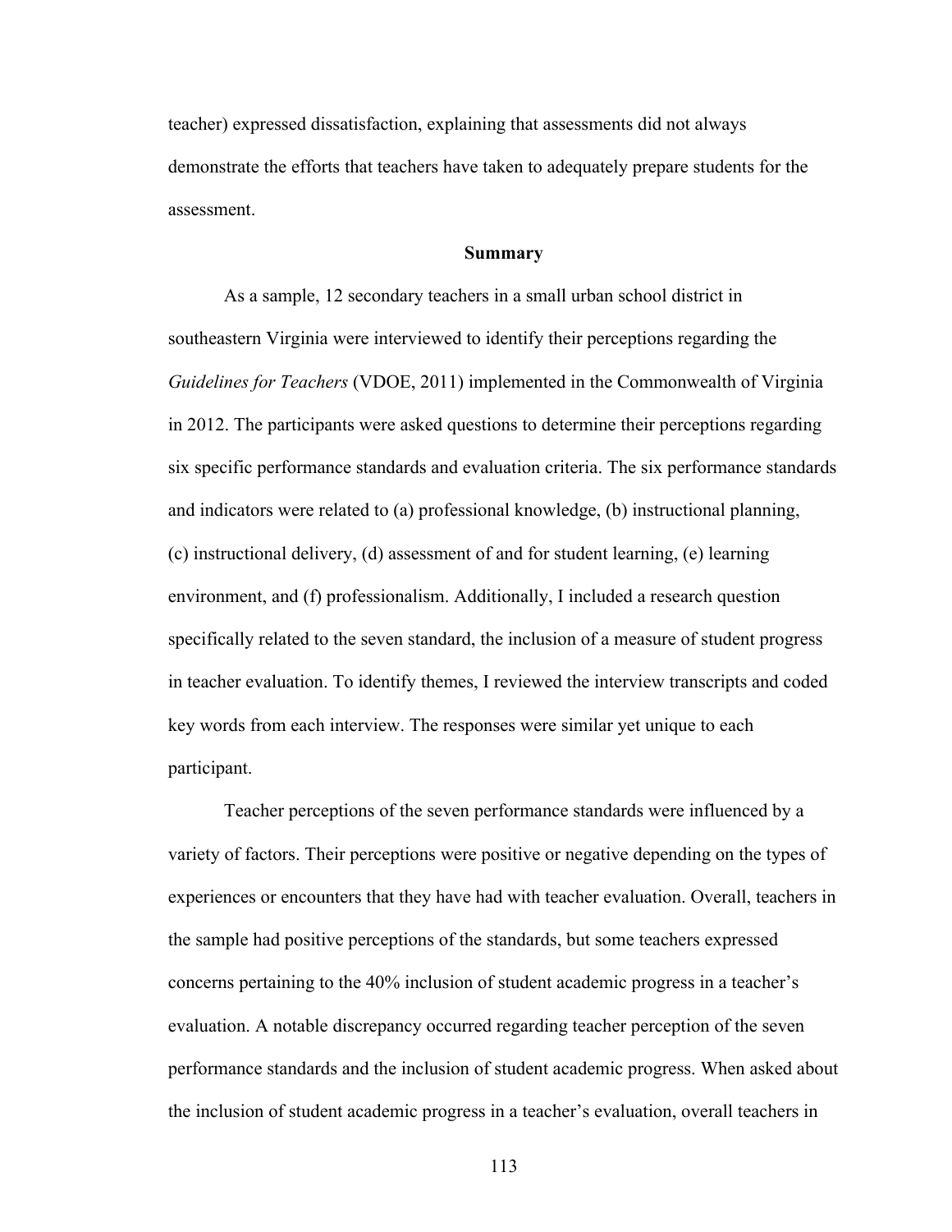teacher) expressed dissatisfaction, explaining that assessments did not always demonstrate the efforts that teachers have taken to adequately prepare students for the assessment.

## Summary

As a sample, 12 secondary teachers in a small urban school district in southeastern Virginia were interviewed to identify their perceptions regarding the *Guidelines for Teachers* (VDOE, 2011) implemented in the Commonwealth of Virginia in 2012. The participants were asked questions to determine their perceptions regarding six specific performance standards and evaluation criteria. The six performance standards and indicators were related to (a) professional knowledge, (b) instructional planning, (c) instructional delivery, (d) assessment of and for student learning, (e) learning environment, and (f) professionalism. Additionally, I included a research question specifically related to the seven standard, the inclusion of a measure of student progress in teacher evaluation. To identify themes, I reviewed the interview transcripts and coded key words from each interview. The responses were similar yet unique to each participant.

Teacher perceptions of the seven performance standards were influenced by a variety of factors. Their perceptions were positive or negative depending on the types of experiences or encounters that they have had with teacher evaluation. Overall, teachers in the sample had positive perceptions of the standards, but some teachers expressed concerns pertaining to the 40% inclusion of student academic progress in a teacher's evaluation. A notable discrepancy occurred regarding teacher perception of the seven performance standards and the inclusion of student academic progress. When asked about the inclusion of student academic progress in a teacher's evaluation, overall teachers in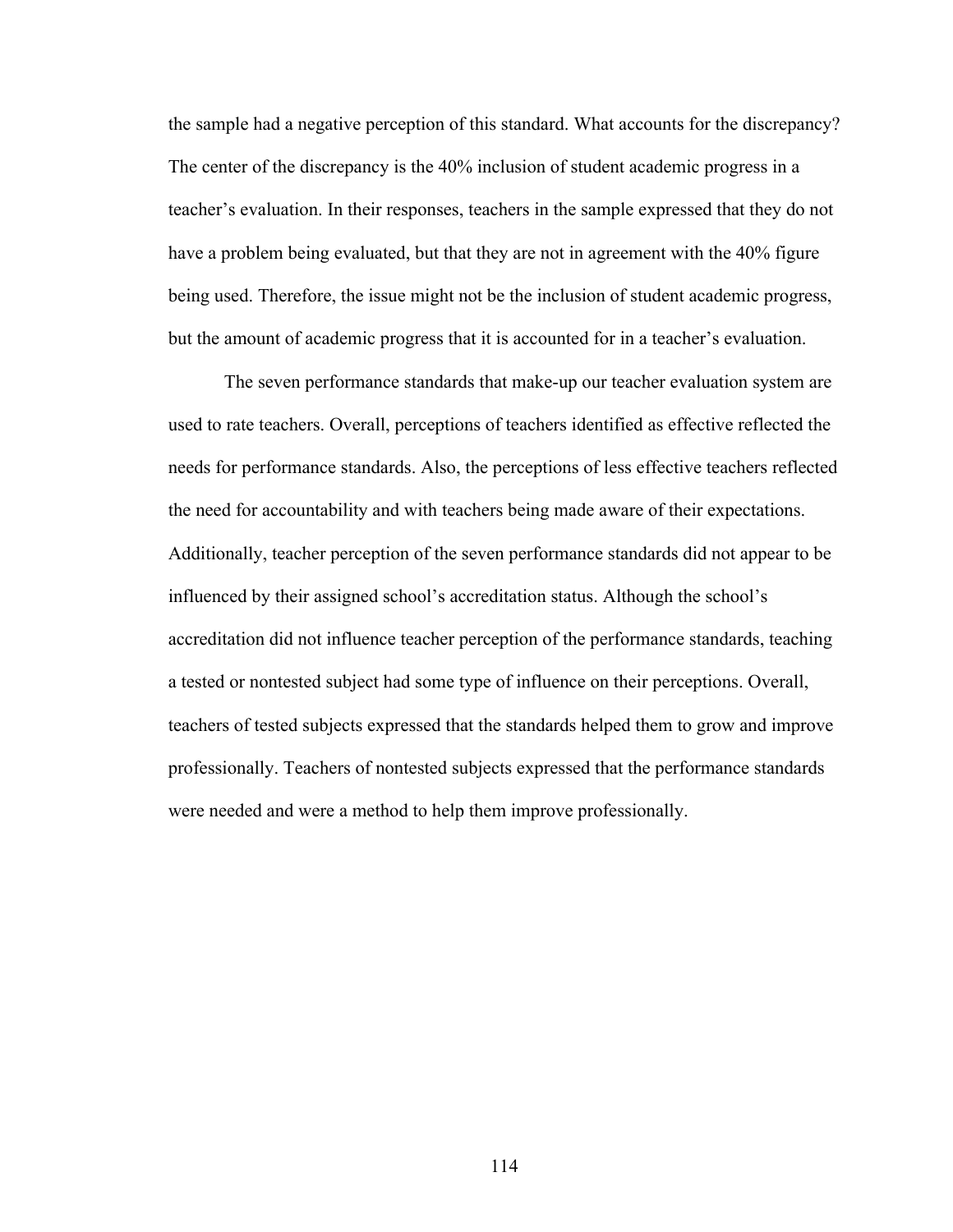the sample had a negative perception of this standard. What accounts for the discrepancy? The center of the discrepancy is the 40% inclusion of student academic progress in a teacher's evaluation. In their responses, teachers in the sample expressed that they do not have a problem being evaluated, but that they are not in agreement with the 40% figure being used. Therefore, the issue might not be the inclusion of student academic progress, but the amount of academic progress that it is accounted for in a teacher's evaluation.

The seven performance standards that make-up our teacher evaluation system are used to rate teachers. Overall, perceptions of teachers identified as effective reflected the needs for performance standards. Also, the perceptions of less effective teachers reflected the need for accountability and with teachers being made aware of their expectations. Additionally, teacher perception of the seven performance standards did not appear to be influenced by their assigned school's accreditation status. Although the school's accreditation did not influence teacher perception of the performance standards, teaching a tested or nontested subject had some type of influence on their perceptions. Overall, teachers of tested subjects expressed that the standards helped them to grow and improve professionally. Teachers of nontested subjects expressed that the performance standards were needed and were a method to help them improve professionally.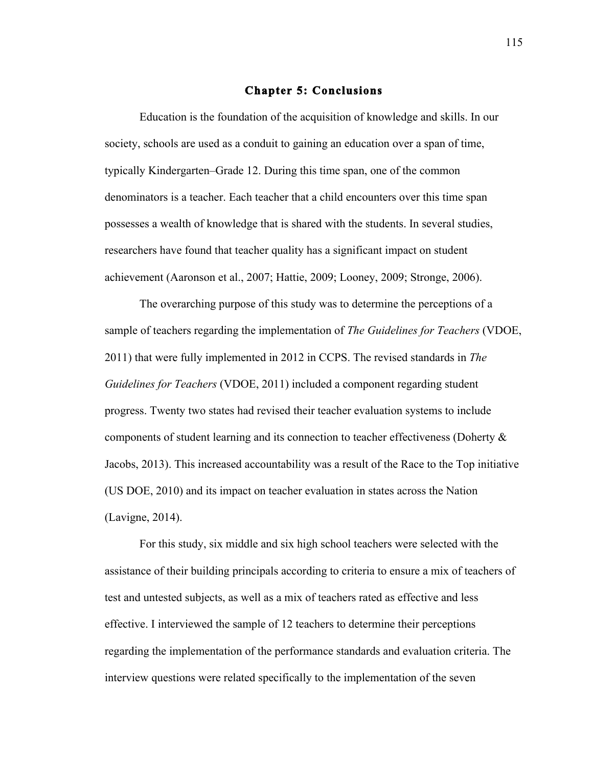# Chapter 5: Conclusions

Education is the foundation of the acquisition of knowledge and skills. In our society, schools are used as a conduit to gaining an education over a span of time, typically Kindergarten–Grade 12. During this time span, one of the common denominators is a teacher. Each teacher that a child encounters over this time span possesses a wealth of knowledge that is shared with the students. In several studies, researchers have found that teacher quality has a significant impact on student achievement (Aaronson et al., 2007; Hattie, 2009; Looney, 2009; Stronge, 2006).

The overarching purpose of this study was to determine the perceptions of a sample of teachers regarding the implementation of *The Guidelines for Teachers* (VDOE, 2011) that were fully implemented in 2012 in CCPS. The revised standards in *The Guidelines for Teachers* (VDOE, 2011) included a component regarding student progress. Twenty two states had revised their teacher evaluation systems to include components of student learning and its connection to teacher effectiveness (Doherty & Jacobs, 2013). This increased accountability was a result of the Race to the Top initiative (US DOE, 2010) and its impact on teacher evaluation in states across the Nation (Lavigne, 2014).

For this study, six middle and six high school teachers were selected with the assistance of their building principals according to criteria to ensure a mix of teachers of test and untested subjects, as well as a mix of teachers rated as effective and less effective. I interviewed the sample of 12 teachers to determine their perceptions regarding the implementation of the performance standards and evaluation criteria. The interview questions were related specifically to the implementation of the seven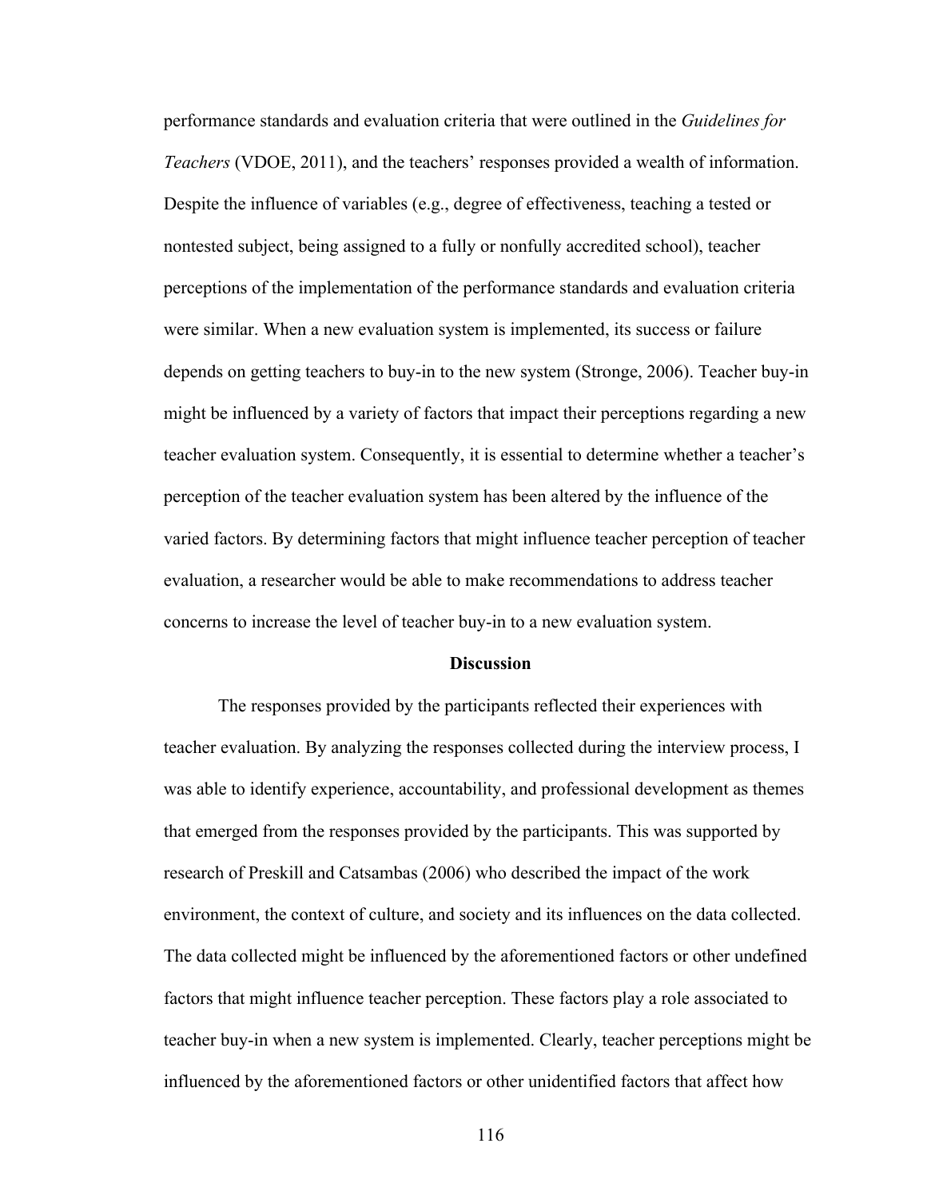performance standards and evaluation criteria that were outlined in the *Guidelines for Teachers* (VDOE, 2011), and the teachers' responses provided a wealth of information. Despite the influence of variables (e.g., degree of effectiveness, teaching a tested or nontested subject, being assigned to a fully or nonfully accredited school), teacher perceptions of the implementation of the performance standards and evaluation criteria were similar. When a new evaluation system is implemented, its success or failure depends on getting teachers to buy-in to the new system (Stronge, 2006). Teacher buy-in might be influenced by a variety of factors that impact their perceptions regarding a new teacher evaluation system. Consequently, it is essential to determine whether a teacher's perception of the teacher evaluation system has been altered by the influence of the varied factors. By determining factors that might influence teacher perception of teacher evaluation, a researcher would be able to make recommendations to address teacher concerns to increase the level of teacher buy-in to a new evaluation system.

## Discussion

The responses provided by the participants reflected their experiences with teacher evaluation. By analyzing the responses collected during the interview process, I was able to identify experience, accountability, and professional development as themes that emerged from the responses provided by the participants. This was supported by research of Preskill and Catsambas (2006) who described the impact of the work environment, the context of culture, and society and its influences on the data collected. The data collected might be influenced by the aforementioned factors or other undefined factors that might influence teacher perception. These factors play a role associated to teacher buy-in when a new system is implemented. Clearly, teacher perceptions might be influenced by the aforementioned factors or other unidentified factors that affect how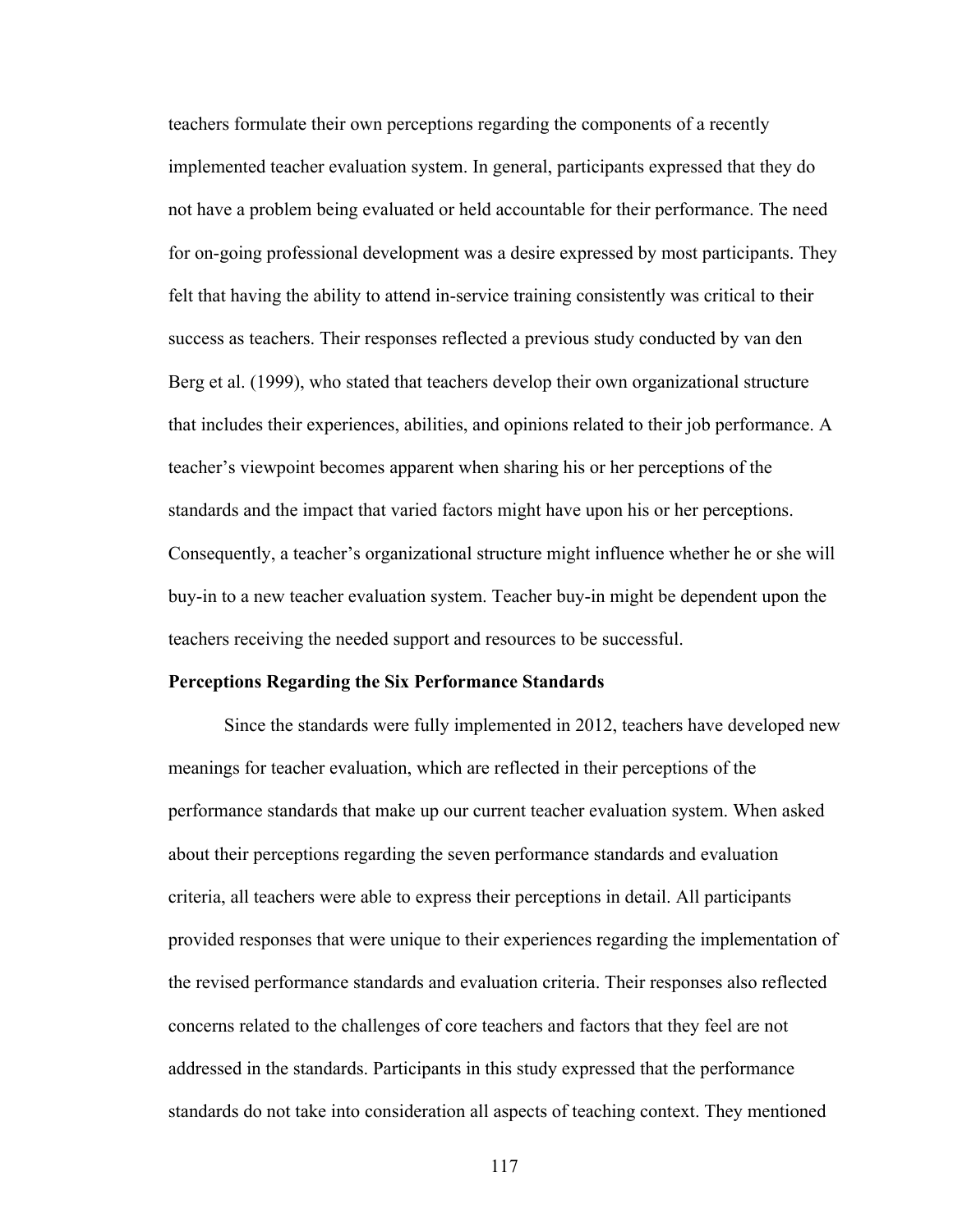teachers formulate their own perceptions regarding the components of a recently implemented teacher evaluation system. In general, participants expressed that they do not have a problem being evaluated or held accountable for their performance. The need for on-going professional development was a desire expressed by most participants. They felt that having the ability to attend in-service training consistently was critical to their success as teachers. Their responses reflected a previous study conducted by van den Berg et al. (1999), who stated that teachers develop their own organizational structure that includes their experiences, abilities, and opinions related to their job performance. A teacher's viewpoint becomes apparent when sharing his or her perceptions of the standards and the impact that varied factors might have upon his or her perceptions. Consequently, a teacher's organizational structure might influence whether he or she will buy-in to a new teacher evaluation system. Teacher buy-in might be dependent upon the teachers receiving the needed support and resources to be successful.

**Perceptions Regarding the Six Performance Standards**

Since the standards were fully implemented in 2012, teachers have developed new meanings for teacher evaluation, which are reflected in their perceptions of the performance standards that make up our current teacher evaluation system. When asked about their perceptions regarding the seven performance standards and evaluation criteria, all teachers were able to express their perceptions in detail. All participants provided responses that were unique to their experiences regarding the implementation of the revised performance standards and evaluation criteria. Their responses also reflected concerns related to the challenges of core teachers and factors that they feel are not addressed in the standards. Participants in this study expressed that the performance standards do not take into consideration all aspects of teaching context. They mentioned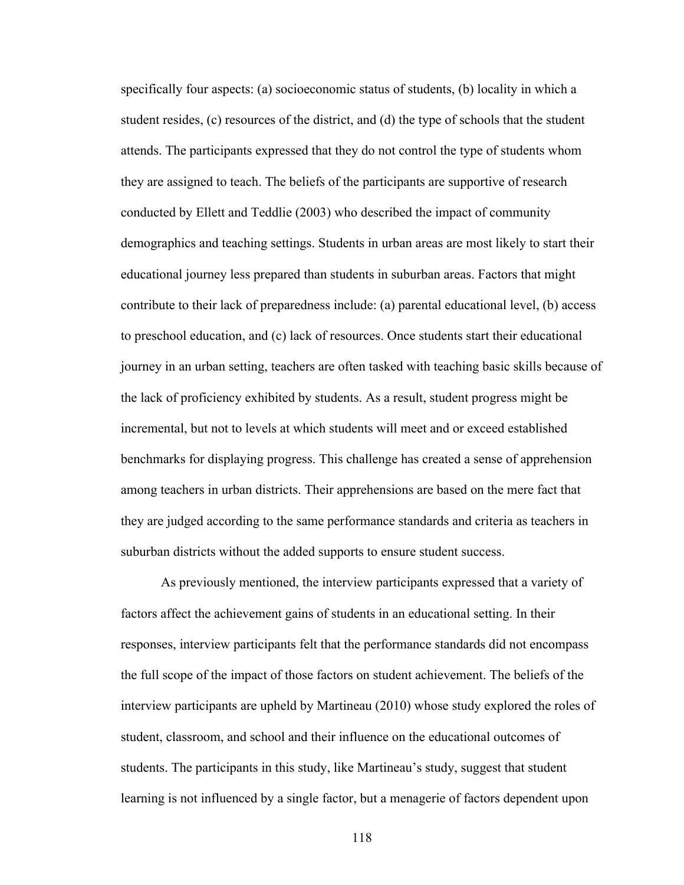specifically four aspects: (a) socioeconomic status of students, (b) locality in which a student resides, (c) resources of the district, and (d) the type of schools that the student attends. The participants expressed that they do not control the type of students whom they are assigned to teach. The beliefs of the participants are supportive of research conducted by Ellett and Teddlie (2003) who described the impact of community demographics and teaching settings. Students in urban areas are most likely to start their educational journey less prepared than students in suburban areas. Factors that might contribute to their lack of preparedness include: (a) parental educational level, (b) access to preschool education, and (c) lack of resources. Once students start their educational journey in an urban setting, teachers are often tasked with teaching basic skills because of the lack of proficiency exhibited by students. As a result, student progress might be incremental, but not to levels at which students will meet and or exceed established benchmarks for displaying progress. This challenge has created a sense of apprehension among teachers in urban districts. Their apprehensions are based on the mere fact that they are judged according to the same performance standards and criteria as teachers in suburban districts without the added supports to ensure student success.

As previously mentioned, the interview participants expressed that a variety of factors affect the achievement gains of students in an educational setting. In their responses, interview participants felt that the performance standards did not encompass the full scope of the impact of those factors on student achievement. The beliefs of the interview participants are upheld by Martineau (2010) whose study explored the roles of student, classroom, and school and their influence on the educational outcomes of students. The participants in this study, like Martineau's study, suggest that student learning is not influenced by a single factor, but a menagerie of factors dependent upon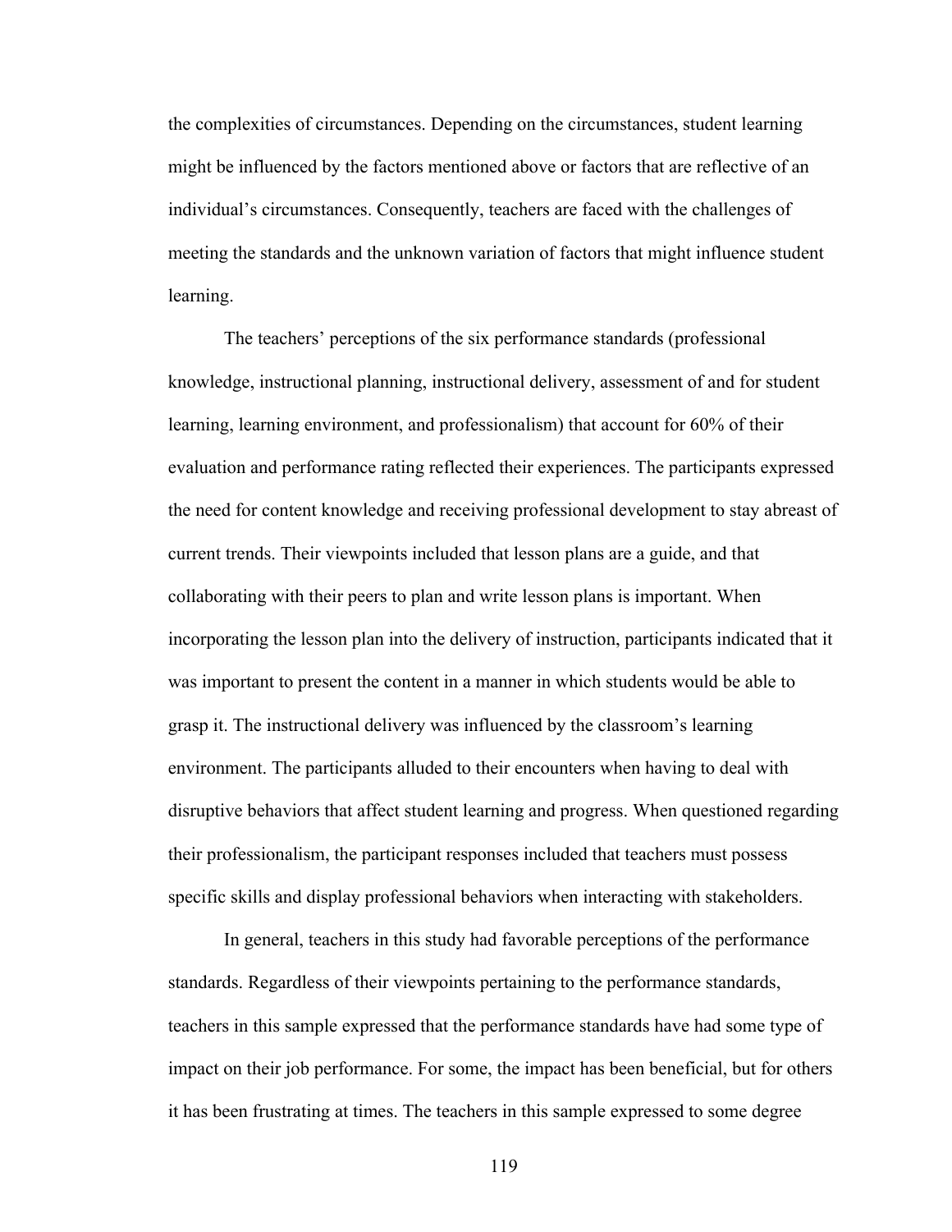the complexities of circumstances. Depending on the circumstances, student learning might be influenced by the factors mentioned above or factors that are reflective of an individual's circumstances. Consequently, teachers are faced with the challenges of meeting the standards and the unknown variation of factors that might influence student learning.

The teachers' perceptions of the six performance standards (professional knowledge, instructional planning, instructional delivery, assessment of and for student learning, learning environment, and professionalism) that account for 60% of their evaluation and performance rating reflected their experiences. The participants expressed the need for content knowledge and receiving professional development to stay abreast of current trends. Their viewpoints included that lesson plans are a guide, and that collaborating with their peers to plan and write lesson plans is important. When incorporating the lesson plan into the delivery of instruction, participants indicated that it was important to present the content in a manner in which students would be able to grasp it. The instructional delivery was influenced by the classroom's learning environment. The participants alluded to their encounters when having to deal with disruptive behaviors that affect student learning and progress. When questioned regarding their professionalism, the participant responses included that teachers must possess specific skills and display professional behaviors when interacting with stakeholders.

In general, teachers in this study had favorable perceptions of the performance standards. Regardless of their viewpoints pertaining to the performance standards, teachers in this sample expressed that the performance standards have had some type of impact on their job performance. For some, the impact has been beneficial, but for others it has been frustrating at times. The teachers in this sample expressed to some degree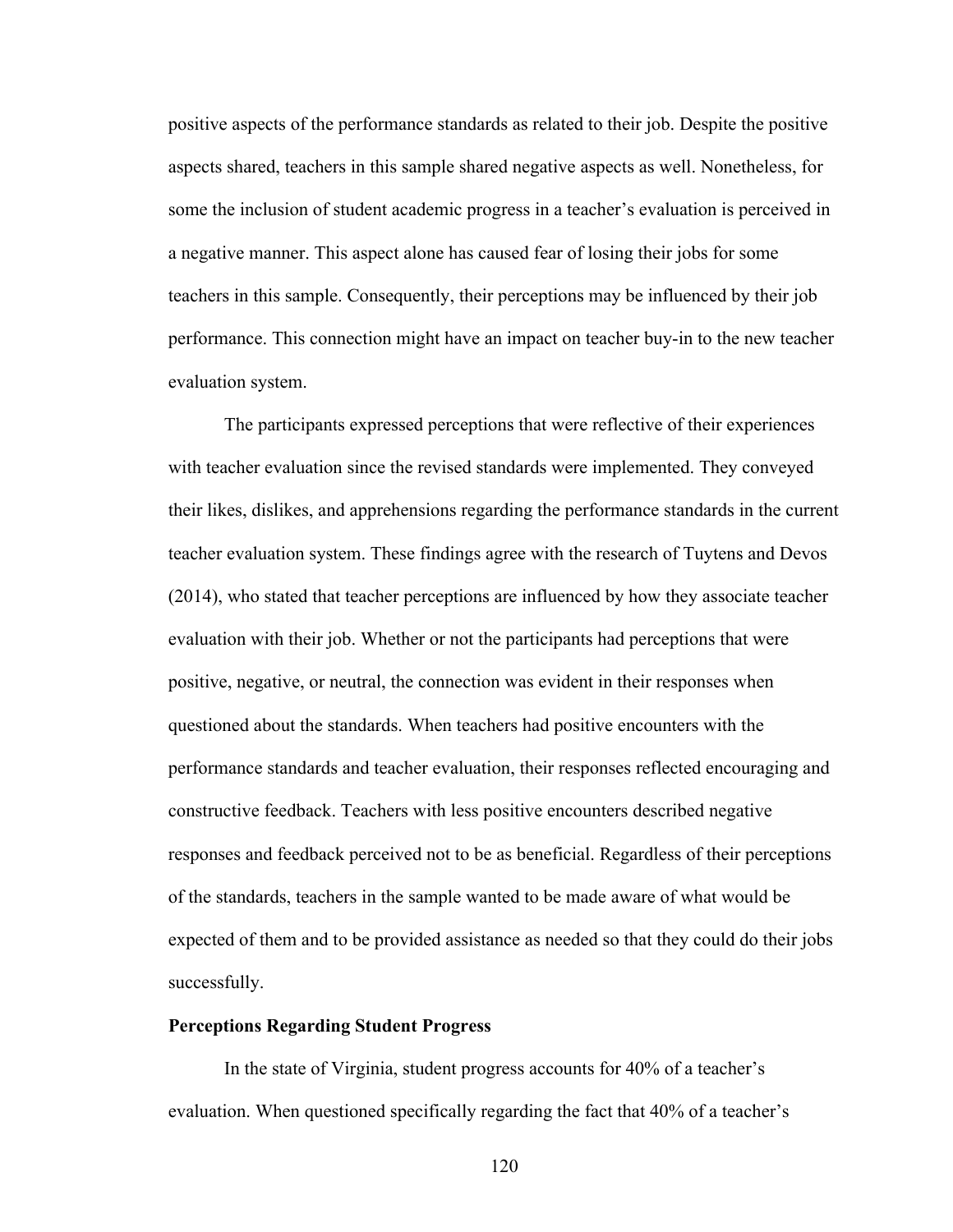positive aspects of the performance standards as related to their job. Despite the positive aspects shared, teachers in this sample shared negative aspects as well. Nonetheless, for some the inclusion of student academic progress in a teacher's evaluation is perceived in a negative manner. This aspect alone has caused fear of losing their jobs for some teachers in this sample. Consequently, their perceptions may be influenced by their job performance. This connection might have an impact on teacher buy-in to the new teacher evaluation system.

The participants expressed perceptions that were reflective of their experiences with teacher evaluation since the revised standards were implemented. They conveyed their likes, dislikes, and apprehensions regarding the performance standards in the current teacher evaluation system. These findings agree with the research of Tuytens and Devos (2014), who stated that teacher perceptions are influenced by how they associate teacher evaluation with their job. Whether or not the participants had perceptions that were positive, negative, or neutral, the connection was evident in their responses when questioned about the standards. When teachers had positive encounters with the performance standards and teacher evaluation, their responses reflected encouraging and constructive feedback. Teachers with less positive encounters described negative responses and feedback perceived not to be as beneficial. Regardless of their perceptions of the standards, teachers in the sample wanted to be made aware of what would be expected of them and to be provided assistance as needed so that they could do their jobs successfully.

**Perceptions Regarding Student Progress**

In the state of Virginia, student progress accounts for 40% of a teacher's evaluation. When questioned specifically regarding the fact that 40% of a teacher's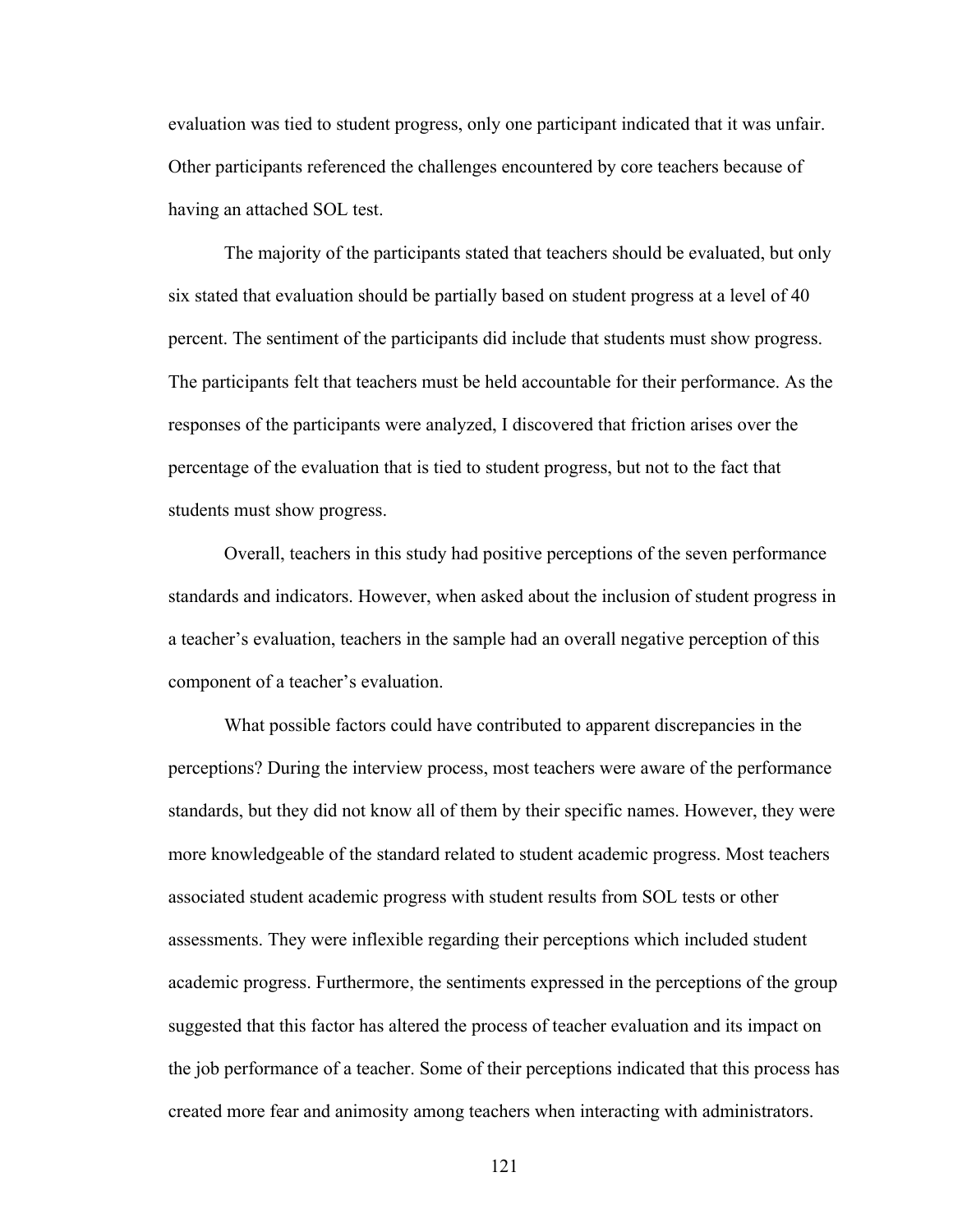evaluation was tied to student progress, only one participant indicated that it was unfair. Other participants referenced the challenges encountered by core teachers because of having an attached SOL test.

The majority of the participants stated that teachers should be evaluated, but only six stated that evaluation should be partially based on student progress at a level of 40 percent. The sentiment of the participants did include that students must show progress. The participants felt that teachers must be held accountable for their performance. As the responses of the participants were analyzed, I discovered that friction arises over the percentage of the evaluation that is tied to student progress, but not to the fact that students must show progress.

Overall, teachers in this study had positive perceptions of the seven performance standards and indicators. However, when asked about the inclusion of student progress in a teacher's evaluation, teachers in the sample had an overall negative perception of this component of a teacher's evaluation.

What possible factors could have contributed to apparent discrepancies in the perceptions? During the interview process, most teachers were aware of the performance standards, but they did not know all of them by their specific names. However, they were more knowledgeable of the standard related to student academic progress. Most teachers associated student academic progress with student results from SOL tests or other assessments. They were inflexible regarding their perceptions which included student academic progress. Furthermore, the sentiments expressed in the perceptions of the group suggested that this factor has altered the process of teacher evaluation and its impact on the job performance of a teacher. Some of their perceptions indicated that this process has created more fear and animosity among teachers when interacting with administrators.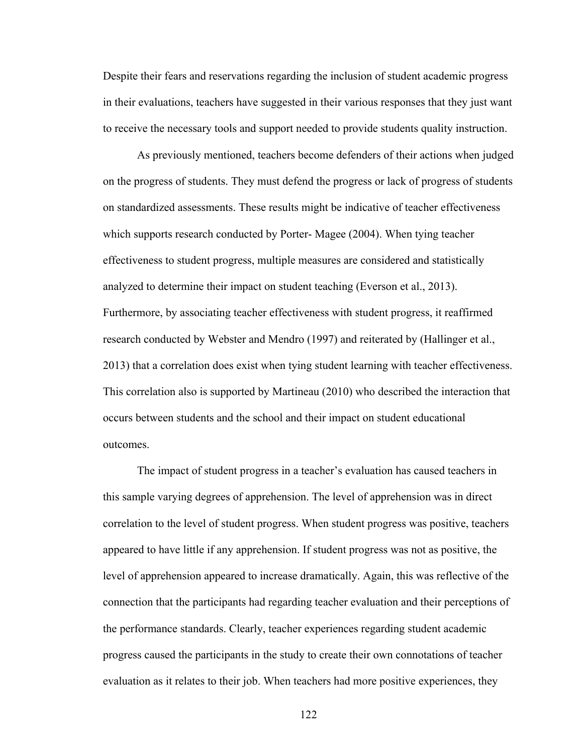Despite their fears and reservations regarding the inclusion of student academic progress in their evaluations, teachers have suggested in their various responses that they just want to receive the necessary tools and support needed to provide students quality instruction.

As previously mentioned, teachers become defenders of their actions when judged on the progress of students. They must defend the progress or lack of progress of students on standardized assessments. These results might be indicative of teacher effectiveness which supports research conducted by Porter- Magee (2004). When tying teacher effectiveness to student progress, multiple measures are considered and statistically analyzed to determine their impact on student teaching (Everson et al., 2013). Furthermore, by associating teacher effectiveness with student progress, it reaffirmed research conducted by Webster and Mendro (1997) and reiterated by (Hallinger et al., 2013) that a correlation does exist when tying student learning with teacher effectiveness. This correlation also is supported by Martineau (2010) who described the interaction that occurs between students and the school and their impact on student educational outcomes.

The impact of student progress in a teacher's evaluation has caused teachers in this sample varying degrees of apprehension. The level of apprehension was in direct correlation to the level of student progress. When student progress was positive, teachers appeared to have little if any apprehension. If student progress was not as positive, the level of apprehension appeared to increase dramatically. Again, this was reflective of the connection that the participants had regarding teacher evaluation and their perceptions of the performance standards. Clearly, teacher experiences regarding student academic progress caused the participants in the study to create their own connotations of teacher evaluation as it relates to their job. When teachers had more positive experiences, they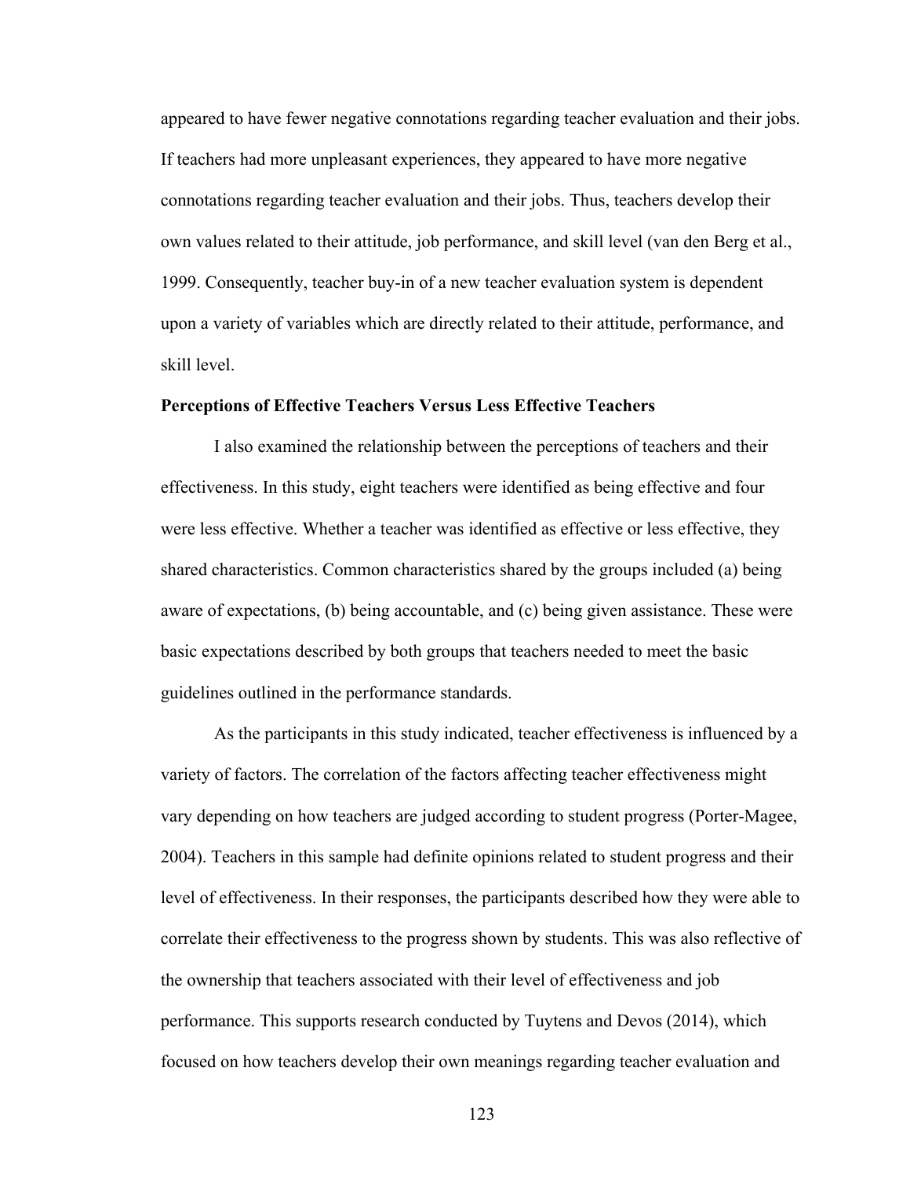appeared to have fewer negative connotations regarding teacher evaluation and their jobs. If teachers had more unpleasant experiences, they appeared to have more negative connotations regarding teacher evaluation and their jobs. Thus, teachers develop their own values related to their attitude, job performance, and skill level (van den Berg et al., 1999. Consequently, teacher buy-in of a new teacher evaluation system is dependent upon a variety of variables which are directly related to their attitude, performance, and skill level.

**Perceptions of Effective Teachers Versus Less Effective Teachers**

I also examined the relationship between the perceptions of teachers and their effectiveness. In this study, eight teachers were identified as being effective and four were less effective. Whether a teacher was identified as effective or less effective, they shared characteristics. Common characteristics shared by the groups included (a) being aware of expectations, (b) being accountable, and (c) being given assistance. These were basic expectations described by both groups that teachers needed to meet the basic guidelines outlined in the performance standards.

As the participants in this study indicated, teacher effectiveness is influenced by a variety of factors. The correlation of the factors affecting teacher effectiveness might vary depending on how teachers are judged according to student progress (Porter-Magee, 2004). Teachers in this sample had definite opinions related to student progress and their level of effectiveness. In their responses, the participants described how they were able to correlate their effectiveness to the progress shown by students. This was also reflective of the ownership that teachers associated with their level of effectiveness and job performance. This supports research conducted by Tuytens and Devos (2014), which focused on how teachers develop their own meanings regarding teacher evaluation and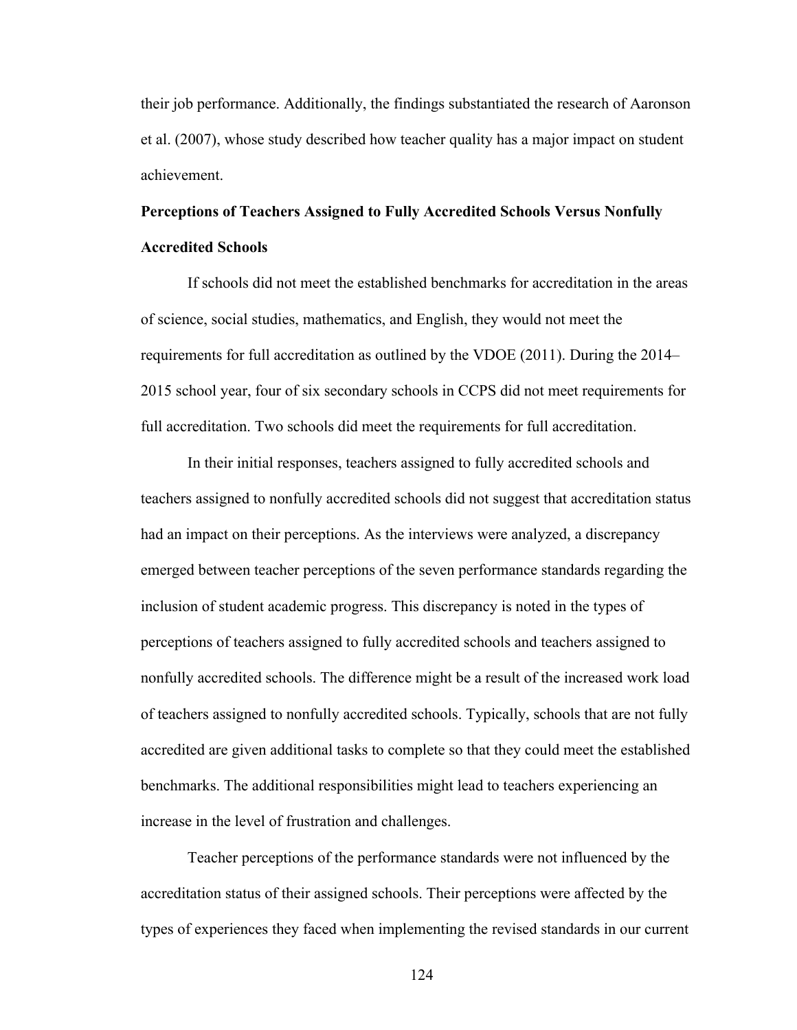their job performance. Additionally, the findings substantiated the research of Aaronson et al. (2007), whose study described how teacher quality has a major impact on student achievement.

**Perceptions of Teachers Assigned to Fully Accredited Schools Versus Nonfully Accredited Schools**

If schools did not meet the established benchmarks for accreditation in the areas of science, social studies, mathematics, and English, they would not meet the requirements for full accreditation as outlined by the VDOE (2011). During the 2014–2015 school year, four of six secondary schools in CCPS did not meet requirements for full accreditation. Two schools did meet the requirements for full accreditation.

In their initial responses, teachers assigned to fully accredited schools and teachers assigned to nonfully accredited schools did not suggest that accreditation status had an impact on their perceptions. As the interviews were analyzed, a discrepancy emerged between teacher perceptions of the seven performance standards regarding the inclusion of student academic progress. This discrepancy is noted in the types of perceptions of teachers assigned to fully accredited schools and teachers assigned to nonfully accredited schools. The difference might be a result of the increased work load of teachers assigned to nonfully accredited schools. Typically, schools that are not fully accredited are given additional tasks to complete so that they could meet the established benchmarks. The additional responsibilities might lead to teachers experiencing an increase in the level of frustration and challenges.

Teacher perceptions of the performance standards were not influenced by the accreditation status of their assigned schools. Their perceptions were affected by the types of experiences they faced when implementing the revised standards in our current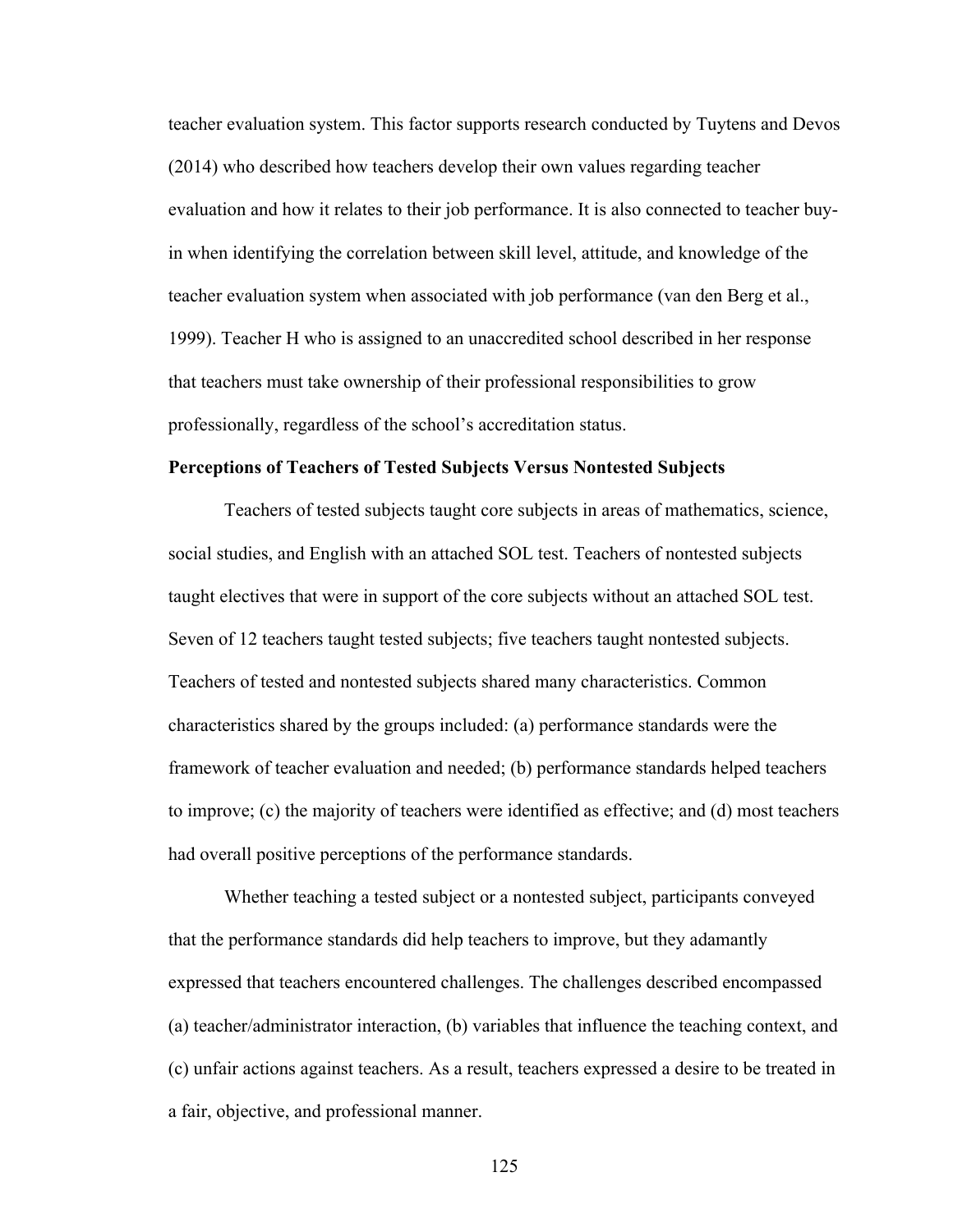teacher evaluation system. This factor supports research conducted by Tuytens and Devos (2014) who described how teachers develop their own values regarding teacher evaluation and how it relates to their job performance. It is also connected to teacher buy-in when identifying the correlation between skill level, attitude, and knowledge of the teacher evaluation system when associated with job performance (van den Berg et al., 1999). Teacher H who is assigned to an unaccredited school described in her response that teachers must take ownership of their professional responsibilities to grow professionally, regardless of the school's accreditation status.

### Perceptions of Teachers of Tested Subjects Versus Nontested Subjects

Teachers of tested subjects taught core subjects in areas of mathematics, science, social studies, and English with an attached SOL test. Teachers of nontested subjects taught electives that were in support of the core subjects without an attached SOL test. Seven of 12 teachers taught tested subjects; five teachers taught nontested subjects. Teachers of tested and nontested subjects shared many characteristics. Common characteristics shared by the groups included: (a) performance standards were the framework of teacher evaluation and needed; (b) performance standards helped teachers to improve; (c) the majority of teachers were identified as effective; and (d) most teachers had overall positive perceptions of the performance standards.

Whether teaching a tested subject or a nontested subject, participants conveyed that the performance standards did help teachers to improve, but they adamantly expressed that teachers encountered challenges. The challenges described encompassed (a) teacher/administrator interaction, (b) variables that influence the teaching context, and (c) unfair actions against teachers. As a result, teachers expressed a desire to be treated in a fair, objective, and professional manner.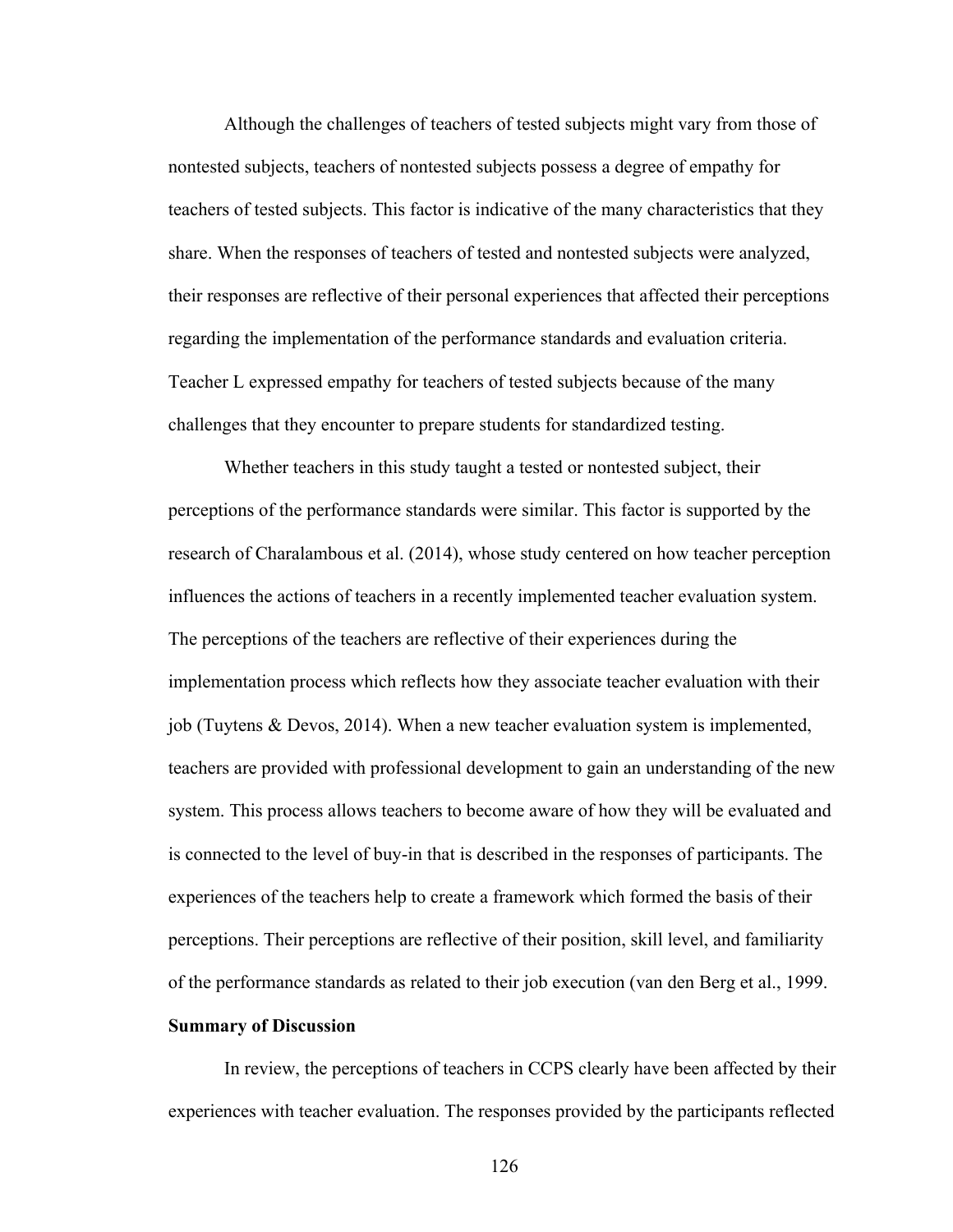Although the challenges of teachers of tested subjects might vary from those of nontested subjects, teachers of nontested subjects possess a degree of empathy for teachers of tested subjects. This factor is indicative of the many characteristics that they share. When the responses of teachers of tested and nontested subjects were analyzed, their responses are reflective of their personal experiences that affected their perceptions regarding the implementation of the performance standards and evaluation criteria. Teacher L expressed empathy for teachers of tested subjects because of the many challenges that they encounter to prepare students for standardized testing.

Whether teachers in this study taught a tested or nontested subject, their perceptions of the performance standards were similar. This factor is supported by the research of Charalambous et al. (2014), whose study centered on how teacher perception influences the actions of teachers in a recently implemented teacher evaluation system. The perceptions of the teachers are reflective of their experiences during the implementation process which reflects how they associate teacher evaluation with their job (Tuytens & Devos, 2014). When a new teacher evaluation system is implemented, teachers are provided with professional development to gain an understanding of the new system. This process allows teachers to become aware of how they will be evaluated and is connected to the level of buy-in that is described in the responses of participants. The experiences of the teachers help to create a framework which formed the basis of their perceptions. Their perceptions are reflective of their position, skill level, and familiarity of the performance standards as related to their job execution (van den Berg et al., 1999.

**Summary of Discussion**

In review, the perceptions of teachers in CCPS clearly have been affected by their experiences with teacher evaluation. The responses provided by the participants reflected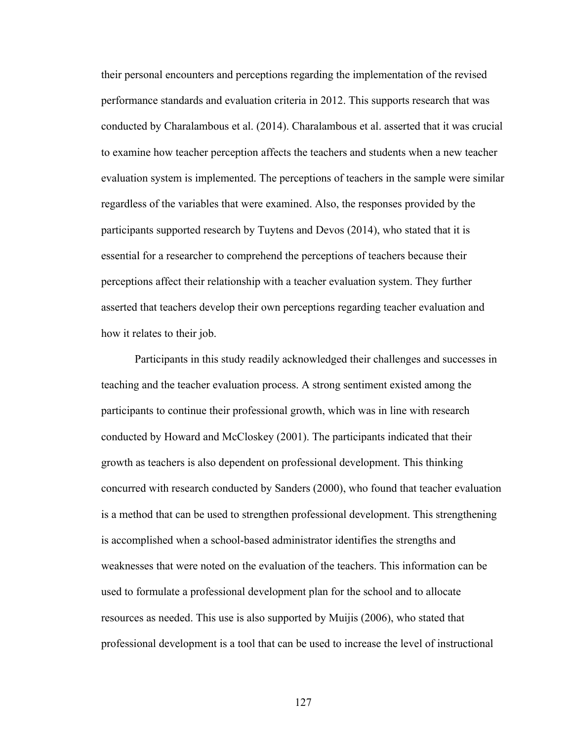their personal encounters and perceptions regarding the implementation of the revised performance standards and evaluation criteria in 2012. This supports research that was conducted by Charalambous et al. (2014). Charalambous et al. asserted that it was crucial to examine how teacher perception affects the teachers and students when a new teacher evaluation system is implemented. The perceptions of teachers in the sample were similar regardless of the variables that were examined. Also, the responses provided by the participants supported research by Tuytens and Devos (2014), who stated that it is essential for a researcher to comprehend the perceptions of teachers because their perceptions affect their relationship with a teacher evaluation system. They further asserted that teachers develop their own perceptions regarding teacher evaluation and how it relates to their job.

Participants in this study readily acknowledged their challenges and successes in teaching and the teacher evaluation process. A strong sentiment existed among the participants to continue their professional growth, which was in line with research conducted by Howard and McCloskey (2001). The participants indicated that their growth as teachers is also dependent on professional development. This thinking concurred with research conducted by Sanders (2000), who found that teacher evaluation is a method that can be used to strengthen professional development. This strengthening is accomplished when a school-based administrator identifies the strengths and weaknesses that were noted on the evaluation of the teachers. This information can be used to formulate a professional development plan for the school and to allocate resources as needed. This use is also supported by Muijis (2006), who stated that professional development is a tool that can be used to increase the level of instructional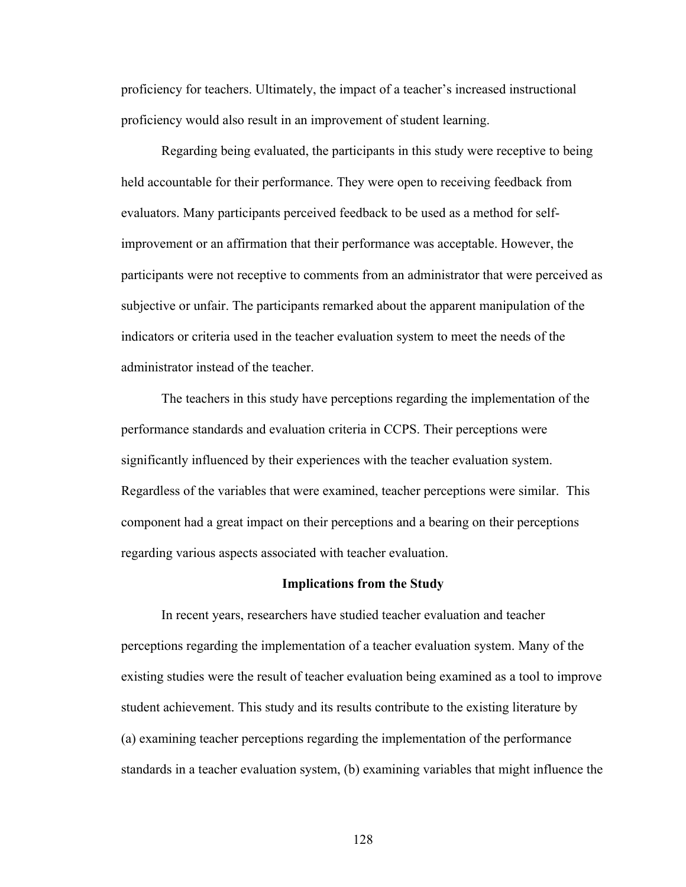proficiency for teachers. Ultimately, the impact of a teacher's increased instructional proficiency would also result in an improvement of student learning.

Regarding being evaluated, the participants in this study were receptive to being held accountable for their performance. They were open to receiving feedback from evaluators. Many participants perceived feedback to be used as a method for self-improvement or an affirmation that their performance was acceptable. However, the participants were not receptive to comments from an administrator that were perceived as subjective or unfair. The participants remarked about the apparent manipulation of the indicators or criteria used in the teacher evaluation system to meet the needs of the administrator instead of the teacher.

The teachers in this study have perceptions regarding the implementation of the performance standards and evaluation criteria in CCPS. Their perceptions were significantly influenced by their experiences with the teacher evaluation system. Regardless of the variables that were examined, teacher perceptions were similar. This component had a great impact on their perceptions and a bearing on their perceptions regarding various aspects associated with teacher evaluation.

## Implications from the Study

In recent years, researchers have studied teacher evaluation and teacher perceptions regarding the implementation of a teacher evaluation system. Many of the existing studies were the result of teacher evaluation being examined as a tool to improve student achievement. This study and its results contribute to the existing literature by (a) examining teacher perceptions regarding the implementation of the performance standards in a teacher evaluation system, (b) examining variables that might influence the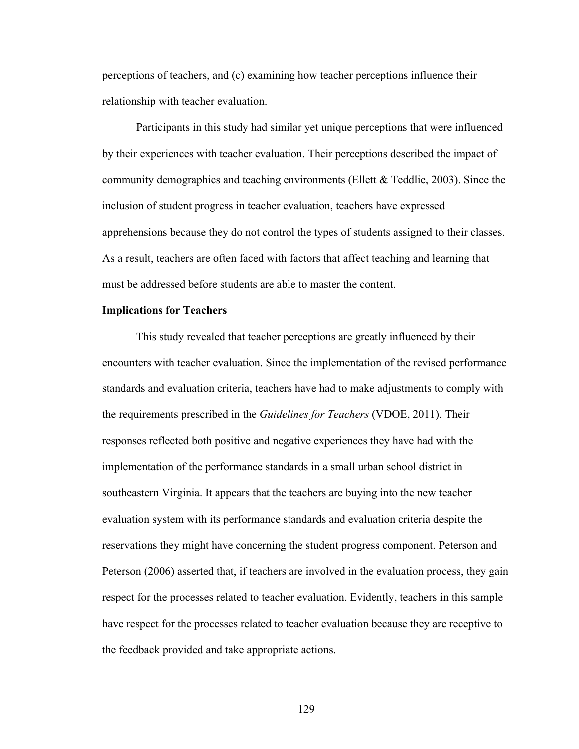perceptions of teachers, and (c) examining how teacher perceptions influence their relationship with teacher evaluation.

Participants in this study had similar yet unique perceptions that were influenced by their experiences with teacher evaluation. Their perceptions described the impact of community demographics and teaching environments (Ellett & Teddlie, 2003). Since the inclusion of student progress in teacher evaluation, teachers have expressed apprehensions because they do not control the types of students assigned to their classes. As a result, teachers are often faced with factors that affect teaching and learning that must be addressed before students are able to master the content.

**Implications for Teachers**

This study revealed that teacher perceptions are greatly influenced by their encounters with teacher evaluation. Since the implementation of the revised performance standards and evaluation criteria, teachers have had to make adjustments to comply with the requirements prescribed in the *Guidelines for Teachers* (VDOE, 2011). Their responses reflected both positive and negative experiences they have had with the implementation of the performance standards in a small urban school district in southeastern Virginia. It appears that the teachers are buying into the new teacher evaluation system with its performance standards and evaluation criteria despite the reservations they might have concerning the student progress component. Peterson and Peterson (2006) asserted that, if teachers are involved in the evaluation process, they gain respect for the processes related to teacher evaluation. Evidently, teachers in this sample have respect for the processes related to teacher evaluation because they are receptive to the feedback provided and take appropriate actions.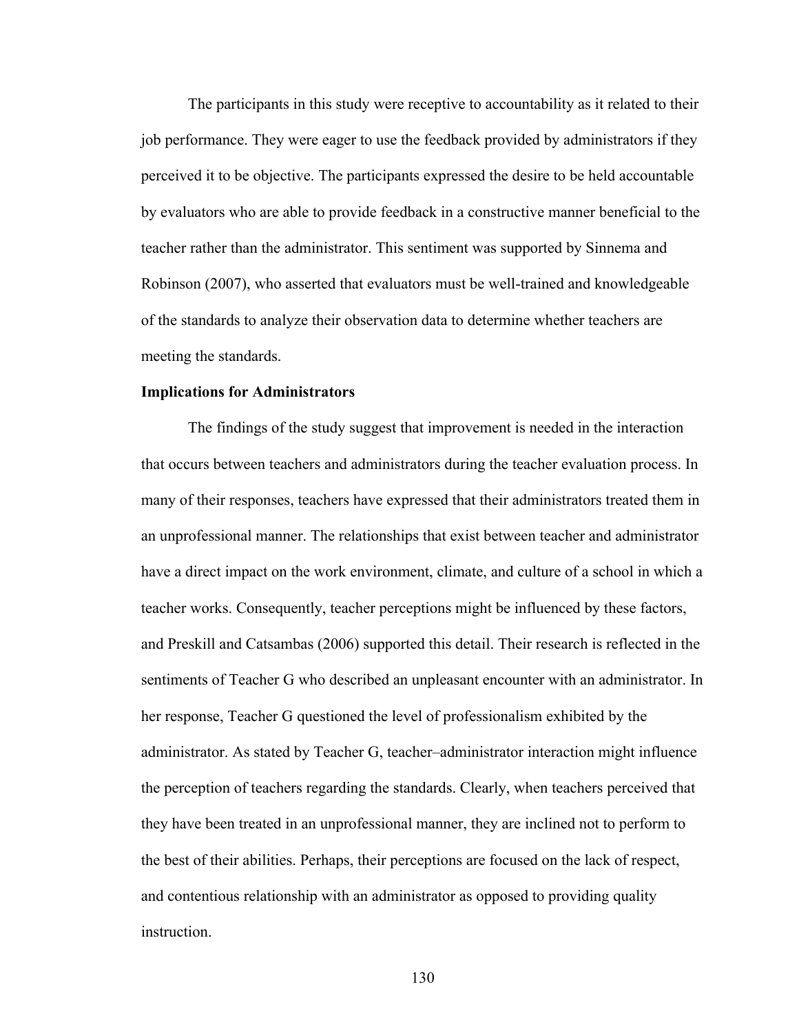The participants in this study were receptive to accountability as it related to their job performance. They were eager to use the feedback provided by administrators if they perceived it to be objective. The participants expressed the desire to be held accountable by evaluators who are able to provide feedback in a constructive manner beneficial to the teacher rather than the administrator. This sentiment was supported by Sinnema and Robinson (2007), who asserted that evaluators must be well-trained and knowledgeable of the standards to analyze their observation data to determine whether teachers are meeting the standards.

**Implications for Administrators**

The findings of the study suggest that improvement is needed in the interaction that occurs between teachers and administrators during the teacher evaluation process. In many of their responses, teachers have expressed that their administrators treated them in an unprofessional manner. The relationships that exist between teacher and administrator have a direct impact on the work environment, climate, and culture of a school in which a teacher works. Consequently, teacher perceptions might be influenced by these factors, and Preskill and Catsambas (2006) supported this detail. Their research is reflected in the sentiments of Teacher G who described an unpleasant encounter with an administrator. In her response, Teacher G questioned the level of professionalism exhibited by the administrator. As stated by Teacher G, teacher–administrator interaction might influence the perception of teachers regarding the standards. Clearly, when teachers perceived that they have been treated in an unprofessional manner, they are inclined not to perform to the best of their abilities. Perhaps, their perceptions are focused on the lack of respect, and contentious relationship with an administrator as opposed to providing quality instruction.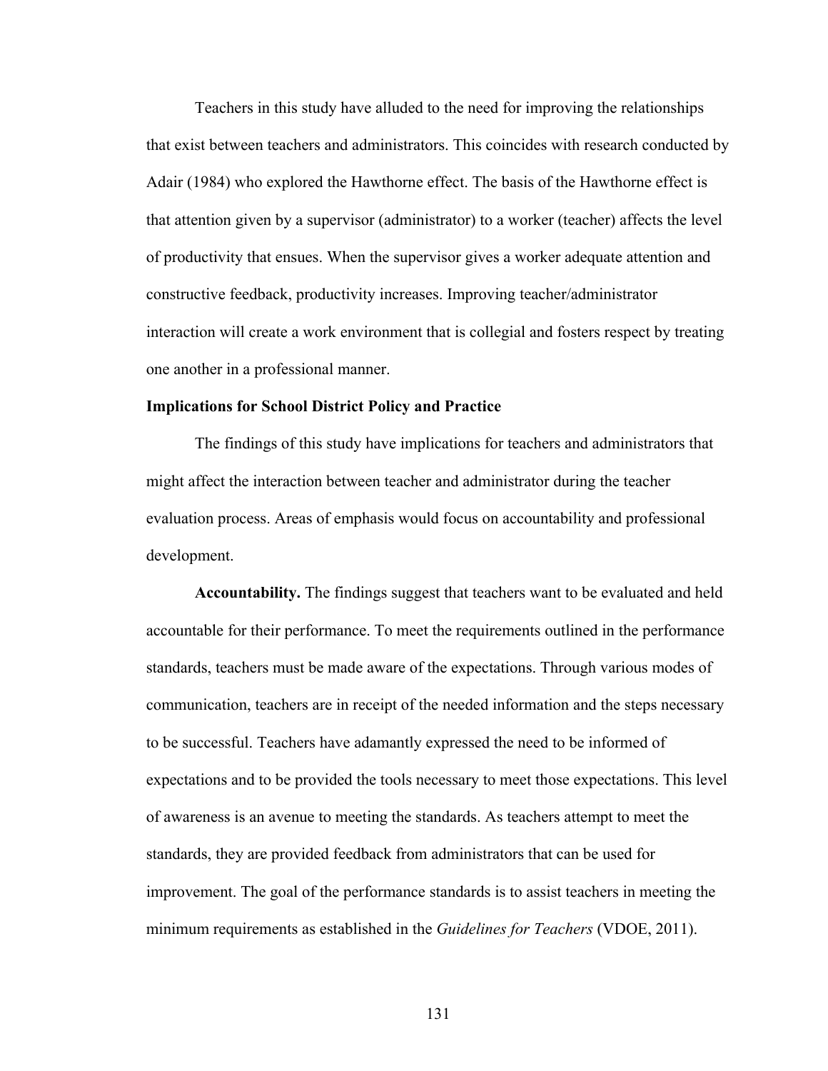Teachers in this study have alluded to the need for improving the relationships that exist between teachers and administrators. This coincides with research conducted by Adair (1984) who explored the Hawthorne effect. The basis of the Hawthorne effect is that attention given by a supervisor (administrator) to a worker (teacher) affects the level of productivity that ensues. When the supervisor gives a worker adequate attention and constructive feedback, productivity increases. Improving teacher/administrator interaction will create a work environment that is collegial and fosters respect by treating one another in a professional manner.

## Implications for School District Policy and Practice

The findings of this study have implications for teachers and administrators that might affect the interaction between teacher and administrator during the teacher evaluation process. Areas of emphasis would focus on accountability and professional development.

**Accountability.** The findings suggest that teachers want to be evaluated and held accountable for their performance. To meet the requirements outlined in the performance standards, teachers must be made aware of the expectations. Through various modes of communication, teachers are in receipt of the needed information and the steps necessary to be successful. Teachers have adamantly expressed the need to be informed of expectations and to be provided the tools necessary to meet those expectations. This level of awareness is an avenue to meeting the standards. As teachers attempt to meet the standards, they are provided feedback from administrators that can be used for improvement. The goal of the performance standards is to assist teachers in meeting the minimum requirements as established in the *Guidelines for Teachers* (VDOE, 2011).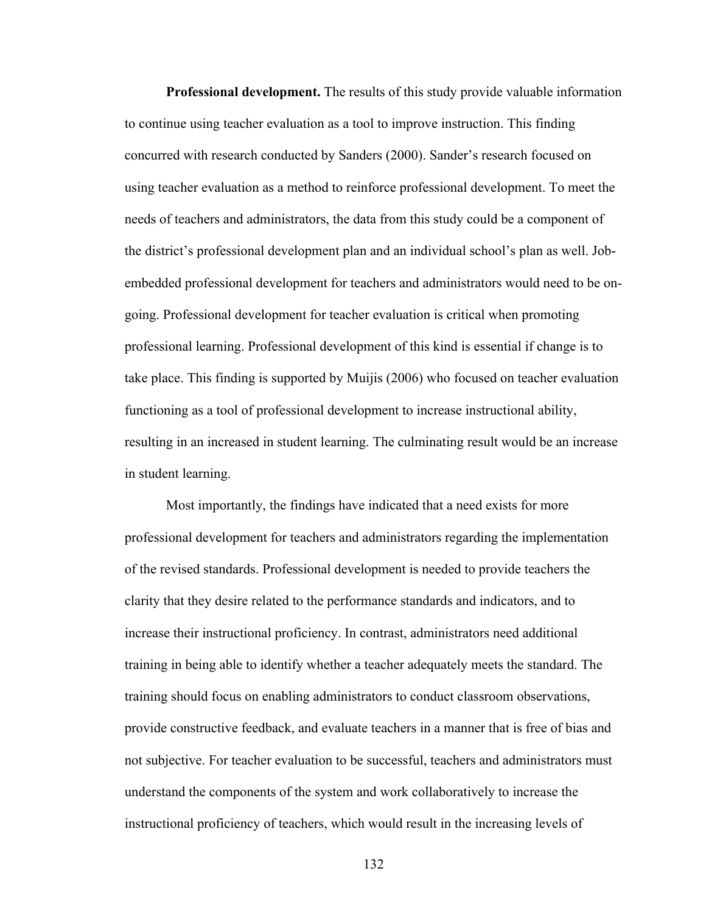**Professional development.** The results of this study provide valuable information to continue using teacher evaluation as a tool to improve instruction. This finding concurred with research conducted by Sanders (2000). Sander's research focused on using teacher evaluation as a method to reinforce professional development. To meet the needs of teachers and administrators, the data from this study could be a component of the district's professional development plan and an individual school's plan as well. Job-embedded professional development for teachers and administrators would need to be on-going. Professional development for teacher evaluation is critical when promoting professional learning. Professional development of this kind is essential if change is to take place. This finding is supported by Muijis (2006) who focused on teacher evaluation functioning as a tool of professional development to increase instructional ability, resulting in an increased in student learning. The culminating result would be an increase in student learning.

Most importantly, the findings have indicated that a need exists for more professional development for teachers and administrators regarding the implementation of the revised standards. Professional development is needed to provide teachers the clarity that they desire related to the performance standards and indicators, and to increase their instructional proficiency. In contrast, administrators need additional training in being able to identify whether a teacher adequately meets the standard. The training should focus on enabling administrators to conduct classroom observations, provide constructive feedback, and evaluate teachers in a manner that is free of bias and not subjective. For teacher evaluation to be successful, teachers and administrators must understand the components of the system and work collaboratively to increase the instructional proficiency of teachers, which would result in the increasing levels of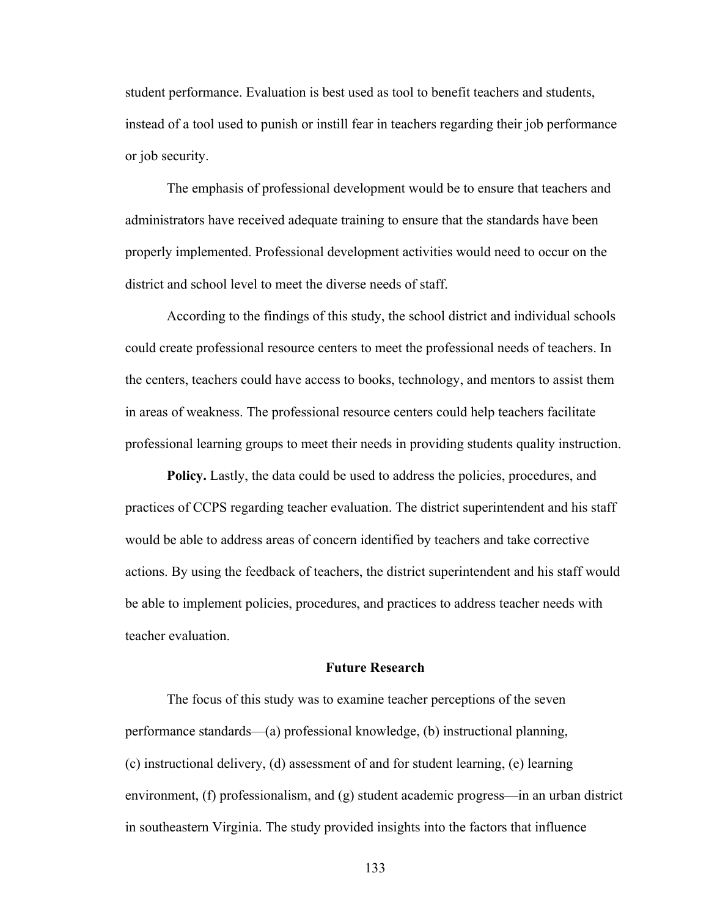student performance. Evaluation is best used as tool to benefit teachers and students, instead of a tool used to punish or instill fear in teachers regarding their job performance or job security.

The emphasis of professional development would be to ensure that teachers and administrators have received adequate training to ensure that the standards have been properly implemented. Professional development activities would need to occur on the district and school level to meet the diverse needs of staff.

According to the findings of this study, the school district and individual schools could create professional resource centers to meet the professional needs of teachers. In the centers, teachers could have access to books, technology, and mentors to assist them in areas of weakness. The professional resource centers could help teachers facilitate professional learning groups to meet their needs in providing students quality instruction.

**Policy.** Lastly, the data could be used to address the policies, procedures, and practices of CCPS regarding teacher evaluation. The district superintendent and his staff would be able to address areas of concern identified by teachers and take corrective actions. By using the feedback of teachers, the district superintendent and his staff would be able to implement policies, procedures, and practices to address teacher needs with teacher evaluation.

## Future Research

The focus of this study was to examine teacher perceptions of the seven performance standards—(a) professional knowledge, (b) instructional planning, (c) instructional delivery, (d) assessment of and for student learning, (e) learning environment, (f) professionalism, and (g) student academic progress—in an urban district in southeastern Virginia. The study provided insights into the factors that influence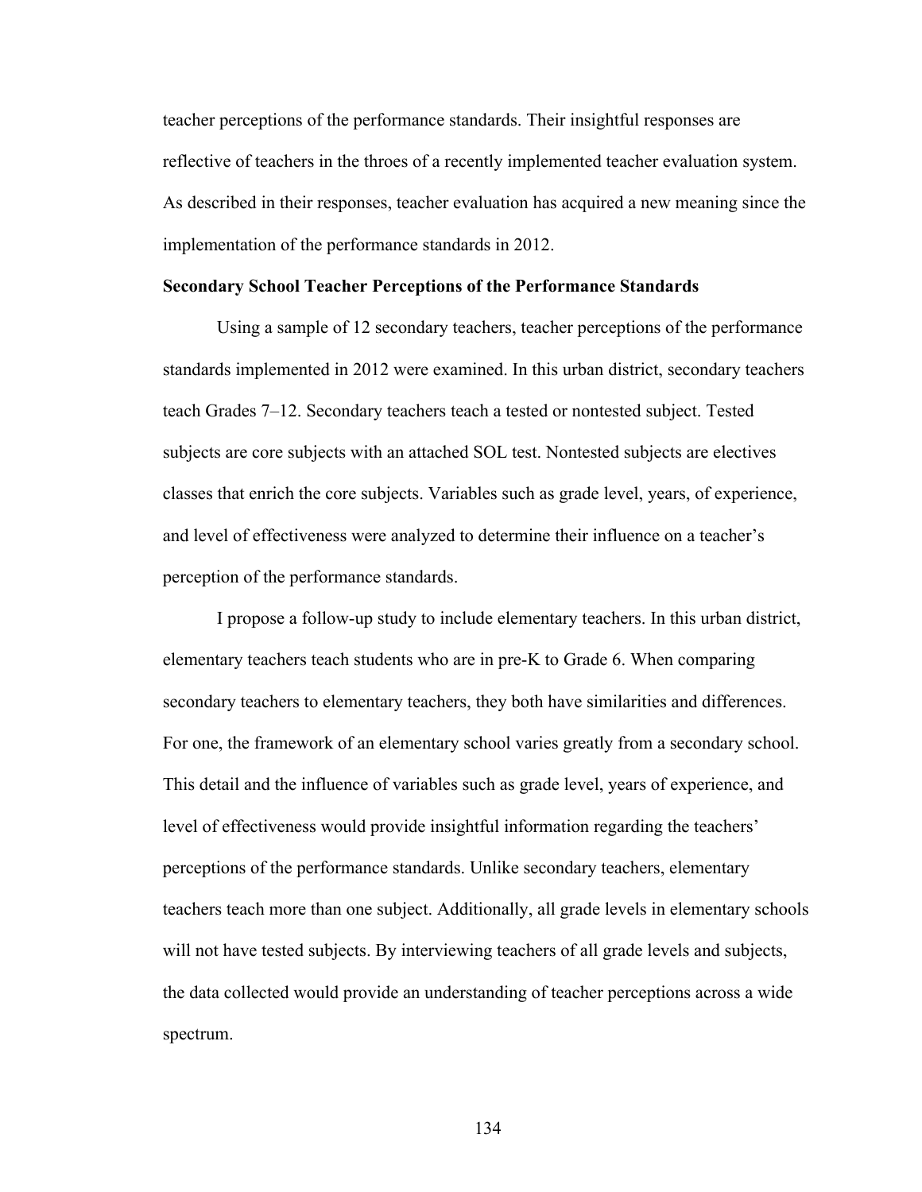teacher perceptions of the performance standards. Their insightful responses are reflective of teachers in the throes of a recently implemented teacher evaluation system. As described in their responses, teacher evaluation has acquired a new meaning since the implementation of the performance standards in 2012.

**Secondary School Teacher Perceptions of the Performance Standards**

Using a sample of 12 secondary teachers, teacher perceptions of the performance standards implemented in 2012 were examined. In this urban district, secondary teachers teach Grades 7–12. Secondary teachers teach a tested or nontested subject. Tested subjects are core subjects with an attached SOL test. Nontested subjects are electives classes that enrich the core subjects. Variables such as grade level, years, of experience, and level of effectiveness were analyzed to determine their influence on a teacher's perception of the performance standards.

I propose a follow-up study to include elementary teachers. In this urban district, elementary teachers teach students who are in pre-K to Grade 6. When comparing secondary teachers to elementary teachers, they both have similarities and differences. For one, the framework of an elementary school varies greatly from a secondary school. This detail and the influence of variables such as grade level, years of experience, and level of effectiveness would provide insightful information regarding the teachers' perceptions of the performance standards. Unlike secondary teachers, elementary teachers teach more than one subject. Additionally, all grade levels in elementary schools will not have tested subjects. By interviewing teachers of all grade levels and subjects, the data collected would provide an understanding of teacher perceptions across a wide spectrum.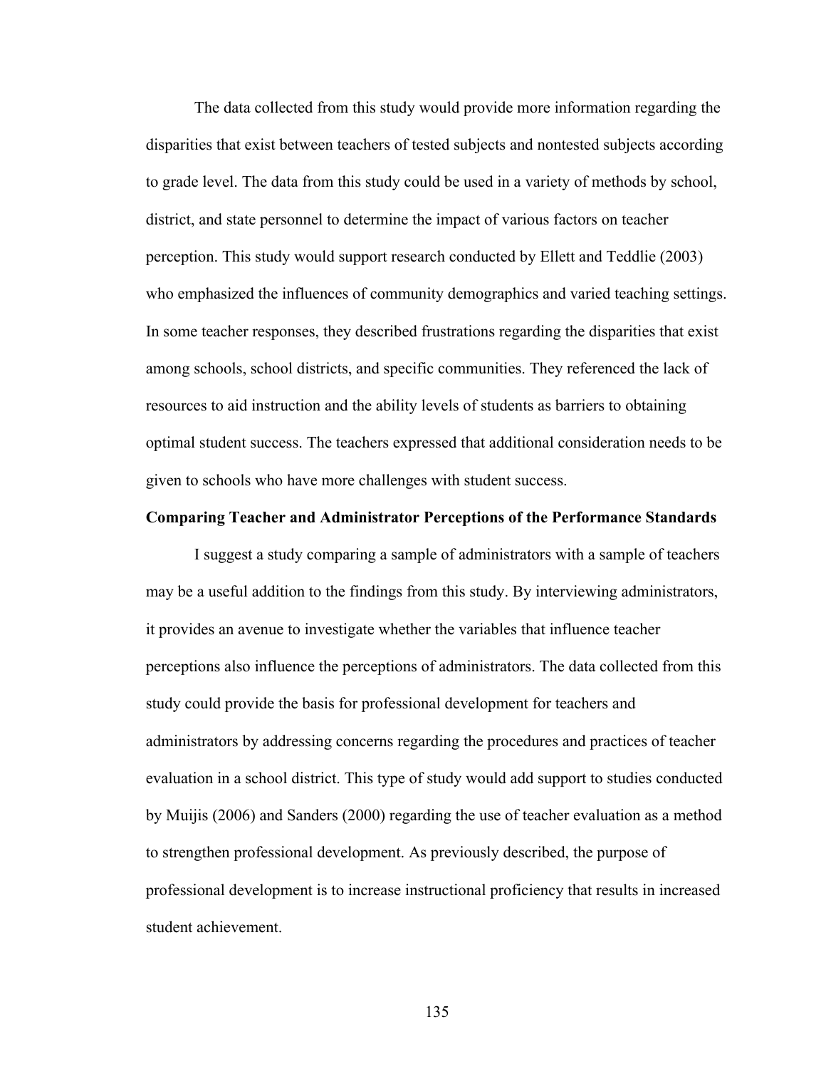The data collected from this study would provide more information regarding the disparities that exist between teachers of tested subjects and nontested subjects according to grade level. The data from this study could be used in a variety of methods by school, district, and state personnel to determine the impact of various factors on teacher perception. This study would support research conducted by Ellett and Teddlie (2003) who emphasized the influences of community demographics and varied teaching settings. In some teacher responses, they described frustrations regarding the disparities that exist among schools, school districts, and specific communities. They referenced the lack of resources to aid instruction and the ability levels of students as barriers to obtaining optimal student success. The teachers expressed that additional consideration needs to be given to schools who have more challenges with student success.

### Comparing Teacher and Administrator Perceptions of the Performance Standards

I suggest a study comparing a sample of administrators with a sample of teachers may be a useful addition to the findings from this study. By interviewing administrators, it provides an avenue to investigate whether the variables that influence teacher perceptions also influence the perceptions of administrators. The data collected from this study could provide the basis for professional development for teachers and administrators by addressing concerns regarding the procedures and practices of teacher evaluation in a school district. This type of study would add support to studies conducted by Muijis (2006) and Sanders (2000) regarding the use of teacher evaluation as a method to strengthen professional development. As previously described, the purpose of professional development is to increase instructional proficiency that results in increased student achievement.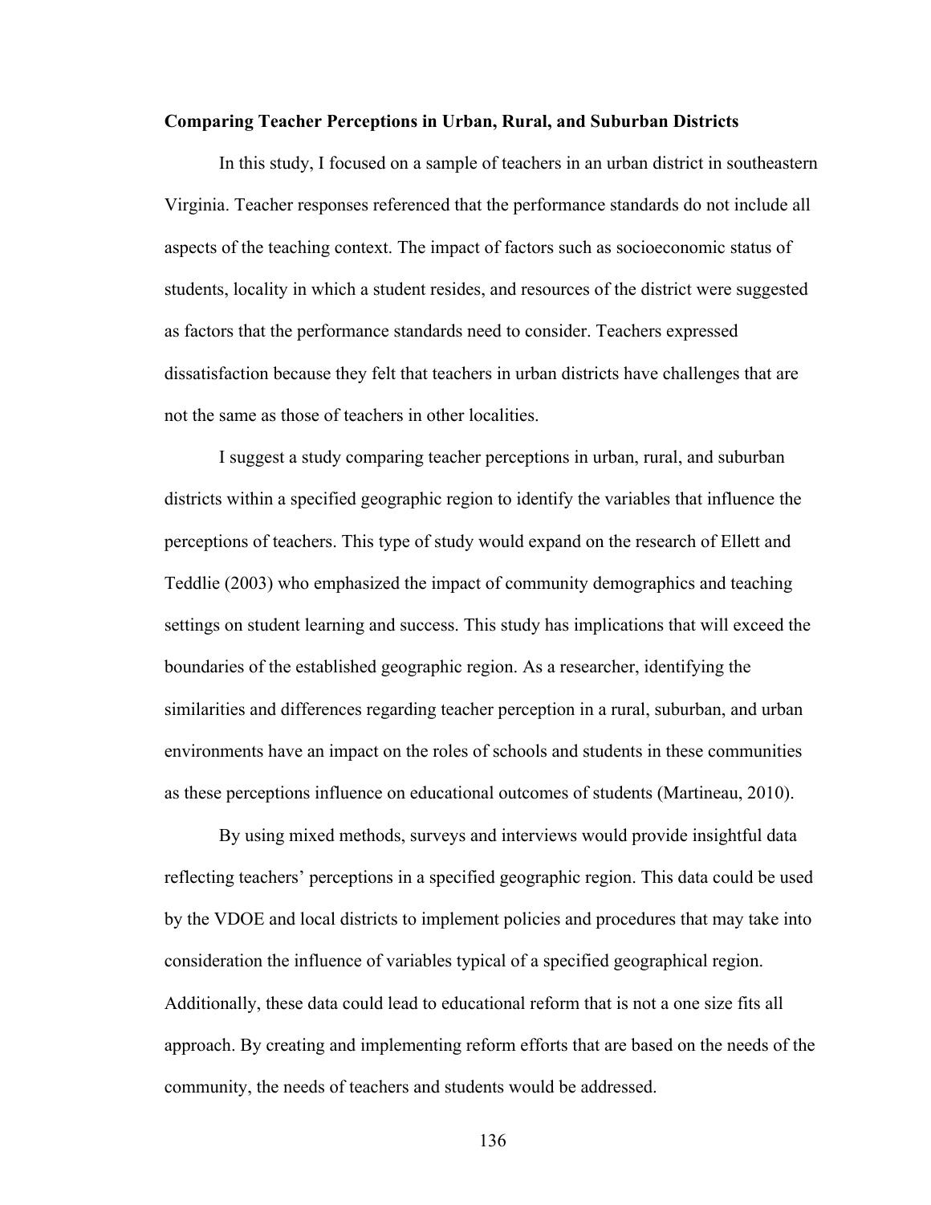**Comparing Teacher Perceptions in Urban, Rural, and Suburban Districts**

In this study, I focused on a sample of teachers in an urban district in southeastern Virginia. Teacher responses referenced that the performance standards do not include all aspects of the teaching context. The impact of factors such as socioeconomic status of students, locality in which a student resides, and resources of the district were suggested as factors that the performance standards need to consider. Teachers expressed dissatisfaction because they felt that teachers in urban districts have challenges that are not the same as those of teachers in other localities.

I suggest a study comparing teacher perceptions in urban, rural, and suburban districts within a specified geographic region to identify the variables that influence the perceptions of teachers. This type of study would expand on the research of Ellett and Teddlie (2003) who emphasized the impact of community demographics and teaching settings on student learning and success. This study has implications that will exceed the boundaries of the established geographic region. As a researcher, identifying the similarities and differences regarding teacher perception in a rural, suburban, and urban environments have an impact on the roles of schools and students in these communities as these perceptions influence on educational outcomes of students (Martineau, 2010).

By using mixed methods, surveys and interviews would provide insightful data reflecting teachers' perceptions in a specified geographic region. This data could be used by the VDOE and local districts to implement policies and procedures that may take into consideration the influence of variables typical of a specified geographical region. Additionally, these data could lead to educational reform that is not a one size fits all approach. By creating and implementing reform efforts that are based on the needs of the community, the needs of teachers and students would be addressed.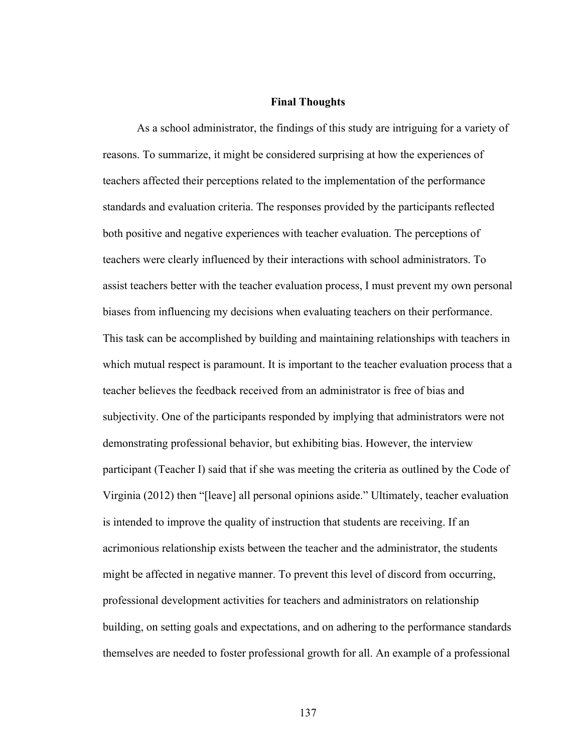## Final Thoughts

As a school administrator, the findings of this study are intriguing for a variety of reasons. To summarize, it might be considered surprising at how the experiences of teachers affected their perceptions related to the implementation of the performance standards and evaluation criteria. The responses provided by the participants reflected both positive and negative experiences with teacher evaluation. The perceptions of teachers were clearly influenced by their interactions with school administrators. To assist teachers better with the teacher evaluation process, I must prevent my own personal biases from influencing my decisions when evaluating teachers on their performance. This task can be accomplished by building and maintaining relationships with teachers in which mutual respect is paramount. It is important to the teacher evaluation process that a teacher believes the feedback received from an administrator is free of bias and subjectivity. One of the participants responded by implying that administrators were not demonstrating professional behavior, but exhibiting bias. However, the interview participant (Teacher I) said that if she was meeting the criteria as outlined by the Code of Virginia (2012) then "[leave] all personal opinions aside." Ultimately, teacher evaluation is intended to improve the quality of instruction that students are receiving. If an acrimonious relationship exists between the teacher and the administrator, the students might be affected in negative manner. To prevent this level of discord from occurring, professional development activities for teachers and administrators on relationship building, on setting goals and expectations, and on adhering to the performance standards themselves are needed to foster professional growth for all. An example of a professional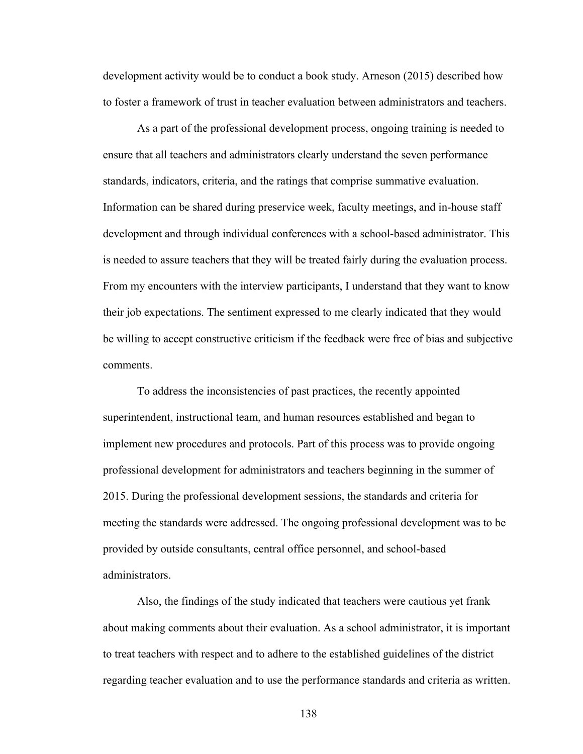development activity would be to conduct a book study. Arneson (2015) described how to foster a framework of trust in teacher evaluation between administrators and teachers.

As a part of the professional development process, ongoing training is needed to ensure that all teachers and administrators clearly understand the seven performance standards, indicators, criteria, and the ratings that comprise summative evaluation. Information can be shared during preservice week, faculty meetings, and in-house staff development and through individual conferences with a school-based administrator. This is needed to assure teachers that they will be treated fairly during the evaluation process. From my encounters with the interview participants, I understand that they want to know their job expectations. The sentiment expressed to me clearly indicated that they would be willing to accept constructive criticism if the feedback were free of bias and subjective comments.

To address the inconsistencies of past practices, the recently appointed superintendent, instructional team, and human resources established and began to implement new procedures and protocols. Part of this process was to provide ongoing professional development for administrators and teachers beginning in the summer of 2015. During the professional development sessions, the standards and criteria for meeting the standards were addressed. The ongoing professional development was to be provided by outside consultants, central office personnel, and school-based administrators.

Also, the findings of the study indicated that teachers were cautious yet frank about making comments about their evaluation. As a school administrator, it is important to treat teachers with respect and to adhere to the established guidelines of the district regarding teacher evaluation and to use the performance standards and criteria as written.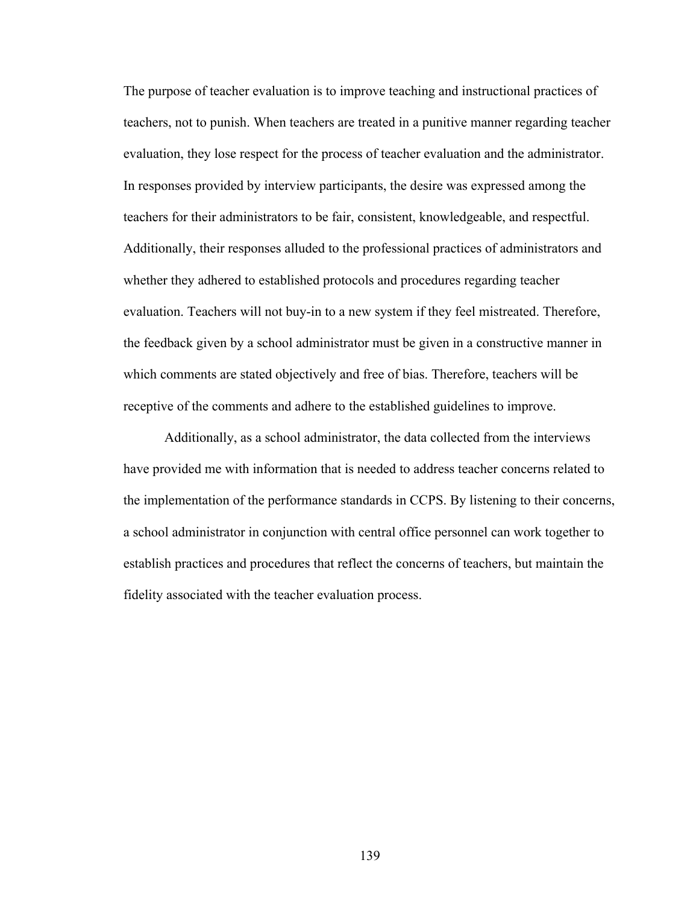The purpose of teacher evaluation is to improve teaching and instructional practices of teachers, not to punish. When teachers are treated in a punitive manner regarding teacher evaluation, they lose respect for the process of teacher evaluation and the administrator. In responses provided by interview participants, the desire was expressed among the teachers for their administrators to be fair, consistent, knowledgeable, and respectful. Additionally, their responses alluded to the professional practices of administrators and whether they adhered to established protocols and procedures regarding teacher evaluation. Teachers will not buy-in to a new system if they feel mistreated. Therefore, the feedback given by a school administrator must be given in a constructive manner in which comments are stated objectively and free of bias. Therefore, teachers will be receptive of the comments and adhere to the established guidelines to improve.

Additionally, as a school administrator, the data collected from the interviews have provided me with information that is needed to address teacher concerns related to the implementation of the performance standards in CCPS. By listening to their concerns, a school administrator in conjunction with central office personnel can work together to establish practices and procedures that reflect the concerns of teachers, but maintain the fidelity associated with the teacher evaluation process.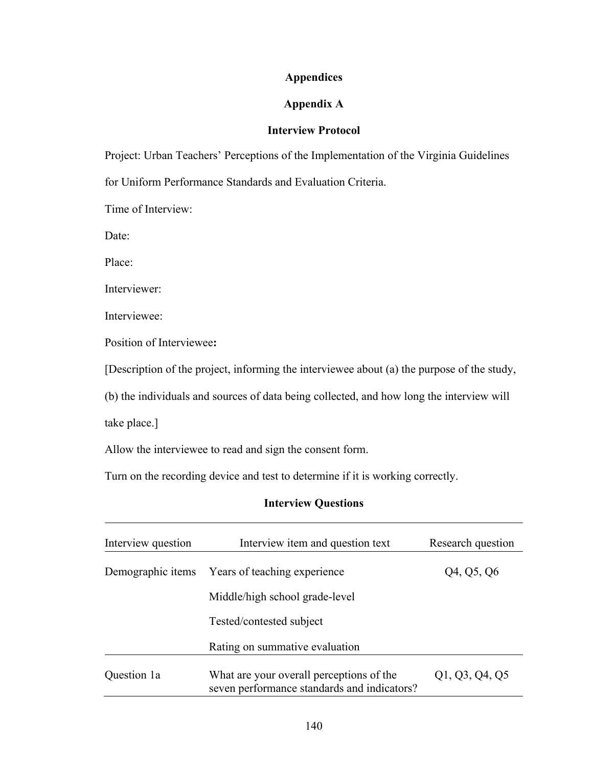# Appendices

## Appendix A

### Interview Protocol

Project: Urban Teachers' Perceptions of the Implementation of the Virginia Guidelines for Uniform Performance Standards and Evaluation Criteria.

Time of Interview:

Date:

Place:

Interviewer:

Interviewee:

Position of Interviewee**:**

[Description of the project, informing the interviewee about (a) the purpose of the study, (b) the individuals and sources of data being collected, and how long the interview will take place.]

Allow the interviewee to read and sign the consent form.

Turn on the recording device and test to determine if it is working correctly.

### Interview Questions

| Interview question | Interview item and question text | Research question |
|---|---|---|
| Demographic items | Years of teaching experience | Q4, Q5, Q6 |
| | Middle/high school grade-level | |
| | Tested/contested subject | |
| | Rating on summative evaluation | |
| Question 1a | What are your overall perceptions of the seven performance standards and indicators? | Q1, Q3, Q4, Q5 |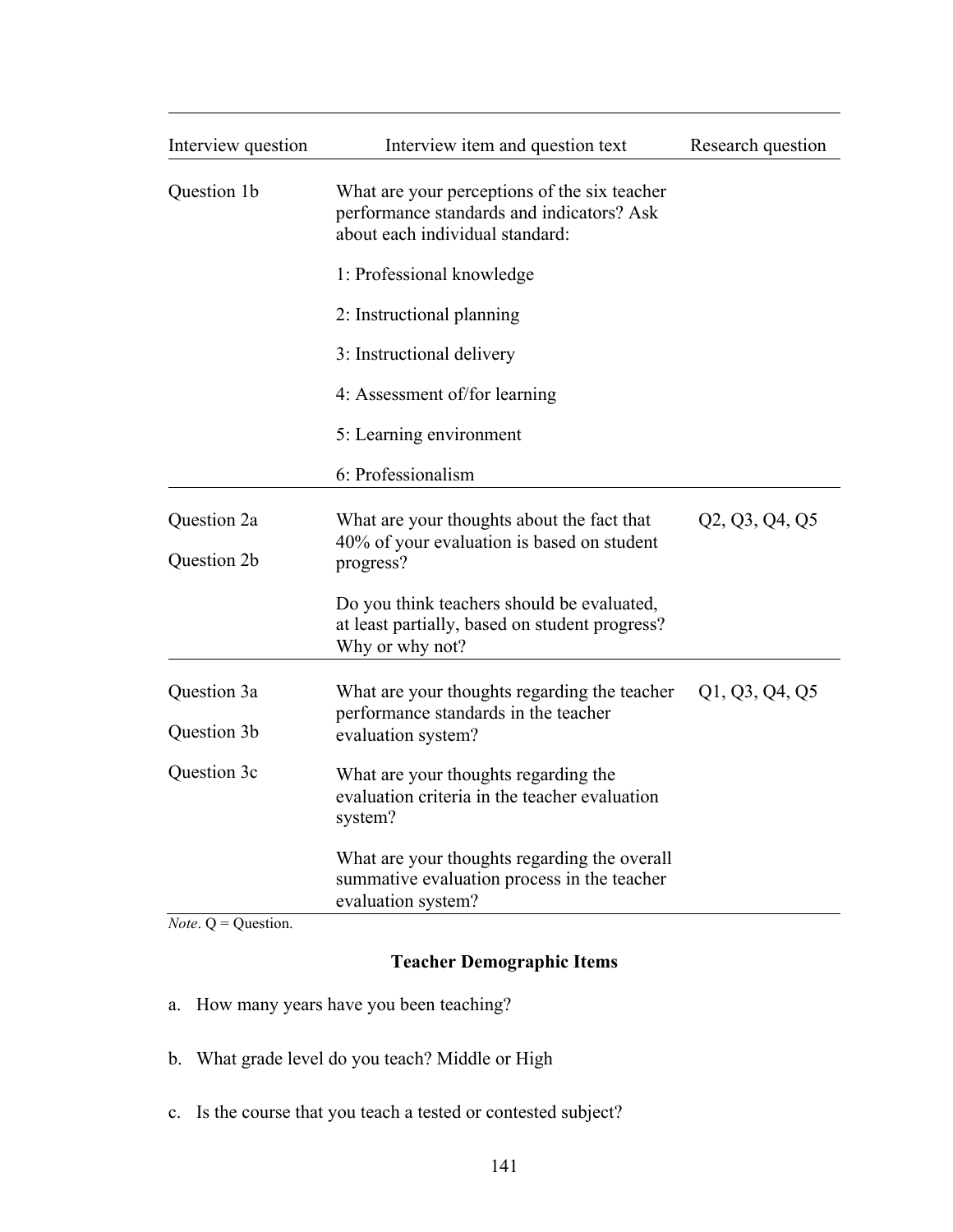| Interview question | Interview item and question text | Research question |
|---|---|---|
| Question 1b | What are your perceptions of the six teacher performance standards and indicators? Ask about each individual standard:<br><br>1: Professional knowledge<br><br>2: Instructional planning<br><br>3: Instructional delivery<br><br>4: Assessment of/for learning<br><br>5: Learning environment<br><br>6: Professionalism | |
| Question 2a<br><br>Question 2b | What are your thoughts about the fact that 40% of your evaluation is based on student progress?<br><br>Do you think teachers should be evaluated, at least partially, based on student progress? Why or why not? | Q2, Q3, Q4, Q5 |
| Question 3a<br><br>Question 3b<br><br>Question 3c | What are your thoughts regarding the teacher performance standards in the teacher evaluation system?<br><br>What are your thoughts regarding the evaluation criteria in the teacher evaluation system?<br><br>What are your thoughts regarding the overall summative evaluation process in the teacher evaluation system? | Q1, Q3, Q4, Q5 |

*Note*. Q = Question.

**Teacher Demographic Items**

a. How many years have you been teaching?

b. What grade level do you teach? Middle or High

c. Is the course that you teach a tested or contested subject?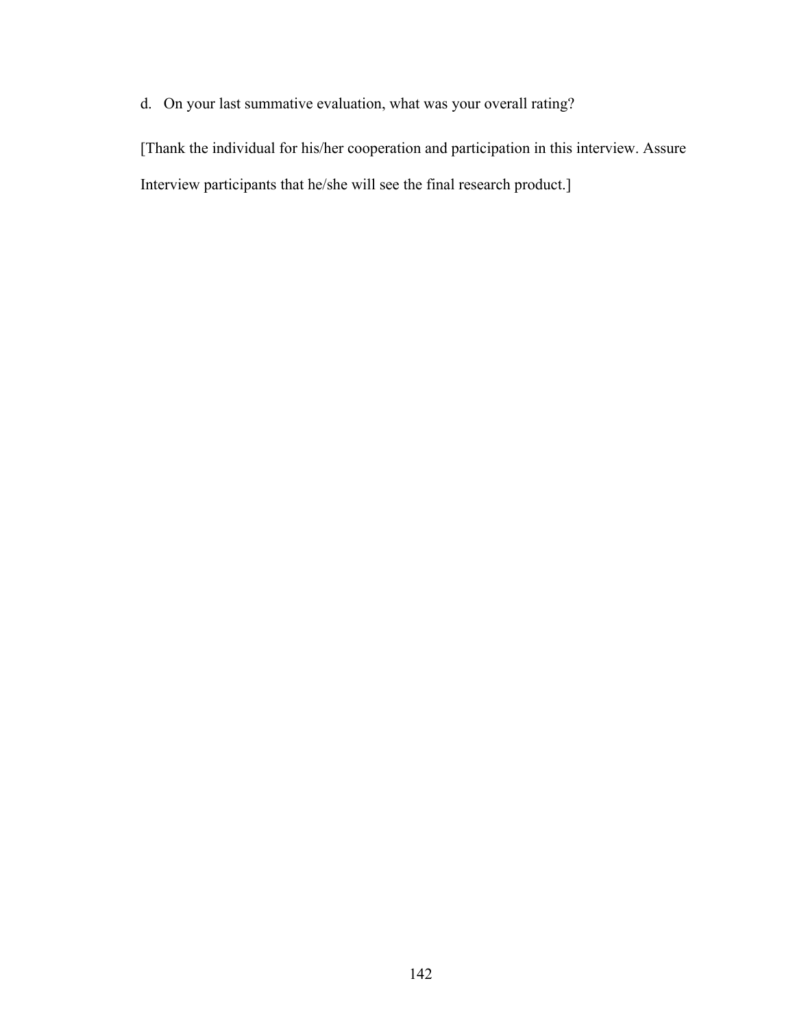d. On your last summative evaluation, what was your overall rating?

[Thank the individual for his/her cooperation and participation in this interview. Assure Interview participants that he/she will see the final research product.]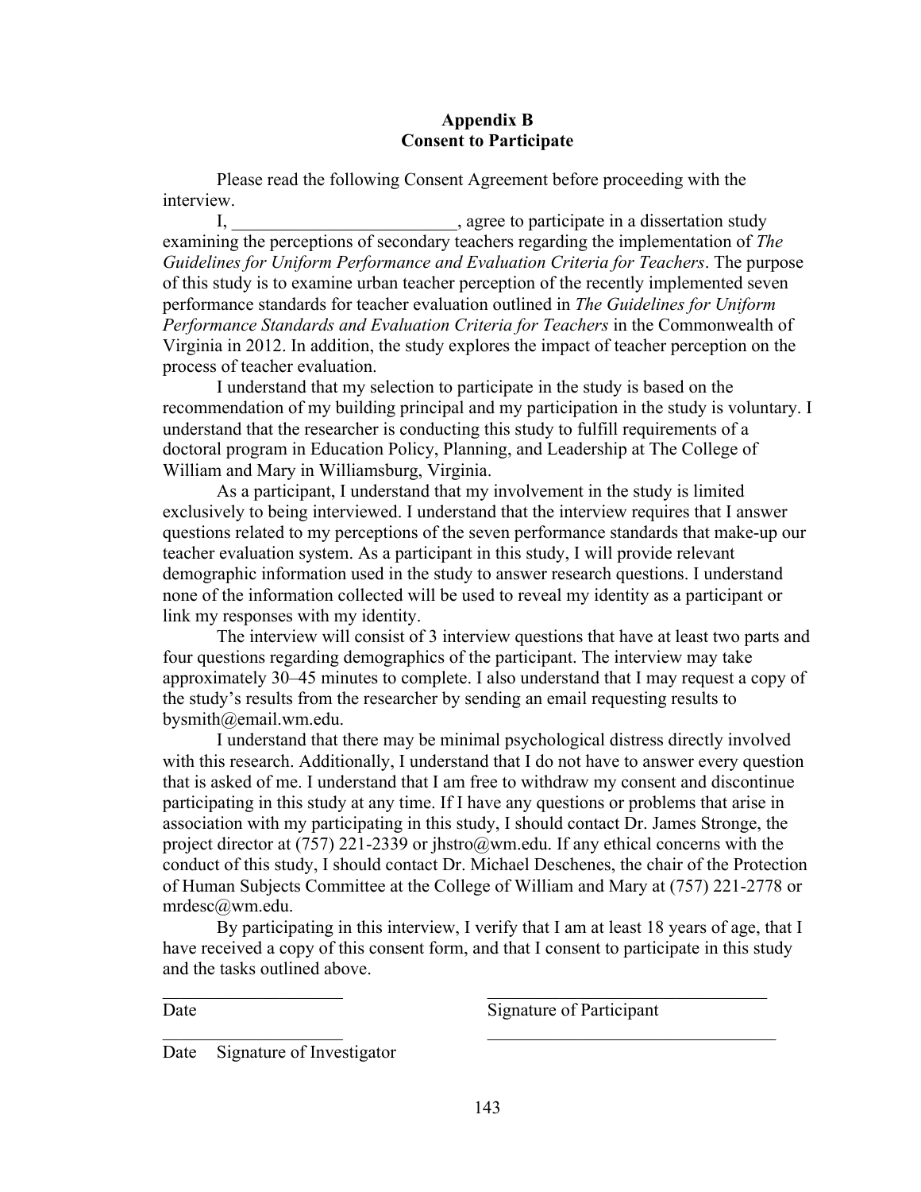## Appendix B
## Consent to Participate

Please read the following Consent Agreement before proceeding with the interview.

I, _________________________, agree to participate in a dissertation study examining the perceptions of secondary teachers regarding the implementation of *The Guidelines for Uniform Performance and Evaluation Criteria for Teachers*. The purpose of this study is to examine urban teacher perception of the recently implemented seven performance standards for teacher evaluation outlined in *The Guidelines for Uniform Performance Standards and Evaluation Criteria for Teachers* in the Commonwealth of Virginia in 2012. In addition, the study explores the impact of teacher perception on the process of teacher evaluation.

I understand that my selection to participate in the study is based on the recommendation of my building principal and my participation in the study is voluntary. I understand that the researcher is conducting this study to fulfill requirements of a doctoral program in Education Policy, Planning, and Leadership at The College of William and Mary in Williamsburg, Virginia.

As a participant, I understand that my involvement in the study is limited exclusively to being interviewed. I understand that the interview requires that I answer questions related to my perceptions of the seven performance standards that make-up our teacher evaluation system. As a participant in this study, I will provide relevant demographic information used in the study to answer research questions. I understand none of the information collected will be used to reveal my identity as a participant or link my responses with my identity.

The interview will consist of 3 interview questions that have at least two parts and four questions regarding demographics of the participant. The interview may take approximately 30–45 minutes to complete. I also understand that I may request a copy of the study's results from the researcher by sending an email requesting results to bysmith@email.wm.edu.

I understand that there may be minimal psychological distress directly involved with this research. Additionally, I understand that I do not have to answer every question that is asked of me. I understand that I am free to withdraw my consent and discontinue participating in this study at any time. If I have any questions or problems that arise in association with my participating in this study, I should contact Dr. James Stronge, the project director at (757) 221-2339 or jhstro@wm.edu. If any ethical concerns with the conduct of this study, I should contact Dr. Michael Deschenes, the chair of the Protection of Human Subjects Committee at the College of William and Mary at (757) 221-2778 or mrdesc@wm.edu.

By participating in this interview, I verify that I am at least 18 years of age, that I have received a copy of this consent form, and that I consent to participate in this study and the tasks outlined above.

_____________________ &nbsp;&nbsp;&nbsp;&nbsp;&nbsp;&nbsp;&nbsp;&nbsp; ________________________________

Date &nbsp;&nbsp;&nbsp;&nbsp;&nbsp;&nbsp;&nbsp;&nbsp;&nbsp;&nbsp;&nbsp;&nbsp;&nbsp;&nbsp;&nbsp;&nbsp;&nbsp;&nbsp;&nbsp;&nbsp;&nbsp;&nbsp;&nbsp;&nbsp;&nbsp;&nbsp;&nbsp;&nbsp;&nbsp;&nbsp; Signature of Participant

_____________________ &nbsp;&nbsp;&nbsp;&nbsp;&nbsp;&nbsp;&nbsp;&nbsp; ________________________________

Date &nbsp;&nbsp; Signature of Investigator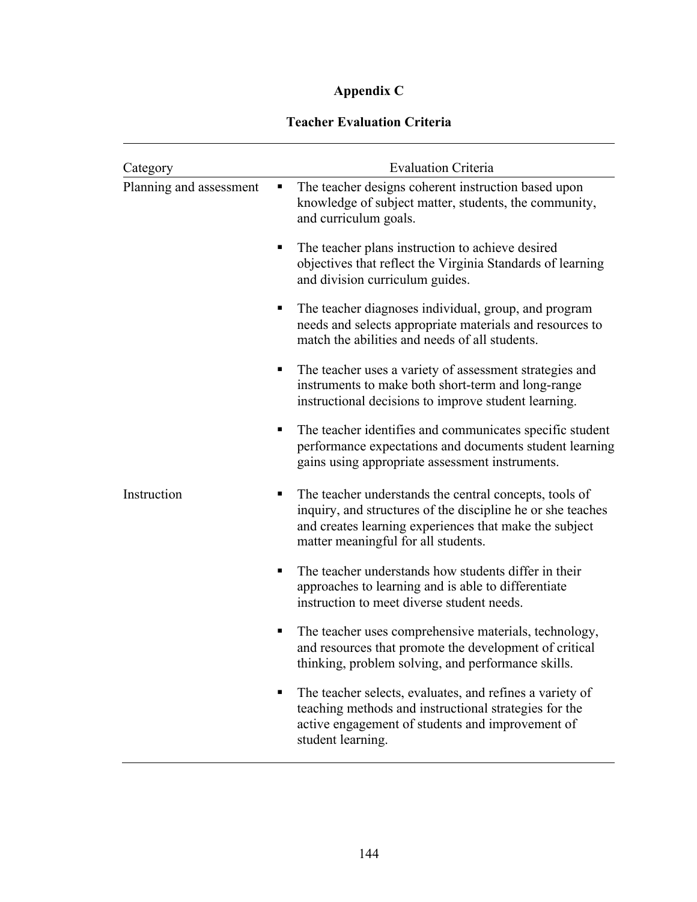# Appendix C

## Teacher Evaluation Criteria

| Category | Evaluation Criteria |
|---|---|
| Planning and assessment | ▪ The teacher designs coherent instruction based upon knowledge of subject matter, students, the community, and curriculum goals. |
| | ▪ The teacher plans instruction to achieve desired objectives that reflect the Virginia Standards of learning and division curriculum guides. |
| | ▪ The teacher diagnoses individual, group, and program needs and selects appropriate materials and resources to match the abilities and needs of all students. |
| | ▪ The teacher uses a variety of assessment strategies and instruments to make both short-term and long-range instructional decisions to improve student learning. |
| | ▪ The teacher identifies and communicates specific student performance expectations and documents student learning gains using appropriate assessment instruments. |
| Instruction | ▪ The teacher understands the central concepts, tools of inquiry, and structures of the discipline he or she teaches and creates learning experiences that make the subject matter meaningful for all students. |
| | ▪ The teacher understands how students differ in their approaches to learning and is able to differentiate instruction to meet diverse student needs. |
| | ▪ The teacher uses comprehensive materials, technology, and resources that promote the development of critical thinking, problem solving, and performance skills. |
| | ▪ The teacher selects, evaluates, and refines a variety of teaching methods and instructional strategies for the active engagement of students and improvement of student learning. |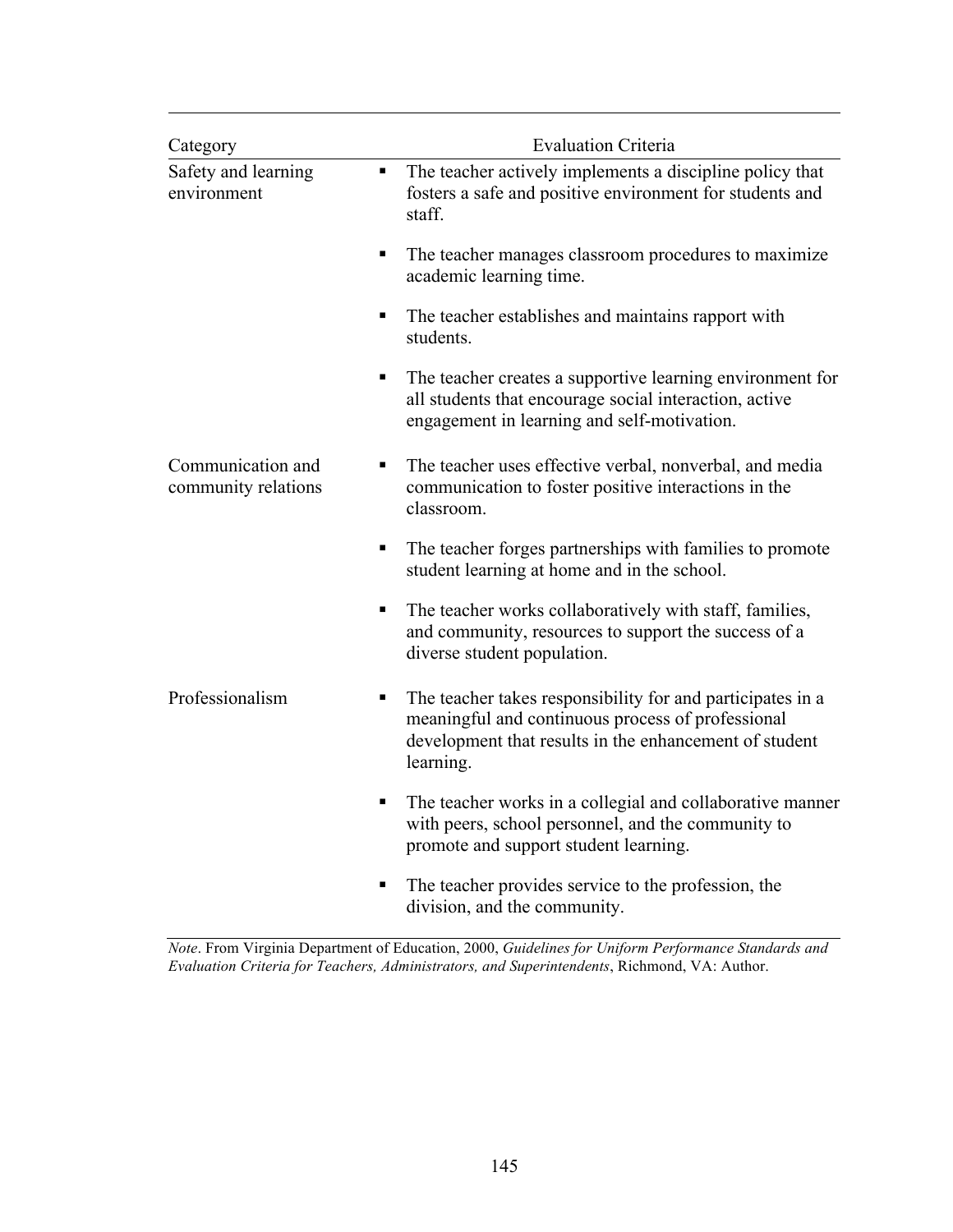| Category | Evaluation Criteria |
|---|---|
| Safety and learning environment | ▪ The teacher actively implements a discipline policy that fosters a safe and positive environment for students and staff. |
| | ▪ The teacher manages classroom procedures to maximize academic learning time. |
| | ▪ The teacher establishes and maintains rapport with students. |
| | ▪ The teacher creates a supportive learning environment for all students that encourage social interaction, active engagement in learning and self-motivation. |
| Communication and community relations | ▪ The teacher uses effective verbal, nonverbal, and media communication to foster positive interactions in the classroom. |
| | ▪ The teacher forges partnerships with families to promote student learning at home and in the school. |
| | ▪ The teacher works collaboratively with staff, families, and community, resources to support the success of a diverse student population. |
| Professionalism | ▪ The teacher takes responsibility for and participates in a meaningful and continuous process of professional development that results in the enhancement of student learning. |
| | ▪ The teacher works in a collegial and collaborative manner with peers, school personnel, and the community to promote and support student learning. |
| | ▪ The teacher provides service to the profession, the division, and the community. |

*Note*. From Virginia Department of Education, 2000, *Guidelines for Uniform Performance Standards and Evaluation Criteria for Teachers, Administrators, and Superintendents*, Richmond, VA: Author.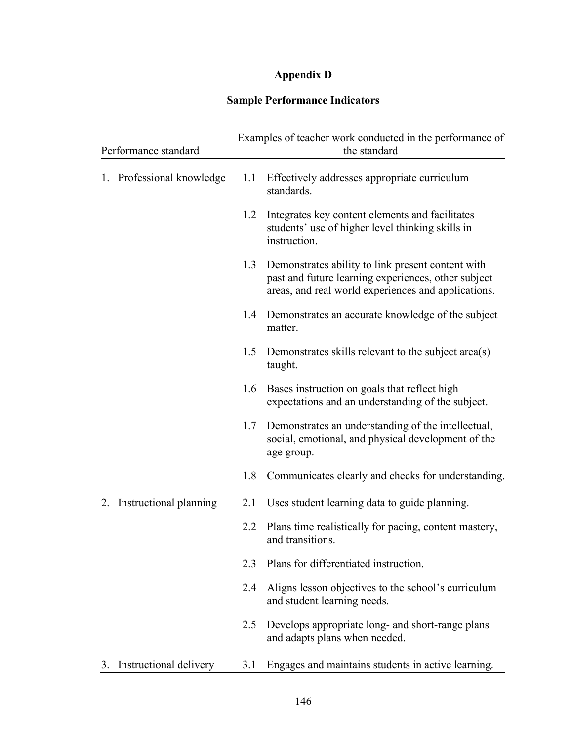# Appendix D

## Sample Performance Indicators

| Performance standard | Examples of teacher work conducted in the performance of the standard |
|---|---|
| 1. Professional knowledge | 1.1 Effectively addresses appropriate curriculum standards. |
| | 1.2 Integrates key content elements and facilitates students' use of higher level thinking skills in instruction. |
| | 1.3 Demonstrates ability to link present content with past and future learning experiences, other subject areas, and real world experiences and applications. |
| | 1.4 Demonstrates an accurate knowledge of the subject matter. |
| | 1.5 Demonstrates skills relevant to the subject area(s) taught. |
| | 1.6 Bases instruction on goals that reflect high expectations and an understanding of the subject. |
| | 1.7 Demonstrates an understanding of the intellectual, social, emotional, and physical development of the age group. |
| | 1.8 Communicates clearly and checks for understanding. |
| 2. Instructional planning | 2.1 Uses student learning data to guide planning. |
| | 2.2 Plans time realistically for pacing, content mastery, and transitions. |
| | 2.3 Plans for differentiated instruction. |
| | 2.4 Aligns lesson objectives to the school's curriculum and student learning needs. |
| | 2.5 Develops appropriate long- and short-range plans and adapts plans when needed. |
| 3. Instructional delivery | 3.1 Engages and maintains students in active learning. |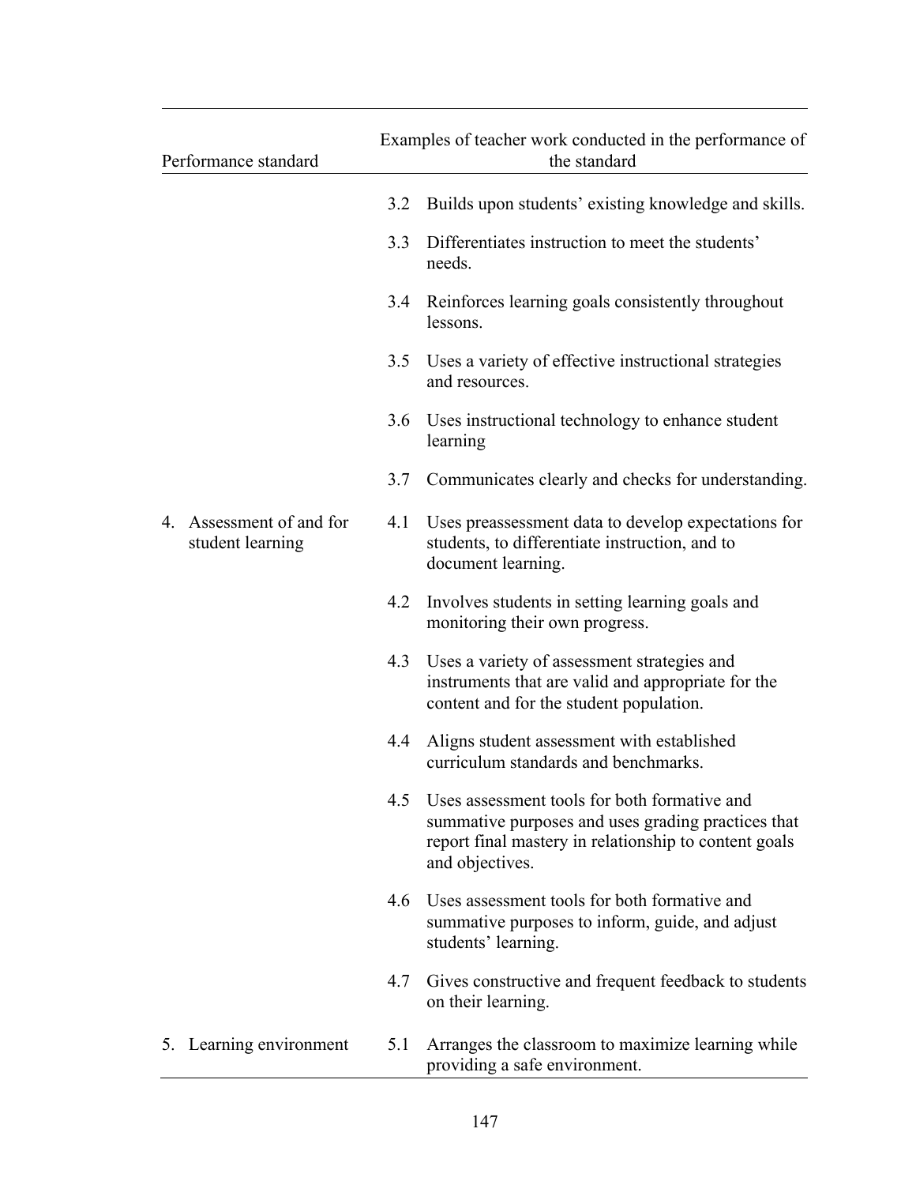| Performance standard | Examples of teacher work conducted in the performance of the standard |
| --- | --- |
| | 3.2 Builds upon students' existing knowledge and skills. |
| | 3.3 Differentiates instruction to meet the students' needs. |
| | 3.4 Reinforces learning goals consistently throughout lessons. |
| | 3.5 Uses a variety of effective instructional strategies and resources. |
| | 3.6 Uses instructional technology to enhance student learning |
| | 3.7 Communicates clearly and checks for understanding. |
| 4. Assessment of and for student learning | 4.1 Uses preassessment data to develop expectations for students, to differentiate instruction, and to document learning. |
| | 4.2 Involves students in setting learning goals and monitoring their own progress. |
| | 4.3 Uses a variety of assessment strategies and instruments that are valid and appropriate for the content and for the student population. |
| | 4.4 Aligns student assessment with established curriculum standards and benchmarks. |
| | 4.5 Uses assessment tools for both formative and summative purposes and uses grading practices that report final mastery in relationship to content goals and objectives. |
| | 4.6 Uses assessment tools for both formative and summative purposes to inform, guide, and adjust students' learning. |
| | 4.7 Gives constructive and frequent feedback to students on their learning. |
| 5. Learning environment | 5.1 Arranges the classroom to maximize learning while providing a safe environment. |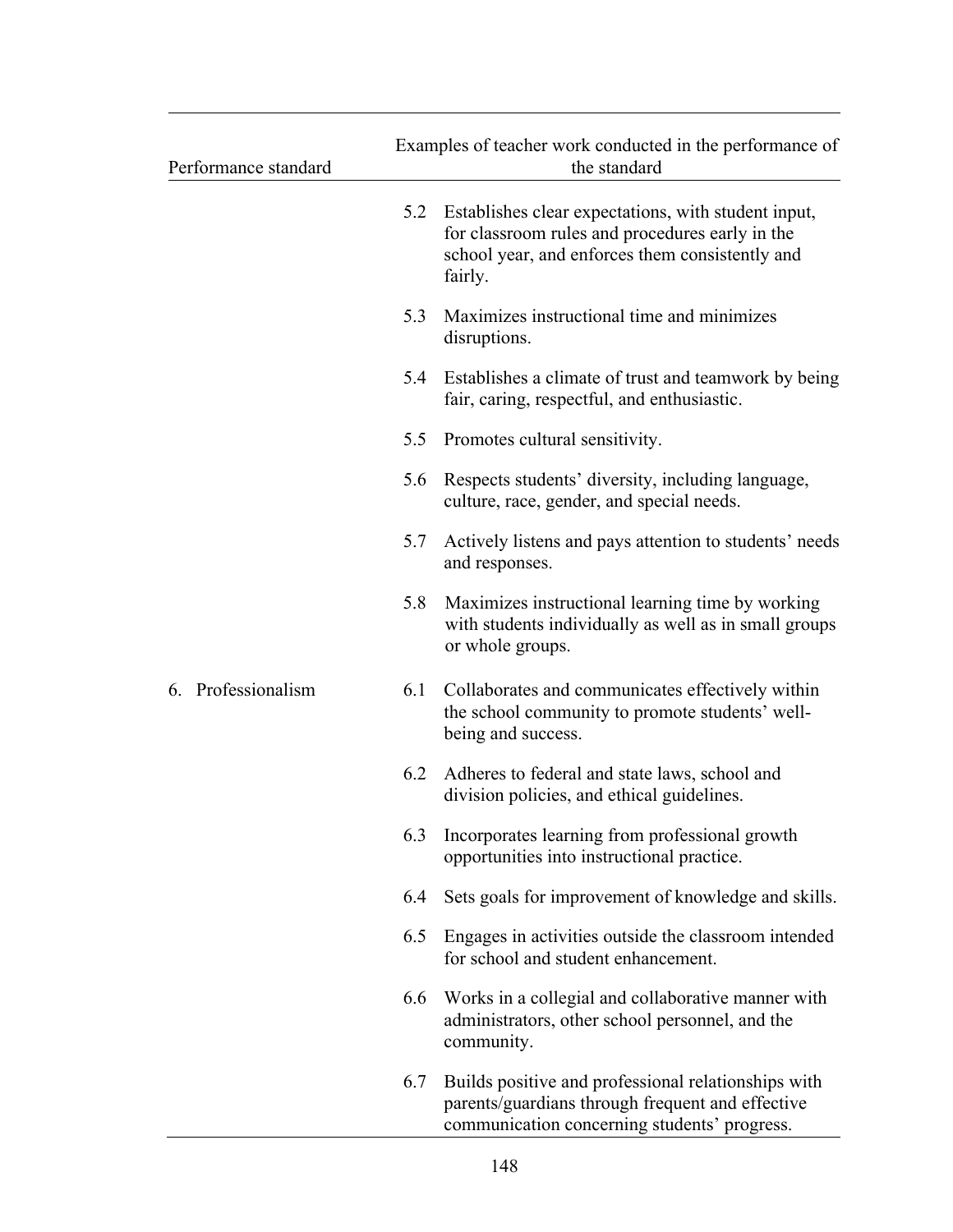| Performance standard | Examples of teacher work conducted in the performance of the standard |
|---|---|
| | 5.2 Establishes clear expectations, with student input, for classroom rules and procedures early in the school year, and enforces them consistently and fairly. |
| | 5.3 Maximizes instructional time and minimizes disruptions. |
| | 5.4 Establishes a climate of trust and teamwork by being fair, caring, respectful, and enthusiastic. |
| | 5.5 Promotes cultural sensitivity. |
| | 5.6 Respects students' diversity, including language, culture, race, gender, and special needs. |
| | 5.7 Actively listens and pays attention to students' needs and responses. |
| | 5.8 Maximizes instructional learning time by working with students individually as well as in small groups or whole groups. |
| 6. Professionalism | 6.1 Collaborates and communicates effectively within the school community to promote students' well-being and success. |
| | 6.2 Adheres to federal and state laws, school and division policies, and ethical guidelines. |
| | 6.3 Incorporates learning from professional growth opportunities into instructional practice. |
| | 6.4 Sets goals for improvement of knowledge and skills. |
| | 6.5 Engages in activities outside the classroom intended for school and student enhancement. |
| | 6.6 Works in a collegial and collaborative manner with administrators, other school personnel, and the community. |
| | 6.7 Builds positive and professional relationships with parents/guardians through frequent and effective communication concerning students' progress. |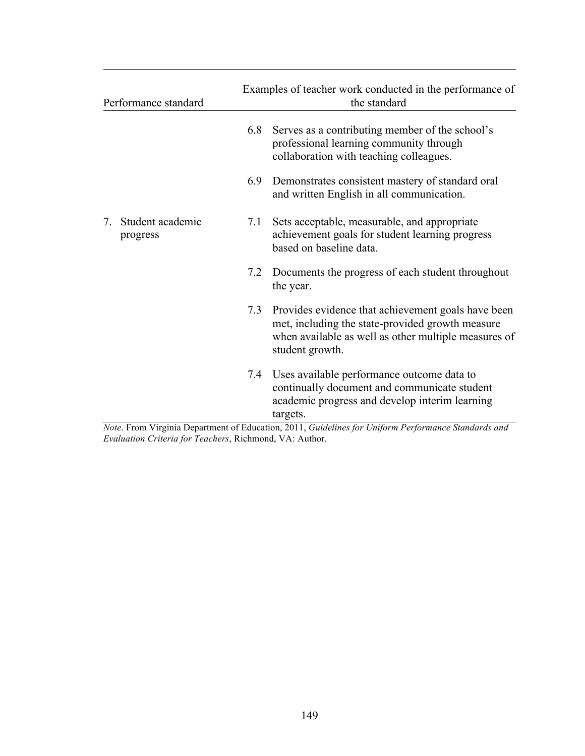| Performance standard | Examples of teacher work conducted in the performance of the standard |
| --- | --- |
| | 6.8 Serves as a contributing member of the school's professional learning community through collaboration with teaching colleagues. |
| | 6.9 Demonstrates consistent mastery of standard oral and written English in all communication. |
| 7. Student academic progress | 7.1 Sets acceptable, measurable, and appropriate achievement goals for student learning progress based on baseline data. |
| | 7.2 Documents the progress of each student throughout the year. |
| | 7.3 Provides evidence that achievement goals have been met, including the state-provided growth measure when available as well as other multiple measures of student growth. |
| | 7.4 Uses available performance outcome data to continually document and communicate student academic progress and develop interim learning targets. |

*Note*. From Virginia Department of Education, 2011, *Guidelines for Uniform Performance Standards and Evaluation Criteria for Teachers*, Richmond, VA: Author.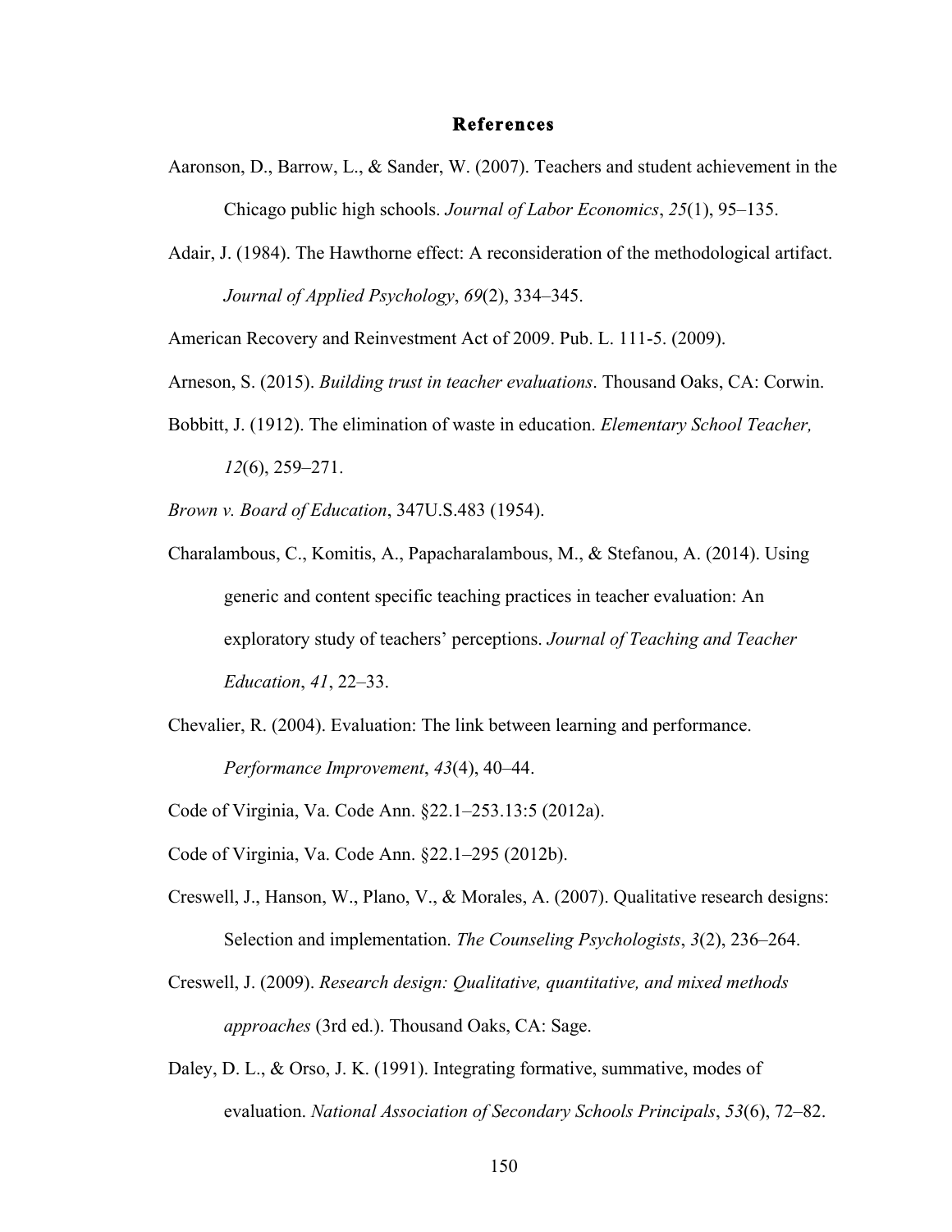# References

Aaronson, D., Barrow, L., & Sander, W. (2007). Teachers and student achievement in the Chicago public high schools. *Journal of Labor Economics*, *25*(1), 95–135.

Adair, J. (1984). The Hawthorne effect: A reconsideration of the methodological artifact. *Journal of Applied Psychology*, *69*(2), 334–345.

American Recovery and Reinvestment Act of 2009. Pub. L. 111-5. (2009).

Arneson, S. (2015). *Building trust in teacher evaluations*. Thousand Oaks, CA: Corwin.

Bobbitt, J. (1912). The elimination of waste in education. *Elementary School Teacher, 12*(6), 259–271.

*Brown v. Board of Education*, 347U.S.483 (1954).

Charalambous, C., Komitis, A., Papacharalambous, M., & Stefanou, A. (2014). Using generic and content specific teaching practices in teacher evaluation: An exploratory study of teachers' perceptions. *Journal of Teaching and Teacher Education*, *41*, 22–33.

Chevalier, R. (2004). Evaluation: The link between learning and performance. *Performance Improvement*, *43*(4), 40–44.

Code of Virginia, Va. Code Ann. §22.1–253.13:5 (2012a).

Code of Virginia, Va. Code Ann. §22.1–295 (2012b).

Creswell, J., Hanson, W., Plano, V., & Morales, A. (2007). Qualitative research designs: Selection and implementation. *The Counseling Psychologists*, *3*(2), 236–264.

Creswell, J. (2009). *Research design: Qualitative, quantitative, and mixed methods approaches* (3rd ed.). Thousand Oaks, CA: Sage.

Daley, D. L., & Orso, J. K. (1991). Integrating formative, summative, modes of evaluation. *National Association of Secondary Schools Principals*, *53*(6), 72–82.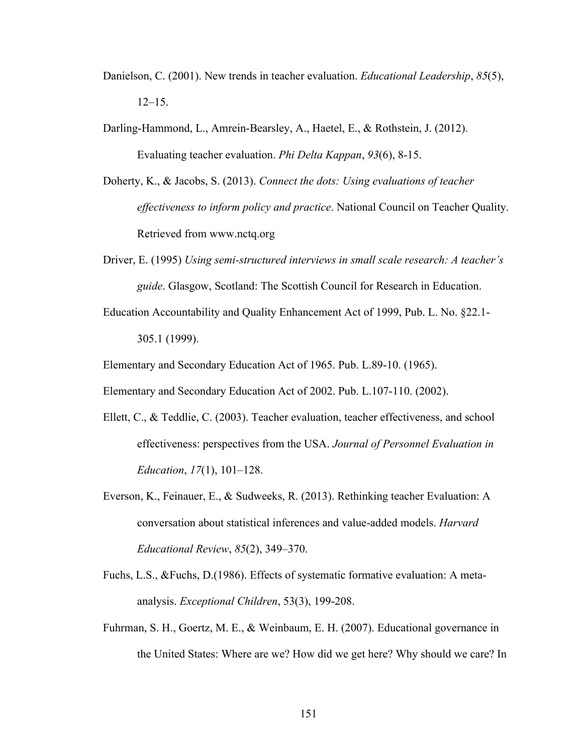Danielson, C. (2001). New trends in teacher evaluation. *Educational Leadership*, *85*(5), 12–15.

Darling-Hammond, L., Amrein-Bearsley, A., Haetel, E., & Rothstein, J. (2012). Evaluating teacher evaluation. *Phi Delta Kappan*, *93*(6), 8-15.

Doherty, K., & Jacobs, S. (2013). *Connect the dots: Using evaluations of teacher effectiveness to inform policy and practice*. National Council on Teacher Quality. Retrieved from www.nctq.org

Driver, E. (1995) *Using semi-structured interviews in small scale research: A teacher's guide*. Glasgow, Scotland: The Scottish Council for Research in Education.

Education Accountability and Quality Enhancement Act of 1999, Pub. L. No. §22.1-305.1 (1999).

Elementary and Secondary Education Act of 1965. Pub. L.89-10. (1965).

Elementary and Secondary Education Act of 2002. Pub. L.107-110. (2002).

Ellett, C., & Teddlie, C. (2003). Teacher evaluation, teacher effectiveness, and school effectiveness: perspectives from the USA. *Journal of Personnel Evaluation in Education*, *17*(1), 101–128.

Everson, K., Feinauer, E., & Sudweeks, R. (2013). Rethinking teacher Evaluation: A conversation about statistical inferences and value-added models. *Harvard Educational Review*, *85*(2), 349–370.

Fuchs, L.S., &Fuchs, D.(1986). Effects of systematic formative evaluation: A meta-analysis. *Exceptional Children*, 53(3), 199-208.

Fuhrman, S. H., Goertz, M. E., & Weinbaum, E. H. (2007). Educational governance in the United States: Where are we? How did we get here? Why should we care? In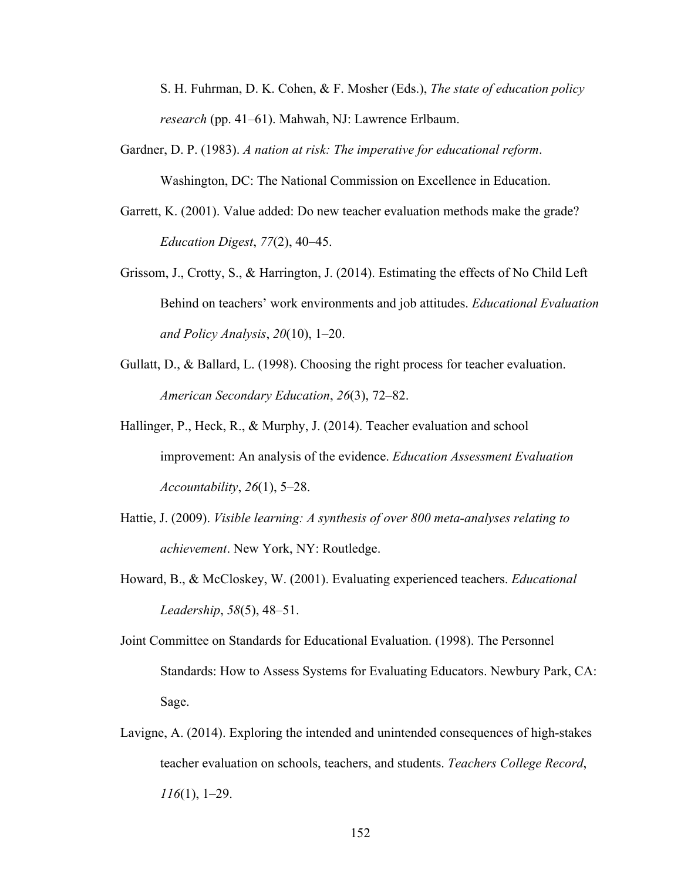S. H. Fuhrman, D. K. Cohen, & F. Mosher (Eds.), *The state of education policy research* (pp. 41–61). Mahwah, NJ: Lawrence Erlbaum.

Gardner, D. P. (1983). *A nation at risk: The imperative for educational reform*. Washington, DC: The National Commission on Excellence in Education.

Garrett, K. (2001). Value added: Do new teacher evaluation methods make the grade? *Education Digest*, *77*(2), 40–45.

Grissom, J., Crotty, S., & Harrington, J. (2014). Estimating the effects of No Child Left Behind on teachers' work environments and job attitudes. *Educational Evaluation and Policy Analysis*, *20*(10), 1–20.

Gullatt, D., & Ballard, L. (1998). Choosing the right process for teacher evaluation. *American Secondary Education*, *26*(3), 72–82.

Hallinger, P., Heck, R., & Murphy, J. (2014). Teacher evaluation and school improvement: An analysis of the evidence. *Education Assessment Evaluation Accountability*, *26*(1), 5–28.

Hattie, J. (2009). *Visible learning: A synthesis of over 800 meta-analyses relating to achievement*. New York, NY: Routledge.

Howard, B., & McCloskey, W. (2001). Evaluating experienced teachers. *Educational Leadership*, *58*(5), 48–51.

Joint Committee on Standards for Educational Evaluation. (1998). The Personnel Standards: How to Assess Systems for Evaluating Educators. Newbury Park, CA: Sage.

Lavigne, A. (2014). Exploring the intended and unintended consequences of high-stakes teacher evaluation on schools, teachers, and students. *Teachers College Record*, *116*(1), 1–29.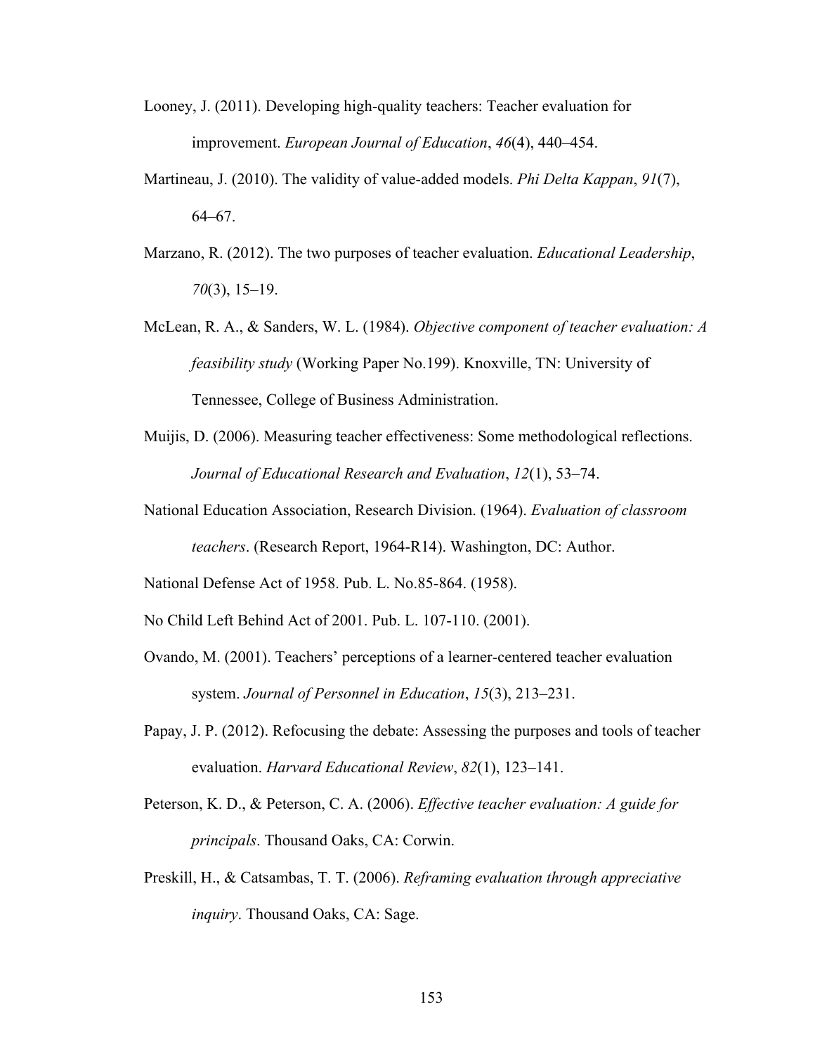Looney, J. (2011). Developing high-quality teachers: Teacher evaluation for improvement. *European Journal of Education*, *46*(4), 440–454.

Martineau, J. (2010). The validity of value-added models. *Phi Delta Kappan*, *91*(7), 64–67.

Marzano, R. (2012). The two purposes of teacher evaluation. *Educational Leadership*, *70*(3), 15–19.

McLean, R. A., & Sanders, W. L. (1984). *Objective component of teacher evaluation: A feasibility study* (Working Paper No.199). Knoxville, TN: University of Tennessee, College of Business Administration.

Muijis, D. (2006). Measuring teacher effectiveness: Some methodological reflections. *Journal of Educational Research and Evaluation*, *12*(1), 53–74.

National Education Association, Research Division. (1964). *Evaluation of classroom teachers*. (Research Report, 1964-R14). Washington, DC: Author.

National Defense Act of 1958. Pub. L. No.85-864. (1958).

No Child Left Behind Act of 2001. Pub. L. 107-110. (2001).

Ovando, M. (2001). Teachers' perceptions of a learner-centered teacher evaluation system. *Journal of Personnel in Education*, *15*(3), 213–231.

Papay, J. P. (2012). Refocusing the debate: Assessing the purposes and tools of teacher evaluation. *Harvard Educational Review*, *82*(1), 123–141.

Peterson, K. D., & Peterson, C. A. (2006). *Effective teacher evaluation: A guide for principals*. Thousand Oaks, CA: Corwin.

Preskill, H., & Catsambas, T. T. (2006). *Reframing evaluation through appreciative inquiry*. Thousand Oaks, CA: Sage.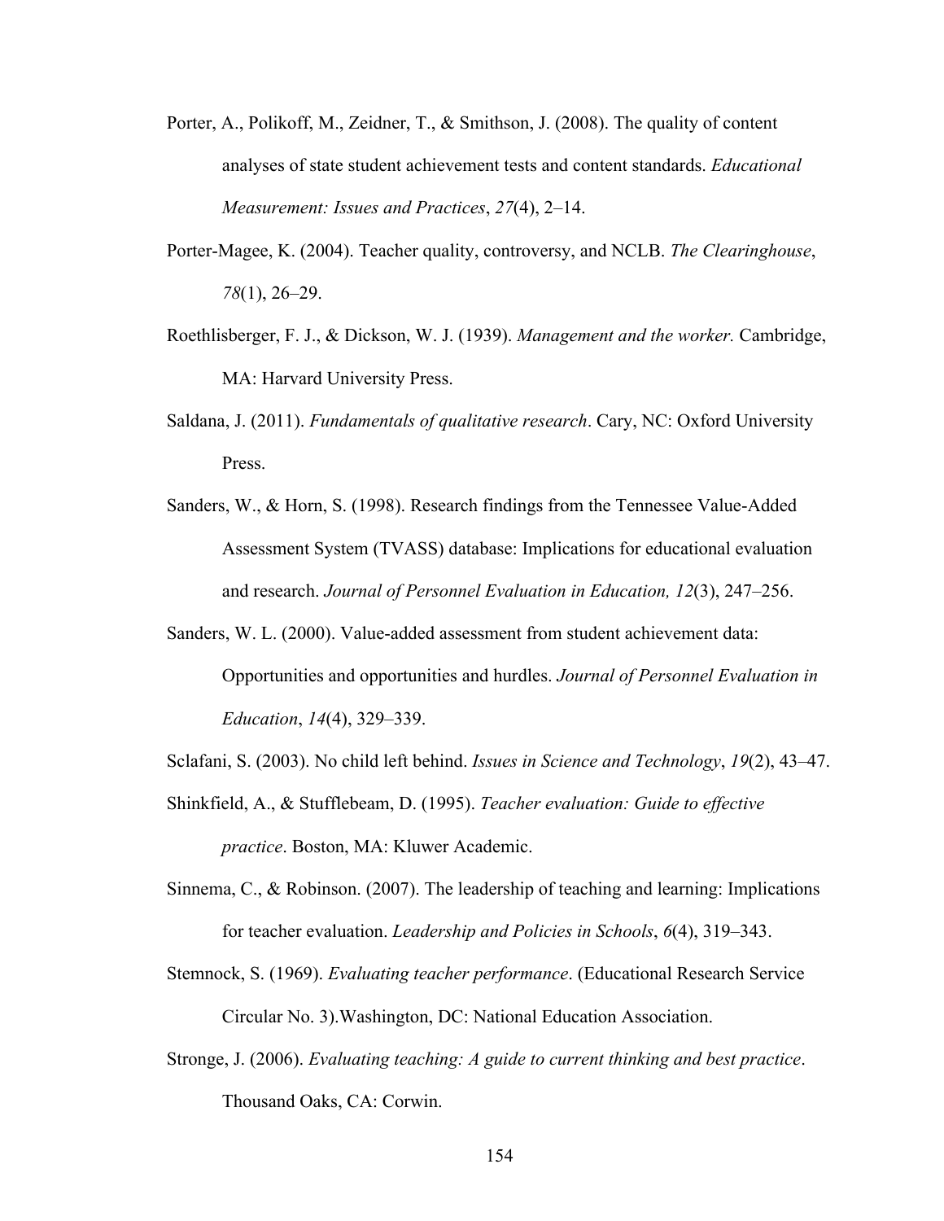Porter, A., Polikoff, M., Zeidner, T., & Smithson, J. (2008). The quality of content analyses of state student achievement tests and content standards. *Educational Measurement: Issues and Practices*, *27*(4), 2–14.

Porter-Magee, K. (2004). Teacher quality, controversy, and NCLB. *The Clearinghouse*, *78*(1), 26–29.

Roethlisberger, F. J., & Dickson, W. J. (1939). *Management and the worker.* Cambridge, MA: Harvard University Press.

Saldana, J. (2011). *Fundamentals of qualitative research*. Cary, NC: Oxford University Press.

Sanders, W., & Horn, S. (1998). Research findings from the Tennessee Value-Added Assessment System (TVASS) database: Implications for educational evaluation and research. *Journal of Personnel Evaluation in Education, 12*(3), 247–256.

Sanders, W. L. (2000). Value-added assessment from student achievement data: Opportunities and opportunities and hurdles. *Journal of Personnel Evaluation in Education*, *14*(4), 329–339.

Sclafani, S. (2003). No child left behind. *Issues in Science and Technology*, *19*(2), 43–47.

Shinkfield, A., & Stufflebeam, D. (1995). *Teacher evaluation: Guide to effective practice*. Boston, MA: Kluwer Academic.

Sinnema, C., & Robinson. (2007). The leadership of teaching and learning: Implications for teacher evaluation. *Leadership and Policies in Schools*, *6*(4), 319–343.

Stemnock, S. (1969). *Evaluating teacher performance*. (Educational Research Service Circular No. 3).Washington, DC: National Education Association.

Stronge, J. (2006). *Evaluating teaching: A guide to current thinking and best practice*. Thousand Oaks, CA: Corwin.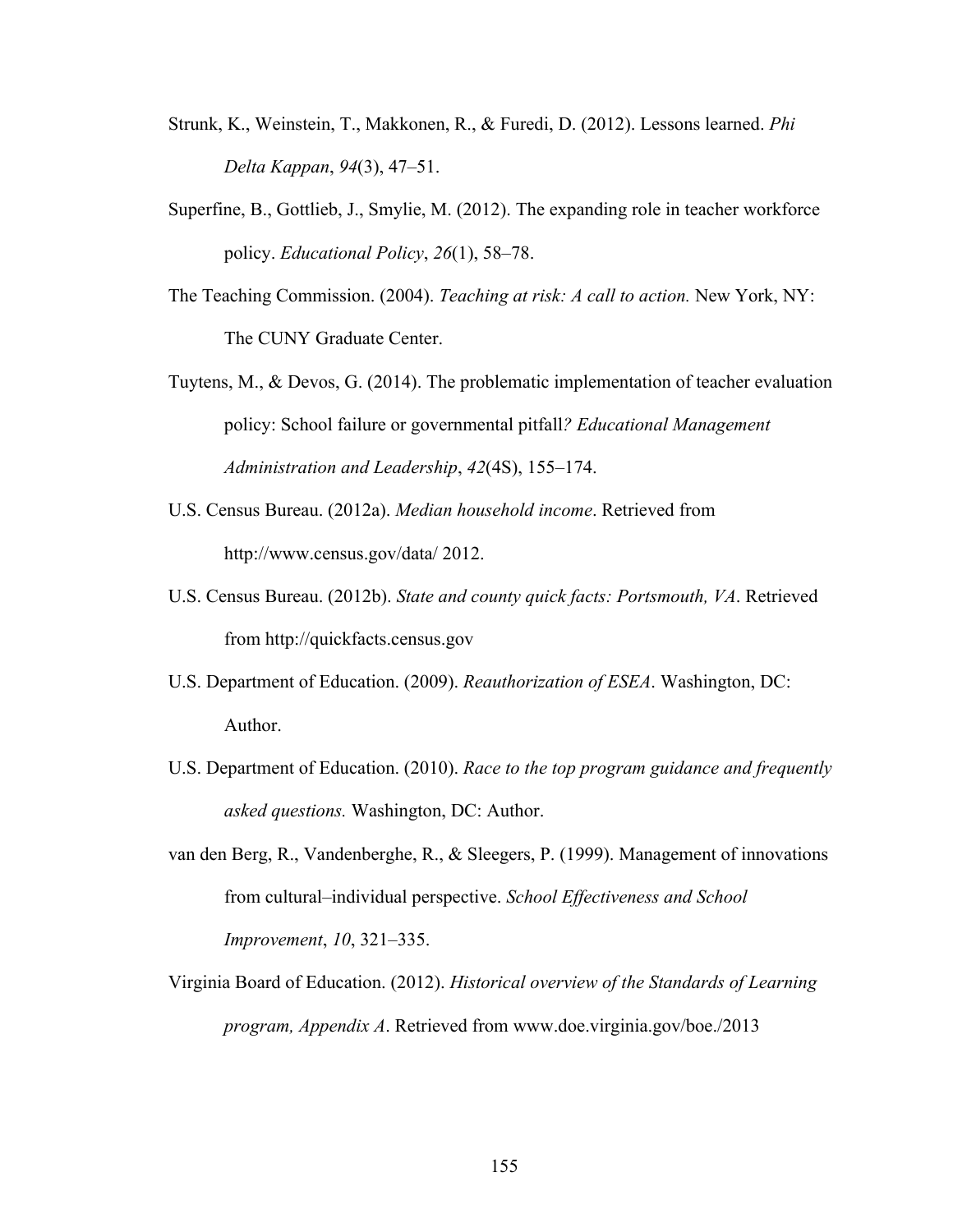Strunk, K., Weinstein, T., Makkonen, R., & Furedi, D. (2012). Lessons learned. *Phi Delta Kappan*, *94*(3), 47–51.

Superfine, B., Gottlieb, J., Smylie, M. (2012). The expanding role in teacher workforce policy. *Educational Policy*, *26*(1), 58–78.

The Teaching Commission. (2004). *Teaching at risk: A call to action.* New York, NY: The CUNY Graduate Center.

Tuytens, M., & Devos, G. (2014). The problematic implementation of teacher evaluation policy: School failure or governmental pitfall*? Educational Management Administration and Leadership*, *42*(4S), 155–174.

U.S. Census Bureau. (2012a). *Median household income*. Retrieved from http://www.census.gov/data/ 2012.

U.S. Census Bureau. (2012b). *State and county quick facts: Portsmouth, VA*. Retrieved from http://quickfacts.census.gov

U.S. Department of Education. (2009). *Reauthorization of ESEA*. Washington, DC: Author.

U.S. Department of Education. (2010). *Race to the top program guidance and frequently asked questions.* Washington, DC: Author.

van den Berg, R., Vandenberghe, R., & Sleegers, P. (1999). Management of innovations from cultural–individual perspective. *School Effectiveness and School Improvement*, *10*, 321–335.

Virginia Board of Education. (2012). *Historical overview of the Standards of Learning program, Appendix A*. Retrieved from www.doe.virginia.gov/boe./2013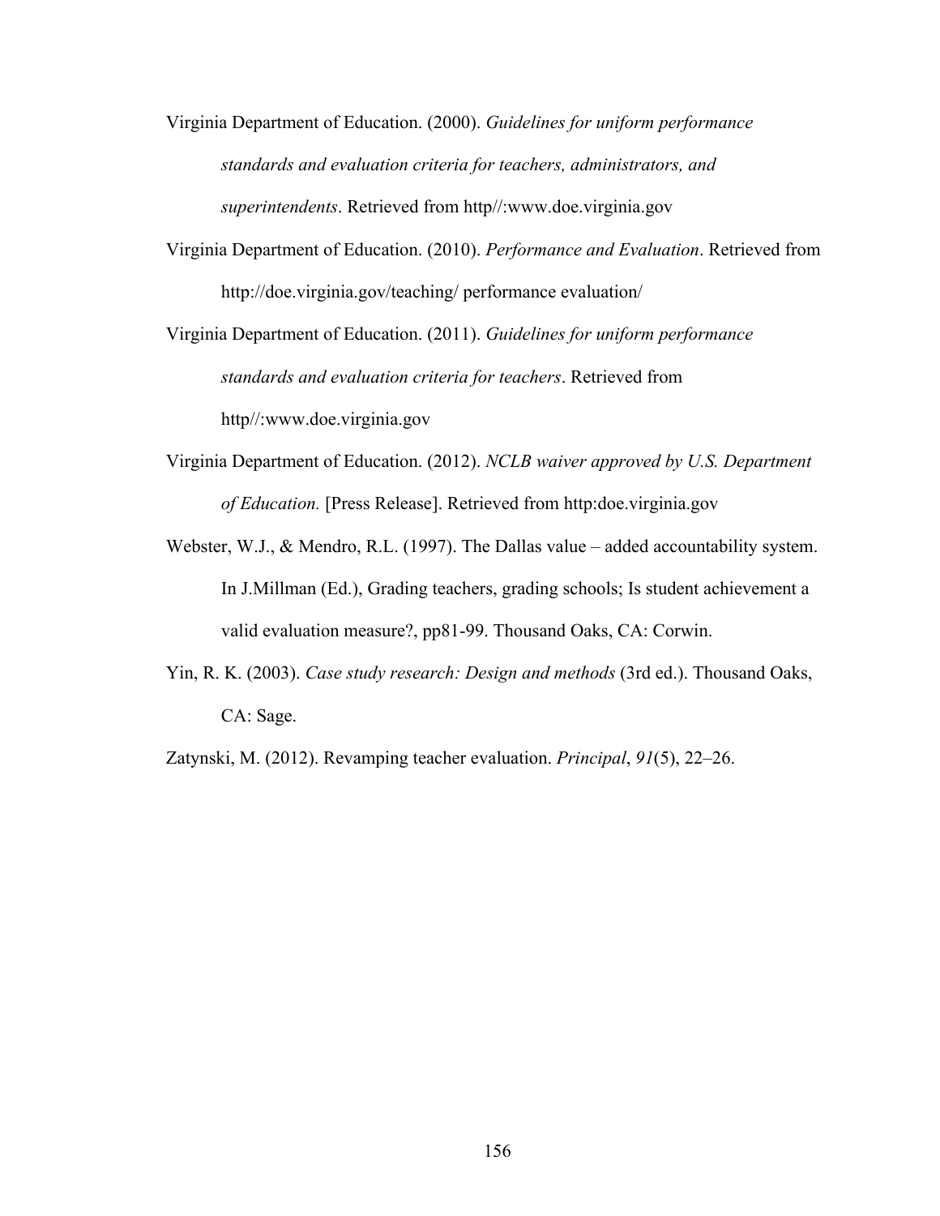Virginia Department of Education. (2000). *Guidelines for uniform performance standards and evaluation criteria for teachers, administrators, and superintendents*. Retrieved from http//:www.doe.virginia.gov

Virginia Department of Education. (2010). *Performance and Evaluation*. Retrieved from http://doe.virginia.gov/teaching/ performance evaluation/

Virginia Department of Education. (2011). *Guidelines for uniform performance standards and evaluation criteria for teachers*. Retrieved from http//:www.doe.virginia.gov

Virginia Department of Education. (2012). *NCLB waiver approved by U.S. Department of Education.* [Press Release]. Retrieved from http:doe.virginia.gov

Webster, W.J., & Mendro, R.L. (1997). The Dallas value – added accountability system. In J.Millman (Ed.), Grading teachers, grading schools; Is student achievement a valid evaluation measure?, pp81-99. Thousand Oaks, CA: Corwin.

Yin, R. K. (2003). *Case study research: Design and methods* (3rd ed.). Thousand Oaks, CA: Sage.

Zatynski, M. (2012). Revamping teacher evaluation. *Principal*, *91*(5), 22–26.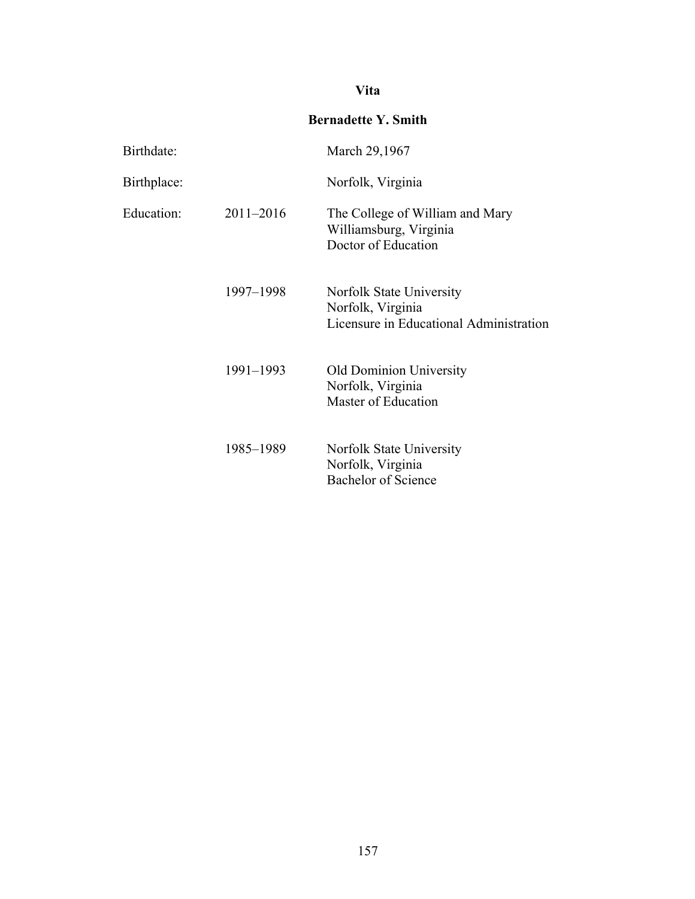# Vita

## Bernadette Y. Smith

| | | |
|---|---|---|
| Birthdate: | | March 29,1967 |
| Birthplace: | | Norfolk, Virginia |
| Education: | 2011–2016 | The College of William and Mary<br>Williamsburg, Virginia<br>Doctor of Education |
| | 1997–1998 | Norfolk State University<br>Norfolk, Virginia<br>Licensure in Educational Administration |
| | 1991–1993 | Old Dominion University<br>Norfolk, Virginia<br>Master of Education |
| | 1985–1989 | Norfolk State University<br>Norfolk, Virginia<br>Bachelor of Science |